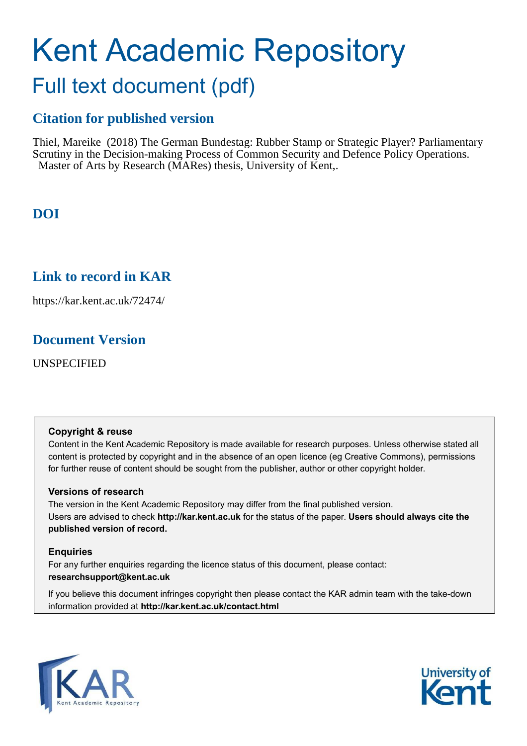# Kent Academic Repository

## Full text document (pdf)

### Citation for published version

Thiel, Mareike (2018) The German Bundestag: Rubber Stamp or Strategic Player? Parliamentary Scrutiny in the Decision-making Process of Common Security and Defence Policy Operations. Master of Arts by Research (MARes) thesis, University of Kent,.

### DOI

### Link to record in KAR

https://kar.kent.ac.uk/72474/

### Document Version

UNSPECIFIED

**Copyright & reuse**

Content in the Kent Academic Repository is made available for research purposes. Unless otherwise stated all content is protected by copyright and in the absence of an open licence (eg Creative Commons), permissions for further reuse of content should be sought from the publisher, author or other copyright holder.

**Versions of research**

The version in the Kent Academic Repository may differ from the final published version.
Users are advised to check **http://kar.kent.ac.uk** for the status of the paper. **Users should always cite the published version of record.**

**Enquiries**

For any further enquiries regarding the licence status of this document, please contact:
**researchsupport@kent.ac.uk**

If you believe this document infringes copyright then please contact the KAR admin team with the take-down information provided at **http://kar.kent.ac.uk/contact.html**

KAR Kent Academic Repository

University of Kent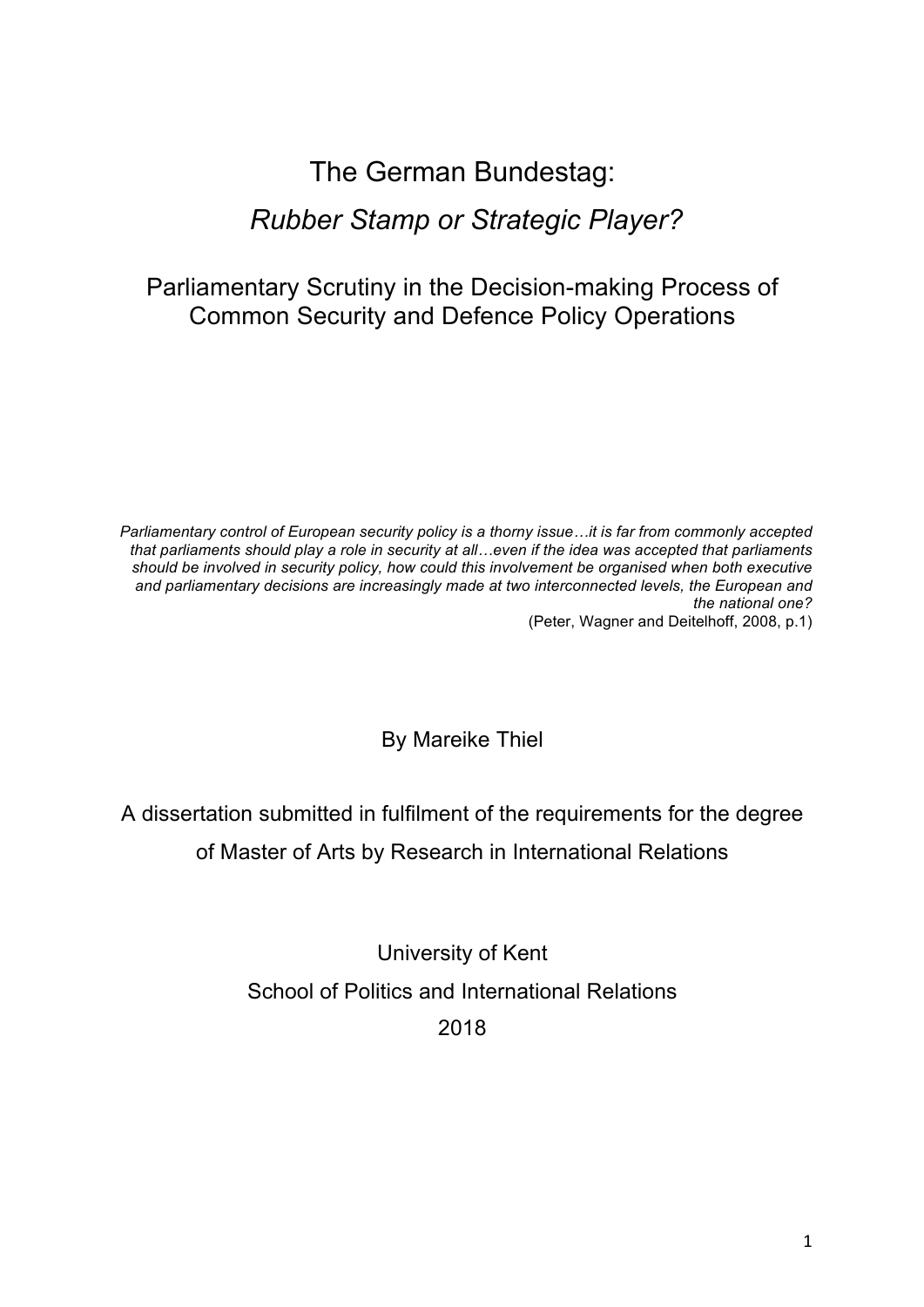# The German Bundestag:

## *Rubber Stamp or Strategic Player?*

### Parliamentary Scrutiny in the Decision-making Process of Common Security and Defence Policy Operations

*Parliamentary control of European security policy is a thorny issue…it is far from commonly accepted that parliaments should play a role in security at all…even if the idea was accepted that parliaments should be involved in security policy, how could this involvement be organised when both executive and parliamentary decisions are increasingly made at two interconnected levels, the European and the national one?*

(Peter, Wagner and Deitelhoff, 2008, p.1)

By Mareike Thiel

A dissertation submitted in fulfilment of the requirements for the degree of Master of Arts by Research in International Relations

University of Kent

School of Politics and International Relations

2018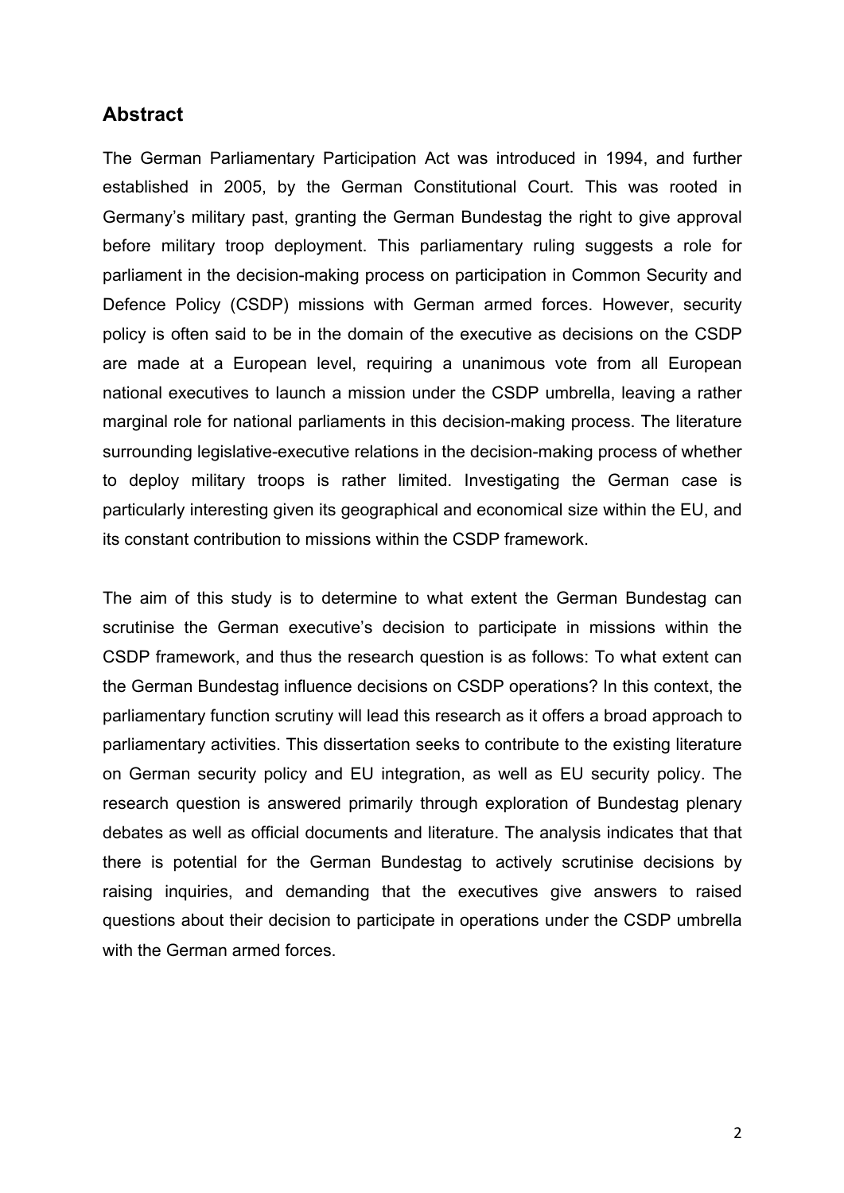## Abstract

The German Parliamentary Participation Act was introduced in 1994, and further established in 2005, by the German Constitutional Court. This was rooted in Germany's military past, granting the German Bundestag the right to give approval before military troop deployment. This parliamentary ruling suggests a role for parliament in the decision-making process on participation in Common Security and Defence Policy (CSDP) missions with German armed forces. However, security policy is often said to be in the domain of the executive as decisions on the CSDP are made at a European level, requiring a unanimous vote from all European national executives to launch a mission under the CSDP umbrella, leaving a rather marginal role for national parliaments in this decision-making process. The literature surrounding legislative-executive relations in the decision-making process of whether to deploy military troops is rather limited. Investigating the German case is particularly interesting given its geographical and economical size within the EU, and its constant contribution to missions within the CSDP framework.

The aim of this study is to determine to what extent the German Bundestag can scrutinise the German executive's decision to participate in missions within the CSDP framework, and thus the research question is as follows: To what extent can the German Bundestag influence decisions on CSDP operations? In this context, the parliamentary function scrutiny will lead this research as it offers a broad approach to parliamentary activities. This dissertation seeks to contribute to the existing literature on German security policy and EU integration, as well as EU security policy. The research question is answered primarily through exploration of Bundestag plenary debates as well as official documents and literature. The analysis indicates that that there is potential for the German Bundestag to actively scrutinise decisions by raising inquiries, and demanding that the executives give answers to raised questions about their decision to participate in operations under the CSDP umbrella with the German armed forces.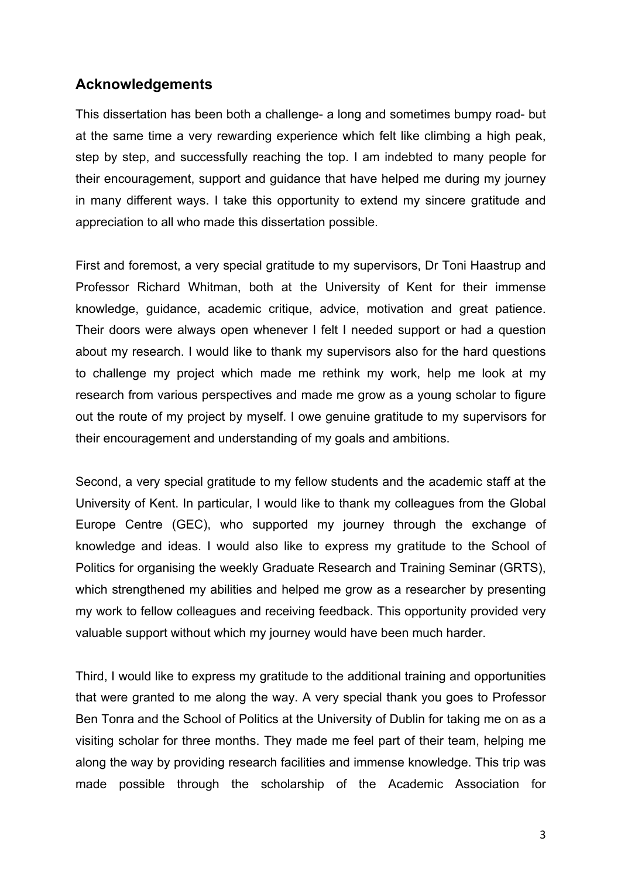## Acknowledgements

This dissertation has been both a challenge- a long and sometimes bumpy road- but at the same time a very rewarding experience which felt like climbing a high peak, step by step, and successfully reaching the top. I am indebted to many people for their encouragement, support and guidance that have helped me during my journey in many different ways. I take this opportunity to extend my sincere gratitude and appreciation to all who made this dissertation possible.

First and foremost, a very special gratitude to my supervisors, Dr Toni Haastrup and Professor Richard Whitman, both at the University of Kent for their immense knowledge, guidance, academic critique, advice, motivation and great patience. Their doors were always open whenever I felt I needed support or had a question about my research. I would like to thank my supervisors also for the hard questions to challenge my project which made me rethink my work, help me look at my research from various perspectives and made me grow as a young scholar to figure out the route of my project by myself. I owe genuine gratitude to my supervisors for their encouragement and understanding of my goals and ambitions.

Second, a very special gratitude to my fellow students and the academic staff at the University of Kent. In particular, I would like to thank my colleagues from the Global Europe Centre (GEC), who supported my journey through the exchange of knowledge and ideas. I would also like to express my gratitude to the School of Politics for organising the weekly Graduate Research and Training Seminar (GRTS), which strengthened my abilities and helped me grow as a researcher by presenting my work to fellow colleagues and receiving feedback. This opportunity provided very valuable support without which my journey would have been much harder.

Third, I would like to express my gratitude to the additional training and opportunities that were granted to me along the way. A very special thank you goes to Professor Ben Tonra and the School of Politics at the University of Dublin for taking me on as a visiting scholar for three months. They made me feel part of their team, helping me along the way by providing research facilities and immense knowledge. This trip was made possible through the scholarship of the Academic Association for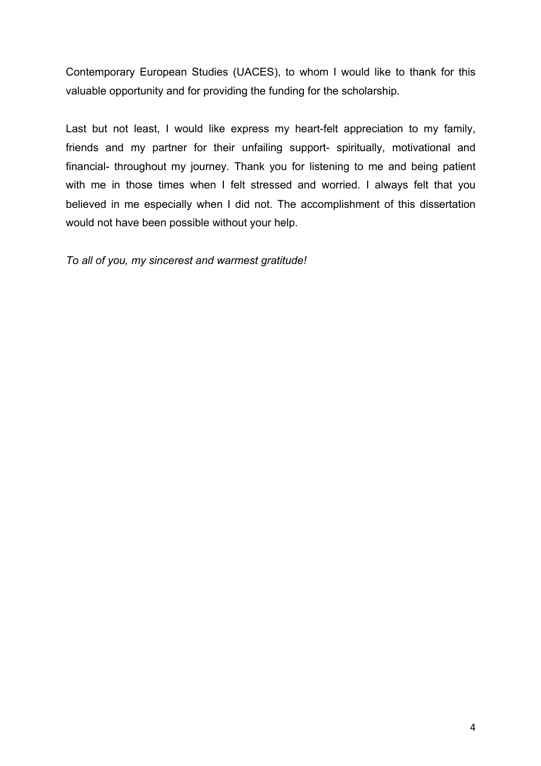Contemporary European Studies (UACES), to whom I would like to thank for this valuable opportunity and for providing the funding for the scholarship.

Last but not least, I would like express my heart-felt appreciation to my family, friends and my partner for their unfailing support- spiritually, motivational and financial- throughout my journey. Thank you for listening to me and being patient with me in those times when I felt stressed and worried. I always felt that you believed in me especially when I did not. The accomplishment of this dissertation would not have been possible without your help.

*To all of you, my sincerest and warmest gratitude!*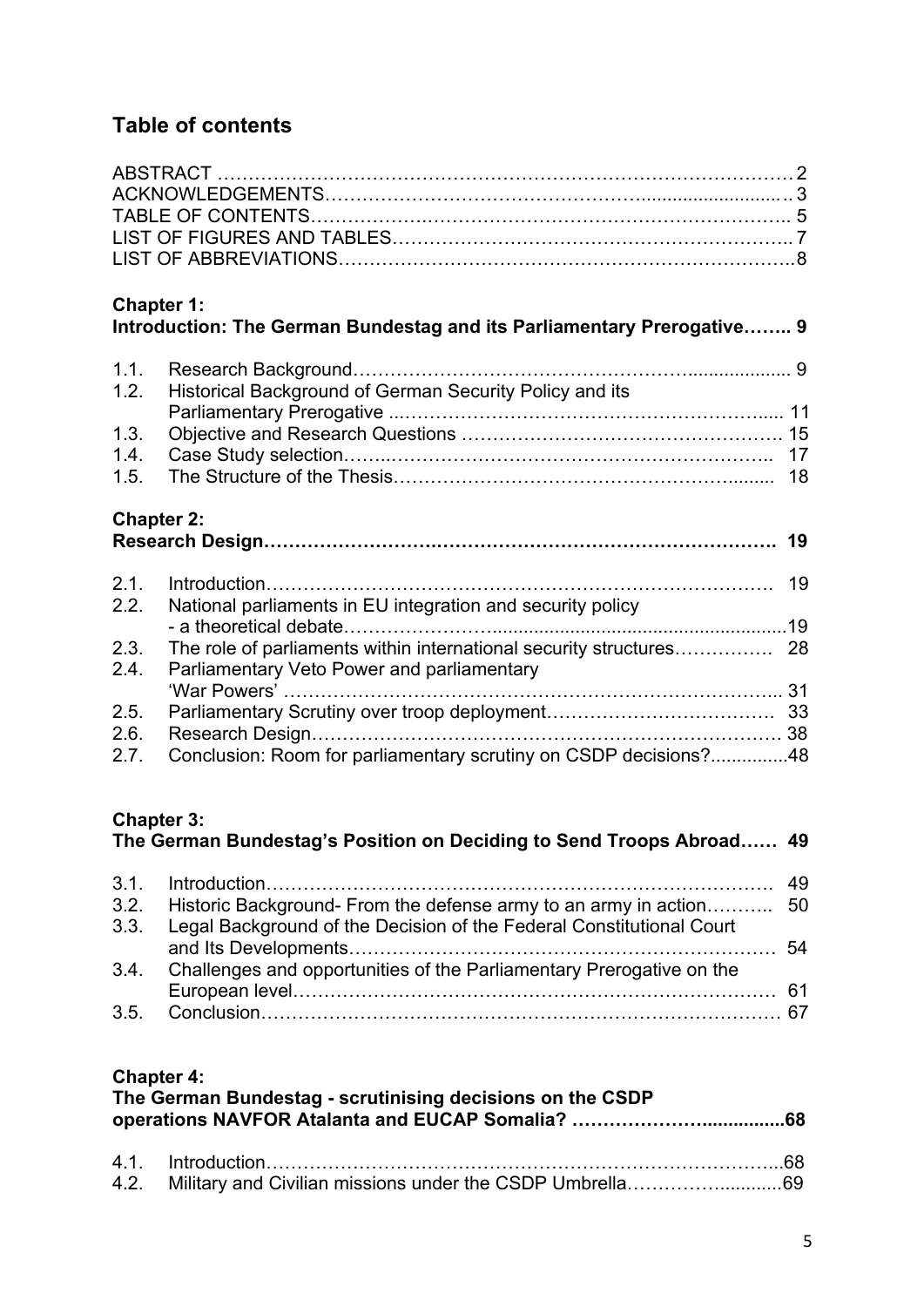## Table of contents

ABSTRACT ……………………………………………………………………………… 2
ACKNOWLEDGEMENTS………………………………………………………………… 3
TABLE OF CONTENTS………………………………………………………………….. 5
LIST OF FIGURES AND TABLES……………………………………………………….. 7
LIST OF ABBREVIATIONS……………………………………………………………….8

**Chapter 1:**
**Introduction: The German Bundestag and its Parliamentary Prerogative…….. 9**

1.1. Research Background…………………………………………………………… 9
1.2. Historical Background of German Security Policy and its Parliamentary Prerogative …………………………………………………….. 11
1.3. Objective and Research Questions ……………………………………………. 15
1.4. Case Study selection…………………………………………………………….. 17
1.5. The Structure of the Thesis……………………………………………………... 18

**Chapter 2:**
**Research Design……………………………………………………………………. 19**

2.1. Introduction……………………………………………………………………… 19
2.2. National parliaments in EU integration and security policy - a theoretical debate…………………………………………………………………19
2.3. The role of parliaments within international security structures…………… 28
2.4. Parliamentary Veto Power and parliamentary 'War Powers' ……………………………………………………………………... 31
2.5. Parliamentary Scrutiny over troop deployment………………………………. 33
2.6. Research Design……………………………………………………………………. 38
2.7. Conclusion: Room for parliamentary scrutiny on CSDP decisions?..............48

**Chapter 3:**
**The German Bundestag's Position on Deciding to Send Troops Abroad…… 49**

3.1. Introduction……………………………………………………………………… 49
3.2. Historic Background- From the defense army to an army in action……….. 50
3.3. Legal Background of the Decision of the Federal Constitutional Court and Its Developments………………………………………………………… 54
3.4. Challenges and opportunities of the Parliamentary Prerogative on the European level……………………………………………………………… 61
3.5. Conclusion……………………………………………………………………… 67

**Chapter 4:**
**The German Bundestag - scrutinising decisions on the CSDP operations NAVFOR Atalanta and EUCAP Somalia? ………………….................68**

4.1. Introduction…………………………………………………………………….....68
4.2. Military and Civilian missions under the CSDP Umbrella…………...........69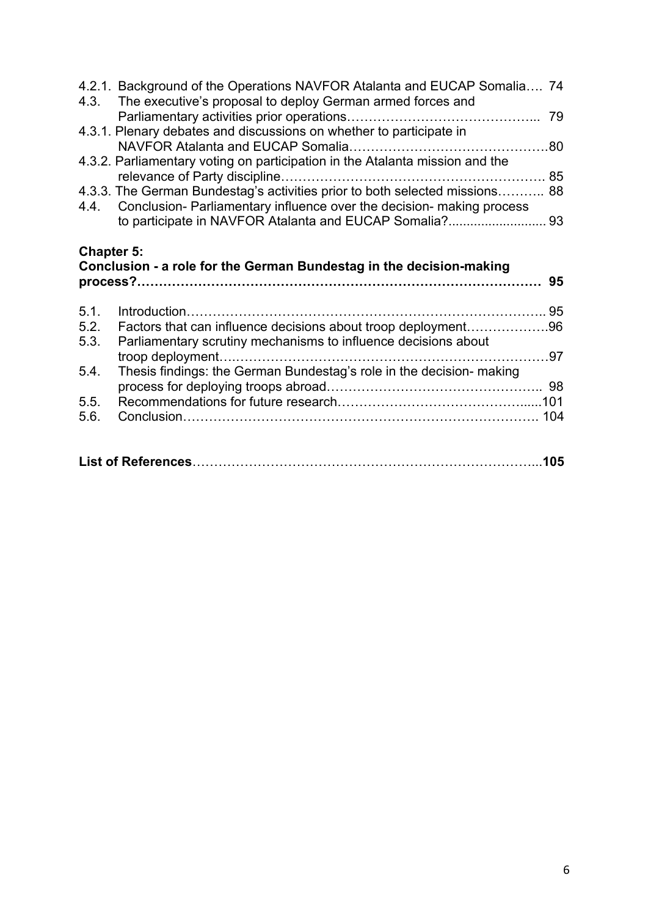4.2.1. Background of the Operations NAVFOR Atalanta and EUCAP Somalia…. 74

4.3. The executive's proposal to deploy German armed forces and Parliamentary activities prior operations…………………………………….. 79

4.3.1. Plenary debates and discussions on whether to participate in NAVFOR Atalanta and EUCAP Somalia……………………………………….80

4.3.2. Parliamentary voting on participation in the Atalanta mission and the relevance of Party discipline……………………………………………………. 85

4.3.3. The German Bundestag's activities prior to both selected missions……….. 88

4.4. Conclusion- Parliamentary influence over the decision- making process to participate in NAVFOR Atalanta and EUCAP Somalia?.......................... 93

**Chapter 5:**
**Conclusion - a role for the German Bundestag in the decision-making process?……………………………………………………………………………… 95**

5.1. Introduction………………………………………………………………………….. 95

5.2. Factors that can influence decisions about troop deployment……………….96

5.3. Parliamentary scrutiny mechanisms to influence decisions about troop deployment….…………………………………………………………………97

5.4. Thesis findings: the German Bundestag's role in the decision- making process for deploying troops abroad…….…………………………………….. 98

5.5. Recommendations for future research…………………………………….....101

5.6. Conclusion………………………………………………………………………. 104

**List of References**…………………………………………………………………...**105**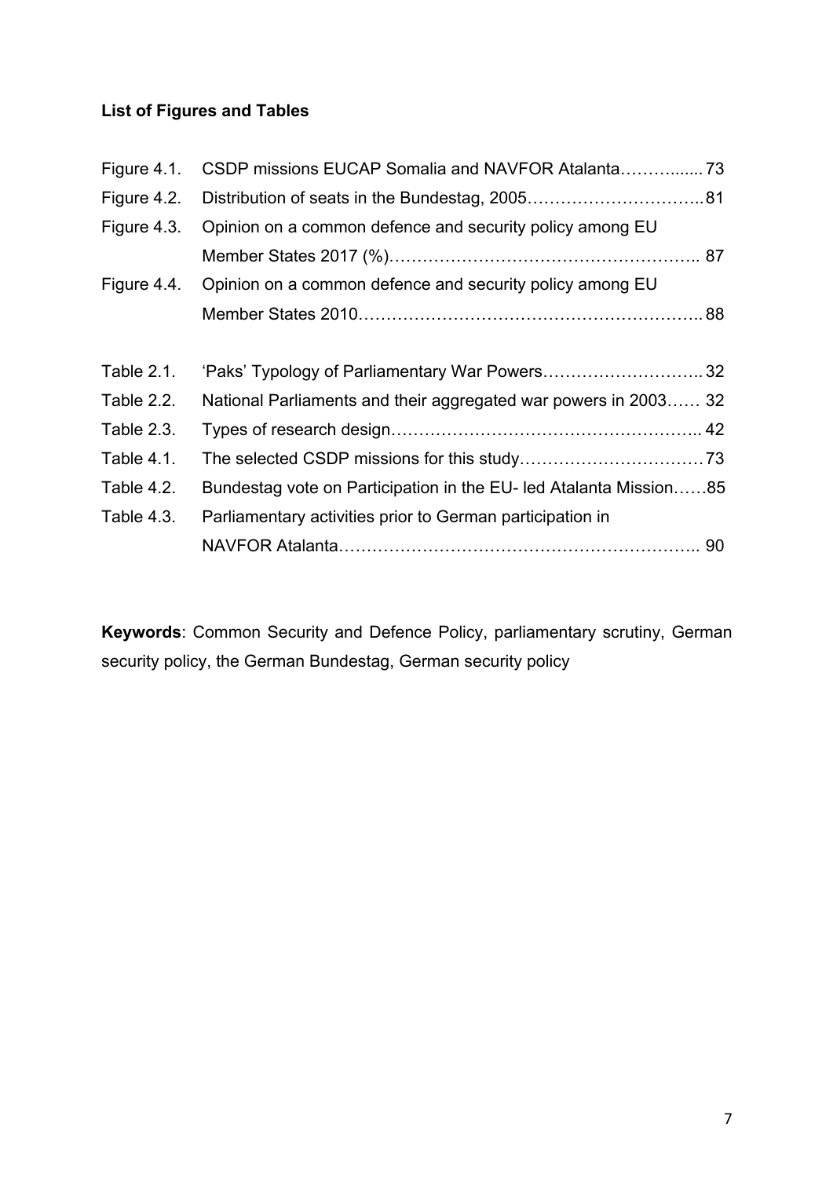**List of Figures and Tables**

| | | |
|---|---|---|
| Figure 4.1. | CSDP missions EUCAP Somalia and NAVFOR Atalanta | 73 |
| Figure 4.2. | Distribution of seats in the Bundestag, 2005 | 81 |
| Figure 4.3. | Opinion on a common defence and security policy among EU Member States 2017 (%) | 87 |
| Figure 4.4. | Opinion on a common defence and security policy among EU Member States 2010 | 88 |
| Table 2.1. | 'Paks' Typology of Parliamentary War Powers | 32 |
| Table 2.2. | National Parliaments and their aggregated war powers in 2003 | 32 |
| Table 2.3. | Types of research design | 42 |
| Table 4.1. | The selected CSDP missions for this study | 73 |
| Table 4.2. | Bundestag vote on Participation in the EU- led Atalanta Mission | 85 |
| Table 4.3. | Parliamentary activities prior to German participation in NAVFOR Atalanta | 90 |

**Keywords**: Common Security and Defence Policy, parliamentary scrutiny, German security policy, the German Bundestag, German security policy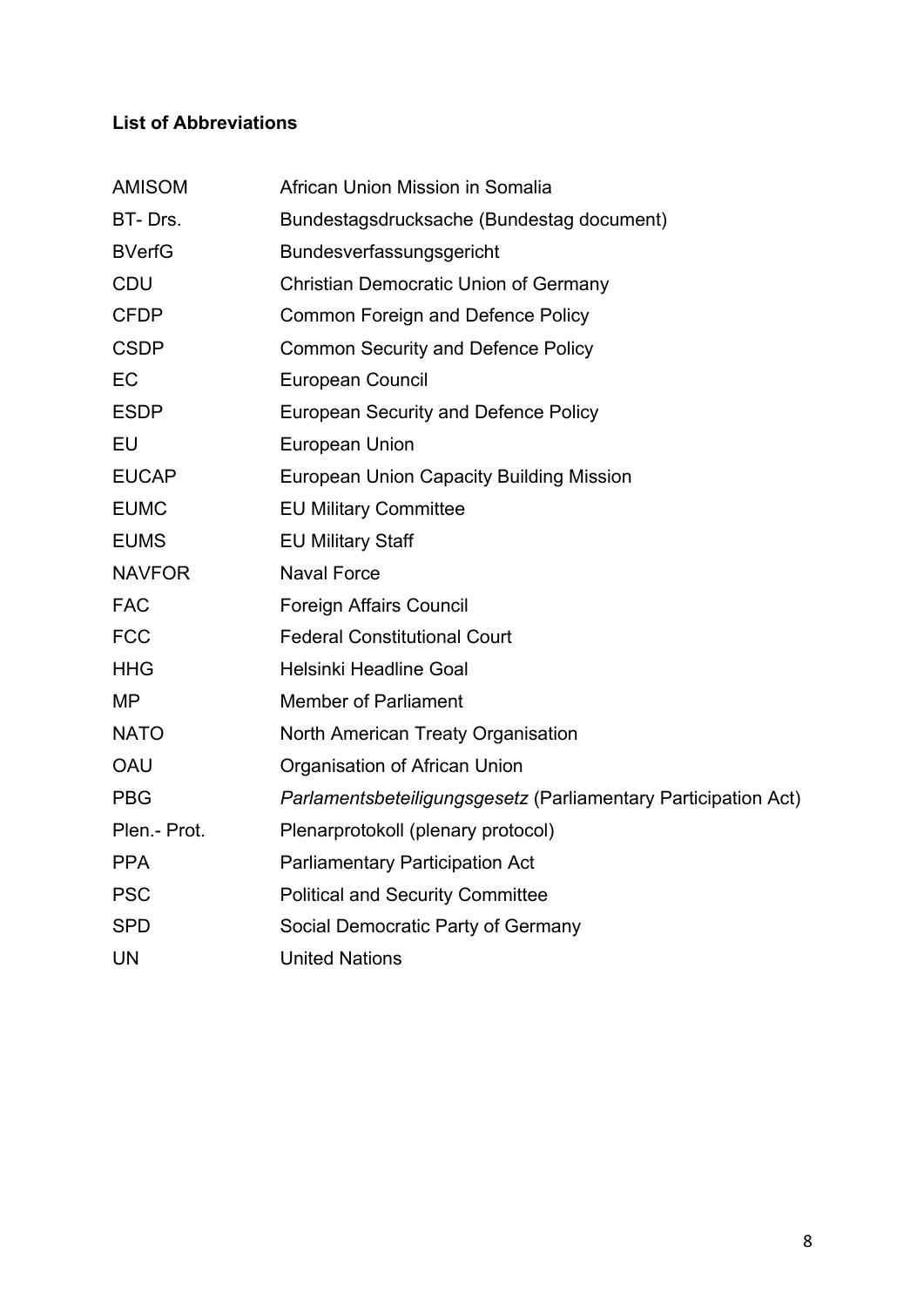**List of Abbreviations**

| | |
|---|---|
| AMISOM | African Union Mission in Somalia |
| BT- Drs. | Bundestagsdrucksache (Bundestag document) |
| BVerfG | Bundesverfassungsgericht |
| CDU | Christian Democratic Union of Germany |
| CFDP | Common Foreign and Defence Policy |
| CSDP | Common Security and Defence Policy |
| EC | European Council |
| ESDP | European Security and Defence Policy |
| EU | European Union |
| EUCAP | European Union Capacity Building Mission |
| EUMC | EU Military Committee |
| EUMS | EU Military Staff |
| NAVFOR | Naval Force |
| FAC | Foreign Affairs Council |
| FCC | Federal Constitutional Court |
| HHG | Helsinki Headline Goal |
| MP | Member of Parliament |
| NATO | North American Treaty Organisation |
| OAU | Organisation of African Union |
| PBG | *Parlamentsbeteiligungsgesetz* (Parliamentary Participation Act) |
| Plen.- Prot. | Plenarprotokoll (plenary protocol) |
| PPA | Parliamentary Participation Act |
| PSC | Political and Security Committee |
| SPD | Social Democratic Party of Germany |
| UN | United Nations |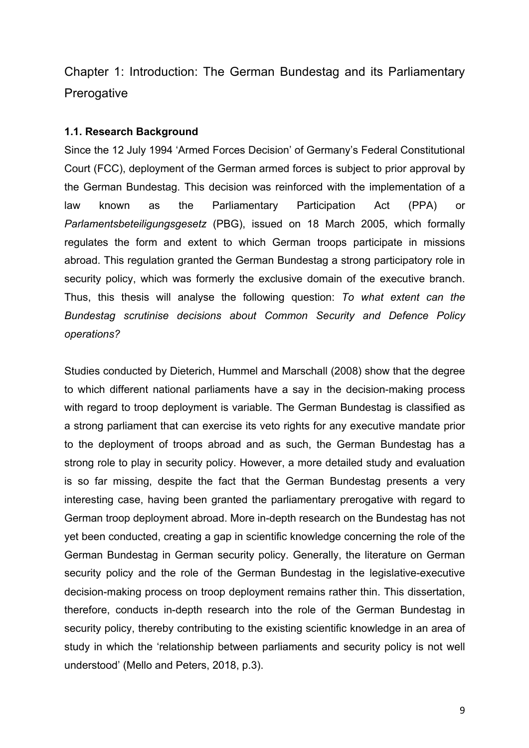# Chapter 1: Introduction: The German Bundestag and its Parliamentary Prerogative

### 1.1. Research Background

Since the 12 July 1994 'Armed Forces Decision' of Germany's Federal Constitutional Court (FCC), deployment of the German armed forces is subject to prior approval by the German Bundestag. This decision was reinforced with the implementation of a law known as the Parliamentary Participation Act (PPA) or *Parlamentsbeteiligungsgesetz* (PBG), issued on 18 March 2005, which formally regulates the form and extent to which German troops participate in missions abroad. This regulation granted the German Bundestag a strong participatory role in security policy, which was formerly the exclusive domain of the executive branch. Thus, this thesis will analyse the following question: *To what extent can the Bundestag scrutinise decisions about Common Security and Defence Policy operations?*

Studies conducted by Dieterich, Hummel and Marschall (2008) show that the degree to which different national parliaments have a say in the decision-making process with regard to troop deployment is variable. The German Bundestag is classified as a strong parliament that can exercise its veto rights for any executive mandate prior to the deployment of troops abroad and as such, the German Bundestag has a strong role to play in security policy. However, a more detailed study and evaluation is so far missing, despite the fact that the German Bundestag presents a very interesting case, having been granted the parliamentary prerogative with regard to German troop deployment abroad. More in-depth research on the Bundestag has not yet been conducted, creating a gap in scientific knowledge concerning the role of the German Bundestag in German security policy. Generally, the literature on German security policy and the role of the German Bundestag in the legislative-executive decision-making process on troop deployment remains rather thin. This dissertation, therefore, conducts in-depth research into the role of the German Bundestag in security policy, thereby contributing to the existing scientific knowledge in an area of study in which the 'relationship between parliaments and security policy is not well understood' (Mello and Peters, 2018, p.3).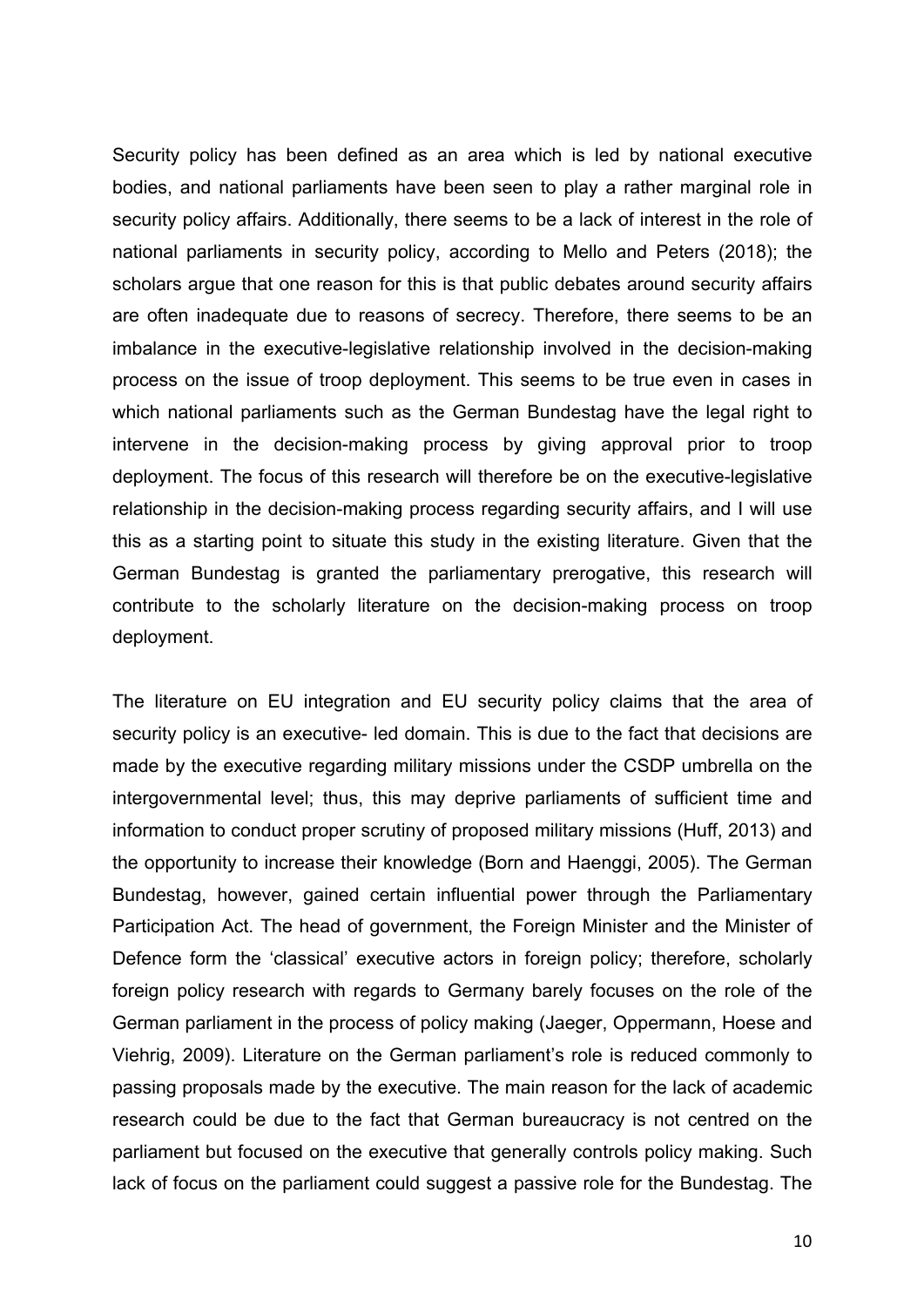Security policy has been defined as an area which is led by national executive bodies, and national parliaments have been seen to play a rather marginal role in security policy affairs. Additionally, there seems to be a lack of interest in the role of national parliaments in security policy, according to Mello and Peters (2018); the scholars argue that one reason for this is that public debates around security affairs are often inadequate due to reasons of secrecy. Therefore, there seems to be an imbalance in the executive-legislative relationship involved in the decision-making process on the issue of troop deployment. This seems to be true even in cases in which national parliaments such as the German Bundestag have the legal right to intervene in the decision-making process by giving approval prior to troop deployment. The focus of this research will therefore be on the executive-legislative relationship in the decision-making process regarding security affairs, and I will use this as a starting point to situate this study in the existing literature. Given that the German Bundestag is granted the parliamentary prerogative, this research will contribute to the scholarly literature on the decision-making process on troop deployment.

The literature on EU integration and EU security policy claims that the area of security policy is an executive- led domain. This is due to the fact that decisions are made by the executive regarding military missions under the CSDP umbrella on the intergovernmental level; thus, this may deprive parliaments of sufficient time and information to conduct proper scrutiny of proposed military missions (Huff, 2013) and the opportunity to increase their knowledge (Born and Haenggi, 2005). The German Bundestag, however, gained certain influential power through the Parliamentary Participation Act. The head of government, the Foreign Minister and the Minister of Defence form the 'classical' executive actors in foreign policy; therefore, scholarly foreign policy research with regards to Germany barely focuses on the role of the German parliament in the process of policy making (Jaeger, Oppermann, Hoese and Viehrig, 2009). Literature on the German parliament's role is reduced commonly to passing proposals made by the executive. The main reason for the lack of academic research could be due to the fact that German bureaucracy is not centred on the parliament but focused on the executive that generally controls policy making. Such lack of focus on the parliament could suggest a passive role for the Bundestag. The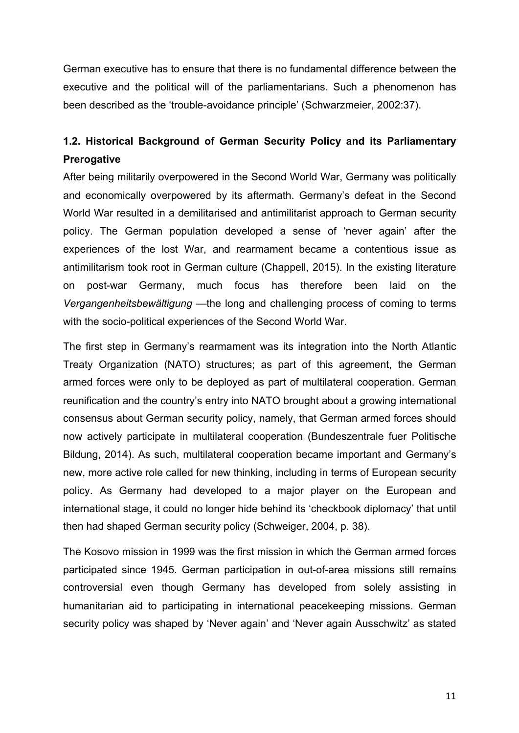German executive has to ensure that there is no fundamental difference between the executive and the political will of the parliamentarians. Such a phenomenon has been described as the 'trouble-avoidance principle' (Schwarzmeier, 2002:37).

## 1.2. Historical Background of German Security Policy and its Parliamentary Prerogative

After being militarily overpowered in the Second World War, Germany was politically and economically overpowered by its aftermath. Germany's defeat in the Second World War resulted in a demilitarised and antimilitarist approach to German security policy. The German population developed a sense of 'never again' after the experiences of the lost War, and rearmament became a contentious issue as antimilitarism took root in German culture (Chappell, 2015). In the existing literature on post-war Germany, much focus has therefore been laid on the *Vergangenheitsbewältigung* —the long and challenging process of coming to terms with the socio-political experiences of the Second World War.

The first step in Germany's rearmament was its integration into the North Atlantic Treaty Organization (NATO) structures; as part of this agreement, the German armed forces were only to be deployed as part of multilateral cooperation. German reunification and the country's entry into NATO brought about a growing international consensus about German security policy, namely, that German armed forces should now actively participate in multilateral cooperation (Bundeszentrale fuer Politische Bildung, 2014). As such, multilateral cooperation became important and Germany's new, more active role called for new thinking, including in terms of European security policy. As Germany had developed to a major player on the European and international stage, it could no longer hide behind its 'checkbook diplomacy' that until then had shaped German security policy (Schweiger, 2004, p. 38).

The Kosovo mission in 1999 was the first mission in which the German armed forces participated since 1945. German participation in out-of-area missions still remains controversial even though Germany has developed from solely assisting in humanitarian aid to participating in international peacekeeping missions. German security policy was shaped by 'Never again' and 'Never again Ausschwitz' as stated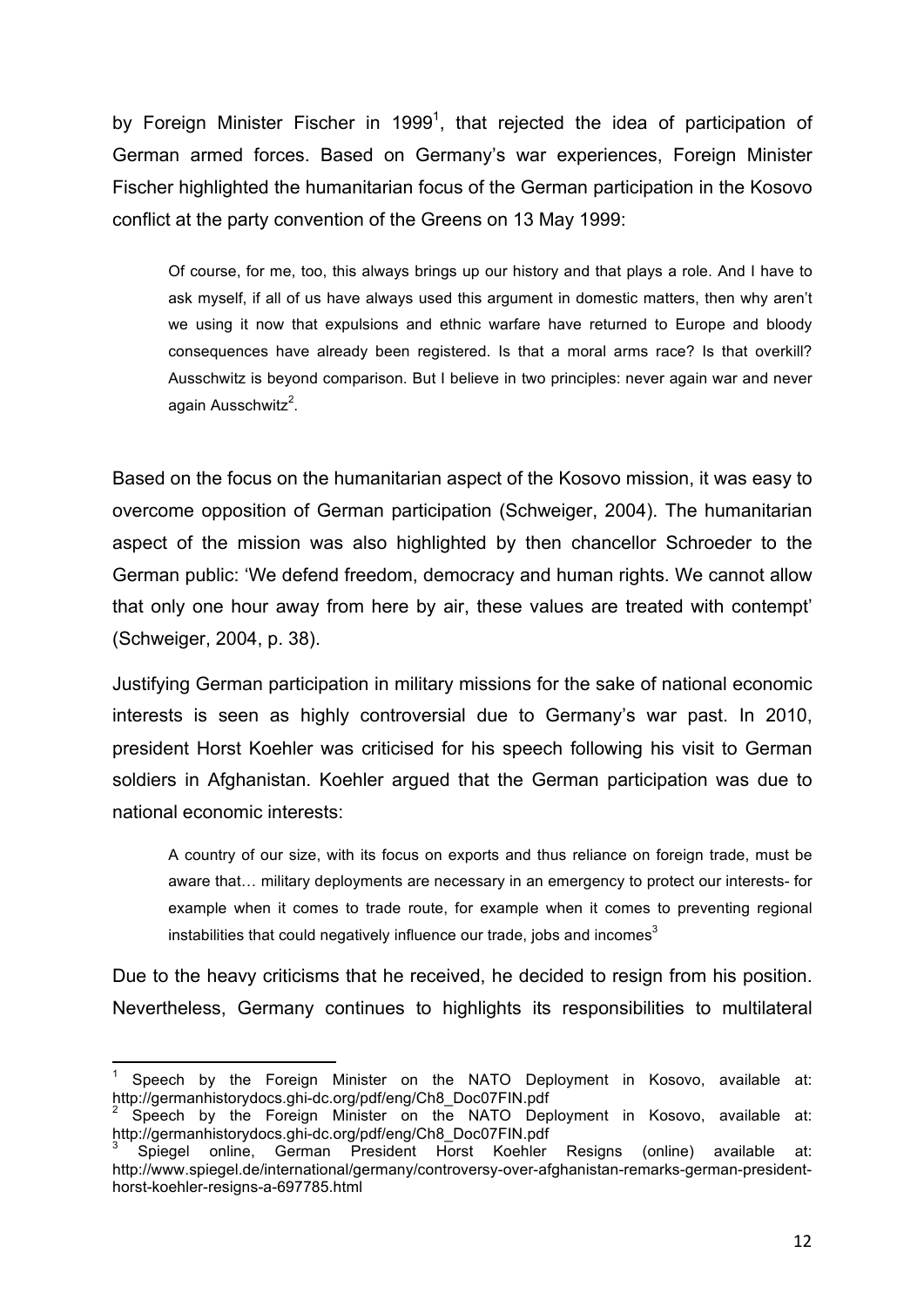by Foreign Minister Fischer in 1999[1], that rejected the idea of participation of German armed forces. Based on Germany's war experiences, Foreign Minister Fischer highlighted the humanitarian focus of the German participation in the Kosovo conflict at the party convention of the Greens on 13 May 1999:

> Of course, for me, too, this always brings up our history and that plays a role. And I have to ask myself, if all of us have always used this argument in domestic matters, then why aren't we using it now that expulsions and ethnic warfare have returned to Europe and bloody consequences have already been registered. Is that a moral arms race? Is that overkill? Ausschwitz is beyond comparison. But I believe in two principles: never again war and never again Ausschwitz[2].

Based on the focus on the humanitarian aspect of the Kosovo mission, it was easy to overcome opposition of German participation (Schweiger, 2004). The humanitarian aspect of the mission was also highlighted by then chancellor Schroeder to the German public: 'We defend freedom, democracy and human rights. We cannot allow that only one hour away from here by air, these values are treated with contempt' (Schweiger, 2004, p. 38).

Justifying German participation in military missions for the sake of national economic interests is seen as highly controversial due to Germany's war past. In 2010, president Horst Koehler was criticised for his speech following his visit to German soldiers in Afghanistan. Koehler argued that the German participation was due to national economic interests:

> A country of our size, with its focus on exports and thus reliance on foreign trade, must be aware that… military deployments are necessary in an emergency to protect our interests- for example when it comes to trade route, for example when it comes to preventing regional instabilities that could negatively influence our trade, jobs and incomes[3]

Due to the heavy criticisms that he received, he decided to resign from his position. Nevertheless, Germany continues to highlights its responsibilities to multilateral

---

[1] Speech by the Foreign Minister on the NATO Deployment in Kosovo, available at: http://germanhistorydocs.ghi-dc.org/pdf/eng/Ch8_Doc07FIN.pdf

[2] Speech by the Foreign Minister on the NATO Deployment in Kosovo, available at: http://germanhistorydocs.ghi-dc.org/pdf/eng/Ch8_Doc07FIN.pdf

[3] Spiegel online, German President Horst Koehler Resigns (online) available at: http://www.spiegel.de/international/germany/controversy-over-afghanistan-remarks-german-president-horst-koehler-resigns-a-697785.html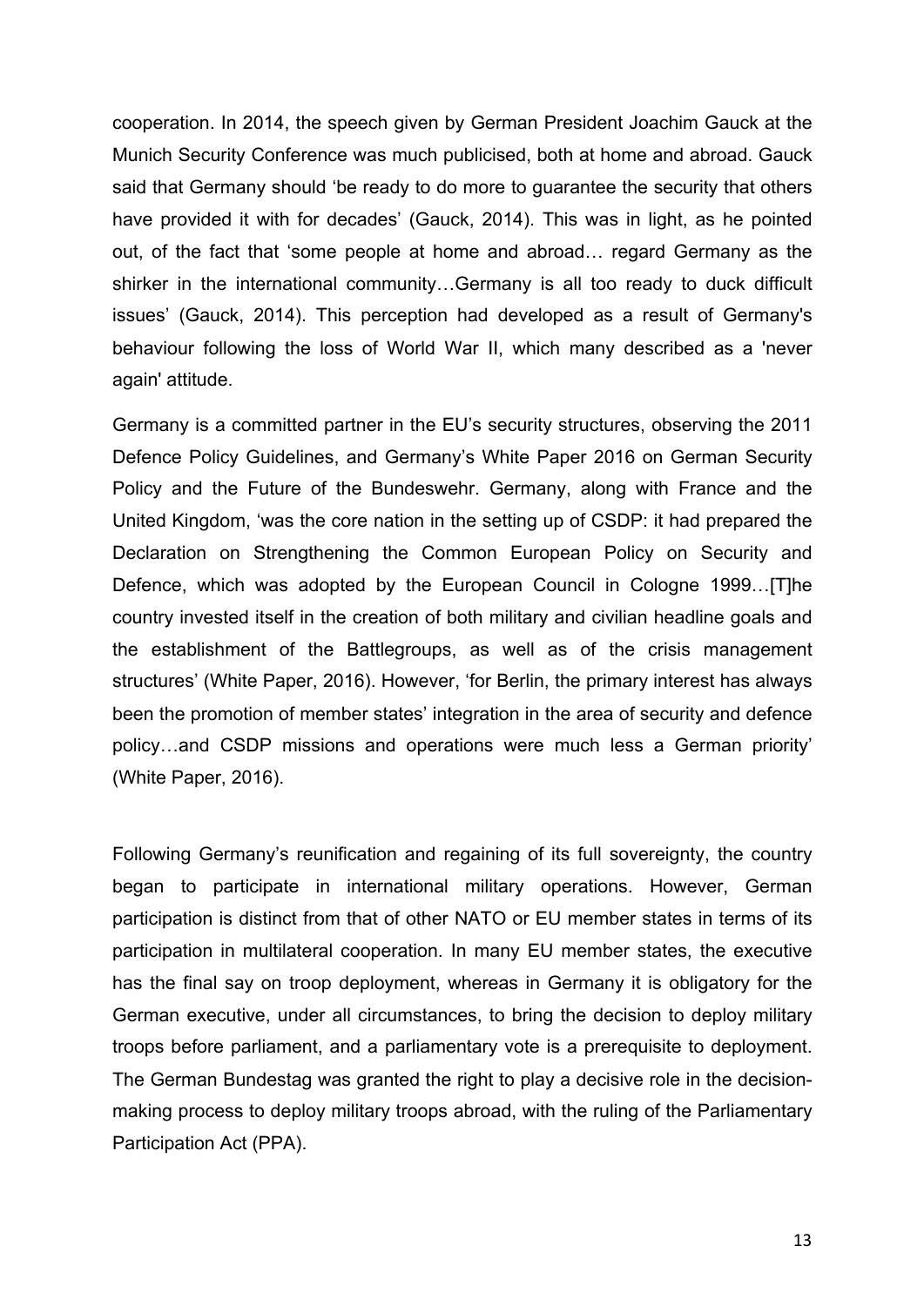cooperation. In 2014, the speech given by German President Joachim Gauck at the Munich Security Conference was much publicised, both at home and abroad. Gauck said that Germany should 'be ready to do more to guarantee the security that others have provided it with for decades' (Gauck, 2014). This was in light, as he pointed out, of the fact that 'some people at home and abroad… regard Germany as the shirker in the international community…Germany is all too ready to duck difficult issues' (Gauck, 2014). This perception had developed as a result of Germany's behaviour following the loss of World War II, which many described as a 'never again' attitude.

Germany is a committed partner in the EU's security structures, observing the 2011 Defence Policy Guidelines, and Germany's White Paper 2016 on German Security Policy and the Future of the Bundeswehr. Germany, along with France and the United Kingdom, 'was the core nation in the setting up of CSDP: it had prepared the Declaration on Strengthening the Common European Policy on Security and Defence, which was adopted by the European Council in Cologne 1999…[T]he country invested itself in the creation of both military and civilian headline goals and the establishment of the Battlegroups, as well as of the crisis management structures' (White Paper, 2016). However, 'for Berlin, the primary interest has always been the promotion of member states' integration in the area of security and defence policy…and CSDP missions and operations were much less a German priority' (White Paper, 2016).

Following Germany's reunification and regaining of its full sovereignty, the country began to participate in international military operations. However, German participation is distinct from that of other NATO or EU member states in terms of its participation in multilateral cooperation. In many EU member states, the executive has the final say on troop deployment, whereas in Germany it is obligatory for the German executive, under all circumstances, to bring the decision to deploy military troops before parliament, and a parliamentary vote is a prerequisite to deployment. The German Bundestag was granted the right to play a decisive role in the decision-making process to deploy military troops abroad, with the ruling of the Parliamentary Participation Act (PPA).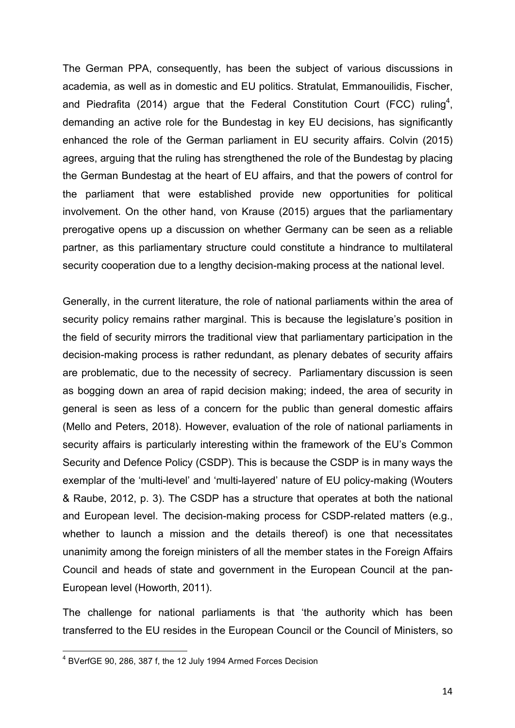The German PPA, consequently, has been the subject of various discussions in academia, as well as in domestic and EU politics. Stratulat, Emmanouilidis, Fischer, and Piedrafita (2014) argue that the Federal Constitution Court (FCC) ruling[4], demanding an active role for the Bundestag in key EU decisions, has significantly enhanced the role of the German parliament in EU security affairs. Colvin (2015) agrees, arguing that the ruling has strengthened the role of the Bundestag by placing the German Bundestag at the heart of EU affairs, and that the powers of control for the parliament that were established provide new opportunities for political involvement. On the other hand, von Krause (2015) argues that the parliamentary prerogative opens up a discussion on whether Germany can be seen as a reliable partner, as this parliamentary structure could constitute a hindrance to multilateral security cooperation due to a lengthy decision-making process at the national level.

Generally, in the current literature, the role of national parliaments within the area of security policy remains rather marginal. This is because the legislature's position in the field of security mirrors the traditional view that parliamentary participation in the decision-making process is rather redundant, as plenary debates of security affairs are problematic, due to the necessity of secrecy. Parliamentary discussion is seen as bogging down an area of rapid decision making; indeed, the area of security in general is seen as less of a concern for the public than general domestic affairs (Mello and Peters, 2018). However, evaluation of the role of national parliaments in security affairs is particularly interesting within the framework of the EU's Common Security and Defence Policy (CSDP). This is because the CSDP is in many ways the exemplar of the 'multi-level' and 'multi-layered' nature of EU policy-making (Wouters & Raube, 2012, p. 3). The CSDP has a structure that operates at both the national and European level. The decision-making process for CSDP-related matters (e.g., whether to launch a mission and the details thereof) is one that necessitates unanimity among the foreign ministers of all the member states in the Foreign Affairs Council and heads of state and government in the European Council at the pan-European level (Howorth, 2011).

The challenge for national parliaments is that 'the authority which has been transferred to the EU resides in the European Council or the Council of Ministers, so

---

[4] BVerfGE 90, 286, 387 f, the 12 July 1994 Armed Forces Decision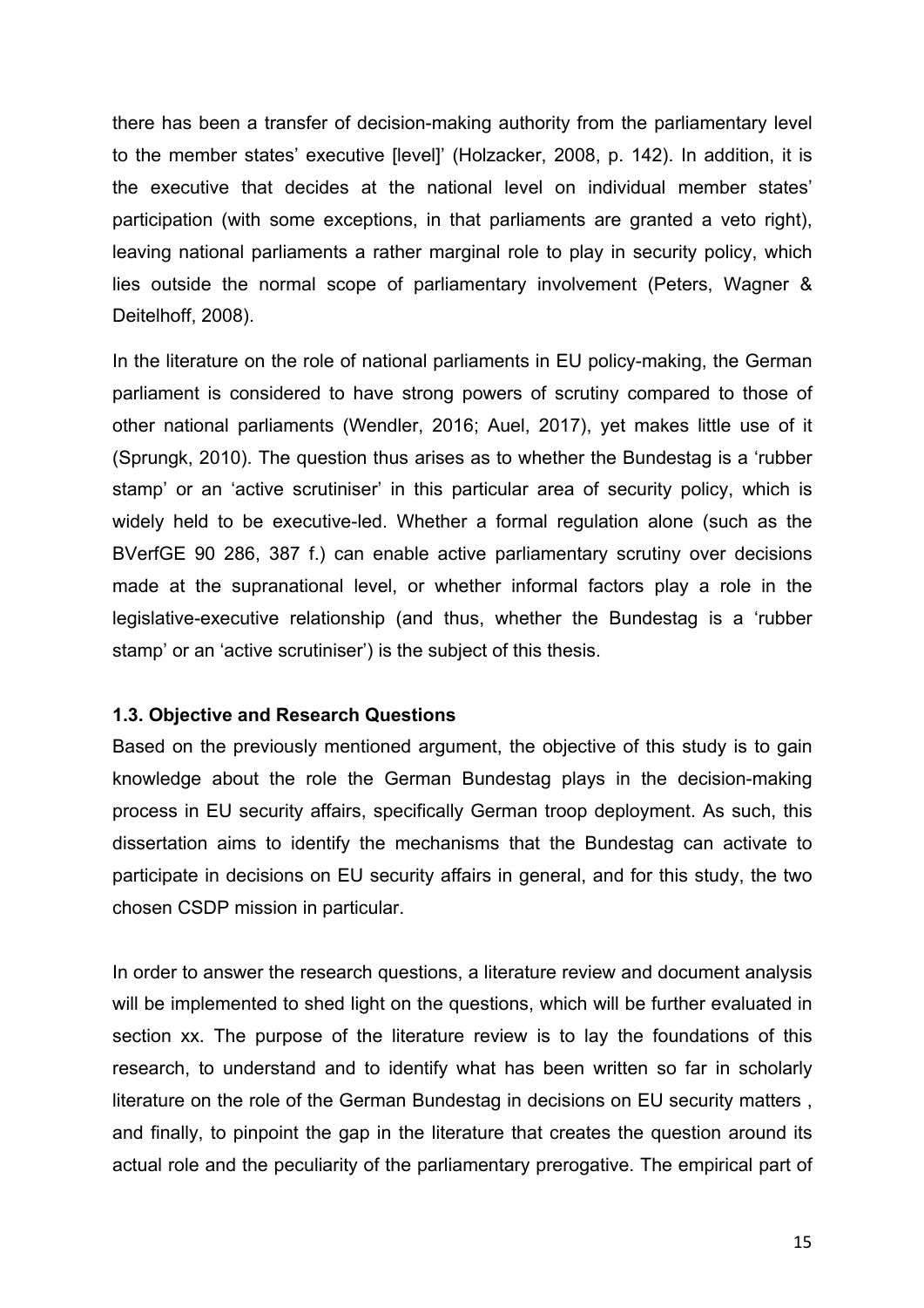there has been a transfer of decision-making authority from the parliamentary level to the member states' executive [level]' (Holzacker, 2008, p. 142). In addition, it is the executive that decides at the national level on individual member states' participation (with some exceptions, in that parliaments are granted a veto right), leaving national parliaments a rather marginal role to play in security policy, which lies outside the normal scope of parliamentary involvement (Peters, Wagner & Deitelhoff, 2008).

In the literature on the role of national parliaments in EU policy-making, the German parliament is considered to have strong powers of scrutiny compared to those of other national parliaments (Wendler, 2016; Auel, 2017), yet makes little use of it (Sprungk, 2010). The question thus arises as to whether the Bundestag is a 'rubber stamp' or an 'active scrutiniser' in this particular area of security policy, which is widely held to be executive-led. Whether a formal regulation alone (such as the BVerfGE 90 286, 387 f.) can enable active parliamentary scrutiny over decisions made at the supranational level, or whether informal factors play a role in the legislative-executive relationship (and thus, whether the Bundestag is a 'rubber stamp' or an 'active scrutiniser') is the subject of this thesis.

### 1.3. Objective and Research Questions

Based on the previously mentioned argument, the objective of this study is to gain knowledge about the role the German Bundestag plays in the decision-making process in EU security affairs, specifically German troop deployment. As such, this dissertation aims to identify the mechanisms that the Bundestag can activate to participate in decisions on EU security affairs in general, and for this study, the two chosen CSDP mission in particular.

In order to answer the research questions, a literature review and document analysis will be implemented to shed light on the questions, which will be further evaluated in section xx. The purpose of the literature review is to lay the foundations of this research, to understand and to identify what has been written so far in scholarly literature on the role of the German Bundestag in decisions on EU security matters , and finally, to pinpoint the gap in the literature that creates the question around its actual role and the peculiarity of the parliamentary prerogative. The empirical part of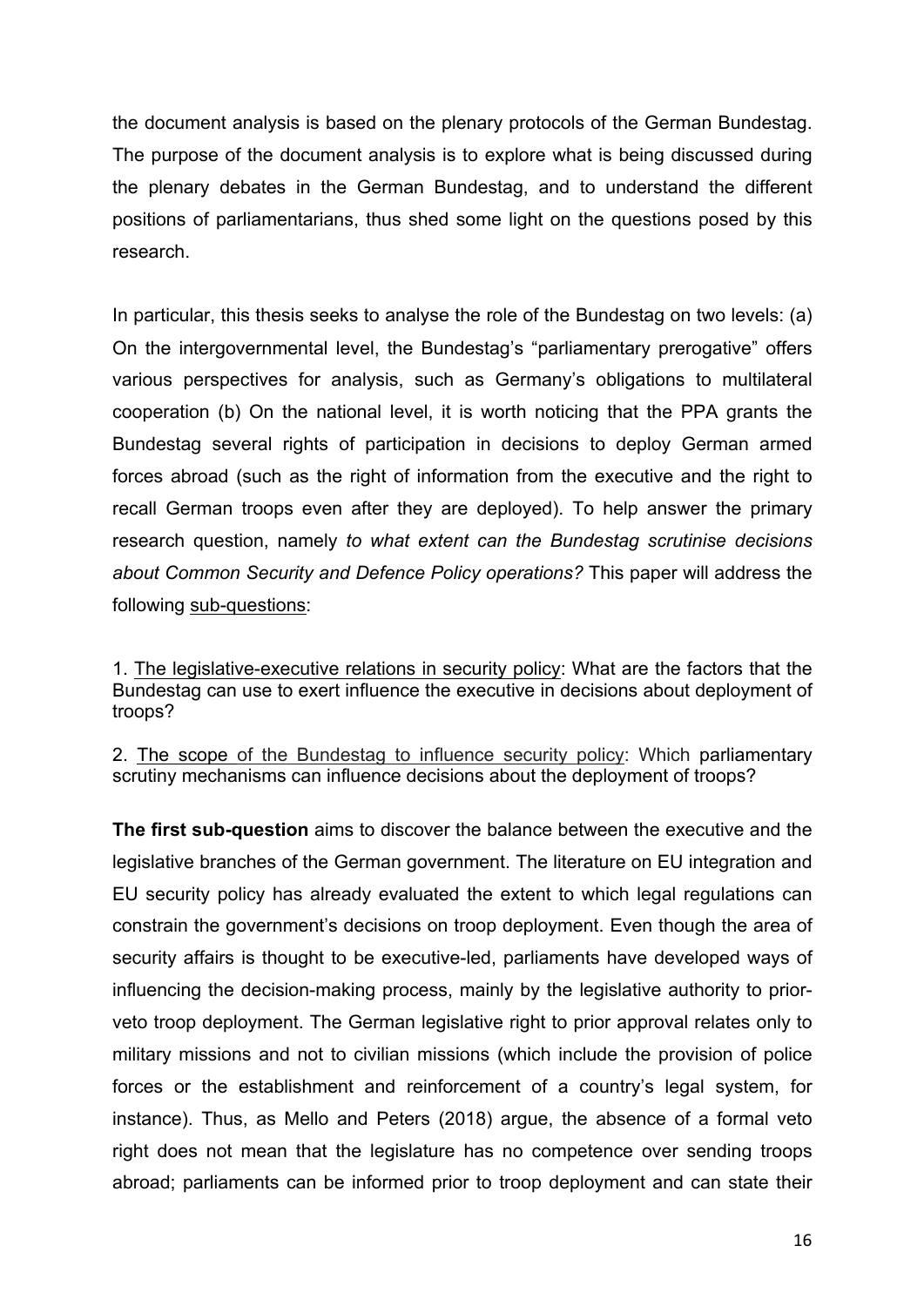the document analysis is based on the plenary protocols of the German Bundestag. The purpose of the document analysis is to explore what is being discussed during the plenary debates in the German Bundestag, and to understand the different positions of parliamentarians, thus shed some light on the questions posed by this research.

In particular, this thesis seeks to analyse the role of the Bundestag on two levels: (a) On the intergovernmental level, the Bundestag's "parliamentary prerogative" offers various perspectives for analysis, such as Germany's obligations to multilateral cooperation (b) On the national level, it is worth noticing that the PPA grants the Bundestag several rights of participation in decisions to deploy German armed forces abroad (such as the right of information from the executive and the right to recall German troops even after they are deployed). To help answer the primary research question, namely *to what extent can the Bundestag scrutinise decisions about Common Security and Defence Policy operations?* This paper will address the following <u>sub-questions</u>:

1. <u>The legislative-executive relations in security policy</u>: What are the factors that the Bundestag can use to exert influence the executive in decisions about deployment of troops?

2. <u>The scope of the Bundestag to influence security policy</u>: Which parliamentary scrutiny mechanisms can influence decisions about the deployment of troops?

**The first sub-question** aims to discover the balance between the executive and the legislative branches of the German government. The literature on EU integration and EU security policy has already evaluated the extent to which legal regulations can constrain the government's decisions on troop deployment. Even though the area of security affairs is thought to be executive-led, parliaments have developed ways of influencing the decision-making process, mainly by the legislative authority to prior-veto troop deployment. The German legislative right to prior approval relates only to military missions and not to civilian missions (which include the provision of police forces or the establishment and reinforcement of a country's legal system, for instance). Thus, as Mello and Peters (2018) argue, the absence of a formal veto right does not mean that the legislature has no competence over sending troops abroad; parliaments can be informed prior to troop deployment and can state their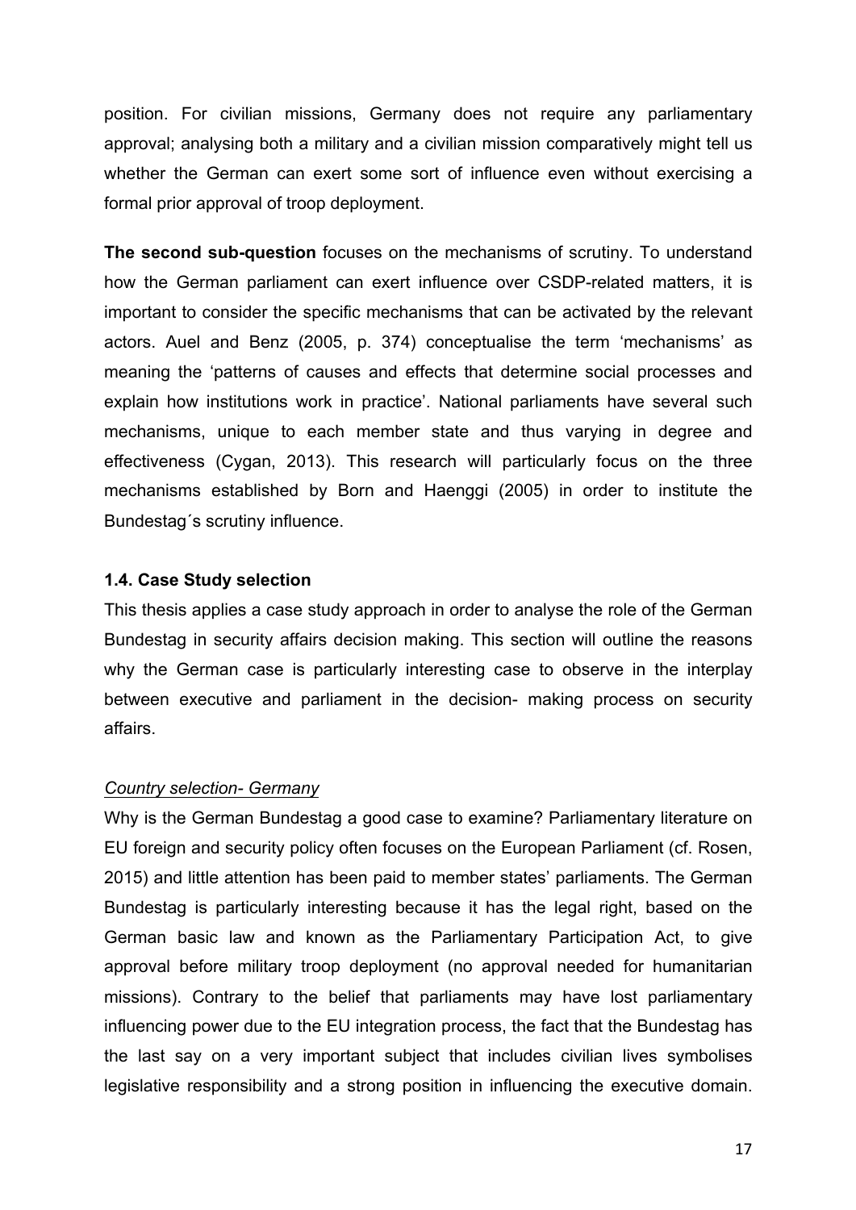position. For civilian missions, Germany does not require any parliamentary approval; analysing both a military and a civilian mission comparatively might tell us whether the German can exert some sort of influence even without exercising a formal prior approval of troop deployment.

**The second sub-question** focuses on the mechanisms of scrutiny. To understand how the German parliament can exert influence over CSDP-related matters, it is important to consider the specific mechanisms that can be activated by the relevant actors. Auel and Benz (2005, p. 374) conceptualise the term 'mechanisms' as meaning the 'patterns of causes and effects that determine social processes and explain how institutions work in practice'. National parliaments have several such mechanisms, unique to each member state and thus varying in degree and effectiveness (Cygan, 2013). This research will particularly focus on the three mechanisms established by Born and Haenggi (2005) in order to institute the Bundestag´s scrutiny influence.

### 1.4. Case Study selection

This thesis applies a case study approach in order to analyse the role of the German Bundestag in security affairs decision making. This section will outline the reasons why the German case is particularly interesting case to observe in the interplay between executive and parliament in the decision- making process on security affairs.

*Country selection- Germany*

Why is the German Bundestag a good case to examine? Parliamentary literature on EU foreign and security policy often focuses on the European Parliament (cf. Rosen, 2015) and little attention has been paid to member states' parliaments. The German Bundestag is particularly interesting because it has the legal right, based on the German basic law and known as the Parliamentary Participation Act, to give approval before military troop deployment (no approval needed for humanitarian missions). Contrary to the belief that parliaments may have lost parliamentary influencing power due to the EU integration process, the fact that the Bundestag has the last say on a very important subject that includes civilian lives symbolises legislative responsibility and a strong position in influencing the executive domain.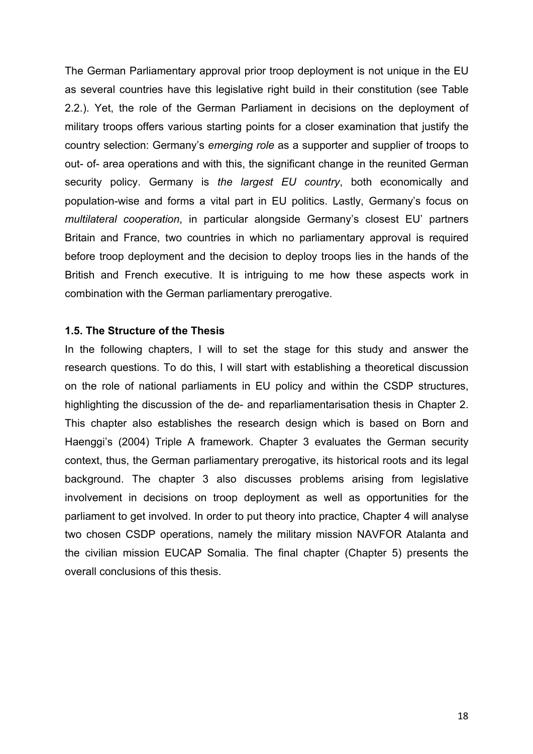The German Parliamentary approval prior troop deployment is not unique in the EU as several countries have this legislative right build in their constitution (see Table 2.2.). Yet, the role of the German Parliament in decisions on the deployment of military troops offers various starting points for a closer examination that justify the country selection: Germany's *emerging role* as a supporter and supplier of troops to out- of- area operations and with this, the significant change in the reunited German security policy. Germany is *the largest EU country*, both economically and population-wise and forms a vital part in EU politics. Lastly, Germany's focus on *multilateral cooperation*, in particular alongside Germany's closest EU' partners Britain and France, two countries in which no parliamentary approval is required before troop deployment and the decision to deploy troops lies in the hands of the British and French executive. It is intriguing to me how these aspects work in combination with the German parliamentary prerogative.

### 1.5. The Structure of the Thesis

In the following chapters, I will to set the stage for this study and answer the research questions. To do this, I will start with establishing a theoretical discussion on the role of national parliaments in EU policy and within the CSDP structures, highlighting the discussion of the de- and reparliamentarisation thesis in Chapter 2. This chapter also establishes the research design which is based on Born and Haenggi's (2004) Triple A framework. Chapter 3 evaluates the German security context, thus, the German parliamentary prerogative, its historical roots and its legal background. The chapter 3 also discusses problems arising from legislative involvement in decisions on troop deployment as well as opportunities for the parliament to get involved. In order to put theory into practice, Chapter 4 will analyse two chosen CSDP operations, namely the military mission NAVFOR Atalanta and the civilian mission EUCAP Somalia. The final chapter (Chapter 5) presents the overall conclusions of this thesis.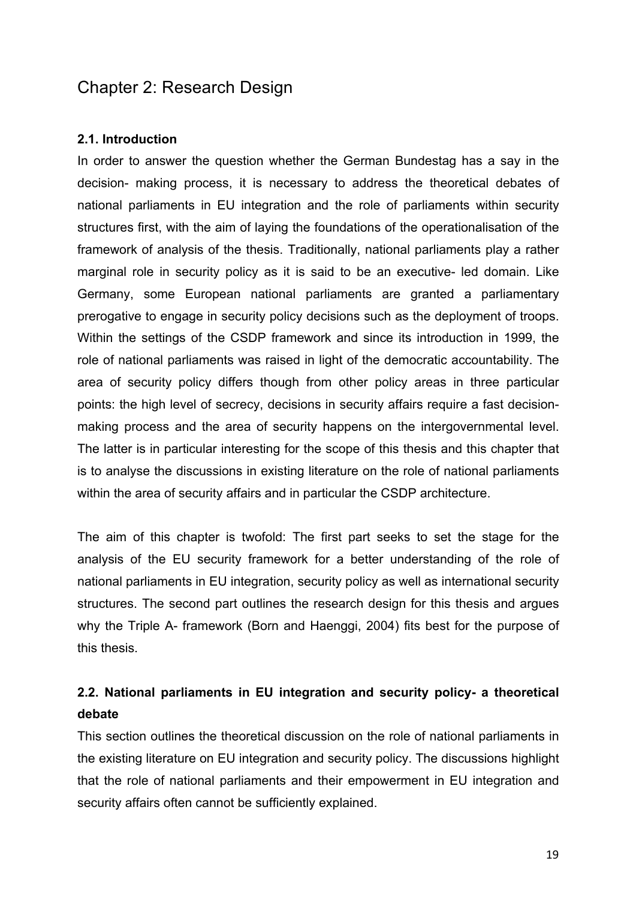# Chapter 2: Research Design

### 2.1. Introduction

In order to answer the question whether the German Bundestag has a say in the decision- making process, it is necessary to address the theoretical debates of national parliaments in EU integration and the role of parliaments within security structures first, with the aim of laying the foundations of the operationalisation of the framework of analysis of the thesis. Traditionally, national parliaments play a rather marginal role in security policy as it is said to be an executive- led domain. Like Germany, some European national parliaments are granted a parliamentary prerogative to engage in security policy decisions such as the deployment of troops. Within the settings of the CSDP framework and since its introduction in 1999, the role of national parliaments was raised in light of the democratic accountability. The area of security policy differs though from other policy areas in three particular points: the high level of secrecy, decisions in security affairs require a fast decision-making process and the area of security happens on the intergovernmental level. The latter is in particular interesting for the scope of this thesis and this chapter that is to analyse the discussions in existing literature on the role of national parliaments within the area of security affairs and in particular the CSDP architecture.

The aim of this chapter is twofold: The first part seeks to set the stage for the analysis of the EU security framework for a better understanding of the role of national parliaments in EU integration, security policy as well as international security structures. The second part outlines the research design for this thesis and argues why the Triple A- framework (Born and Haenggi, 2004) fits best for the purpose of this thesis.

### 2.2. National parliaments in EU integration and security policy- a theoretical debate

This section outlines the theoretical discussion on the role of national parliaments in the existing literature on EU integration and security policy. The discussions highlight that the role of national parliaments and their empowerment in EU integration and security affairs often cannot be sufficiently explained.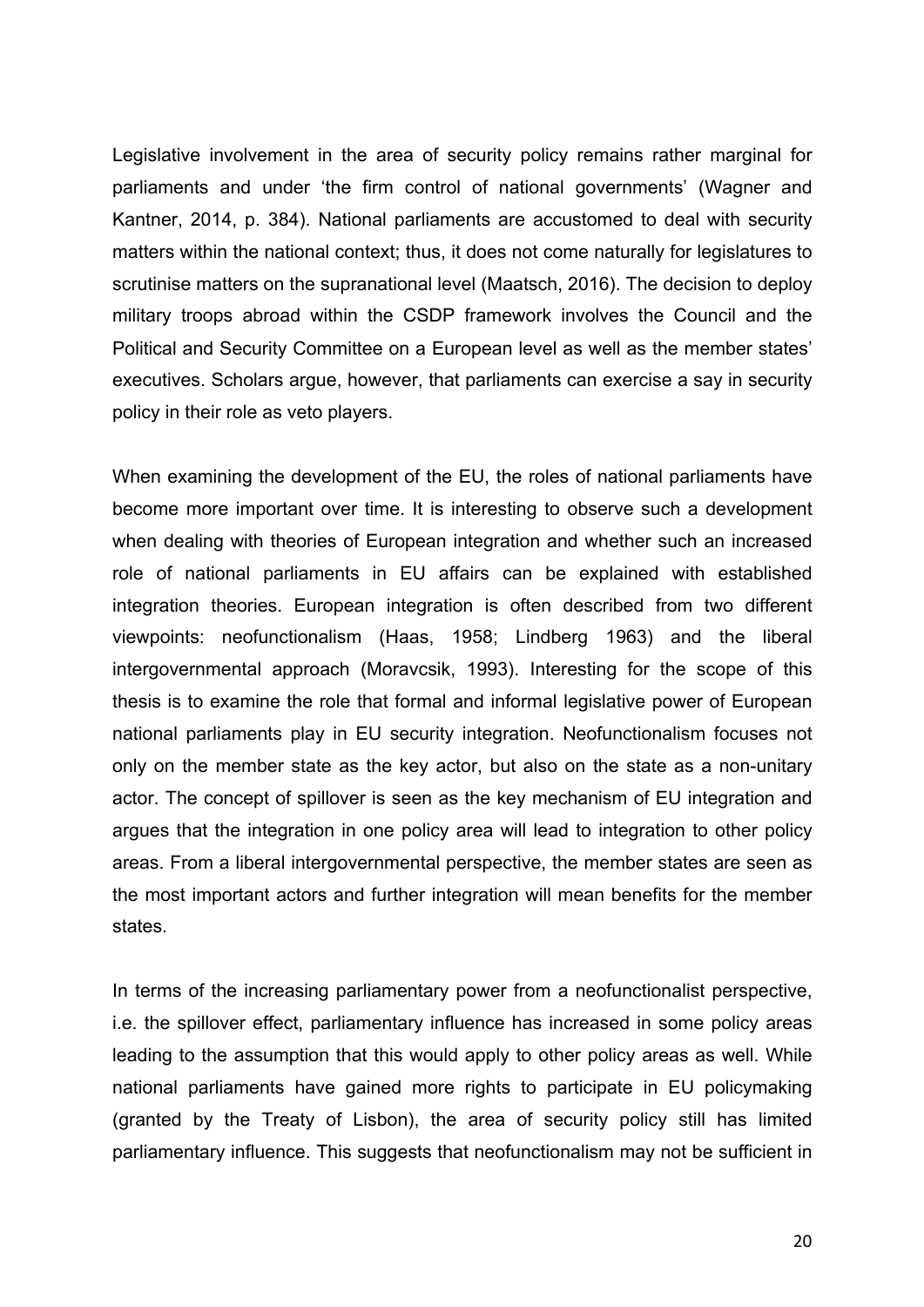Legislative involvement in the area of security policy remains rather marginal for parliaments and under 'the firm control of national governments' (Wagner and Kantner, 2014, p. 384). National parliaments are accustomed to deal with security matters within the national context; thus, it does not come naturally for legislatures to scrutinise matters on the supranational level (Maatsch, 2016). The decision to deploy military troops abroad within the CSDP framework involves the Council and the Political and Security Committee on a European level as well as the member states' executives. Scholars argue, however, that parliaments can exercise a say in security policy in their role as veto players.

When examining the development of the EU, the roles of national parliaments have become more important over time. It is interesting to observe such a development when dealing with theories of European integration and whether such an increased role of national parliaments in EU affairs can be explained with established integration theories. European integration is often described from two different viewpoints: neofunctionalism (Haas, 1958; Lindberg 1963) and the liberal intergovernmental approach (Moravcsik, 1993). Interesting for the scope of this thesis is to examine the role that formal and informal legislative power of European national parliaments play in EU security integration. Neofunctionalism focuses not only on the member state as the key actor, but also on the state as a non-unitary actor. The concept of spillover is seen as the key mechanism of EU integration and argues that the integration in one policy area will lead to integration to other policy areas. From a liberal intergovernmental perspective, the member states are seen as the most important actors and further integration will mean benefits for the member states.

In terms of the increasing parliamentary power from a neofunctionalist perspective, i.e. the spillover effect, parliamentary influence has increased in some policy areas leading to the assumption that this would apply to other policy areas as well. While national parliaments have gained more rights to participate in EU policymaking (granted by the Treaty of Lisbon), the area of security policy still has limited parliamentary influence. This suggests that neofunctionalism may not be sufficient in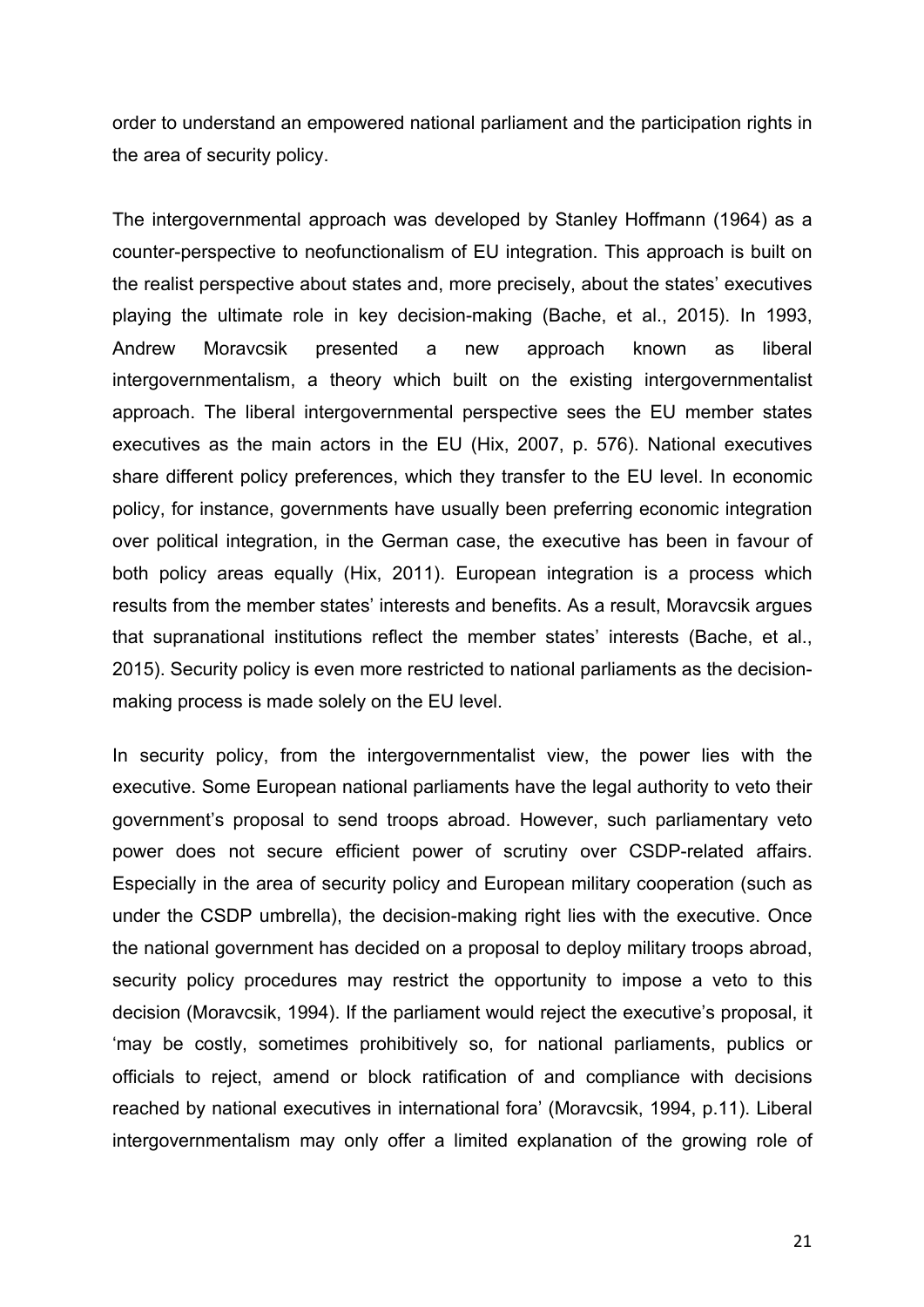order to understand an empowered national parliament and the participation rights in the area of security policy.

The intergovernmental approach was developed by Stanley Hoffmann (1964) as a counter-perspective to neofunctionalism of EU integration. This approach is built on the realist perspective about states and, more precisely, about the states' executives playing the ultimate role in key decision-making (Bache, et al., 2015). In 1993, Andrew Moravcsik presented a new approach known as liberal intergovernmentalism, a theory which built on the existing intergovernmentalist approach. The liberal intergovernmental perspective sees the EU member states executives as the main actors in the EU (Hix, 2007, p. 576). National executives share different policy preferences, which they transfer to the EU level. In economic policy, for instance, governments have usually been preferring economic integration over political integration, in the German case, the executive has been in favour of both policy areas equally (Hix, 2011). European integration is a process which results from the member states' interests and benefits. As a result, Moravcsik argues that supranational institutions reflect the member states' interests (Bache, et al., 2015). Security policy is even more restricted to national parliaments as the decision-making process is made solely on the EU level.

In security policy, from the intergovernmentalist view, the power lies with the executive. Some European national parliaments have the legal authority to veto their government's proposal to send troops abroad. However, such parliamentary veto power does not secure efficient power of scrutiny over CSDP-related affairs. Especially in the area of security policy and European military cooperation (such as under the CSDP umbrella), the decision-making right lies with the executive. Once the national government has decided on a proposal to deploy military troops abroad, security policy procedures may restrict the opportunity to impose a veto to this decision (Moravcsik, 1994). If the parliament would reject the executive's proposal, it 'may be costly, sometimes prohibitively so, for national parliaments, publics or officials to reject, amend or block ratification of and compliance with decisions reached by national executives in international fora' (Moravcsik, 1994, p.11). Liberal intergovernmentalism may only offer a limited explanation of the growing role of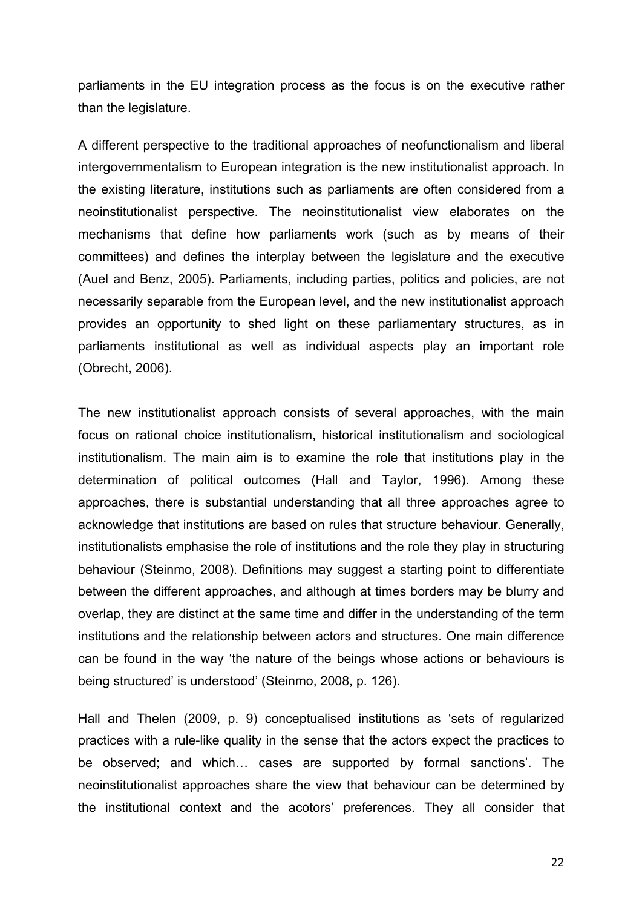parliaments in the EU integration process as the focus is on the executive rather than the legislature.

A different perspective to the traditional approaches of neofunctionalism and liberal intergovernmentalism to European integration is the new institutionalist approach. In the existing literature, institutions such as parliaments are often considered from a neoinstitutionalist perspective. The neoinstitutionalist view elaborates on the mechanisms that define how parliaments work (such as by means of their committees) and defines the interplay between the legislature and the executive (Auel and Benz, 2005). Parliaments, including parties, politics and policies, are not necessarily separable from the European level, and the new institutionalist approach provides an opportunity to shed light on these parliamentary structures, as in parliaments institutional as well as individual aspects play an important role (Obrecht, 2006).

The new institutionalist approach consists of several approaches, with the main focus on rational choice institutionalism, historical institutionalism and sociological institutionalism. The main aim is to examine the role that institutions play in the determination of political outcomes (Hall and Taylor, 1996). Among these approaches, there is substantial understanding that all three approaches agree to acknowledge that institutions are based on rules that structure behaviour. Generally, institutionalists emphasise the role of institutions and the role they play in structuring behaviour (Steinmo, 2008). Definitions may suggest a starting point to differentiate between the different approaches, and although at times borders may be blurry and overlap, they are distinct at the same time and differ in the understanding of the term institutions and the relationship between actors and structures. One main difference can be found in the way 'the nature of the beings whose actions or behaviours is being structured' is understood' (Steinmo, 2008, p. 126).

Hall and Thelen (2009, p. 9) conceptualised institutions as 'sets of regularized practices with a rule-like quality in the sense that the actors expect the practices to be observed; and which… cases are supported by formal sanctions'. The neoinstitutionalist approaches share the view that behaviour can be determined by the institutional context and the acotors' preferences. They all consider that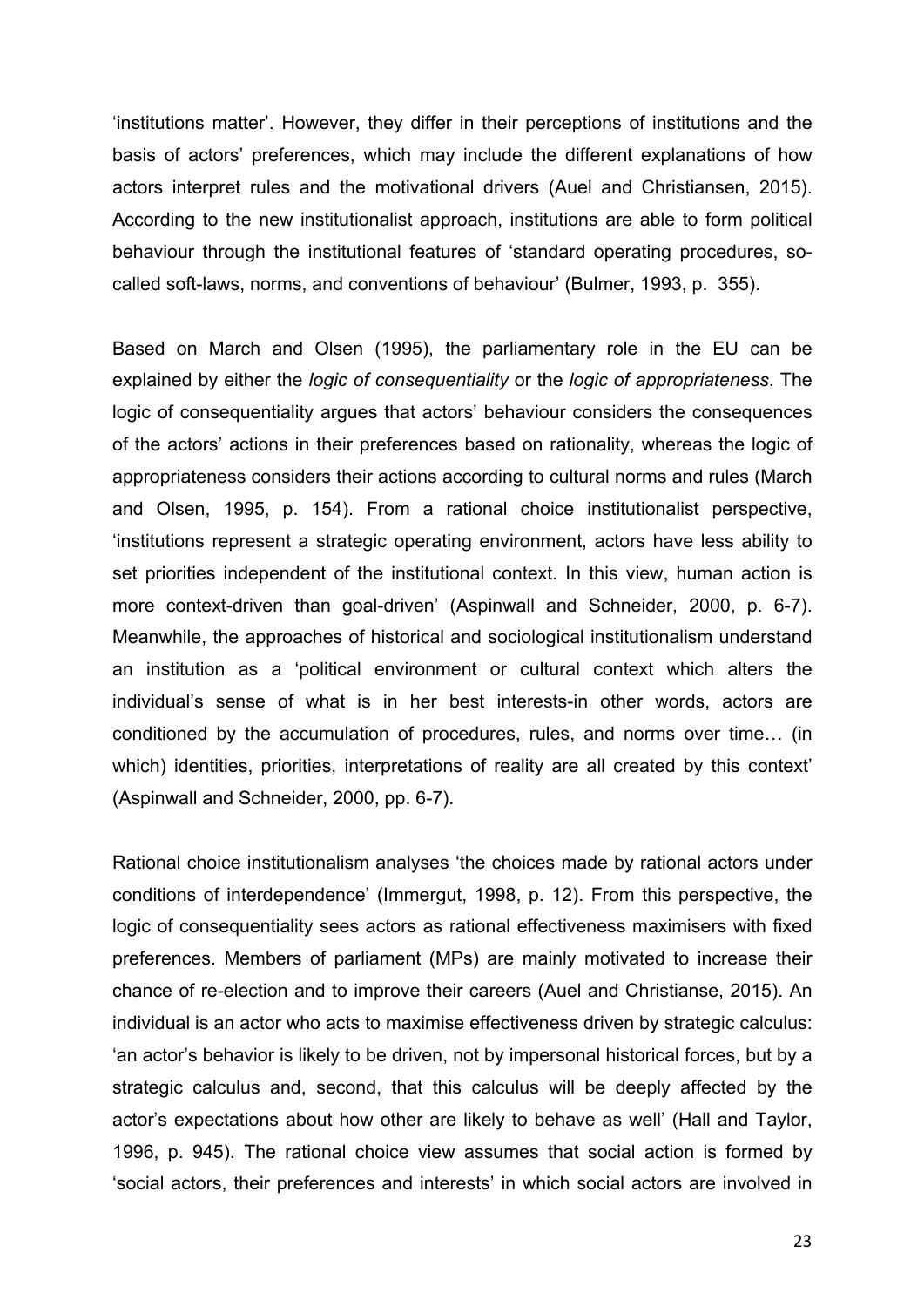'institutions matter'. However, they differ in their perceptions of institutions and the basis of actors' preferences, which may include the different explanations of how actors interpret rules and the motivational drivers (Auel and Christiansen, 2015). According to the new institutionalist approach, institutions are able to form political behaviour through the institutional features of 'standard operating procedures, so-called soft-laws, norms, and conventions of behaviour' (Bulmer, 1993, p. 355).

Based on March and Olsen (1995), the parliamentary role in the EU can be explained by either the *logic of consequentiality* or the *logic of appropriateness*. The logic of consequentiality argues that actors' behaviour considers the consequences of the actors' actions in their preferences based on rationality, whereas the logic of appropriateness considers their actions according to cultural norms and rules (March and Olsen, 1995, p. 154). From a rational choice institutionalist perspective, 'institutions represent a strategic operating environment, actors have less ability to set priorities independent of the institutional context. In this view, human action is more context-driven than goal-driven' (Aspinwall and Schneider, 2000, p. 6-7). Meanwhile, the approaches of historical and sociological institutionalism understand an institution as a 'political environment or cultural context which alters the individual's sense of what is in her best interests-in other words, actors are conditioned by the accumulation of procedures, rules, and norms over time… (in which) identities, priorities, interpretations of reality are all created by this context' (Aspinwall and Schneider, 2000, pp. 6-7).

Rational choice institutionalism analyses 'the choices made by rational actors under conditions of interdependence' (Immergut, 1998, p. 12). From this perspective, the logic of consequentiality sees actors as rational effectiveness maximisers with fixed preferences. Members of parliament (MPs) are mainly motivated to increase their chance of re-election and to improve their careers (Auel and Christianse, 2015). An individual is an actor who acts to maximise effectiveness driven by strategic calculus: 'an actor's behavior is likely to be driven, not by impersonal historical forces, but by a strategic calculus and, second, that this calculus will be deeply affected by the actor's expectations about how other are likely to behave as well' (Hall and Taylor, 1996, p. 945). The rational choice view assumes that social action is formed by 'social actors, their preferences and interests' in which social actors are involved in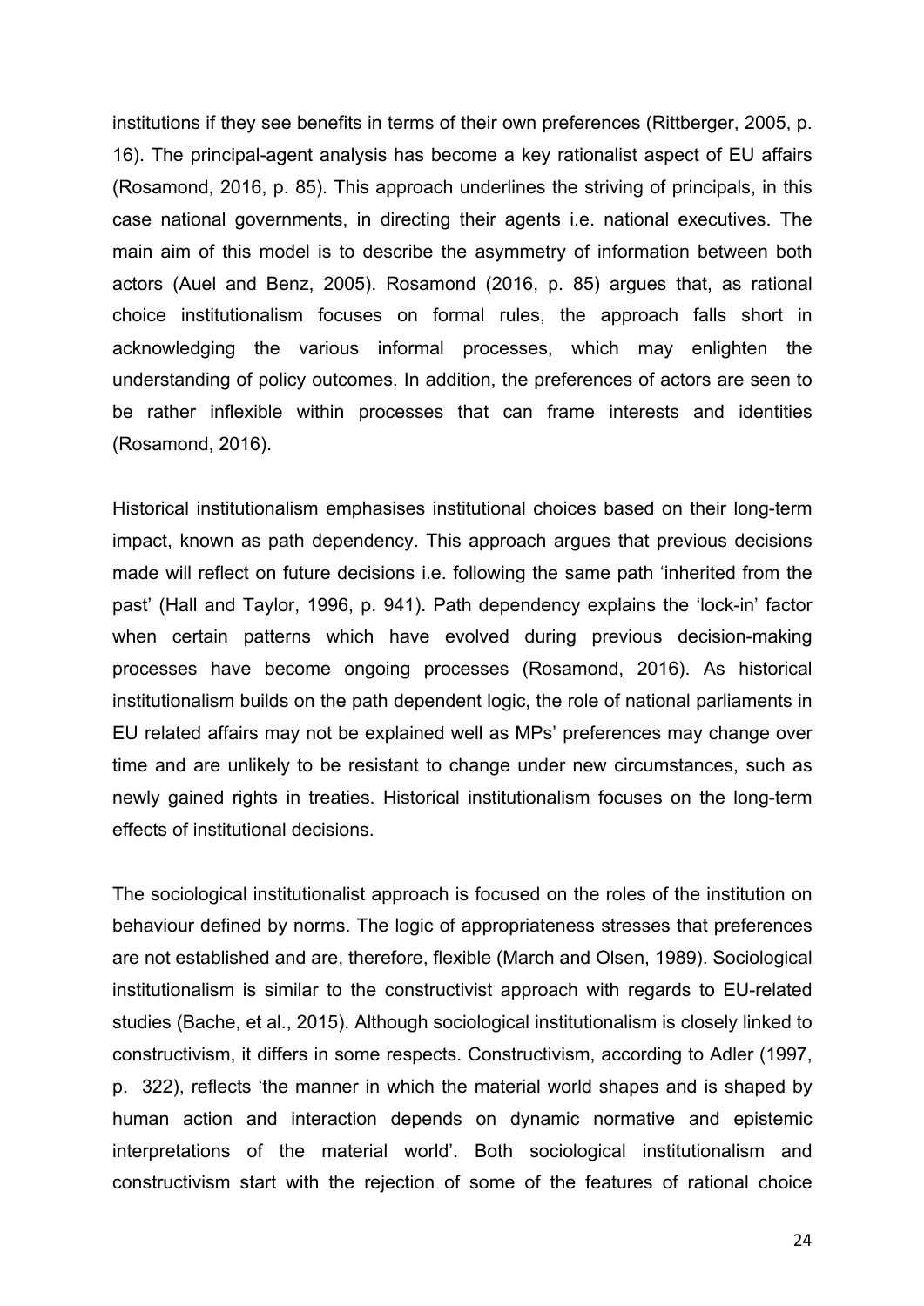institutions if they see benefits in terms of their own preferences (Rittberger, 2005, p. 16). The principal-agent analysis has become a key rationalist aspect of EU affairs (Rosamond, 2016, p. 85). This approach underlines the striving of principals, in this case national governments, in directing their agents i.e. national executives. The main aim of this model is to describe the asymmetry of information between both actors (Auel and Benz, 2005). Rosamond (2016, p. 85) argues that, as rational choice institutionalism focuses on formal rules, the approach falls short in acknowledging the various informal processes, which may enlighten the understanding of policy outcomes. In addition, the preferences of actors are seen to be rather inflexible within processes that can frame interests and identities (Rosamond, 2016).

Historical institutionalism emphasises institutional choices based on their long-term impact, known as path dependency. This approach argues that previous decisions made will reflect on future decisions i.e. following the same path 'inherited from the past' (Hall and Taylor, 1996, p. 941). Path dependency explains the 'lock-in' factor when certain patterns which have evolved during previous decision-making processes have become ongoing processes (Rosamond, 2016). As historical institutionalism builds on the path dependent logic, the role of national parliaments in EU related affairs may not be explained well as MPs' preferences may change over time and are unlikely to be resistant to change under new circumstances, such as newly gained rights in treaties. Historical institutionalism focuses on the long-term effects of institutional decisions.

The sociological institutionalist approach is focused on the roles of the institution on behaviour defined by norms. The logic of appropriateness stresses that preferences are not established and are, therefore, flexible (March and Olsen, 1989). Sociological institutionalism is similar to the constructivist approach with regards to EU-related studies (Bache, et al., 2015). Although sociological institutionalism is closely linked to constructivism, it differs in some respects. Constructivism, according to Adler (1997, p. 322), reflects 'the manner in which the material world shapes and is shaped by human action and interaction depends on dynamic normative and epistemic interpretations of the material world'. Both sociological institutionalism and constructivism start with the rejection of some of the features of rational choice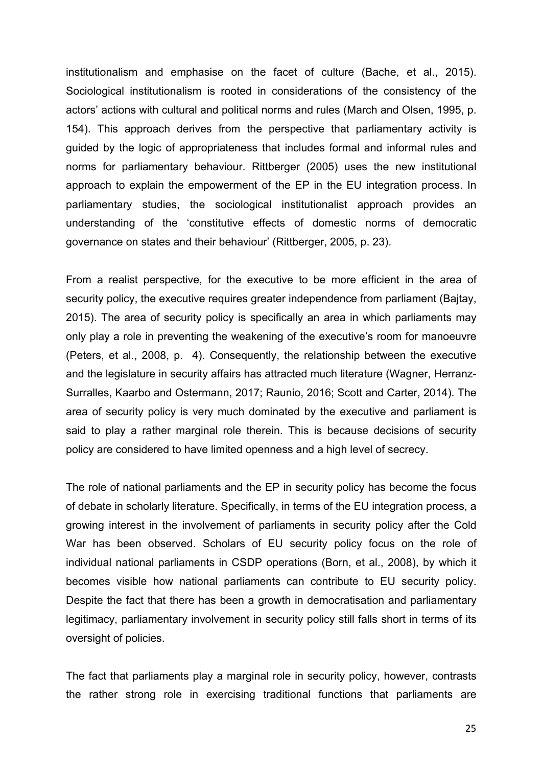institutionalism and emphasise on the facet of culture (Bache, et al., 2015). Sociological institutionalism is rooted in considerations of the consistency of the actors' actions with cultural and political norms and rules (March and Olsen, 1995, p. 154). This approach derives from the perspective that parliamentary activity is guided by the logic of appropriateness that includes formal and informal rules and norms for parliamentary behaviour. Rittberger (2005) uses the new institutional approach to explain the empowerment of the EP in the EU integration process. In parliamentary studies, the sociological institutionalist approach provides an understanding of the 'constitutive effects of domestic norms of democratic governance on states and their behaviour' (Rittberger, 2005, p. 23).

From a realist perspective, for the executive to be more efficient in the area of security policy, the executive requires greater independence from parliament (Bajtay, 2015). The area of security policy is specifically an area in which parliaments may only play a role in preventing the weakening of the executive's room for manoeuvre (Peters, et al., 2008, p. 4). Consequently, the relationship between the executive and the legislature in security affairs has attracted much literature (Wagner, Herranz-Surralles, Kaarbo and Ostermann, 2017; Raunio, 2016; Scott and Carter, 2014). The area of security policy is very much dominated by the executive and parliament is said to play a rather marginal role therein. This is because decisions of security policy are considered to have limited openness and a high level of secrecy.

The role of national parliaments and the EP in security policy has become the focus of debate in scholarly literature. Specifically, in terms of the EU integration process, a growing interest in the involvement of parliaments in security policy after the Cold War has been observed. Scholars of EU security policy focus on the role of individual national parliaments in CSDP operations (Born, et al., 2008), by which it becomes visible how national parliaments can contribute to EU security policy. Despite the fact that there has been a growth in democratisation and parliamentary legitimacy, parliamentary involvement in security policy still falls short in terms of its oversight of policies.

The fact that parliaments play a marginal role in security policy, however, contrasts the rather strong role in exercising traditional functions that parliaments are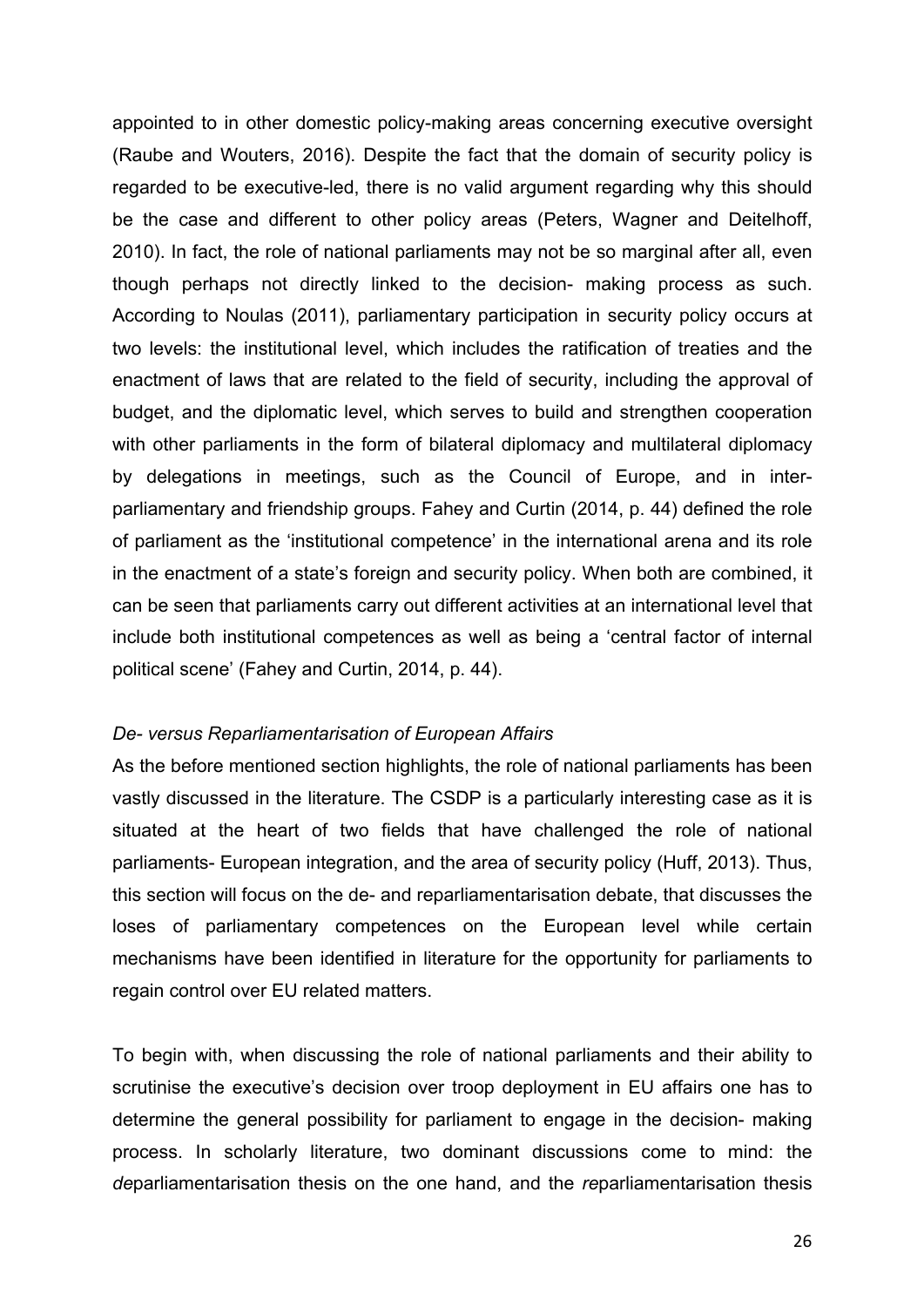appointed to in other domestic policy-making areas concerning executive oversight (Raube and Wouters, 2016). Despite the fact that the domain of security policy is regarded to be executive-led, there is no valid argument regarding why this should be the case and different to other policy areas (Peters, Wagner and Deitelhoff, 2010). In fact, the role of national parliaments may not be so marginal after all, even though perhaps not directly linked to the decision- making process as such. According to Noulas (2011), parliamentary participation in security policy occurs at two levels: the institutional level, which includes the ratification of treaties and the enactment of laws that are related to the field of security, including the approval of budget, and the diplomatic level, which serves to build and strengthen cooperation with other parliaments in the form of bilateral diplomacy and multilateral diplomacy by delegations in meetings, such as the Council of Europe, and in inter-parliamentary and friendship groups. Fahey and Curtin (2014, p. 44) defined the role of parliament as the 'institutional competence' in the international arena and its role in the enactment of a state's foreign and security policy. When both are combined, it can be seen that parliaments carry out different activities at an international level that include both institutional competences as well as being a 'central factor of internal political scene' (Fahey and Curtin, 2014, p. 44).

*De- versus Reparliamentarisation of European Affairs*

As the before mentioned section highlights, the role of national parliaments has been vastly discussed in the literature. The CSDP is a particularly interesting case as it is situated at the heart of two fields that have challenged the role of national parliaments- European integration, and the area of security policy (Huff, 2013). Thus, this section will focus on the de- and reparliamentarisation debate, that discusses the loses of parliamentary competences on the European level while certain mechanisms have been identified in literature for the opportunity for parliaments to regain control over EU related matters.

To begin with, when discussing the role of national parliaments and their ability to scrutinise the executive's decision over troop deployment in EU affairs one has to determine the general possibility for parliament to engage in the decision- making process. In scholarly literature, two dominant discussions come to mind: the *de*parliamentarisation thesis on the one hand, and the *re*parliamentarisation thesis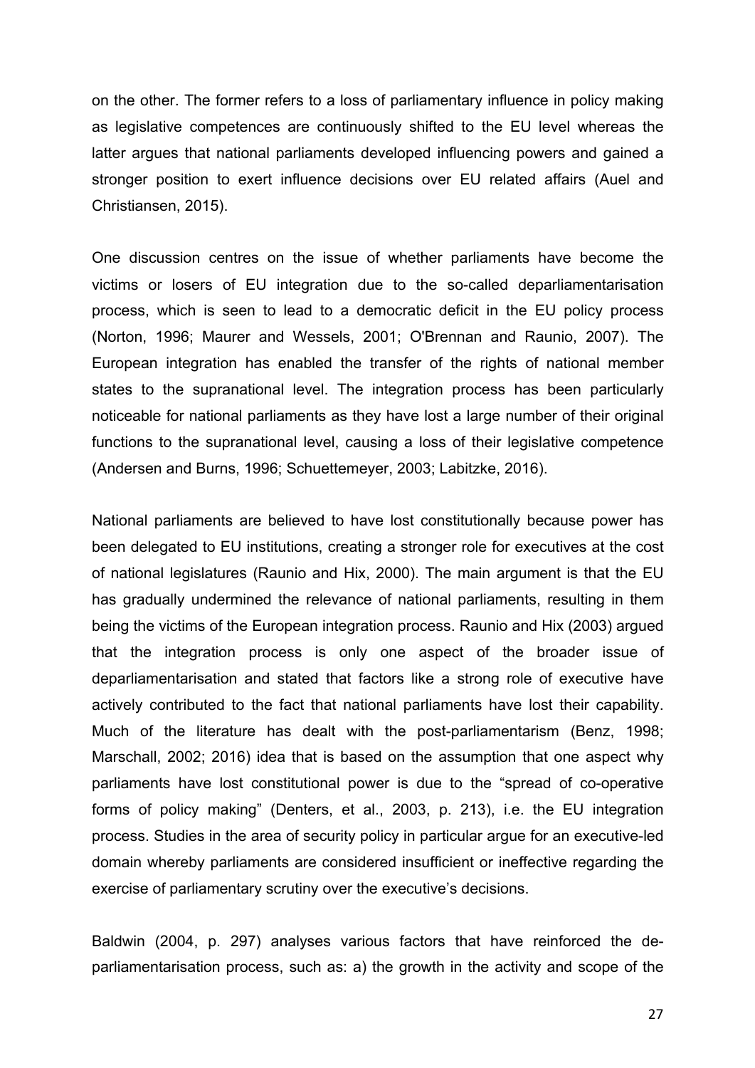on the other. The former refers to a loss of parliamentary influence in policy making as legislative competences are continuously shifted to the EU level whereas the latter argues that national parliaments developed influencing powers and gained a stronger position to exert influence decisions over EU related affairs (Auel and Christiansen, 2015).

One discussion centres on the issue of whether parliaments have become the victims or losers of EU integration due to the so-called deparliamentarisation process, which is seen to lead to a democratic deficit in the EU policy process (Norton, 1996; Maurer and Wessels, 2001; O'Brennan and Raunio, 2007). The European integration has enabled the transfer of the rights of national member states to the supranational level. The integration process has been particularly noticeable for national parliaments as they have lost a large number of their original functions to the supranational level, causing a loss of their legislative competence (Andersen and Burns, 1996; Schuettemeyer, 2003; Labitzke, 2016).

National parliaments are believed to have lost constitutionally because power has been delegated to EU institutions, creating a stronger role for executives at the cost of national legislatures (Raunio and Hix, 2000). The main argument is that the EU has gradually undermined the relevance of national parliaments, resulting in them being the victims of the European integration process. Raunio and Hix (2003) argued that the integration process is only one aspect of the broader issue of deparliamentarisation and stated that factors like a strong role of executive have actively contributed to the fact that national parliaments have lost their capability. Much of the literature has dealt with the post-parliamentarism (Benz, 1998; Marschall, 2002; 2016) idea that is based on the assumption that one aspect why parliaments have lost constitutional power is due to the "spread of co-operative forms of policy making" (Denters, et al., 2003, p. 213), i.e. the EU integration process. Studies in the area of security policy in particular argue for an executive-led domain whereby parliaments are considered insufficient or ineffective regarding the exercise of parliamentary scrutiny over the executive's decisions.

Baldwin (2004, p. 297) analyses various factors that have reinforced the de-parliamentarisation process, such as: a) the growth in the activity and scope of the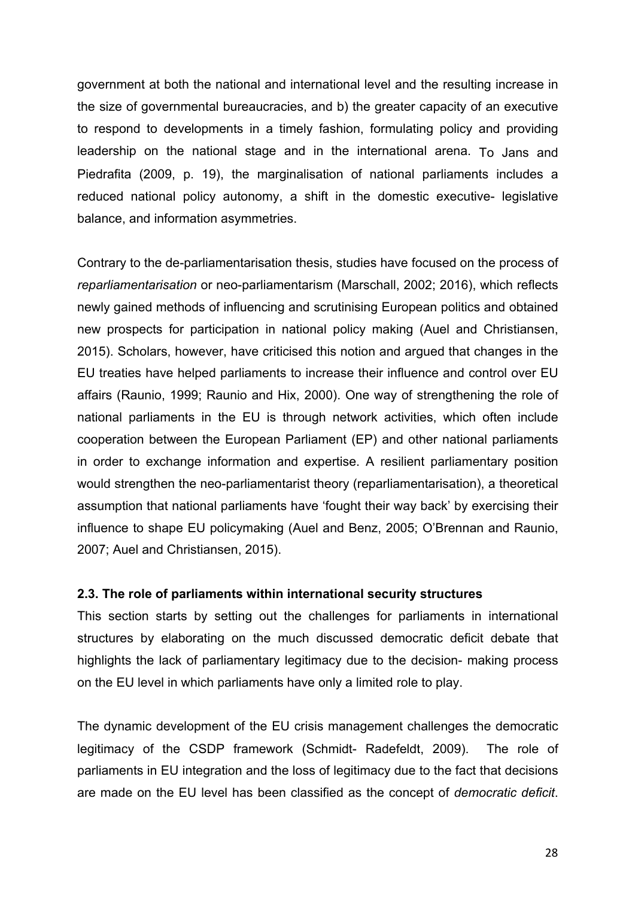government at both the national and international level and the resulting increase in the size of governmental bureaucracies, and b) the greater capacity of an executive to respond to developments in a timely fashion, formulating policy and providing leadership on the national stage and in the international arena. To Jans and Piedrafita (2009, p. 19), the marginalisation of national parliaments includes a reduced national policy autonomy, a shift in the domestic executive- legislative balance, and information asymmetries.

Contrary to the de-parliamentarisation thesis, studies have focused on the process of *reparliamentarisation* or neo-parliamentarism (Marschall, 2002; 2016), which reflects newly gained methods of influencing and scrutinising European politics and obtained new prospects for participation in national policy making (Auel and Christiansen, 2015). Scholars, however, have criticised this notion and argued that changes in the EU treaties have helped parliaments to increase their influence and control over EU affairs (Raunio, 1999; Raunio and Hix, 2000). One way of strengthening the role of national parliaments in the EU is through network activities, which often include cooperation between the European Parliament (EP) and other national parliaments in order to exchange information and expertise. A resilient parliamentary position would strengthen the neo-parliamentarist theory (reparliamentarisation), a theoretical assumption that national parliaments have 'fought their way back' by exercising their influence to shape EU policymaking (Auel and Benz, 2005; O'Brennan and Raunio, 2007; Auel and Christiansen, 2015).

### 2.3. The role of parliaments within international security structures

This section starts by setting out the challenges for parliaments in international structures by elaborating on the much discussed democratic deficit debate that highlights the lack of parliamentary legitimacy due to the decision- making process on the EU level in which parliaments have only a limited role to play.

The dynamic development of the EU crisis management challenges the democratic legitimacy of the CSDP framework (Schmidt- Radefeldt, 2009). The role of parliaments in EU integration and the loss of legitimacy due to the fact that decisions are made on the EU level has been classified as the concept of *democratic deficit*.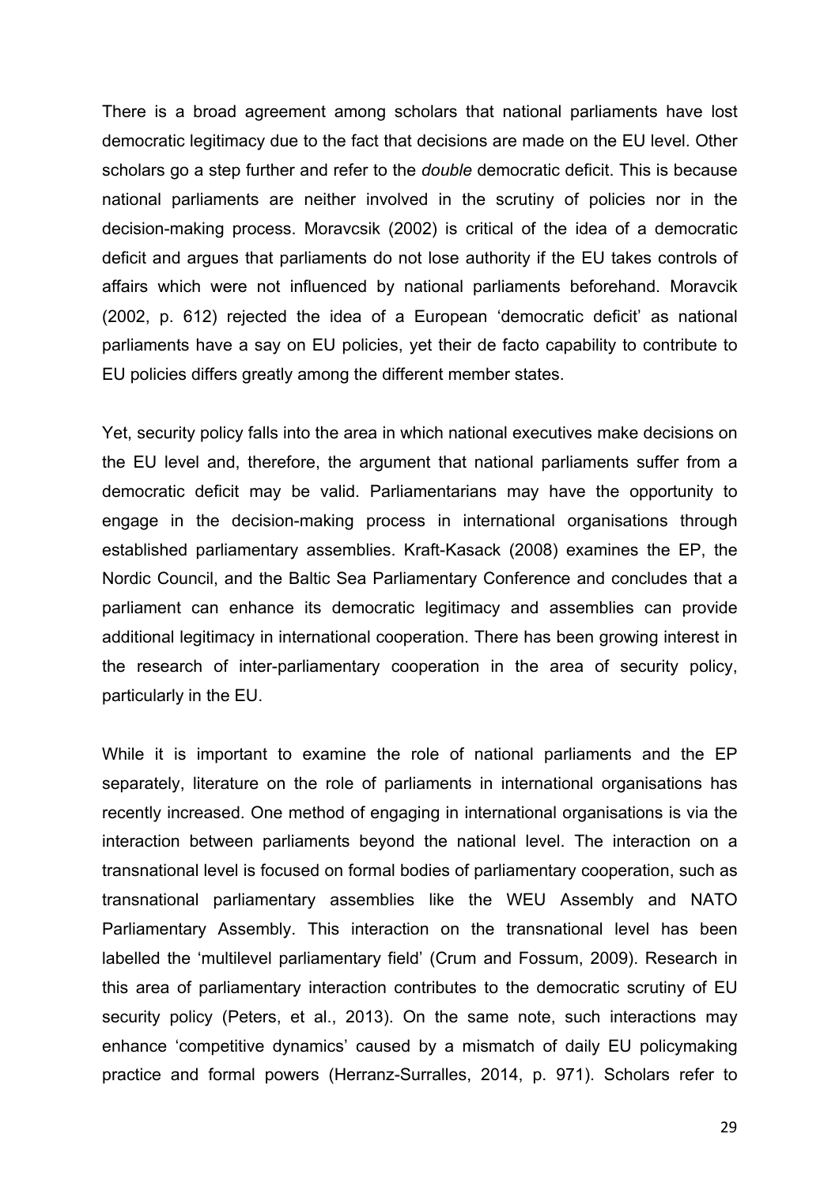There is a broad agreement among scholars that national parliaments have lost democratic legitimacy due to the fact that decisions are made on the EU level. Other scholars go a step further and refer to the *double* democratic deficit. This is because national parliaments are neither involved in the scrutiny of policies nor in the decision-making process. Moravcsik (2002) is critical of the idea of a democratic deficit and argues that parliaments do not lose authority if the EU takes controls of affairs which were not influenced by national parliaments beforehand. Moravcik (2002, p. 612) rejected the idea of a European 'democratic deficit' as national parliaments have a say on EU policies, yet their de facto capability to contribute to EU policies differs greatly among the different member states.

Yet, security policy falls into the area in which national executives make decisions on the EU level and, therefore, the argument that national parliaments suffer from a democratic deficit may be valid. Parliamentarians may have the opportunity to engage in the decision-making process in international organisations through established parliamentary assemblies. Kraft-Kasack (2008) examines the EP, the Nordic Council, and the Baltic Sea Parliamentary Conference and concludes that a parliament can enhance its democratic legitimacy and assemblies can provide additional legitimacy in international cooperation. There has been growing interest in the research of inter-parliamentary cooperation in the area of security policy, particularly in the EU.

While it is important to examine the role of national parliaments and the EP separately, literature on the role of parliaments in international organisations has recently increased. One method of engaging in international organisations is via the interaction between parliaments beyond the national level. The interaction on a transnational level is focused on formal bodies of parliamentary cooperation, such as transnational parliamentary assemblies like the WEU Assembly and NATO Parliamentary Assembly. This interaction on the transnational level has been labelled the 'multilevel parliamentary field' (Crum and Fossum, 2009). Research in this area of parliamentary interaction contributes to the democratic scrutiny of EU security policy (Peters, et al., 2013). On the same note, such interactions may enhance 'competitive dynamics' caused by a mismatch of daily EU policymaking practice and formal powers (Herranz-Surralles, 2014, p. 971). Scholars refer to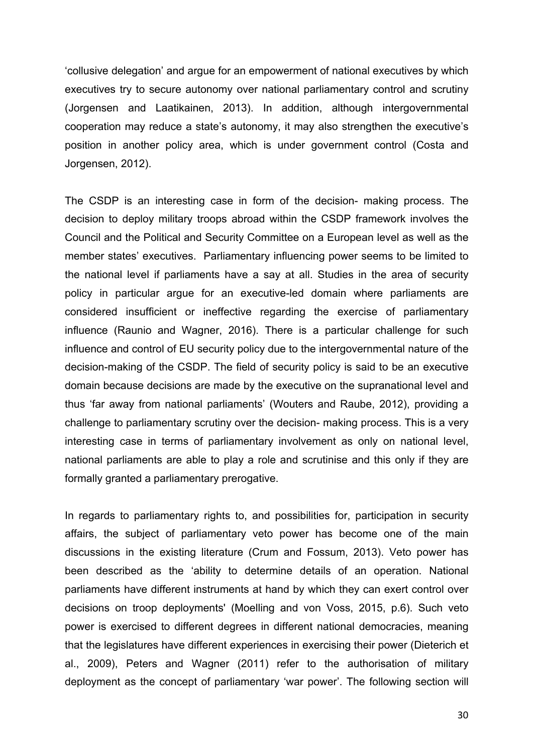'collusive delegation' and argue for an empowerment of national executives by which executives try to secure autonomy over national parliamentary control and scrutiny (Jorgensen and Laatikainen, 2013). In addition, although intergovernmental cooperation may reduce a state's autonomy, it may also strengthen the executive's position in another policy area, which is under government control (Costa and Jorgensen, 2012).

The CSDP is an interesting case in form of the decision- making process. The decision to deploy military troops abroad within the CSDP framework involves the Council and the Political and Security Committee on a European level as well as the member states' executives. Parliamentary influencing power seems to be limited to the national level if parliaments have a say at all. Studies in the area of security policy in particular argue for an executive-led domain where parliaments are considered insufficient or ineffective regarding the exercise of parliamentary influence (Raunio and Wagner, 2016). There is a particular challenge for such influence and control of EU security policy due to the intergovernmental nature of the decision-making of the CSDP. The field of security policy is said to be an executive domain because decisions are made by the executive on the supranational level and thus 'far away from national parliaments' (Wouters and Raube, 2012), providing a challenge to parliamentary scrutiny over the decision- making process. This is a very interesting case in terms of parliamentary involvement as only on national level, national parliaments are able to play a role and scrutinise and this only if they are formally granted a parliamentary prerogative.

In regards to parliamentary rights to, and possibilities for, participation in security affairs, the subject of parliamentary veto power has become one of the main discussions in the existing literature (Crum and Fossum, 2013). Veto power has been described as the 'ability to determine details of an operation. National parliaments have different instruments at hand by which they can exert control over decisions on troop deployments' (Moelling and von Voss, 2015, p.6). Such veto power is exercised to different degrees in different national democracies, meaning that the legislatures have different experiences in exercising their power (Dieterich et al., 2009), Peters and Wagner (2011) refer to the authorisation of military deployment as the concept of parliamentary 'war power'. The following section will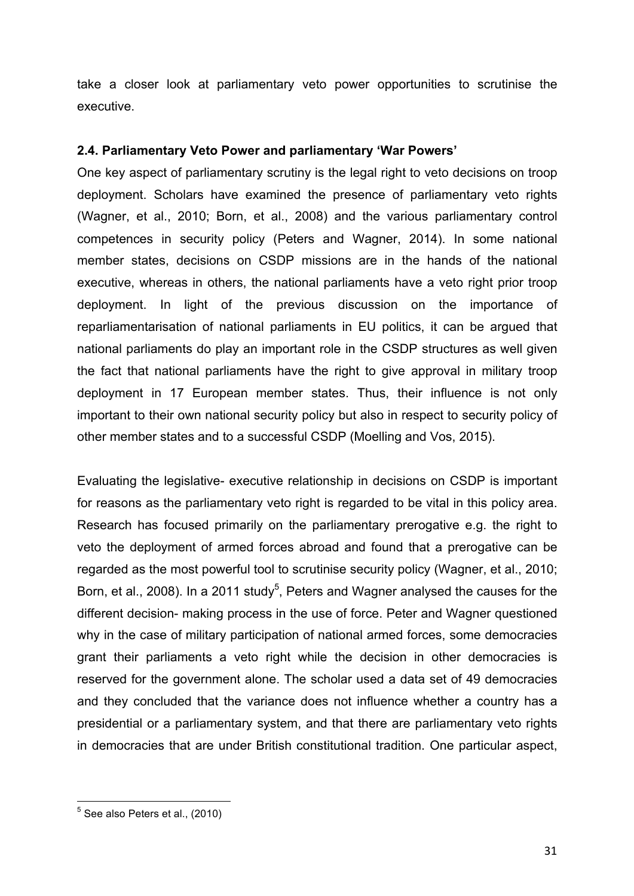take a closer look at parliamentary veto power opportunities to scrutinise the executive.

### 2.4. Parliamentary Veto Power and parliamentary 'War Powers'

One key aspect of parliamentary scrutiny is the legal right to veto decisions on troop deployment. Scholars have examined the presence of parliamentary veto rights (Wagner, et al., 2010; Born, et al., 2008) and the various parliamentary control competences in security policy (Peters and Wagner, 2014). In some national member states, decisions on CSDP missions are in the hands of the national executive, whereas in others, the national parliaments have a veto right prior troop deployment. In light of the previous discussion on the importance of reparliamentarisation of national parliaments in EU politics, it can be argued that national parliaments do play an important role in the CSDP structures as well given the fact that national parliaments have the right to give approval in military troop deployment in 17 European member states. Thus, their influence is not only important to their own national security policy but also in respect to security policy of other member states and to a successful CSDP (Moelling and Vos, 2015).

Evaluating the legislative- executive relationship in decisions on CSDP is important for reasons as the parliamentary veto right is regarded to be vital in this policy area. Research has focused primarily on the parliamentary prerogative e.g. the right to veto the deployment of armed forces abroad and found that a prerogative can be regarded as the most powerful tool to scrutinise security policy (Wagner, et al., 2010; Born, et al., 2008). In a 2011 study[5], Peters and Wagner analysed the causes for the different decision- making process in the use of force. Peter and Wagner questioned why in the case of military participation of national armed forces, some democracies grant their parliaments a veto right while the decision in other democracies is reserved for the government alone. The scholar used a data set of 49 democracies and they concluded that the variance does not influence whether a country has a presidential or a parliamentary system, and that there are parliamentary veto rights in democracies that are under British constitutional tradition. One particular aspect,

[5] See also Peters et al., (2010)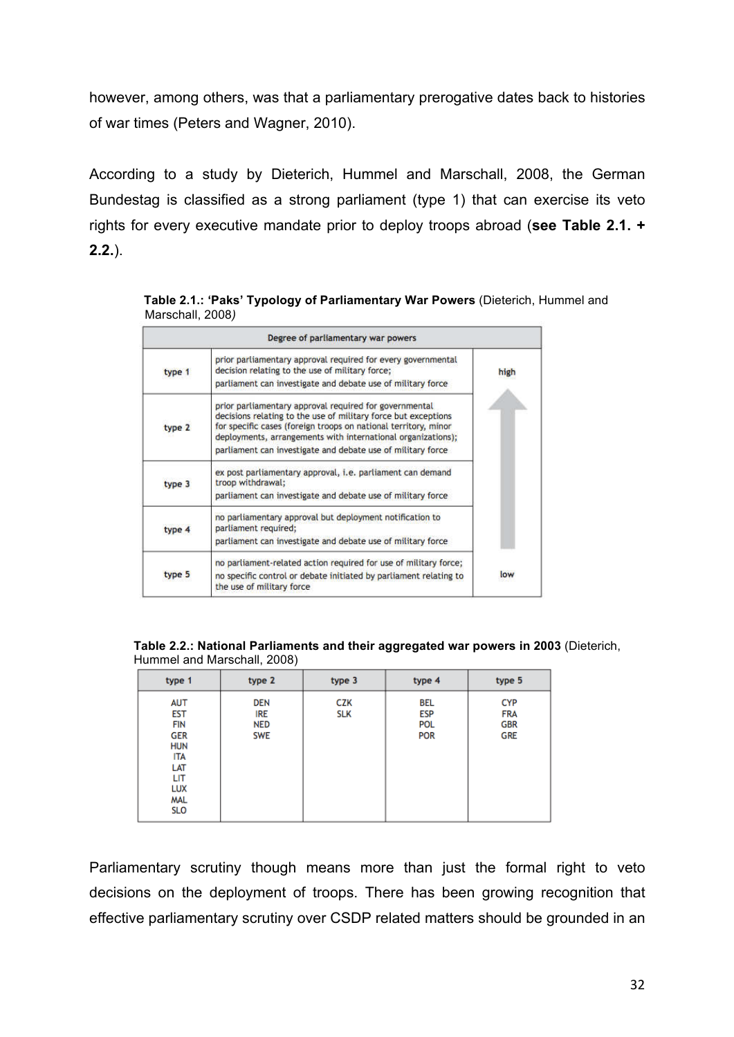however, among others, was that a parliamentary prerogative dates back to histories of war times (Peters and Wagner, 2010).

According to a study by Dieterich, Hummel and Marschall, 2008, the German Bundestag is classified as a strong parliament (type 1) that can exercise its veto rights for every executive mandate prior to deploy troops abroad (**see Table 2.1. + 2.2.**).

**Table 2.1.: 'Paks' Typology of Parliamentary War Powers** (Dieterich, Hummel and Marschall, 2008)

| Degree of parliamentary war powers | | |
|---|---|---|
| type 1 | prior parliamentary approval required for every governmental decision relating to the use of military force; parliament can investigate and debate use of military force | high |
| type 2 | prior parliamentary approval required for governmental decisions relating to the use of military force but exceptions for specific cases (foreign troops on national territory, minor deployments, arrangements with international organizations); parliament can investigate and debate use of military force | |
| type 3 | ex post parliamentary approval, i.e. parliament can demand troop withdrawal; parliament can investigate and debate use of military force | |
| type 4 | no parliamentary approval but deployment notification to parliament required; parliament can investigate and debate use of military force | |
| type 5 | no parliament-related action required for use of military force; no specific control or debate initiated by parliament relating to the use of military force | low |

**Table 2.2.: National Parliaments and their aggregated war powers in 2003** (Dieterich, Hummel and Marschall, 2008)

| type 1 | type 2 | type 3 | type 4 | type 5 |
|---|---|---|---|---|
| AUT | DEN | CZK | BEL | CYP |
| EST | IRE | SLK | ESP | FRA |
| FIN | NED | | POL | GBR |
| GER | SWE | | POR | GRE |
| HUN | | | | |
| ITA | | | | |
| LAT | | | | |
| LIT | | | | |
| LUX | | | | |
| MAL | | | | |
| SLO | | | | |

Parliamentary scrutiny though means more than just the formal right to veto decisions on the deployment of troops. There has been growing recognition that effective parliamentary scrutiny over CSDP related matters should be grounded in an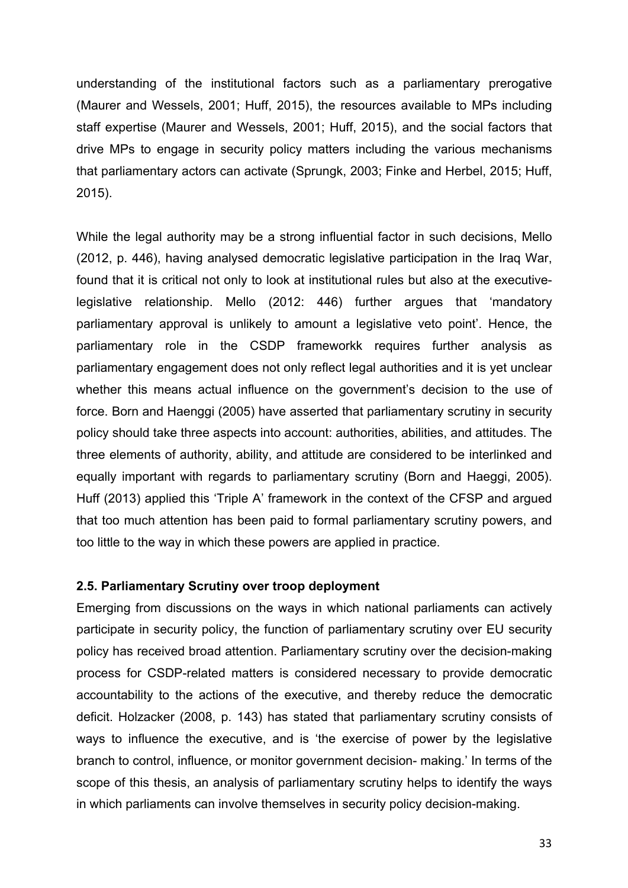understanding of the institutional factors such as a parliamentary prerogative (Maurer and Wessels, 2001; Huff, 2015), the resources available to MPs including staff expertise (Maurer and Wessels, 2001; Huff, 2015), and the social factors that drive MPs to engage in security policy matters including the various mechanisms that parliamentary actors can activate (Sprungk, 2003; Finke and Herbel, 2015; Huff, 2015).

While the legal authority may be a strong influential factor in such decisions, Mello (2012, p. 446), having analysed democratic legislative participation in the Iraq War, found that it is critical not only to look at institutional rules but also at the executive-legislative relationship. Mello (2012: 446) further argues that 'mandatory parliamentary approval is unlikely to amount a legislative veto point'. Hence, the parliamentary role in the CSDP frameworkk requires further analysis as parliamentary engagement does not only reflect legal authorities and it is yet unclear whether this means actual influence on the government's decision to the use of force. Born and Haenggi (2005) have asserted that parliamentary scrutiny in security policy should take three aspects into account: authorities, abilities, and attitudes. The three elements of authority, ability, and attitude are considered to be interlinked and equally important with regards to parliamentary scrutiny (Born and Haeggi, 2005). Huff (2013) applied this 'Triple A' framework in the context of the CFSP and argued that too much attention has been paid to formal parliamentary scrutiny powers, and too little to the way in which these powers are applied in practice.

### 2.5. Parliamentary Scrutiny over troop deployment

Emerging from discussions on the ways in which national parliaments can actively participate in security policy, the function of parliamentary scrutiny over EU security policy has received broad attention. Parliamentary scrutiny over the decision-making process for CSDP-related matters is considered necessary to provide democratic accountability to the actions of the executive, and thereby reduce the democratic deficit. Holzacker (2008, p. 143) has stated that parliamentary scrutiny consists of ways to influence the executive, and is 'the exercise of power by the legislative branch to control, influence, or monitor government decision- making.' In terms of the scope of this thesis, an analysis of parliamentary scrutiny helps to identify the ways in which parliaments can involve themselves in security policy decision-making.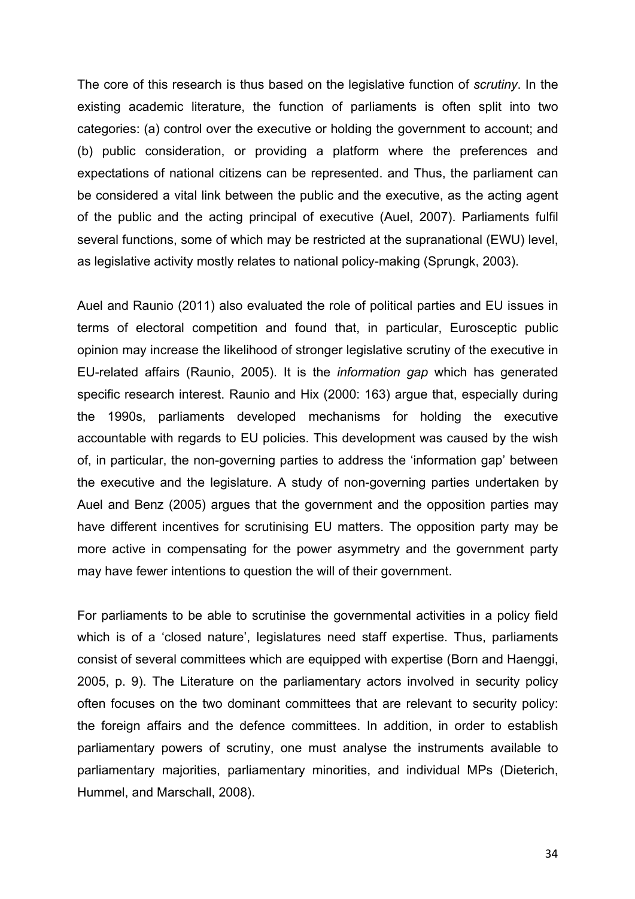The core of this research is thus based on the legislative function of *scrutiny*. In the existing academic literature, the function of parliaments is often split into two categories: (a) control over the executive or holding the government to account; and (b) public consideration, or providing a platform where the preferences and expectations of national citizens can be represented. and Thus, the parliament can be considered a vital link between the public and the executive, as the acting agent of the public and the acting principal of executive (Auel, 2007). Parliaments fulfil several functions, some of which may be restricted at the supranational (EWU) level, as legislative activity mostly relates to national policy-making (Sprungk, 2003).

Auel and Raunio (2011) also evaluated the role of political parties and EU issues in terms of electoral competition and found that, in particular, Eurosceptic public opinion may increase the likelihood of stronger legislative scrutiny of the executive in EU-related affairs (Raunio, 2005). It is the *information gap* which has generated specific research interest. Raunio and Hix (2000: 163) argue that, especially during the 1990s, parliaments developed mechanisms for holding the executive accountable with regards to EU policies. This development was caused by the wish of, in particular, the non-governing parties to address the 'information gap' between the executive and the legislature. A study of non-governing parties undertaken by Auel and Benz (2005) argues that the government and the opposition parties may have different incentives for scrutinising EU matters. The opposition party may be more active in compensating for the power asymmetry and the government party may have fewer intentions to question the will of their government.

For parliaments to be able to scrutinise the governmental activities in a policy field which is of a 'closed nature', legislatures need staff expertise. Thus, parliaments consist of several committees which are equipped with expertise (Born and Haenggi, 2005, p. 9). The Literature on the parliamentary actors involved in security policy often focuses on the two dominant committees that are relevant to security policy: the foreign affairs and the defence committees. In addition, in order to establish parliamentary powers of scrutiny, one must analyse the instruments available to parliamentary majorities, parliamentary minorities, and individual MPs (Dieterich, Hummel, and Marschall, 2008).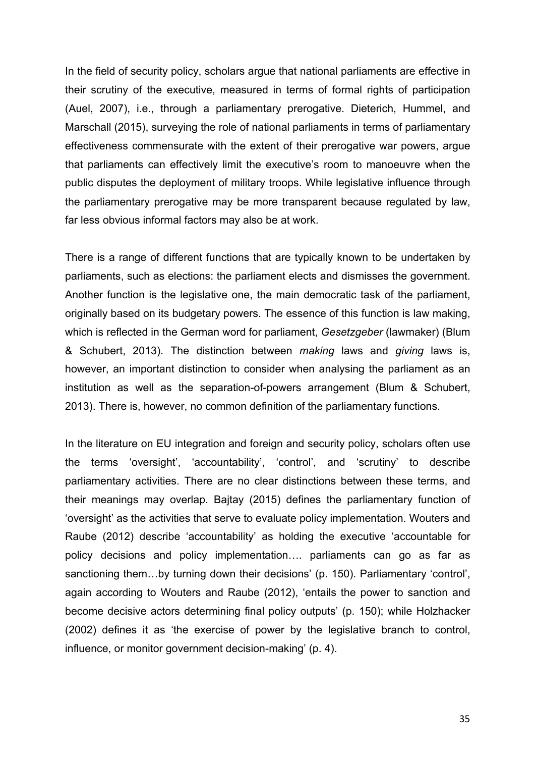In the field of security policy, scholars argue that national parliaments are effective in their scrutiny of the executive, measured in terms of formal rights of participation (Auel, 2007), i.e., through a parliamentary prerogative. Dieterich, Hummel, and Marschall (2015), surveying the role of national parliaments in terms of parliamentary effectiveness commensurate with the extent of their prerogative war powers, argue that parliaments can effectively limit the executive's room to manoeuvre when the public disputes the deployment of military troops. While legislative influence through the parliamentary prerogative may be more transparent because regulated by law, far less obvious informal factors may also be at work.

There is a range of different functions that are typically known to be undertaken by parliaments, such as elections: the parliament elects and dismisses the government. Another function is the legislative one, the main democratic task of the parliament, originally based on its budgetary powers. The essence of this function is law making, which is reflected in the German word for parliament, *Gesetzgeber* (lawmaker) (Blum & Schubert, 2013). The distinction between *making* laws and *giving* laws is, however, an important distinction to consider when analysing the parliament as an institution as well as the separation-of-powers arrangement (Blum & Schubert, 2013). There is, however, no common definition of the parliamentary functions.

In the literature on EU integration and foreign and security policy, scholars often use the terms 'oversight', 'accountability', 'control', and 'scrutiny' to describe parliamentary activities. There are no clear distinctions between these terms, and their meanings may overlap. Bajtay (2015) defines the parliamentary function of 'oversight' as the activities that serve to evaluate policy implementation. Wouters and Raube (2012) describe 'accountability' as holding the executive 'accountable for policy decisions and policy implementation…. parliaments can go as far as sanctioning them…by turning down their decisions' (p. 150). Parliamentary 'control', again according to Wouters and Raube (2012), 'entails the power to sanction and become decisive actors determining final policy outputs' (p. 150); while Holzhacker (2002) defines it as 'the exercise of power by the legislative branch to control, influence, or monitor government decision-making' (p. 4).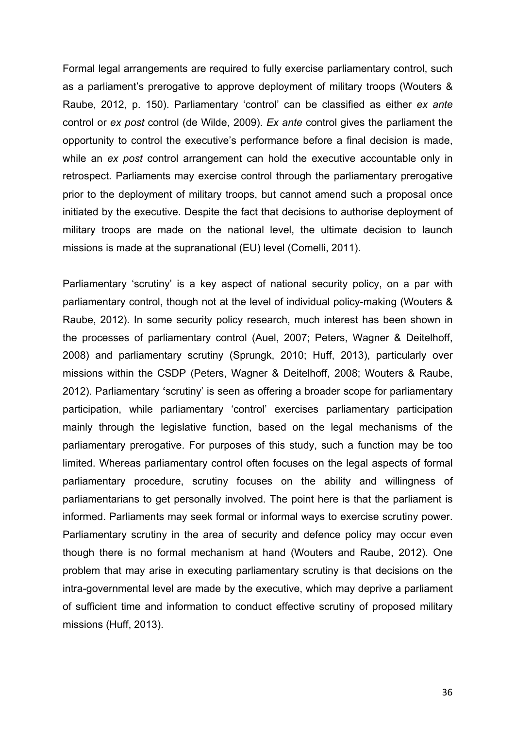Formal legal arrangements are required to fully exercise parliamentary control, such as a parliament's prerogative to approve deployment of military troops (Wouters & Raube, 2012, p. 150). Parliamentary 'control' can be classified as either *ex ante* control or *ex post* control (de Wilde, 2009). *Ex ante* control gives the parliament the opportunity to control the executive's performance before a final decision is made, while an *ex post* control arrangement can hold the executive accountable only in retrospect. Parliaments may exercise control through the parliamentary prerogative prior to the deployment of military troops, but cannot amend such a proposal once initiated by the executive. Despite the fact that decisions to authorise deployment of military troops are made on the national level, the ultimate decision to launch missions is made at the supranational (EU) level (Comelli, 2011).

Parliamentary 'scrutiny' is a key aspect of national security policy, on a par with parliamentary control, though not at the level of individual policy-making (Wouters & Raube, 2012). In some security policy research, much interest has been shown in the processes of parliamentary control (Auel, 2007; Peters, Wagner & Deitelhoff, 2008) and parliamentary scrutiny (Sprungk, 2010; Huff, 2013), particularly over missions within the CSDP (Peters, Wagner & Deitelhoff, 2008; Wouters & Raube, 2012). Parliamentary **'**scrutiny' is seen as offering a broader scope for parliamentary participation, while parliamentary 'control' exercises parliamentary participation mainly through the legislative function, based on the legal mechanisms of the parliamentary prerogative. For purposes of this study, such a function may be too limited. Whereas parliamentary control often focuses on the legal aspects of formal parliamentary procedure, scrutiny focuses on the ability and willingness of parliamentarians to get personally involved. The point here is that the parliament is informed. Parliaments may seek formal or informal ways to exercise scrutiny power. Parliamentary scrutiny in the area of security and defence policy may occur even though there is no formal mechanism at hand (Wouters and Raube, 2012). One problem that may arise in executing parliamentary scrutiny is that decisions on the intra-governmental level are made by the executive, which may deprive a parliament of sufficient time and information to conduct effective scrutiny of proposed military missions (Huff, 2013).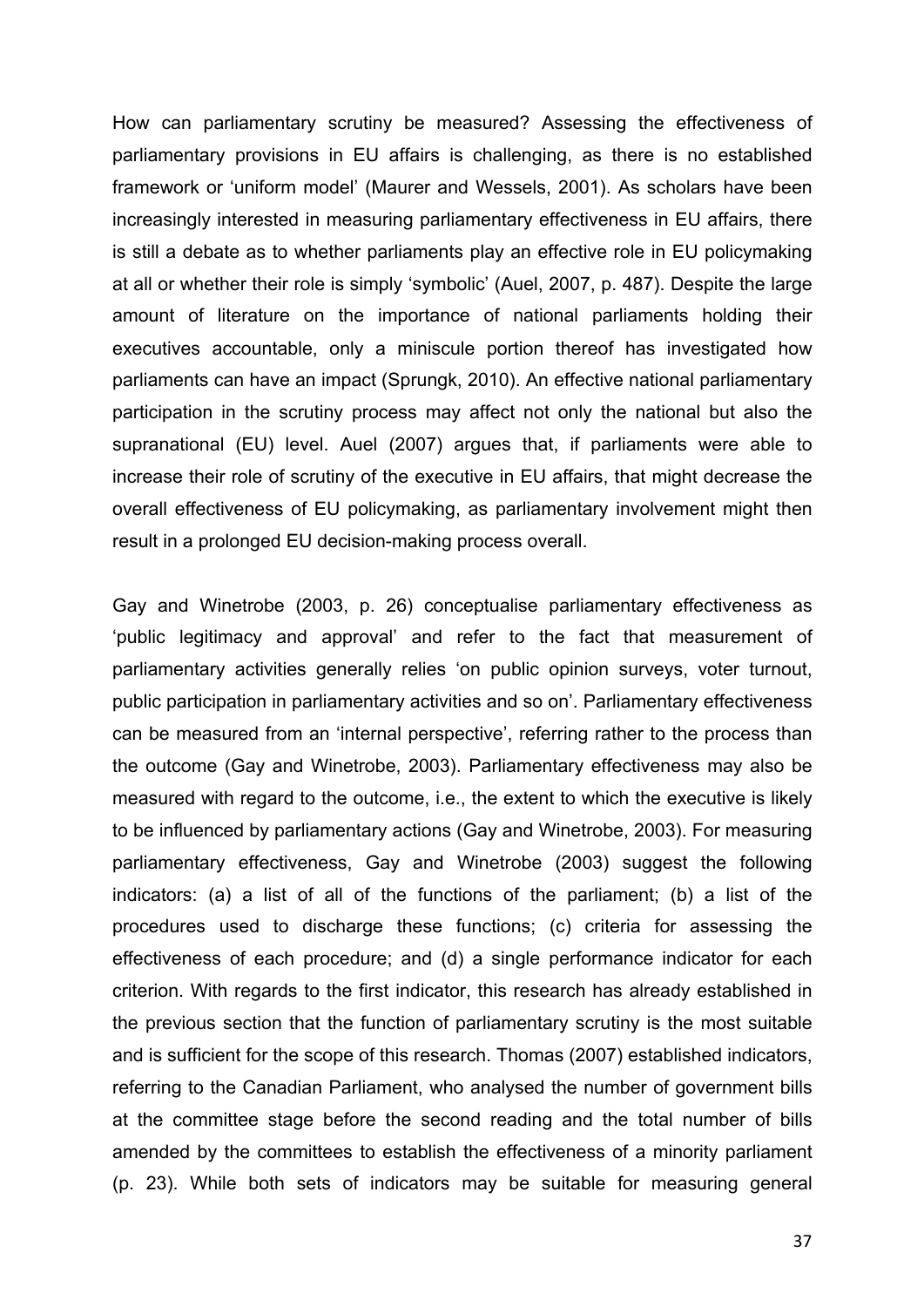How can parliamentary scrutiny be measured? Assessing the effectiveness of parliamentary provisions in EU affairs is challenging, as there is no established framework or 'uniform model' (Maurer and Wessels, 2001). As scholars have been increasingly interested in measuring parliamentary effectiveness in EU affairs, there is still a debate as to whether parliaments play an effective role in EU policymaking at all or whether their role is simply 'symbolic' (Auel, 2007, p. 487). Despite the large amount of literature on the importance of national parliaments holding their executives accountable, only a miniscule portion thereof has investigated how parliaments can have an impact (Sprungk, 2010). An effective national parliamentary participation in the scrutiny process may affect not only the national but also the supranational (EU) level. Auel (2007) argues that, if parliaments were able to increase their role of scrutiny of the executive in EU affairs, that might decrease the overall effectiveness of EU policymaking, as parliamentary involvement might then result in a prolonged EU decision-making process overall.

Gay and Winetrobe (2003, p. 26) conceptualise parliamentary effectiveness as 'public legitimacy and approval' and refer to the fact that measurement of parliamentary activities generally relies 'on public opinion surveys, voter turnout, public participation in parliamentary activities and so on'. Parliamentary effectiveness can be measured from an 'internal perspective', referring rather to the process than the outcome (Gay and Winetrobe, 2003). Parliamentary effectiveness may also be measured with regard to the outcome, i.e., the extent to which the executive is likely to be influenced by parliamentary actions (Gay and Winetrobe, 2003). For measuring parliamentary effectiveness, Gay and Winetrobe (2003) suggest the following indicators: (a) a list of all of the functions of the parliament; (b) a list of the procedures used to discharge these functions; (c) criteria for assessing the effectiveness of each procedure; and (d) a single performance indicator for each criterion. With regards to the first indicator, this research has already established in the previous section that the function of parliamentary scrutiny is the most suitable and is sufficient for the scope of this research. Thomas (2007) established indicators, referring to the Canadian Parliament, who analysed the number of government bills at the committee stage before the second reading and the total number of bills amended by the committees to establish the effectiveness of a minority parliament (p. 23). While both sets of indicators may be suitable for measuring general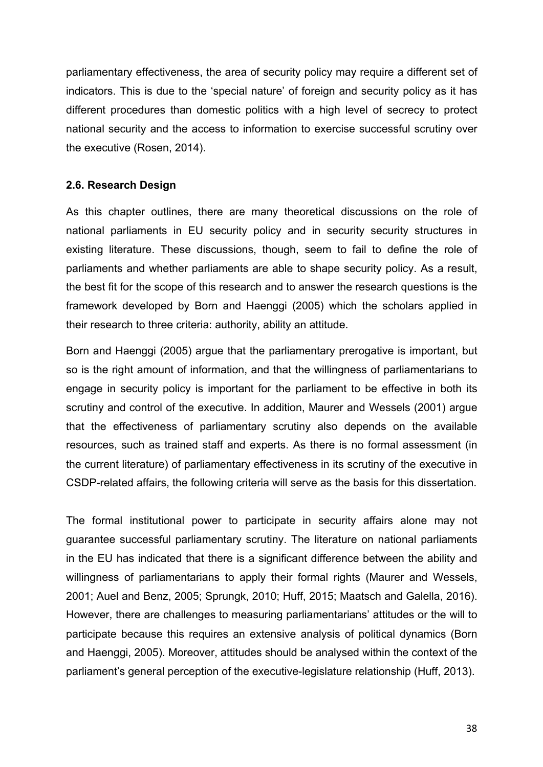parliamentary effectiveness, the area of security policy may require a different set of indicators. This is due to the 'special nature' of foreign and security policy as it has different procedures than domestic politics with a high level of secrecy to protect national security and the access to information to exercise successful scrutiny over the executive (Rosen, 2014).

### 2.6. Research Design

As this chapter outlines, there are many theoretical discussions on the role of national parliaments in EU security policy and in security security structures in existing literature. These discussions, though, seem to fail to define the role of parliaments and whether parliaments are able to shape security policy. As a result, the best fit for the scope of this research and to answer the research questions is the framework developed by Born and Haenggi (2005) which the scholars applied in their research to three criteria: authority, ability an attitude.

Born and Haenggi (2005) argue that the parliamentary prerogative is important, but so is the right amount of information, and that the willingness of parliamentarians to engage in security policy is important for the parliament to be effective in both its scrutiny and control of the executive. In addition, Maurer and Wessels (2001) argue that the effectiveness of parliamentary scrutiny also depends on the available resources, such as trained staff and experts. As there is no formal assessment (in the current literature) of parliamentary effectiveness in its scrutiny of the executive in CSDP-related affairs, the following criteria will serve as the basis for this dissertation.

The formal institutional power to participate in security affairs alone may not guarantee successful parliamentary scrutiny. The literature on national parliaments in the EU has indicated that there is a significant difference between the ability and willingness of parliamentarians to apply their formal rights (Maurer and Wessels, 2001; Auel and Benz, 2005; Sprungk, 2010; Huff, 2015; Maatsch and Galella, 2016). However, there are challenges to measuring parliamentarians' attitudes or the will to participate because this requires an extensive analysis of political dynamics (Born and Haenggi, 2005). Moreover, attitudes should be analysed within the context of the parliament's general perception of the executive-legislature relationship (Huff, 2013).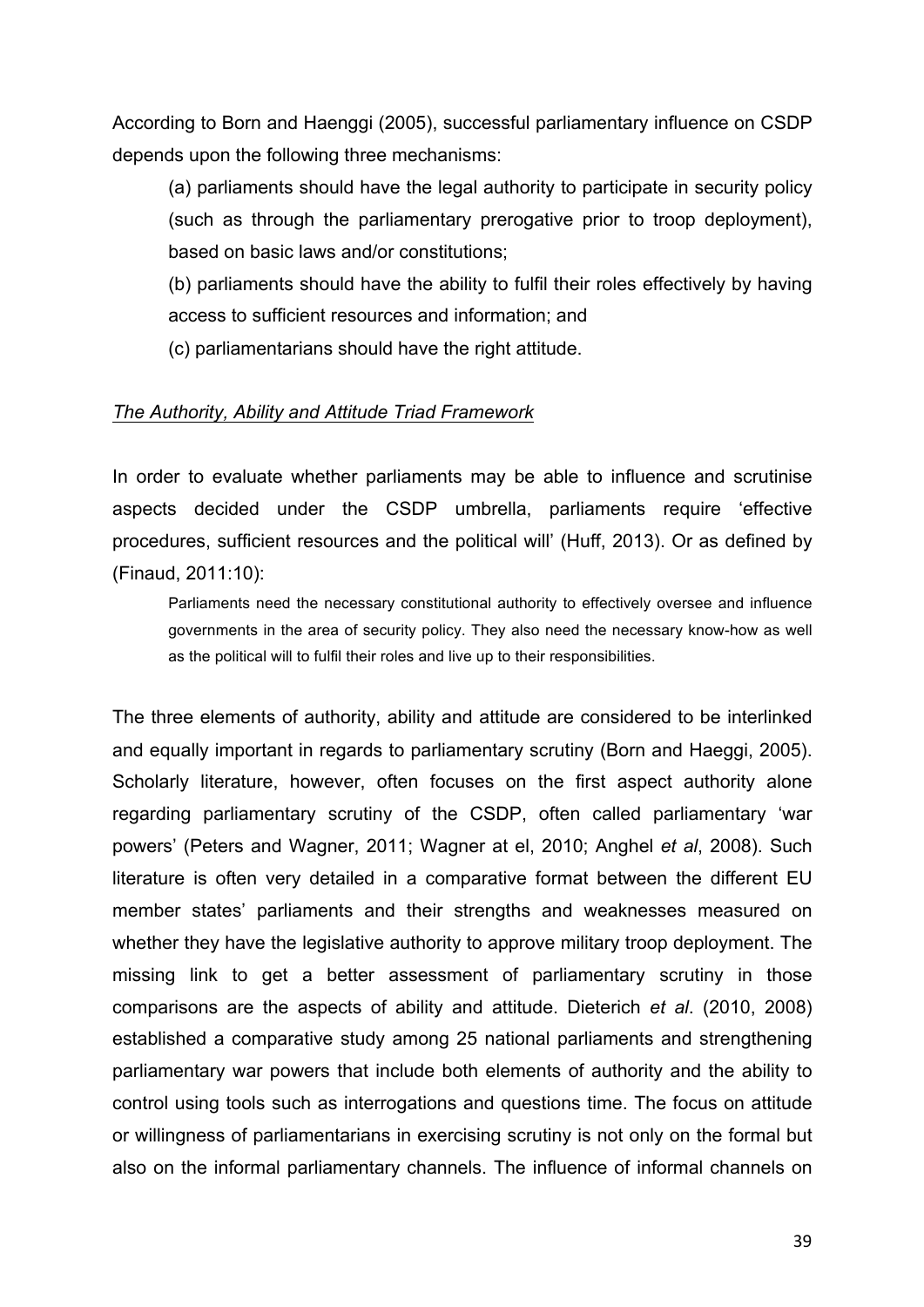According to Born and Haenggi (2005), successful parliamentary influence on CSDP depends upon the following three mechanisms:

(a) parliaments should have the legal authority to participate in security policy (such as through the parliamentary prerogative prior to troop deployment), based on basic laws and/or constitutions;

(b) parliaments should have the ability to fulfil their roles effectively by having access to sufficient resources and information; and

(c) parliamentarians should have the right attitude.

*The Authority, Ability and Attitude Triad Framework*

In order to evaluate whether parliaments may be able to influence and scrutinise aspects decided under the CSDP umbrella, parliaments require 'effective procedures, sufficient resources and the political will' (Huff, 2013). Or as defined by (Finaud, 2011:10):

> Parliaments need the necessary constitutional authority to effectively oversee and influence governments in the area of security policy. They also need the necessary know-how as well as the political will to fulfil their roles and live up to their responsibilities.

The three elements of authority, ability and attitude are considered to be interlinked and equally important in regards to parliamentary scrutiny (Born and Haeggi, 2005). Scholarly literature, however, often focuses on the first aspect authority alone regarding parliamentary scrutiny of the CSDP, often called parliamentary 'war powers' (Peters and Wagner, 2011; Wagner at el, 2010; Anghel *et al*, 2008). Such literature is often very detailed in a comparative format between the different EU member states' parliaments and their strengths and weaknesses measured on whether they have the legislative authority to approve military troop deployment. The missing link to get a better assessment of parliamentary scrutiny in those comparisons are the aspects of ability and attitude. Dieterich *et al*. (2010, 2008) established a comparative study among 25 national parliaments and strengthening parliamentary war powers that include both elements of authority and the ability to control using tools such as interrogations and questions time. The focus on attitude or willingness of parliamentarians in exercising scrutiny is not only on the formal but also on the informal parliamentary channels. The influence of informal channels on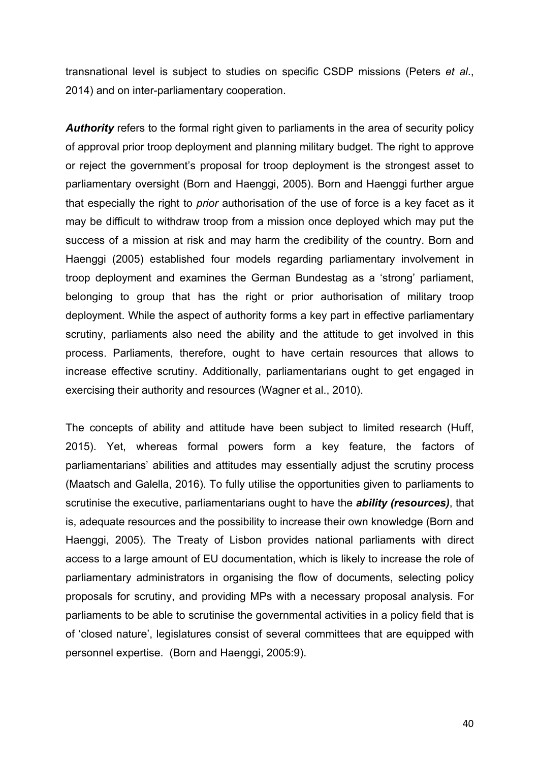transnational level is subject to studies on specific CSDP missions (Peters *et al*., 2014) and on inter-parliamentary cooperation.

***Authority*** refers to the formal right given to parliaments in the area of security policy of approval prior troop deployment and planning military budget. The right to approve or reject the government's proposal for troop deployment is the strongest asset to parliamentary oversight (Born and Haenggi, 2005). Born and Haenggi further argue that especially the right to *prior* authorisation of the use of force is a key facet as it may be difficult to withdraw troop from a mission once deployed which may put the success of a mission at risk and may harm the credibility of the country. Born and Haenggi (2005) established four models regarding parliamentary involvement in troop deployment and examines the German Bundestag as a 'strong' parliament, belonging to group that has the right or prior authorisation of military troop deployment. While the aspect of authority forms a key part in effective parliamentary scrutiny, parliaments also need the ability and the attitude to get involved in this process. Parliaments, therefore, ought to have certain resources that allows to increase effective scrutiny. Additionally, parliamentarians ought to get engaged in exercising their authority and resources (Wagner et al., 2010).

The concepts of ability and attitude have been subject to limited research (Huff, 2015). Yet, whereas formal powers form a key feature, the factors of parliamentarians' abilities and attitudes may essentially adjust the scrutiny process (Maatsch and Galella, 2016). To fully utilise the opportunities given to parliaments to scrutinise the executive, parliamentarians ought to have the ***ability (resources)***, that is, adequate resources and the possibility to increase their own knowledge (Born and Haenggi, 2005). The Treaty of Lisbon provides national parliaments with direct access to a large amount of EU documentation, which is likely to increase the role of parliamentary administrators in organising the flow of documents, selecting policy proposals for scrutiny, and providing MPs with a necessary proposal analysis. For parliaments to be able to scrutinise the governmental activities in a policy field that is of 'closed nature', legislatures consist of several committees that are equipped with personnel expertise. (Born and Haenggi, 2005:9).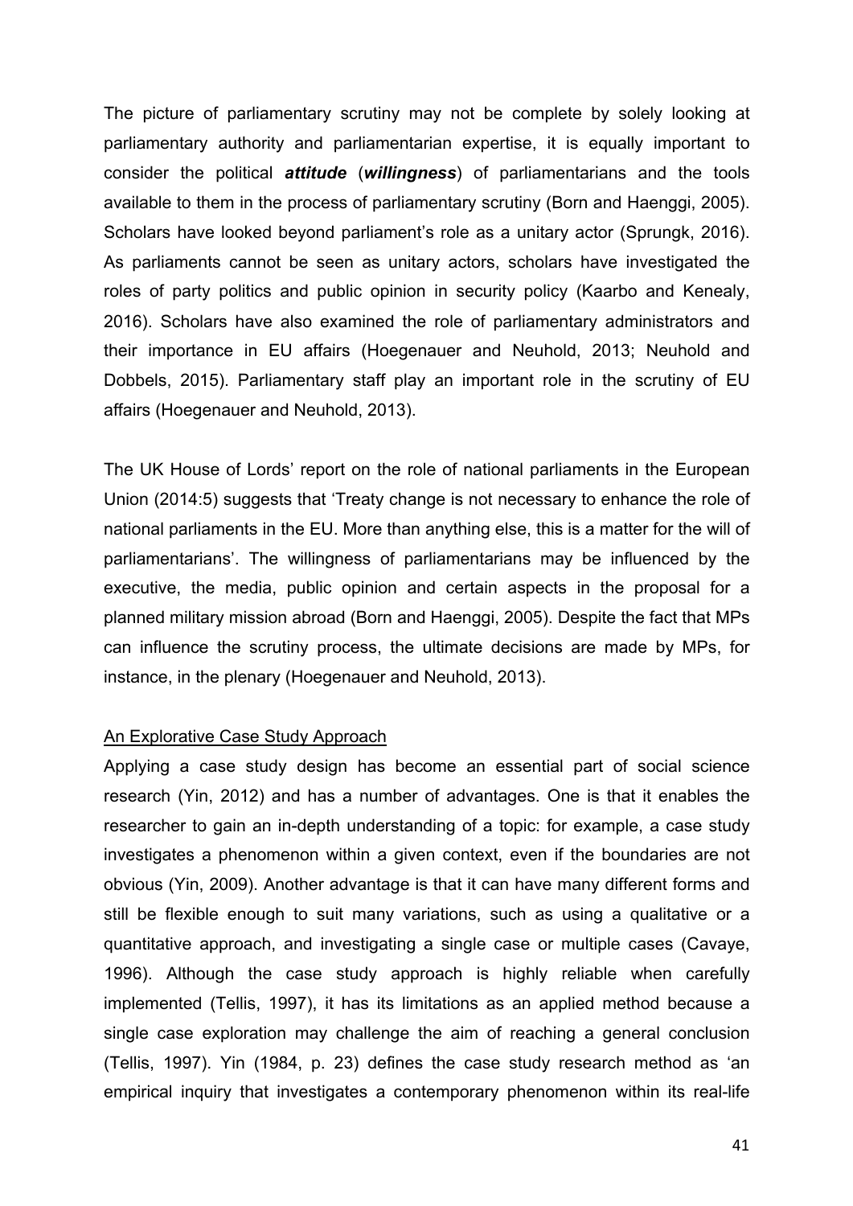The picture of parliamentary scrutiny may not be complete by solely looking at parliamentary authority and parliamentarian expertise, it is equally important to consider the political ***attitude*** (***willingness***) of parliamentarians and the tools available to them in the process of parliamentary scrutiny (Born and Haenggi, 2005). Scholars have looked beyond parliament's role as a unitary actor (Sprungk, 2016). As parliaments cannot be seen as unitary actors, scholars have investigated the roles of party politics and public opinion in security policy (Kaarbo and Kenealy, 2016). Scholars have also examined the role of parliamentary administrators and their importance in EU affairs (Hoegenauer and Neuhold, 2013; Neuhold and Dobbels, 2015). Parliamentary staff play an important role in the scrutiny of EU affairs (Hoegenauer and Neuhold, 2013).

The UK House of Lords' report on the role of national parliaments in the European Union (2014:5) suggests that 'Treaty change is not necessary to enhance the role of national parliaments in the EU. More than anything else, this is a matter for the will of parliamentarians'. The willingness of parliamentarians may be influenced by the executive, the media, public opinion and certain aspects in the proposal for a planned military mission abroad (Born and Haenggi, 2005). Despite the fact that MPs can influence the scrutiny process, the ultimate decisions are made by MPs, for instance, in the plenary (Hoegenauer and Neuhold, 2013).

<u>An Explorative Case Study Approach</u>

Applying a case study design has become an essential part of social science research (Yin, 2012) and has a number of advantages. One is that it enables the researcher to gain an in-depth understanding of a topic: for example, a case study investigates a phenomenon within a given context, even if the boundaries are not obvious (Yin, 2009). Another advantage is that it can have many different forms and still be flexible enough to suit many variations, such as using a qualitative or a quantitative approach, and investigating a single case or multiple cases (Cavaye, 1996). Although the case study approach is highly reliable when carefully implemented (Tellis, 1997), it has its limitations as an applied method because a single case exploration may challenge the aim of reaching a general conclusion (Tellis, 1997). Yin (1984, p. 23) defines the case study research method as 'an empirical inquiry that investigates a contemporary phenomenon within its real-life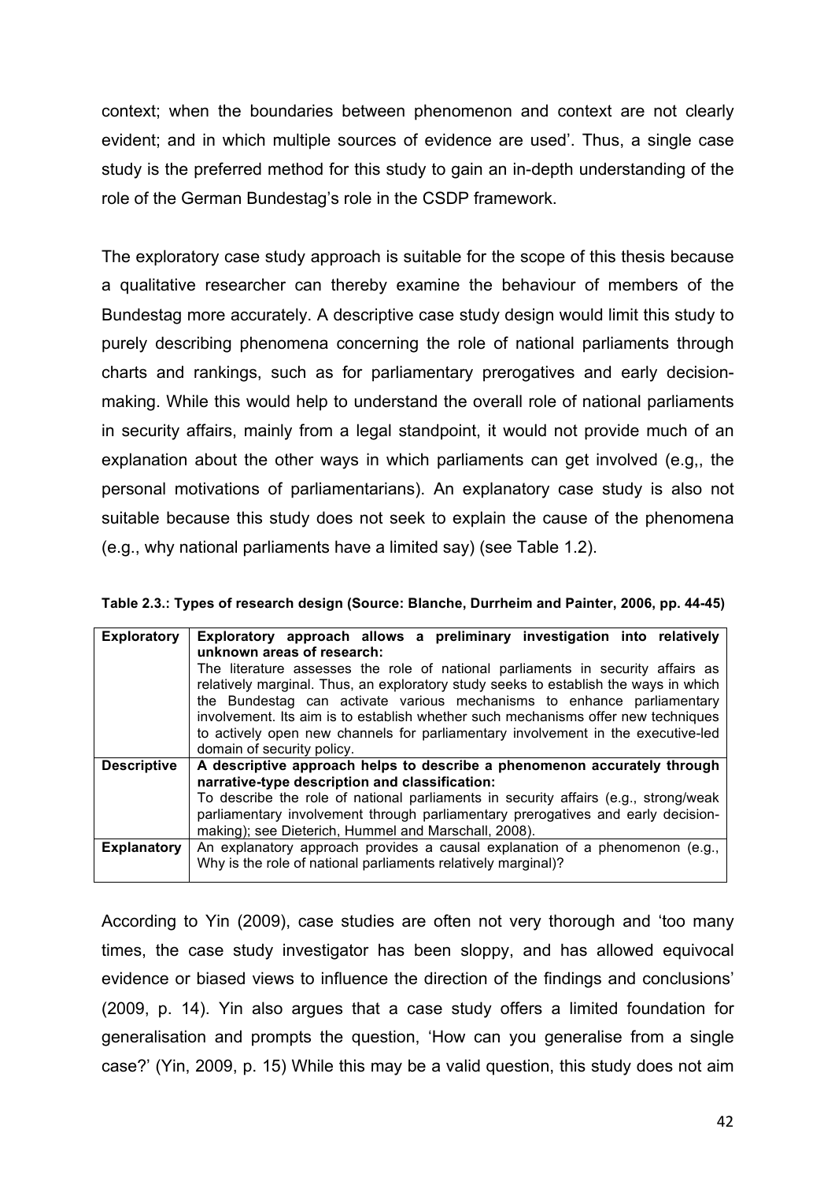context; when the boundaries between phenomenon and context are not clearly evident; and in which multiple sources of evidence are used'. Thus, a single case study is the preferred method for this study to gain an in-depth understanding of the role of the German Bundestag's role in the CSDP framework.

The exploratory case study approach is suitable for the scope of this thesis because a qualitative researcher can thereby examine the behaviour of members of the Bundestag more accurately. A descriptive case study design would limit this study to purely describing phenomena concerning the role of national parliaments through charts and rankings, such as for parliamentary prerogatives and early decision-making. While this would help to understand the overall role of national parliaments in security affairs, mainly from a legal standpoint, it would not provide much of an explanation about the other ways in which parliaments can get involved (e.g,, the personal motivations of parliamentarians). An explanatory case study is also not suitable because this study does not seek to explain the cause of the phenomena (e.g., why national parliaments have a limited say) (see Table 1.2).

**Table 2.3.: Types of research design (Source: Blanche, Durrheim and Painter, 2006, pp. 44-45)**

| | |
|---|---|
| **Exploratory** | **Exploratory approach allows a preliminary investigation into relatively unknown areas of research:** The literature assesses the role of national parliaments in security affairs as relatively marginal. Thus, an exploratory study seeks to establish the ways in which the Bundestag can activate various mechanisms to enhance parliamentary involvement. Its aim is to establish whether such mechanisms offer new techniques to actively open new channels for parliamentary involvement in the executive-led domain of security policy. |
| **Descriptive** | **A descriptive approach helps to describe a phenomenon accurately through narrative-type description and classification:** To describe the role of national parliaments in security affairs (e.g., strong/weak parliamentary involvement through parliamentary prerogatives and early decision-making); see Dieterich, Hummel and Marschall, 2008). |
| **Explanatory** | An explanatory approach provides a causal explanation of a phenomenon (e.g., Why is the role of national parliaments relatively marginal)? |

According to Yin (2009), case studies are often not very thorough and 'too many times, the case study investigator has been sloppy, and has allowed equivocal evidence or biased views to influence the direction of the findings and conclusions' (2009, p. 14). Yin also argues that a case study offers a limited foundation for generalisation and prompts the question, 'How can you generalise from a single case?' (Yin, 2009, p. 15) While this may be a valid question, this study does not aim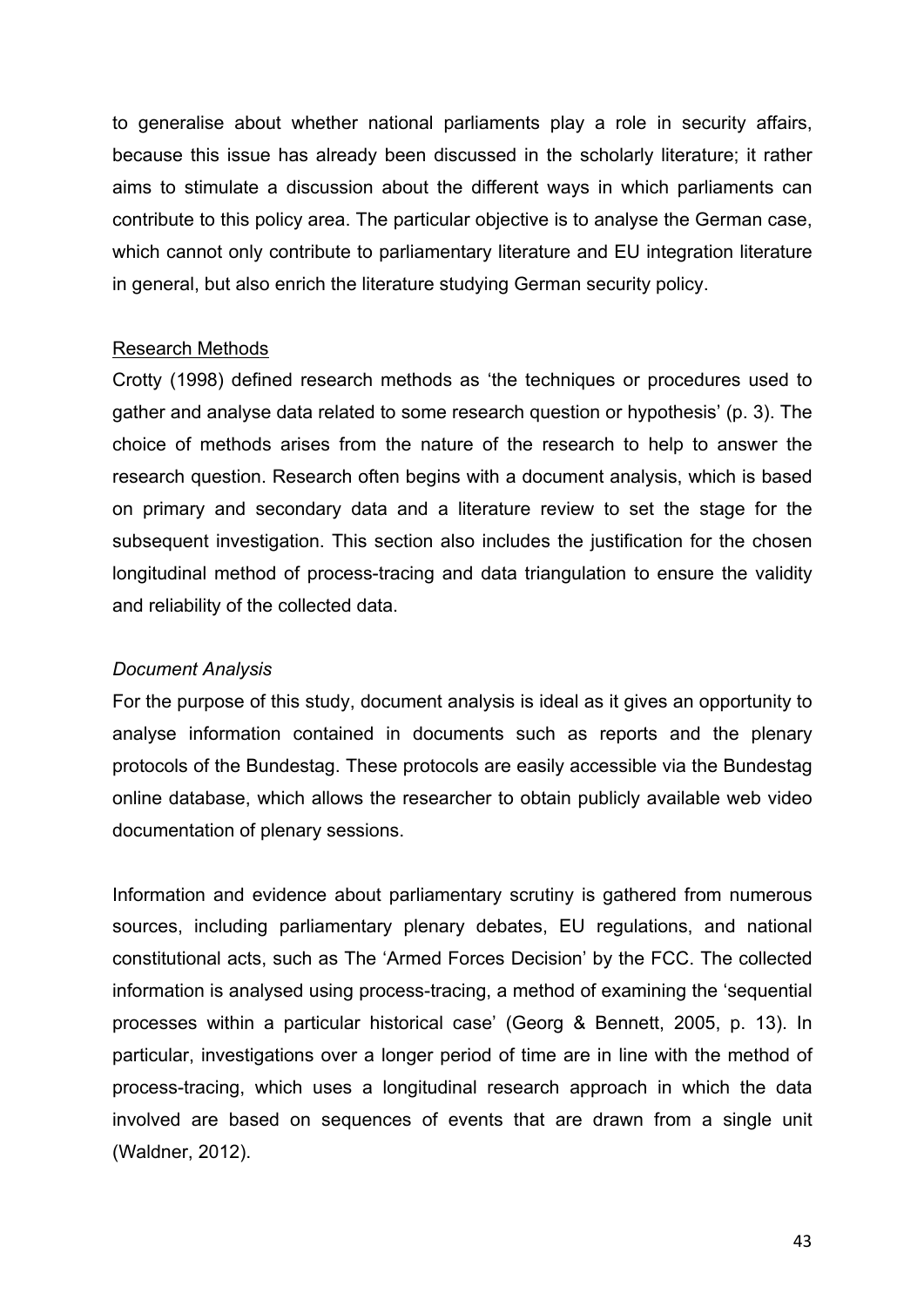to generalise about whether national parliaments play a role in security affairs, because this issue has already been discussed in the scholarly literature; it rather aims to stimulate a discussion about the different ways in which parliaments can contribute to this policy area. The particular objective is to analyse the German case, which cannot only contribute to parliamentary literature and EU integration literature in general, but also enrich the literature studying German security policy.

## Research Methods

Crotty (1998) defined research methods as 'the techniques or procedures used to gather and analyse data related to some research question or hypothesis' (p. 3). The choice of methods arises from the nature of the research to help to answer the research question. Research often begins with a document analysis, which is based on primary and secondary data and a literature review to set the stage for the subsequent investigation. This section also includes the justification for the chosen longitudinal method of process-tracing and data triangulation to ensure the validity and reliability of the collected data.

### *Document Analysis*

For the purpose of this study, document analysis is ideal as it gives an opportunity to analyse information contained in documents such as reports and the plenary protocols of the Bundestag. These protocols are easily accessible via the Bundestag online database, which allows the researcher to obtain publicly available web video documentation of plenary sessions.

Information and evidence about parliamentary scrutiny is gathered from numerous sources, including parliamentary plenary debates, EU regulations, and national constitutional acts, such as The 'Armed Forces Decision' by the FCC. The collected information is analysed using process-tracing, a method of examining the 'sequential processes within a particular historical case' (Georg & Bennett, 2005, p. 13). In particular, investigations over a longer period of time are in line with the method of process-tracing, which uses a longitudinal research approach in which the data involved are based on sequences of events that are drawn from a single unit (Waldner, 2012).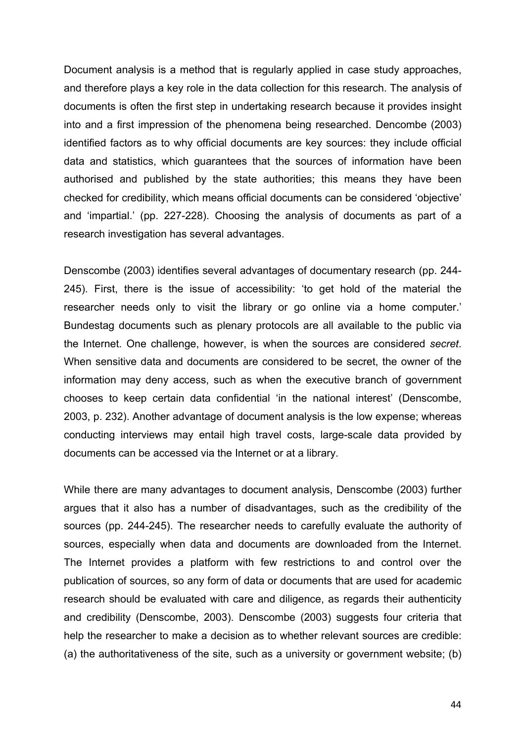Document analysis is a method that is regularly applied in case study approaches, and therefore plays a key role in the data collection for this research. The analysis of documents is often the first step in undertaking research because it provides insight into and a first impression of the phenomena being researched. Dencombe (2003) identified factors as to why official documents are key sources: they include official data and statistics, which guarantees that the sources of information have been authorised and published by the state authorities; this means they have been checked for credibility, which means official documents can be considered 'objective' and 'impartial.' (pp. 227-228). Choosing the analysis of documents as part of a research investigation has several advantages.

Denscombe (2003) identifies several advantages of documentary research (pp. 244-245). First, there is the issue of accessibility: 'to get hold of the material the researcher needs only to visit the library or go online via a home computer.' Bundestag documents such as plenary protocols are all available to the public via the Internet. One challenge, however, is when the sources are considered *secret*. When sensitive data and documents are considered to be secret, the owner of the information may deny access, such as when the executive branch of government chooses to keep certain data confidential 'in the national interest' (Denscombe, 2003, p. 232). Another advantage of document analysis is the low expense; whereas conducting interviews may entail high travel costs, large-scale data provided by documents can be accessed via the Internet or at a library.

While there are many advantages to document analysis, Denscombe (2003) further argues that it also has a number of disadvantages, such as the credibility of the sources (pp. 244-245). The researcher needs to carefully evaluate the authority of sources, especially when data and documents are downloaded from the Internet. The Internet provides a platform with few restrictions to and control over the publication of sources, so any form of data or documents that are used for academic research should be evaluated with care and diligence, as regards their authenticity and credibility (Denscombe, 2003). Denscombe (2003) suggests four criteria that help the researcher to make a decision as to whether relevant sources are credible: (a) the authoritativeness of the site, such as a university or government website; (b)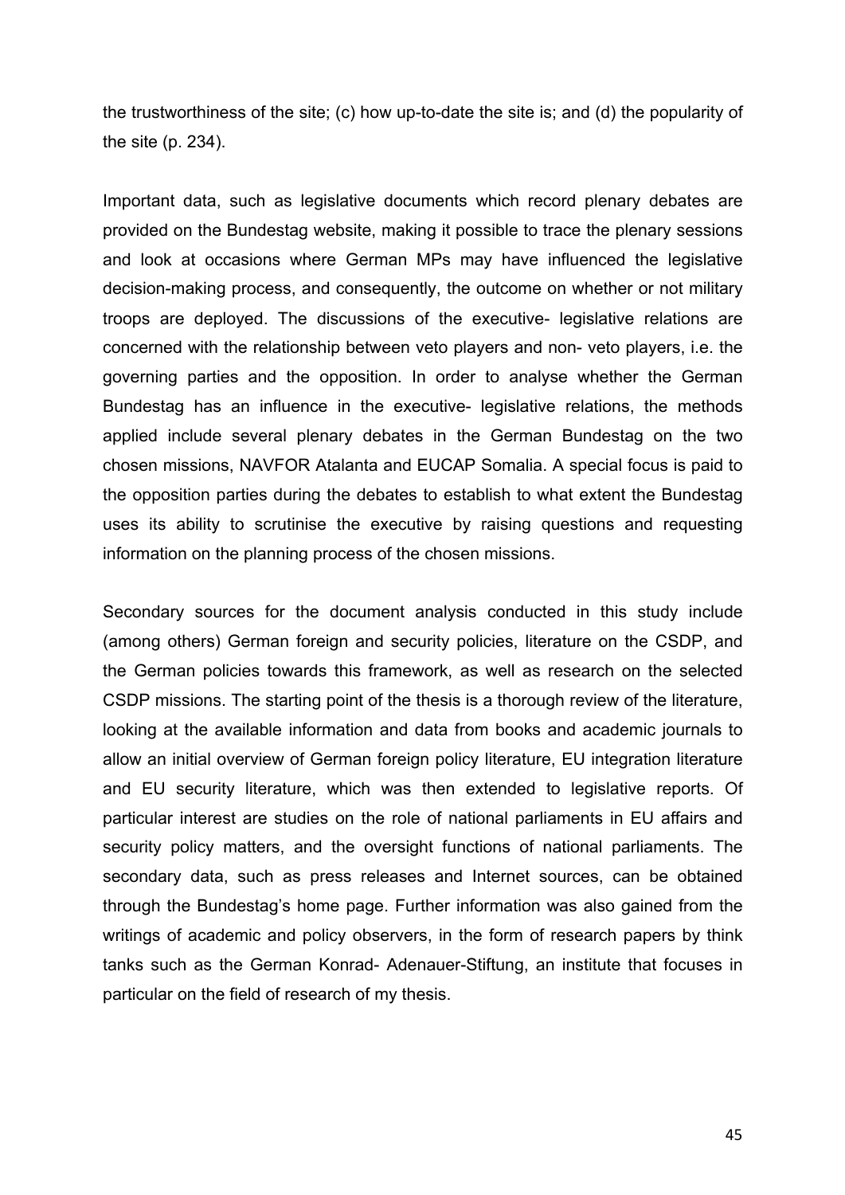the trustworthiness of the site; (c) how up-to-date the site is; and (d) the popularity of the site (p. 234).

Important data, such as legislative documents which record plenary debates are provided on the Bundestag website, making it possible to trace the plenary sessions and look at occasions where German MPs may have influenced the legislative decision-making process, and consequently, the outcome on whether or not military troops are deployed. The discussions of the executive- legislative relations are concerned with the relationship between veto players and non- veto players, i.e. the governing parties and the opposition. In order to analyse whether the German Bundestag has an influence in the executive- legislative relations, the methods applied include several plenary debates in the German Bundestag on the two chosen missions, NAVFOR Atalanta and EUCAP Somalia. A special focus is paid to the opposition parties during the debates to establish to what extent the Bundestag uses its ability to scrutinise the executive by raising questions and requesting information on the planning process of the chosen missions.

Secondary sources for the document analysis conducted in this study include (among others) German foreign and security policies, literature on the CSDP, and the German policies towards this framework, as well as research on the selected CSDP missions. The starting point of the thesis is a thorough review of the literature, looking at the available information and data from books and academic journals to allow an initial overview of German foreign policy literature, EU integration literature and EU security literature, which was then extended to legislative reports. Of particular interest are studies on the role of national parliaments in EU affairs and security policy matters, and the oversight functions of national parliaments. The secondary data, such as press releases and Internet sources, can be obtained through the Bundestag's home page. Further information was also gained from the writings of academic and policy observers, in the form of research papers by think tanks such as the German Konrad- Adenauer-Stiftung, an institute that focuses in particular on the field of research of my thesis.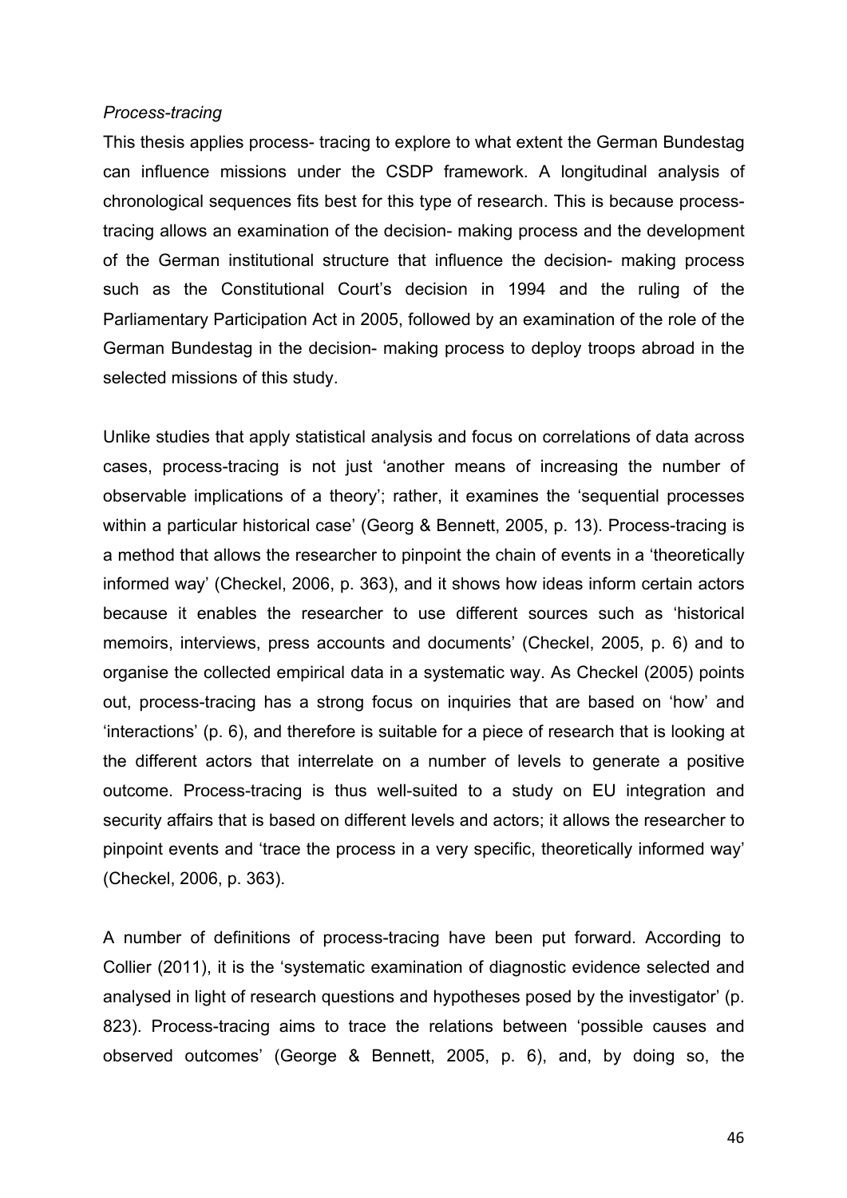*Process-tracing*

This thesis applies process- tracing to explore to what extent the German Bundestag can influence missions under the CSDP framework. A longitudinal analysis of chronological sequences fits best for this type of research. This is because process-tracing allows an examination of the decision- making process and the development of the German institutional structure that influence the decision- making process such as the Constitutional Court's decision in 1994 and the ruling of the Parliamentary Participation Act in 2005, followed by an examination of the role of the German Bundestag in the decision- making process to deploy troops abroad in the selected missions of this study.

Unlike studies that apply statistical analysis and focus on correlations of data across cases, process-tracing is not just 'another means of increasing the number of observable implications of a theory'; rather, it examines the 'sequential processes within a particular historical case' (Georg & Bennett, 2005, p. 13). Process-tracing is a method that allows the researcher to pinpoint the chain of events in a 'theoretically informed way' (Checkel, 2006, p. 363), and it shows how ideas inform certain actors because it enables the researcher to use different sources such as 'historical memoirs, interviews, press accounts and documents' (Checkel, 2005, p. 6) and to organise the collected empirical data in a systematic way. As Checkel (2005) points out, process-tracing has a strong focus on inquiries that are based on 'how' and 'interactions' (p. 6), and therefore is suitable for a piece of research that is looking at the different actors that interrelate on a number of levels to generate a positive outcome. Process-tracing is thus well-suited to a study on EU integration and security affairs that is based on different levels and actors; it allows the researcher to pinpoint events and 'trace the process in a very specific, theoretically informed way' (Checkel, 2006, p. 363).

A number of definitions of process-tracing have been put forward. According to Collier (2011), it is the 'systematic examination of diagnostic evidence selected and analysed in light of research questions and hypotheses posed by the investigator' (p. 823). Process-tracing aims to trace the relations between 'possible causes and observed outcomes' (George & Bennett, 2005, p. 6), and, by doing so, the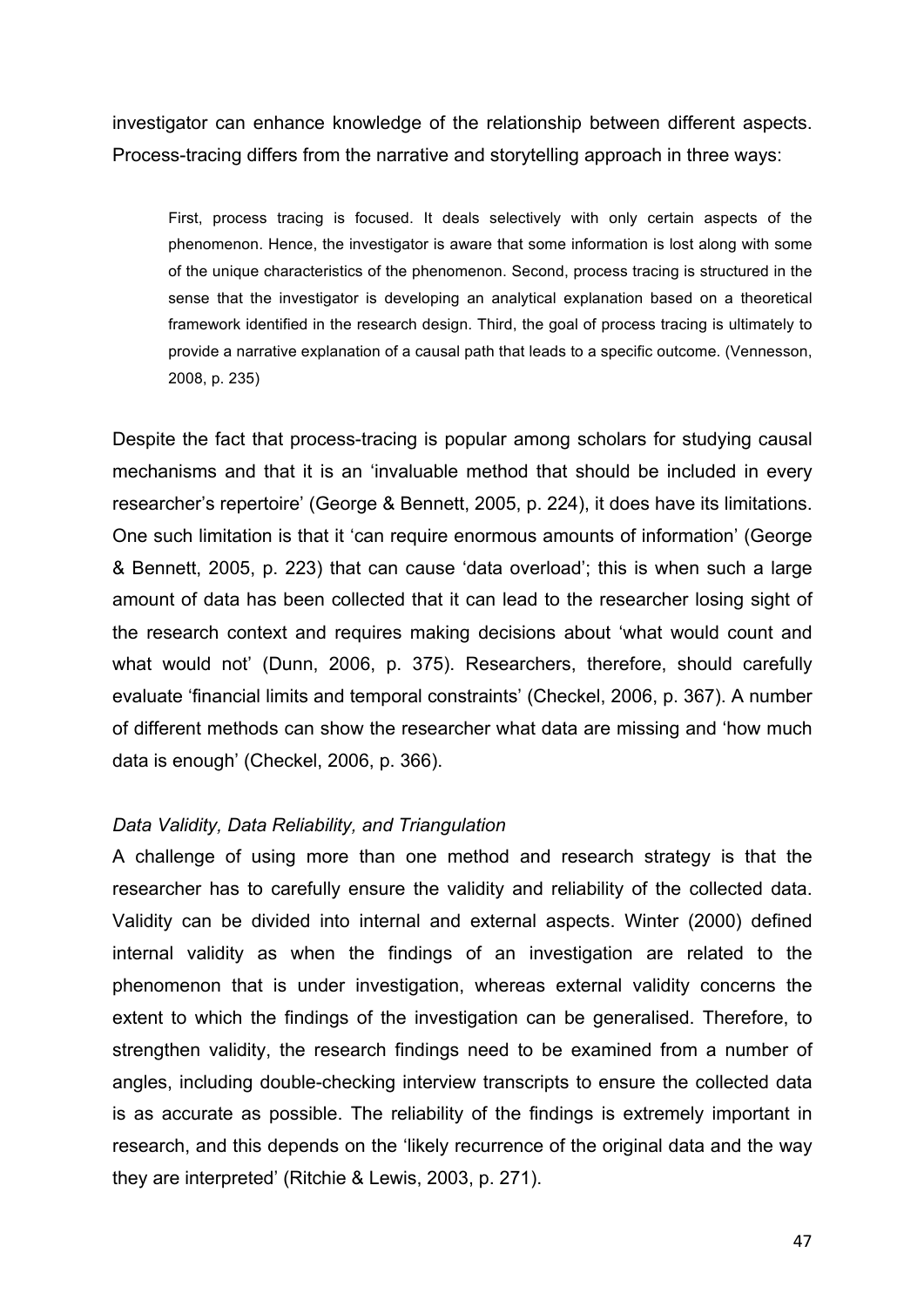investigator can enhance knowledge of the relationship between different aspects. Process-tracing differs from the narrative and storytelling approach in three ways:

> First, process tracing is focused. It deals selectively with only certain aspects of the phenomenon. Hence, the investigator is aware that some information is lost along with some of the unique characteristics of the phenomenon. Second, process tracing is structured in the sense that the investigator is developing an analytical explanation based on a theoretical framework identified in the research design. Third, the goal of process tracing is ultimately to provide a narrative explanation of a causal path that leads to a specific outcome. (Vennesson, 2008, p. 235)

Despite the fact that process-tracing is popular among scholars for studying causal mechanisms and that it is an 'invaluable method that should be included in every researcher's repertoire' (George & Bennett, 2005, p. 224), it does have its limitations. One such limitation is that it 'can require enormous amounts of information' (George & Bennett, 2005, p. 223) that can cause 'data overload'; this is when such a large amount of data has been collected that it can lead to the researcher losing sight of the research context and requires making decisions about 'what would count and what would not' (Dunn, 2006, p. 375). Researchers, therefore, should carefully evaluate 'financial limits and temporal constraints' (Checkel, 2006, p. 367). A number of different methods can show the researcher what data are missing and 'how much data is enough' (Checkel, 2006, p. 366).

*Data Validity, Data Reliability, and Triangulation*

A challenge of using more than one method and research strategy is that the researcher has to carefully ensure the validity and reliability of the collected data. Validity can be divided into internal and external aspects. Winter (2000) defined internal validity as when the findings of an investigation are related to the phenomenon that is under investigation, whereas external validity concerns the extent to which the findings of the investigation can be generalised. Therefore, to strengthen validity, the research findings need to be examined from a number of angles, including double-checking interview transcripts to ensure the collected data is as accurate as possible. The reliability of the findings is extremely important in research, and this depends on the 'likely recurrence of the original data and the way they are interpreted' (Ritchie & Lewis, 2003, p. 271).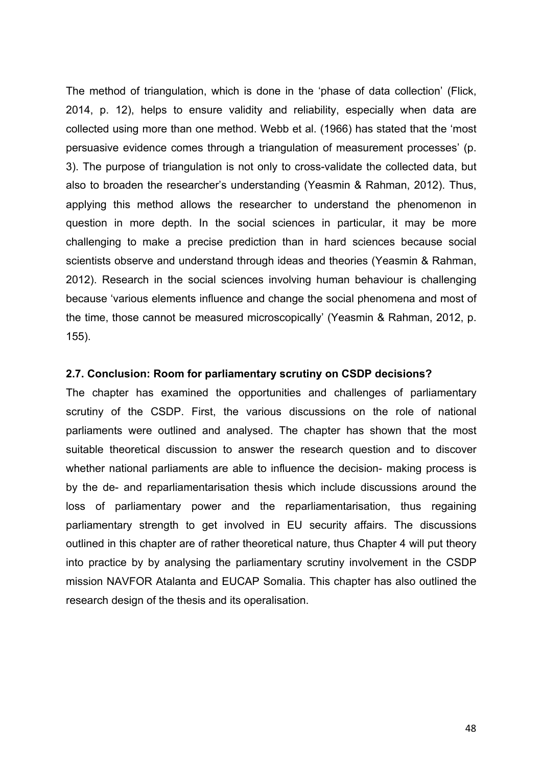The method of triangulation, which is done in the 'phase of data collection' (Flick, 2014, p. 12), helps to ensure validity and reliability, especially when data are collected using more than one method. Webb et al. (1966) has stated that the 'most persuasive evidence comes through a triangulation of measurement processes' (p. 3). The purpose of triangulation is not only to cross-validate the collected data, but also to broaden the researcher's understanding (Yeasmin & Rahman, 2012). Thus, applying this method allows the researcher to understand the phenomenon in question in more depth. In the social sciences in particular, it may be more challenging to make a precise prediction than in hard sciences because social scientists observe and understand through ideas and theories (Yeasmin & Rahman, 2012). Research in the social sciences involving human behaviour is challenging because 'various elements influence and change the social phenomena and most of the time, those cannot be measured microscopically' (Yeasmin & Rahman, 2012, p. 155).

### 2.7. Conclusion: Room for parliamentary scrutiny on CSDP decisions?

The chapter has examined the opportunities and challenges of parliamentary scrutiny of the CSDP. First, the various discussions on the role of national parliaments were outlined and analysed. The chapter has shown that the most suitable theoretical discussion to answer the research question and to discover whether national parliaments are able to influence the decision- making process is by the de- and reparliamentarisation thesis which include discussions around the loss of parliamentary power and the reparliamentarisation, thus regaining parliamentary strength to get involved in EU security affairs. The discussions outlined in this chapter are of rather theoretical nature, thus Chapter 4 will put theory into practice by by analysing the parliamentary scrutiny involvement in the CSDP mission NAVFOR Atalanta and EUCAP Somalia. This chapter has also outlined the research design of the thesis and its operalisation.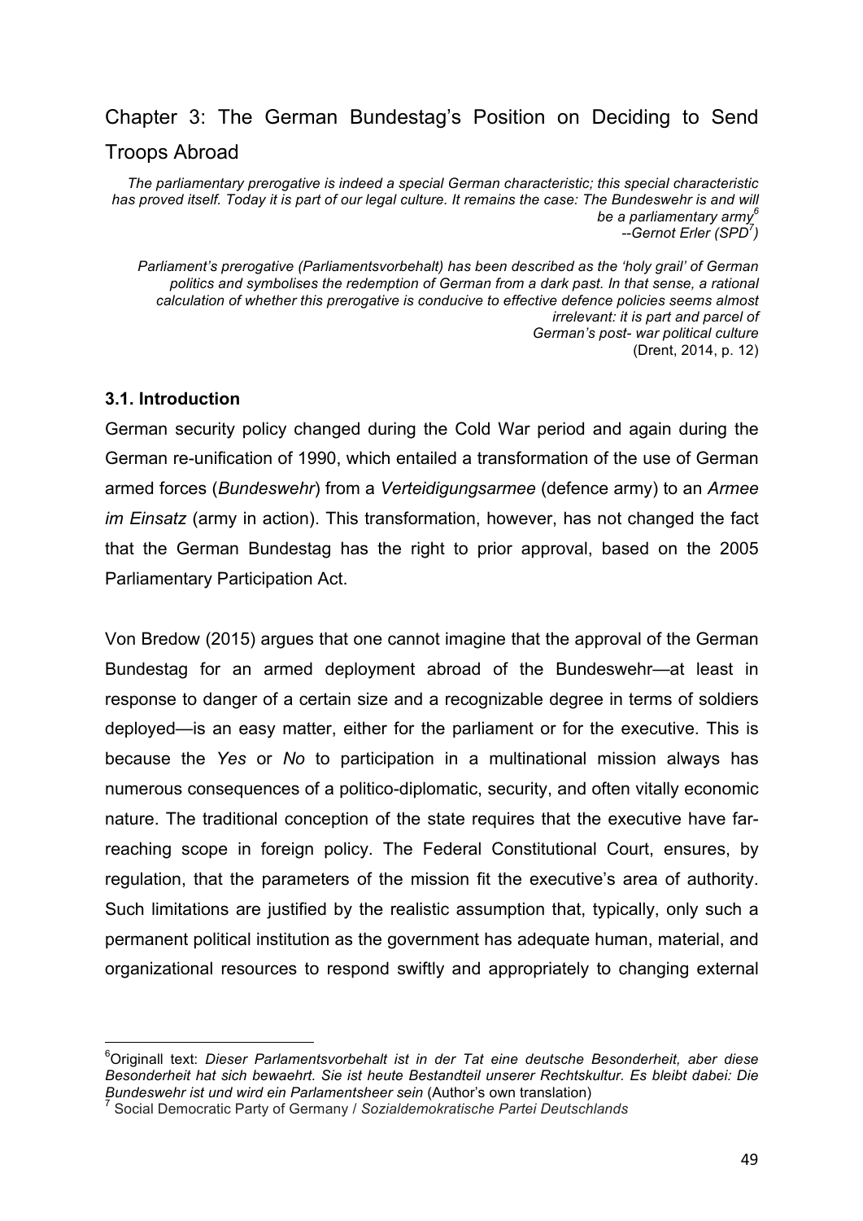## Chapter 3: The German Bundestag's Position on Deciding to Send Troops Abroad

*The parliamentary prerogative is indeed a special German characteristic; this special characteristic has proved itself. Today it is part of our legal culture. It remains the case: The Bundeswehr is and will be a parliamentary army*[6]
*--Gernot Erler (SPD*[7]*)*

*Parliament's prerogative (Parliamentsvorbehalt) has been described as the 'holy grail' of German politics and symbolises the redemption of German from a dark past. In that sense, a rational calculation of whether this prerogative is conducive to effective defence policies seems almost irrelevant: it is part and parcel of German's post- war political culture*
(Drent, 2014, p. 12)

### 3.1. Introduction

German security policy changed during the Cold War period and again during the German re-unification of 1990, which entailed a transformation of the use of German armed forces (*Bundeswehr*) from a *Verteidigungsarmee* (defence army) to an *Armee im Einsatz* (army in action). This transformation, however, has not changed the fact that the German Bundestag has the right to prior approval, based on the 2005 Parliamentary Participation Act.

Von Bredow (2015) argues that one cannot imagine that the approval of the German Bundestag for an armed deployment abroad of the Bundeswehr—at least in response to danger of a certain size and a recognizable degree in terms of soldiers deployed—is an easy matter, either for the parliament or for the executive. This is because the *Yes* or *No* to participation in a multinational mission always has numerous consequences of a politico-diplomatic, security, and often vitally economic nature. The traditional conception of the state requires that the executive have far-reaching scope in foreign policy. The Federal Constitutional Court, ensures, by regulation, that the parameters of the mission fit the executive's area of authority. Such limitations are justified by the realistic assumption that, typically, only such a permanent political institution as the government has adequate human, material, and organizational resources to respond swiftly and appropriately to changing external

---

[6] Originall text: *Dieser Parlamentsvorbehalt ist in der Tat eine deutsche Besonderheit, aber diese Besonderheit hat sich bewaehrt. Sie ist heute Bestandteil unserer Rechtskultur. Es bleibt dabei: Die Bundeswehr ist und wird ein Parlamentsheer sein* (Author's own translation)

[7] Social Democratic Party of Germany / *Sozialdemokratische Partei Deutschlands*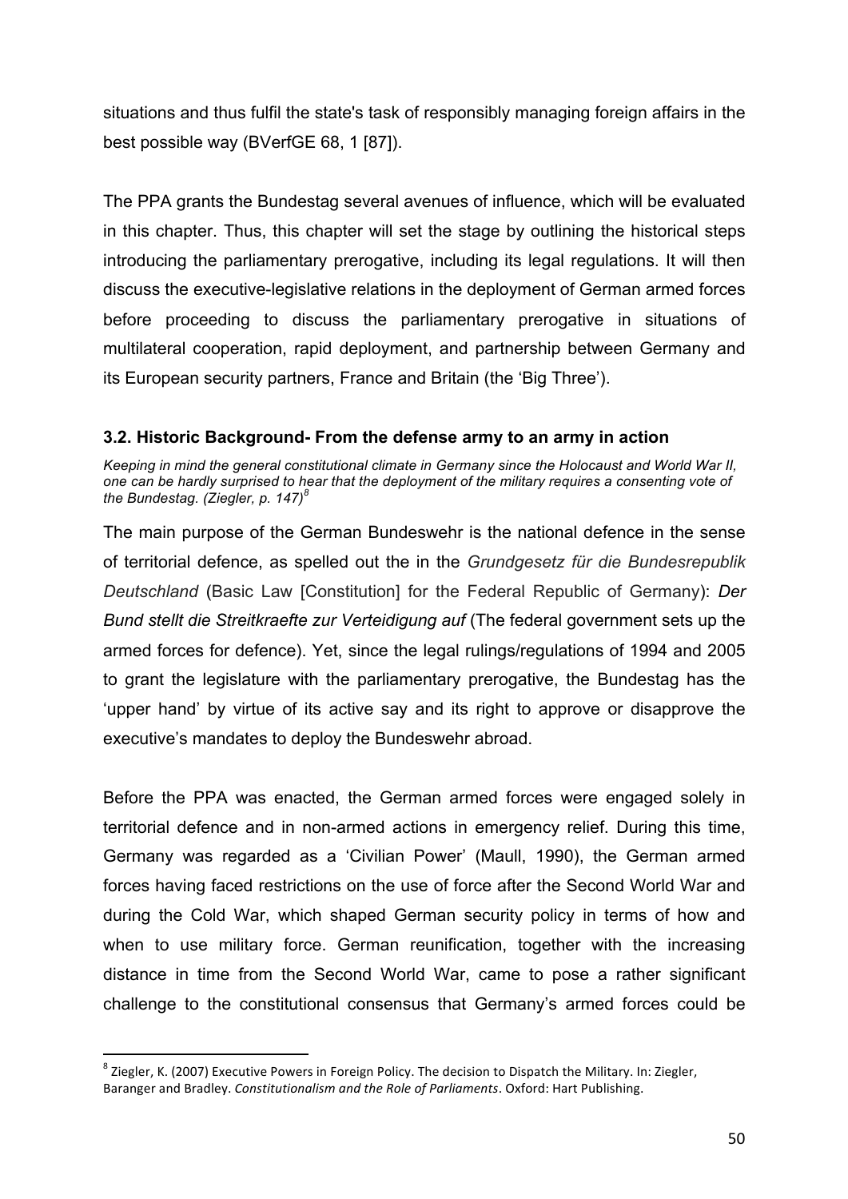situations and thus fulfil the state's task of responsibly managing foreign affairs in the best possible way (BVerfGE 68, 1 [87]).

The PPA grants the Bundestag several avenues of influence, which will be evaluated in this chapter. Thus, this chapter will set the stage by outlining the historical steps introducing the parliamentary prerogative, including its legal regulations. It will then discuss the executive-legislative relations in the deployment of German armed forces before proceeding to discuss the parliamentary prerogative in situations of multilateral cooperation, rapid deployment, and partnership between Germany and its European security partners, France and Britain (the 'Big Three').

### 3.2. Historic Background- From the defense army to an army in action

***Keeping in mind the general constitutional climate in Germany since the Holocaust and World War II, one can be hardly surprised to hear that the deployment of the military requires a consenting vote of the Bundestag. (Ziegler, p. 147)[8]***

The main purpose of the German Bundeswehr is the national defence in the sense of territorial defence, as spelled out the in the *Grundgesetz für die Bundesrepublik Deutschland* (Basic Law [Constitution] for the Federal Republic of Germany): *Der Bund stellt die Streitkraefte zur Verteidigung auf* (The federal government sets up the armed forces for defence). Yet, since the legal rulings/regulations of 1994 and 2005 to grant the legislature with the parliamentary prerogative, the Bundestag has the 'upper hand' by virtue of its active say and its right to approve or disapprove the executive's mandates to deploy the Bundeswehr abroad.

Before the PPA was enacted, the German armed forces were engaged solely in territorial defence and in non-armed actions in emergency relief. During this time, Germany was regarded as a 'Civilian Power' (Maull, 1990), the German armed forces having faced restrictions on the use of force after the Second World War and during the Cold War, which shaped German security policy in terms of how and when to use military force. German reunification, together with the increasing distance in time from the Second World War, came to pose a rather significant challenge to the constitutional consensus that Germany's armed forces could be

---

[8] Ziegler, K. (2007) Executive Powers in Foreign Policy. The decision to Dispatch the Military. In: Ziegler, Baranger and Bradley. *Constitutionalism and the Role of Parliaments*. Oxford: Hart Publishing.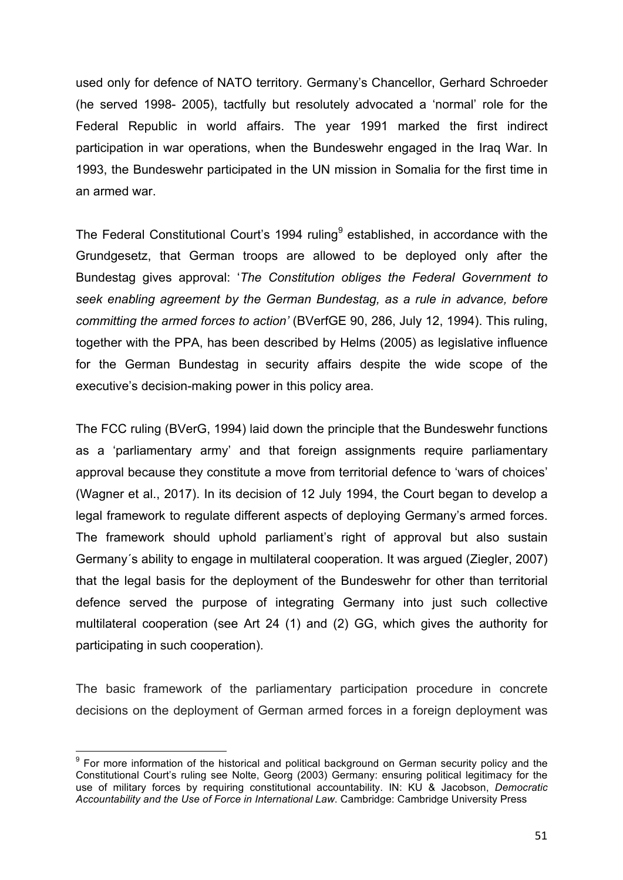used only for defence of NATO territory. Germany's Chancellor, Gerhard Schroeder (he served 1998- 2005), tactfully but resolutely advocated a 'normal' role for the Federal Republic in world affairs. The year 1991 marked the first indirect participation in war operations, when the Bundeswehr engaged in the Iraq War. In 1993, the Bundeswehr participated in the UN mission in Somalia for the first time in an armed war.

The Federal Constitutional Court's 1994 ruling[9] established, in accordance with the Grundgesetz, that German troops are allowed to be deployed only after the Bundestag gives approval: '*The Constitution obliges the Federal Government to seek enabling agreement by the German Bundestag, as a rule in advance, before committing the armed forces to action'* (BVerfGE 90, 286, July 12, 1994). This ruling, together with the PPA, has been described by Helms (2005) as legislative influence for the German Bundestag in security affairs despite the wide scope of the executive's decision-making power in this policy area.

The FCC ruling (BVerG, 1994) laid down the principle that the Bundeswehr functions as a 'parliamentary army' and that foreign assignments require parliamentary approval because they constitute a move from territorial defence to 'wars of choices' (Wagner et al., 2017). In its decision of 12 July 1994, the Court began to develop a legal framework to regulate different aspects of deploying Germany's armed forces. The framework should uphold parliament's right of approval but also sustain Germany´s ability to engage in multilateral cooperation. It was argued (Ziegler, 2007) that the legal basis for the deployment of the Bundeswehr for other than territorial defence served the purpose of integrating Germany into just such collective multilateral cooperation (see Art 24 (1) and (2) GG, which gives the authority for participating in such cooperation).

The basic framework of the parliamentary participation procedure in concrete decisions on the deployment of German armed forces in a foreign deployment was

---

[9] For more information of the historical and political background on German security policy and the Constitutional Court's ruling see Nolte, Georg (2003) Germany: ensuring political legitimacy for the use of military forces by requiring constitutional accountability. IN: KU & Jacobson, *Democratic Accountability and the Use of Force in International Law*. Cambridge: Cambridge University Press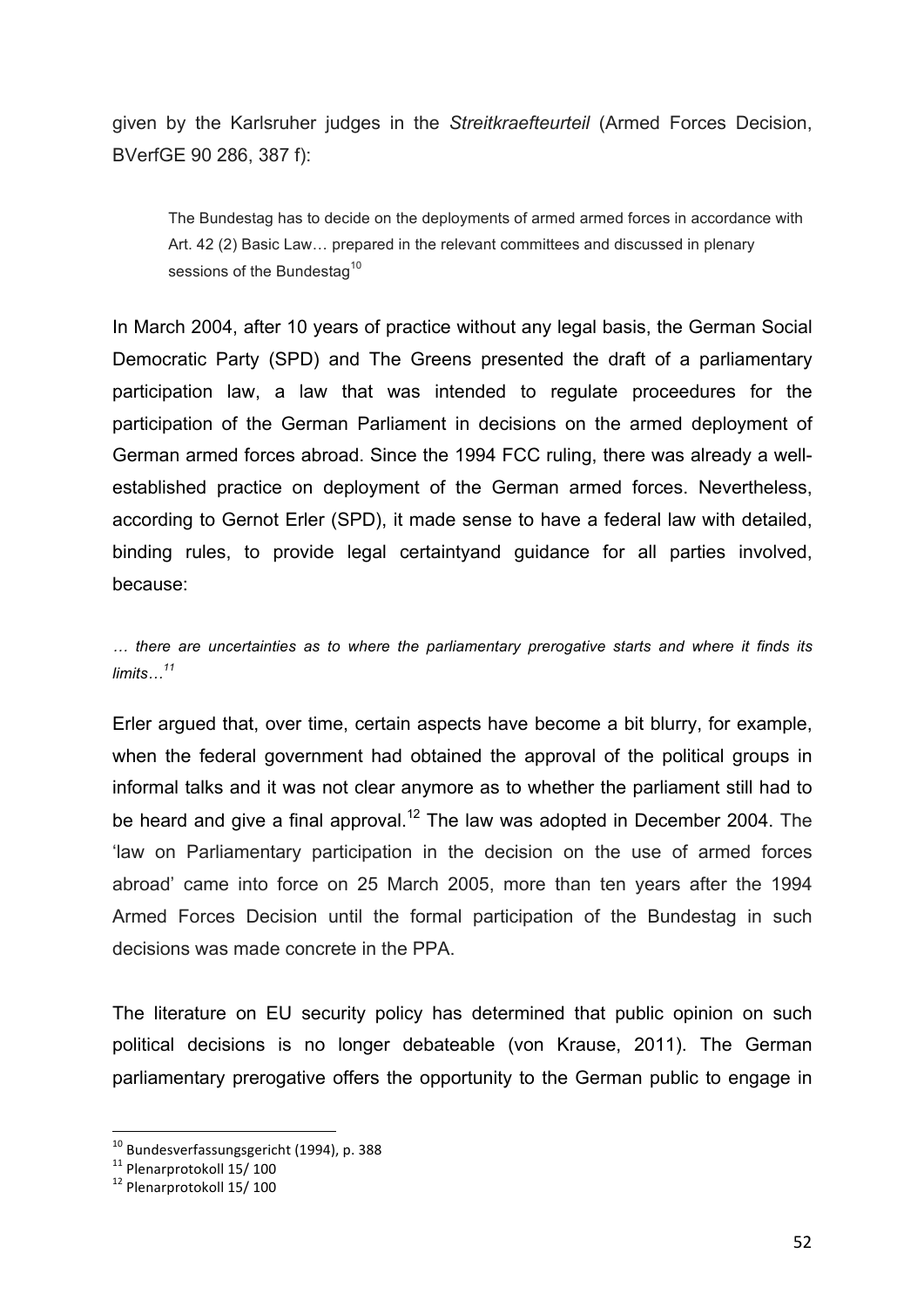given by the Karlsruher judges in the *Streitkraefteurteil* (Armed Forces Decision, BVerfGE 90 286, 387 f):

> The Bundestag has to decide on the deployments of armed armed forces in accordance with Art. 42 (2) Basic Law… prepared in the relevant committees and discussed in plenary sessions of the Bundestag[10]

In March 2004, after 10 years of practice without any legal basis, the German Social Democratic Party (SPD) and The Greens presented the draft of a parliamentary participation law, a law that was intended to regulate proceedures for the participation of the German Parliament in decisions on the armed deployment of German armed forces abroad. Since the 1994 FCC ruling, there was already a well-established practice on deployment of the German armed forces. Nevertheless, according to Gernot Erler (SPD), it made sense to have a federal law with detailed, binding rules, to provide legal certaintyand guidance for all parties involved, because:

*… there are uncertainties as to where the parliamentary prerogative starts and where it finds its limits…*[11]

Erler argued that, over time, certain aspects have become a bit blurry, for example, when the federal government had obtained the approval of the political groups in informal talks and it was not clear anymore as to whether the parliament still had to be heard and give a final approval.[12] The law was adopted in December 2004. The 'law on Parliamentary participation in the decision on the use of armed forces abroad' came into force on 25 March 2005, more than ten years after the 1994 Armed Forces Decision until the formal participation of the Bundestag in such decisions was made concrete in the PPA.

The literature on EU security policy has determined that public opinion on such political decisions is no longer debateable (von Krause, 2011). The German parliamentary prerogative offers the opportunity to the German public to engage in

---

[10] Bundesverfassungsgericht (1994), p. 388

[11] Plenarprotokoll 15/ 100

[12] Plenarprotokoll 15/ 100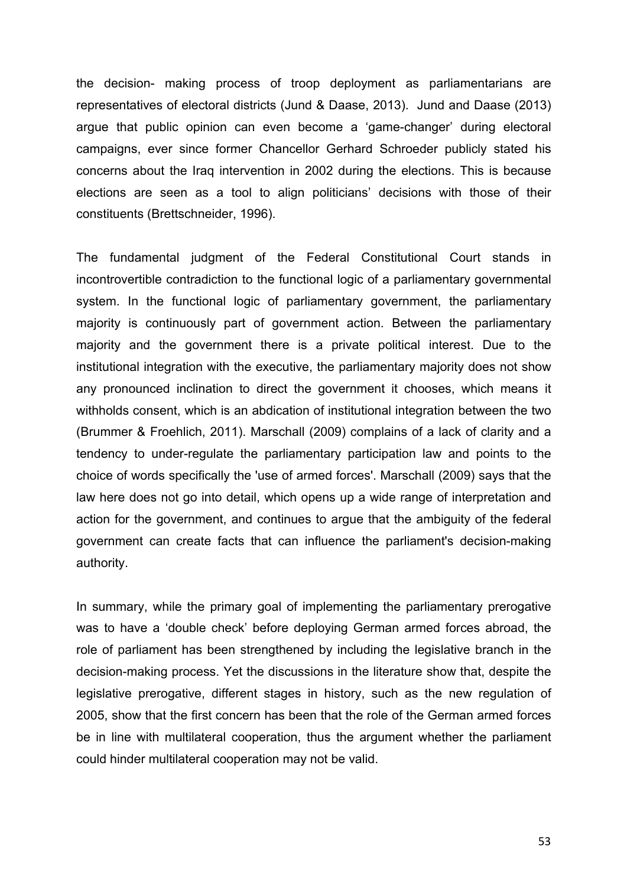the decision- making process of troop deployment as parliamentarians are representatives of electoral districts (Jund & Daase, 2013).  Jund and Daase (2013) argue that public opinion can even become a 'game-changer' during electoral campaigns, ever since former Chancellor Gerhard Schroeder publicly stated his concerns about the Iraq intervention in 2002 during the elections. This is because elections are seen as a tool to align politicians' decisions with those of their constituents (Brettschneider, 1996).

The fundamental judgment of the Federal Constitutional Court stands in incontrovertible contradiction to the functional logic of a parliamentary governmental system. In the functional logic of parliamentary government, the parliamentary majority is continuously part of government action. Between the parliamentary majority and the government there is a private political interest. Due to the institutional integration with the executive, the parliamentary majority does not show any pronounced inclination to direct the government it chooses, which means it withholds consent, which is an abdication of institutional integration between the two (Brummer & Froehlich, 2011). Marschall (2009) complains of a lack of clarity and a tendency to under-regulate the parliamentary participation law and points to the choice of words specifically the 'use of armed forces'. Marschall (2009) says that the law here does not go into detail, which opens up a wide range of interpretation and action for the government, and continues to argue that the ambiguity of the federal government can create facts that can influence the parliament's decision-making authority.

In summary, while the primary goal of implementing the parliamentary prerogative was to have a 'double check' before deploying German armed forces abroad, the role of parliament has been strengthened by including the legislative branch in the decision-making process. Yet the discussions in the literature show that, despite the legislative prerogative, different stages in history, such as the new regulation of 2005, show that the first concern has been that the role of the German armed forces be in line with multilateral cooperation, thus the argument whether the parliament could hinder multilateral cooperation may not be valid.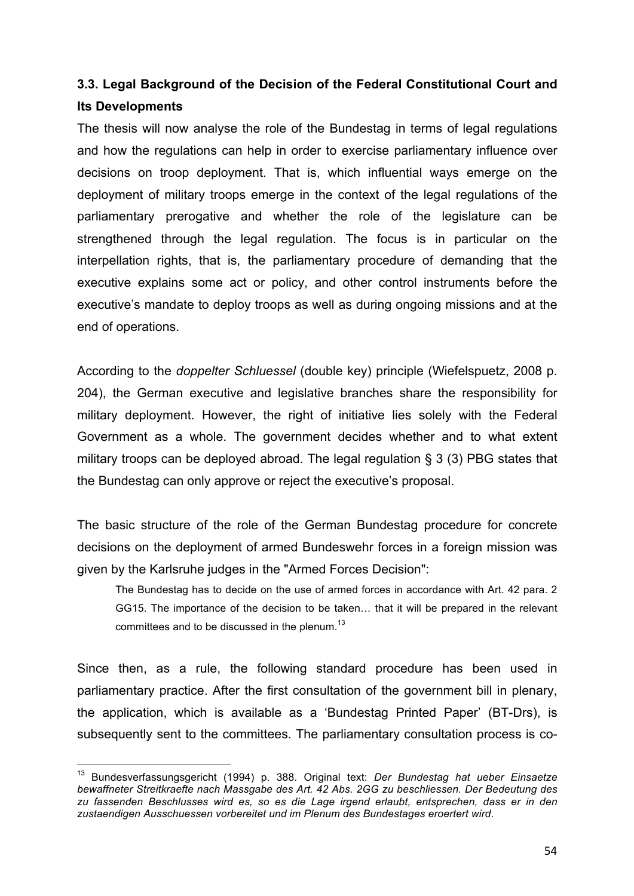### 3.3. Legal Background of the Decision of the Federal Constitutional Court and Its Developments

The thesis will now analyse the role of the Bundestag in terms of legal regulations and how the regulations can help in order to exercise parliamentary influence over decisions on troop deployment. That is, which influential ways emerge on the deployment of military troops emerge in the context of the legal regulations of the parliamentary prerogative and whether the role of the legislature can be strengthened through the legal regulation. The focus is in particular on the interpellation rights, that is, the parliamentary procedure of demanding that the executive explains some act or policy, and other control instruments before the executive's mandate to deploy troops as well as during ongoing missions and at the end of operations.

According to the *doppelter Schluessel* (double key) principle (Wiefelspuetz, 2008 p. 204), the German executive and legislative branches share the responsibility for military deployment. However, the right of initiative lies solely with the Federal Government as a whole. The government decides whether and to what extent military troops can be deployed abroad. The legal regulation § 3 (3) PBG states that the Bundestag can only approve or reject the executive's proposal.

The basic structure of the role of the German Bundestag procedure for concrete decisions on the deployment of armed Bundeswehr forces in a foreign mission was given by the Karlsruhe judges in the "Armed Forces Decision":

> The Bundestag has to decide on the use of armed forces in accordance with Art. 42 para. 2 GG15. The importance of the decision to be taken… that it will be prepared in the relevant committees and to be discussed in the plenum.[13]

Since then, as a rule, the following standard procedure has been used in parliamentary practice. After the first consultation of the government bill in plenary, the application, which is available as a 'Bundestag Printed Paper' (BT-Drs), is subsequently sent to the committees. The parliamentary consultation process is co-

---

[13] Bundesverfassungsgericht (1994) p. 388. Original text: *Der Bundestag hat ueber Einsaetze bewaffneter Streitkraefte nach Massgabe des Art. 42 Abs. 2GG zu beschliessen. Der Bedeutung des zu fassenden Beschlusses wird es, so es die Lage irgend erlaubt, entsprechen, dass er in den zustaendigen Ausschuessen vorbereitet und im Plenum des Bundestages eroertert wird.*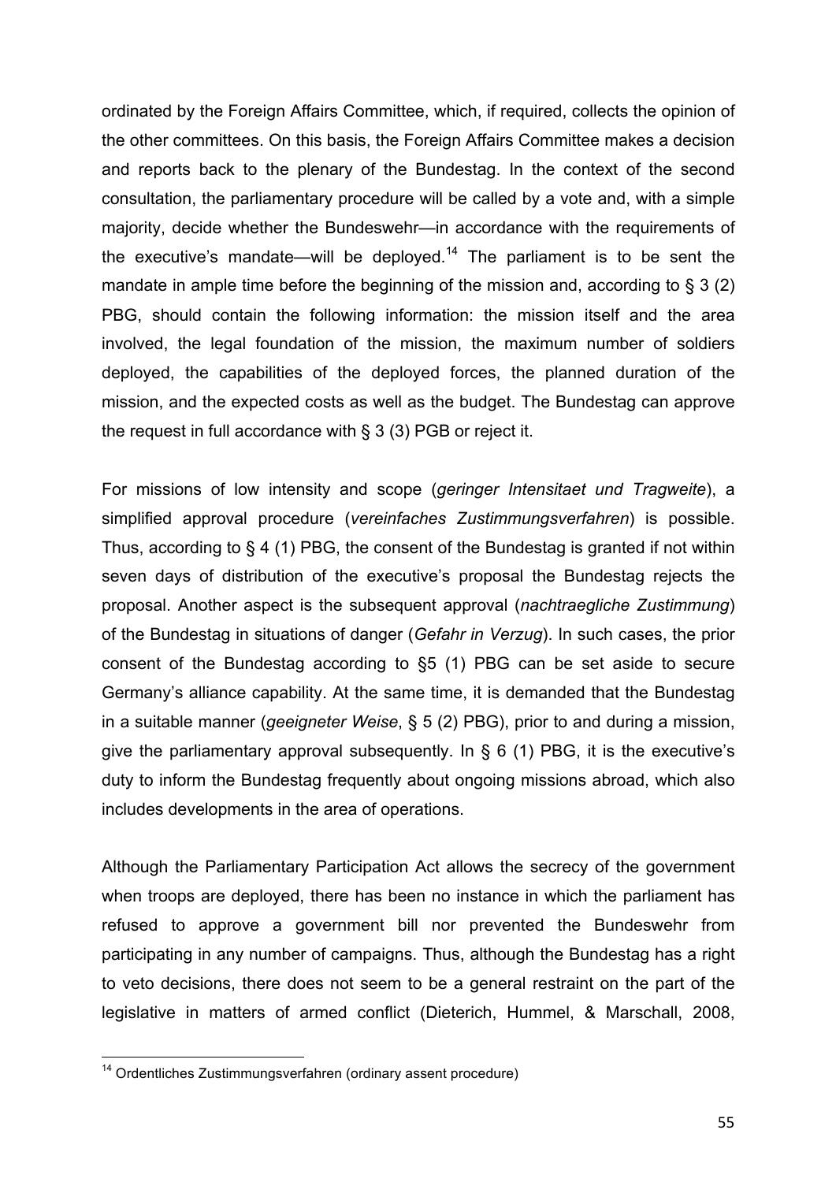ordinated by the Foreign Affairs Committee, which, if required, collects the opinion of the other committees. On this basis, the Foreign Affairs Committee makes a decision and reports back to the plenary of the Bundestag. In the context of the second consultation, the parliamentary procedure will be called by a vote and, with a simple majority, decide whether the Bundeswehr—in accordance with the requirements of the executive's mandate—will be deployed.[14] The parliament is to be sent the mandate in ample time before the beginning of the mission and, according to § 3 (2) PBG, should contain the following information: the mission itself and the area involved, the legal foundation of the mission, the maximum number of soldiers deployed, the capabilities of the deployed forces, the planned duration of the mission, and the expected costs as well as the budget. The Bundestag can approve the request in full accordance with § 3 (3) PGB or reject it.

For missions of low intensity and scope (*geringer Intensitaet und Tragweite*), a simplified approval procedure (*vereinfaches Zustimmungsverfahren*) is possible. Thus, according to § 4 (1) PBG, the consent of the Bundestag is granted if not within seven days of distribution of the executive's proposal the Bundestag rejects the proposal. Another aspect is the subsequent approval (*nachtraegliche Zustimmung*) of the Bundestag in situations of danger (*Gefahr in Verzug*). In such cases, the prior consent of the Bundestag according to §5 (1) PBG can be set aside to secure Germany's alliance capability. At the same time, it is demanded that the Bundestag in a suitable manner (*geeigneter Weise*, § 5 (2) PBG), prior to and during a mission, give the parliamentary approval subsequently. In § 6 (1) PBG, it is the executive's duty to inform the Bundestag frequently about ongoing missions abroad, which also includes developments in the area of operations.

Although the Parliamentary Participation Act allows the secrecy of the government when troops are deployed, there has been no instance in which the parliament has refused to approve a government bill nor prevented the Bundeswehr from participating in any number of campaigns. Thus, although the Bundestag has a right to veto decisions, there does not seem to be a general restraint on the part of the legislative in matters of armed conflict (Dieterich, Hummel, & Marschall, 2008,

---

[14] Ordentliches Zustimmungsverfahren (ordinary assent procedure)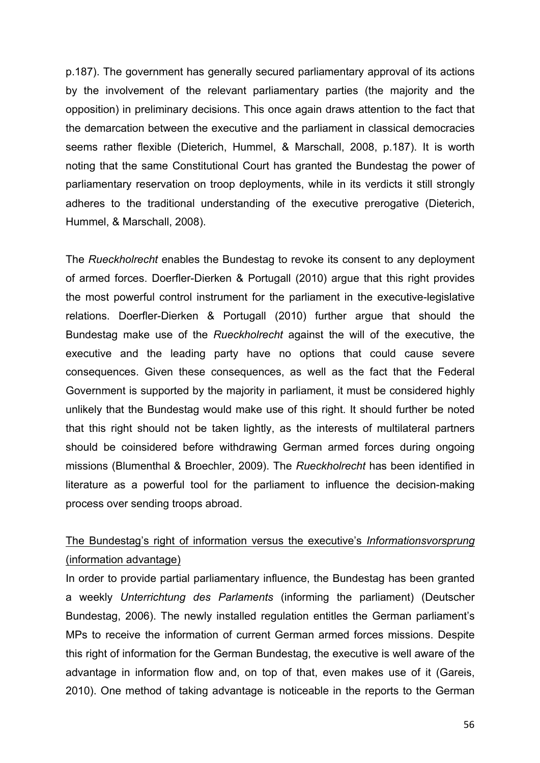p.187). The government has generally secured parliamentary approval of its actions by the involvement of the relevant parliamentary parties (the majority and the opposition) in preliminary decisions. This once again draws attention to the fact that the demarcation between the executive and the parliament in classical democracies seems rather flexible (Dieterich, Hummel, & Marschall, 2008, p.187). It is worth noting that the same Constitutional Court has granted the Bundestag the power of parliamentary reservation on troop deployments, while in its verdicts it still strongly adheres to the traditional understanding of the executive prerogative (Dieterich, Hummel, & Marschall, 2008).

The *Rueckholrecht* enables the Bundestag to revoke its consent to any deployment of armed forces. Doerfler-Dierken & Portugall (2010) argue that this right provides the most powerful control instrument for the parliament in the executive-legislative relations. Doerfler-Dierken & Portugall (2010) further argue that should the Bundestag make use of the *Rueckholrecht* against the will of the executive, the executive and the leading party have no options that could cause severe consequences. Given these consequences, as well as the fact that the Federal Government is supported by the majority in parliament, it must be considered highly unlikely that the Bundestag would make use of this right. It should further be noted that this right should not be taken lightly, as the interests of multilateral partners should be coinsidered before withdrawing German armed forces during ongoing missions (Blumenthal & Broechler, 2009). The *Rueckholrecht* has been identified in literature as a powerful tool for the parliament to influence the decision-making process over sending troops abroad.

<u>The Bundestag's right of information versus the executive's *Informationsvorsprung* (information advantage)</u>

In order to provide partial parliamentary influence, the Bundestag has been granted a weekly *Unterrichtung des Parlaments* (informing the parliament) (Deutscher Bundestag, 2006). The newly installed regulation entitles the German parliament's MPs to receive the information of current German armed forces missions. Despite this right of information for the German Bundestag, the executive is well aware of the advantage in information flow and, on top of that, even makes use of it (Gareis, 2010). One method of taking advantage is noticeable in the reports to the German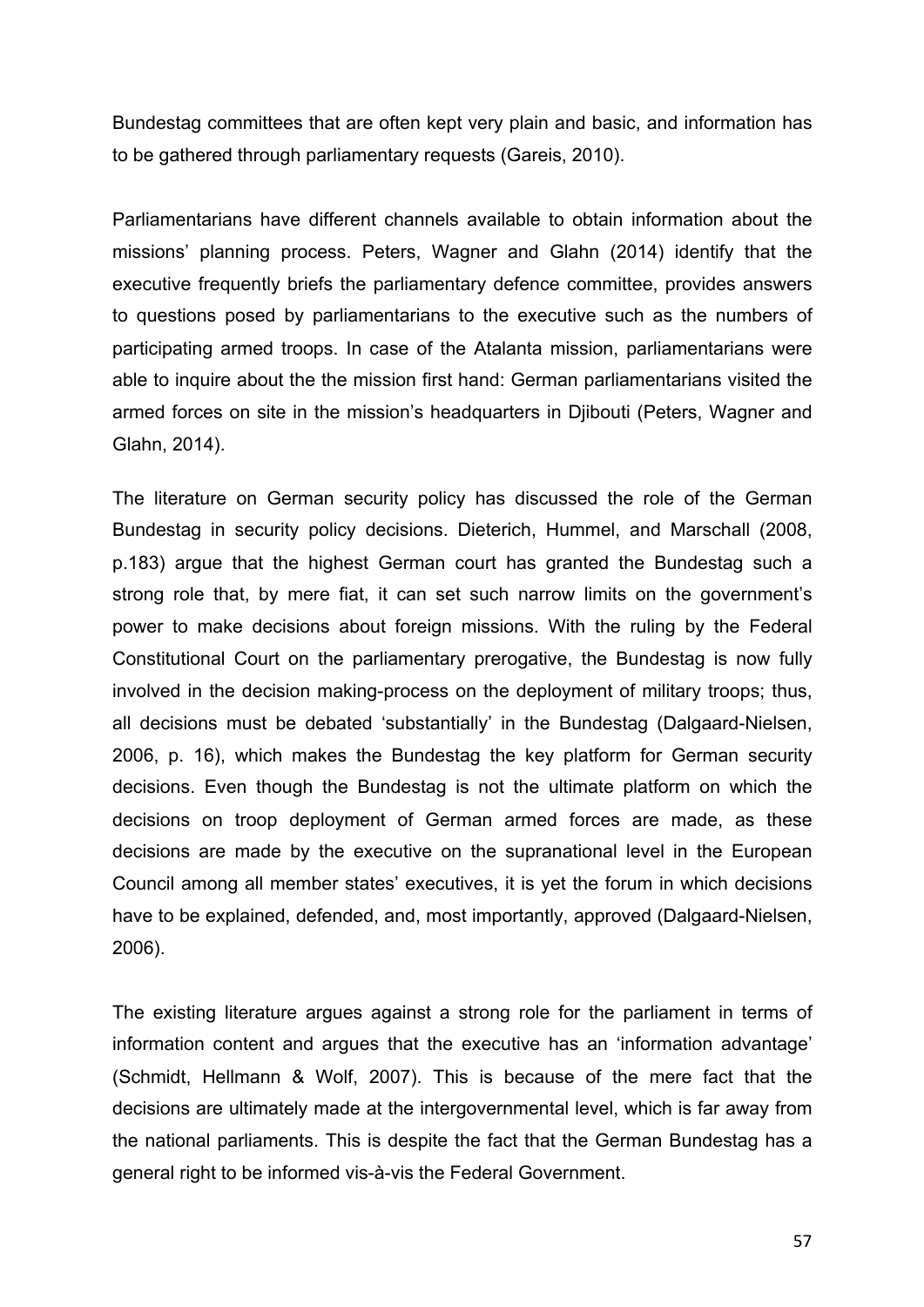Bundestag committees that are often kept very plain and basic, and information has to be gathered through parliamentary requests (Gareis, 2010).

Parliamentarians have different channels available to obtain information about the missions' planning process. Peters, Wagner and Glahn (2014) identify that the executive frequently briefs the parliamentary defence committee, provides answers to questions posed by parliamentarians to the executive such as the numbers of participating armed troops. In case of the Atalanta mission, parliamentarians were able to inquire about the the mission first hand: German parliamentarians visited the armed forces on site in the mission's headquarters in Djibouti (Peters, Wagner and Glahn, 2014).

The literature on German security policy has discussed the role of the German Bundestag in security policy decisions. Dieterich, Hummel, and Marschall (2008, p.183) argue that the highest German court has granted the Bundestag such a strong role that, by mere fiat, it can set such narrow limits on the government's power to make decisions about foreign missions. With the ruling by the Federal Constitutional Court on the parliamentary prerogative, the Bundestag is now fully involved in the decision making-process on the deployment of military troops; thus, all decisions must be debated 'substantially' in the Bundestag (Dalgaard-Nielsen, 2006, p. 16), which makes the Bundestag the key platform for German security decisions. Even though the Bundestag is not the ultimate platform on which the decisions on troop deployment of German armed forces are made, as these decisions are made by the executive on the supranational level in the European Council among all member states' executives, it is yet the forum in which decisions have to be explained, defended, and, most importantly, approved (Dalgaard-Nielsen, 2006).

The existing literature argues against a strong role for the parliament in terms of information content and argues that the executive has an 'information advantage' (Schmidt, Hellmann & Wolf, 2007). This is because of the mere fact that the decisions are ultimately made at the intergovernmental level, which is far away from the national parliaments. This is despite the fact that the German Bundestag has a general right to be informed vis-à-vis the Federal Government.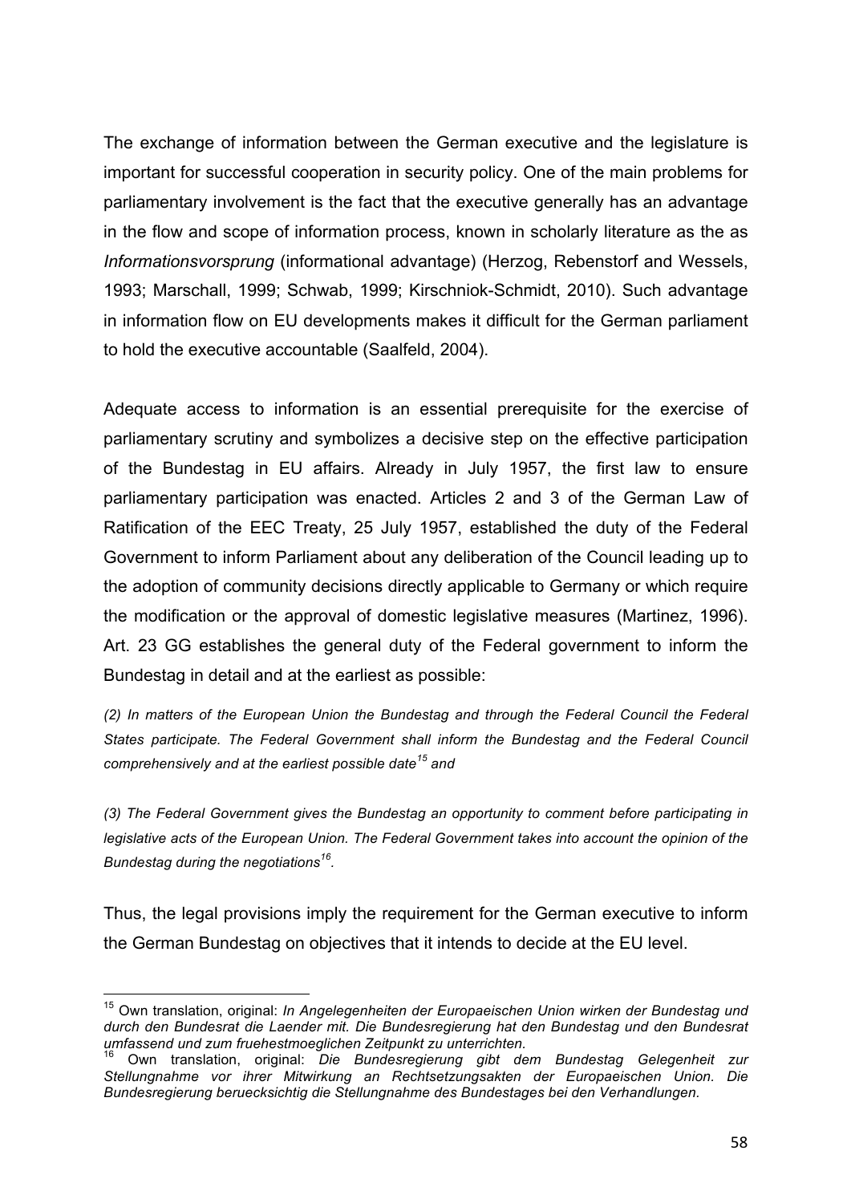The exchange of information between the German executive and the legislature is important for successful cooperation in security policy. One of the main problems for parliamentary involvement is the fact that the executive generally has an advantage in the flow and scope of information process, known in scholarly literature as the as *Informationsvorsprung* (informational advantage) (Herzog, Rebenstorf and Wessels, 1993; Marschall, 1999; Schwab, 1999; Kirschniok-Schmidt, 2010). Such advantage in information flow on EU developments makes it difficult for the German parliament to hold the executive accountable (Saalfeld, 2004).

Adequate access to information is an essential prerequisite for the exercise of parliamentary scrutiny and symbolizes a decisive step on the effective participation of the Bundestag in EU affairs. Already in July 1957, the first law to ensure parliamentary participation was enacted. Articles 2 and 3 of the German Law of Ratification of the EEC Treaty, 25 July 1957, established the duty of the Federal Government to inform Parliament about any deliberation of the Council leading up to the adoption of community decisions directly applicable to Germany or which require the modification or the approval of domestic legislative measures (Martinez, 1996). Art. 23 GG establishes the general duty of the Federal government to inform the Bundestag in detail and at the earliest as possible:

*(2) In matters of the European Union the Bundestag and through the Federal Council the Federal States participate. The Federal Government shall inform the Bundestag and the Federal Council comprehensively and at the earliest possible date*[15] *and*

*(3) The Federal Government gives the Bundestag an opportunity to comment before participating in legislative acts of the European Union. The Federal Government takes into account the opinion of the Bundestag during the negotiations*[16]*.*

Thus, the legal provisions imply the requirement for the German executive to inform the German Bundestag on objectives that it intends to decide at the EU level.

---

[15] Own translation, original: *In Angelegenheiten der Europaeischen Union wirken der Bundestag und durch den Bundesrat die Laender mit. Die Bundesregierung hat den Bundestag und den Bundesrat umfassend und zum fruehestmoeglichen Zeitpunkt zu unterrichten.*

[16] Own translation, original: *Die Bundesregierung gibt dem Bundestag Gelegenheit zur Stellungnahme vor ihrer Mitwirkung an Rechtsetzungsakten der Europaeischen Union. Die Bundesregierung beruecksichtig die Stellungnahme des Bundestages bei den Verhandlungen.*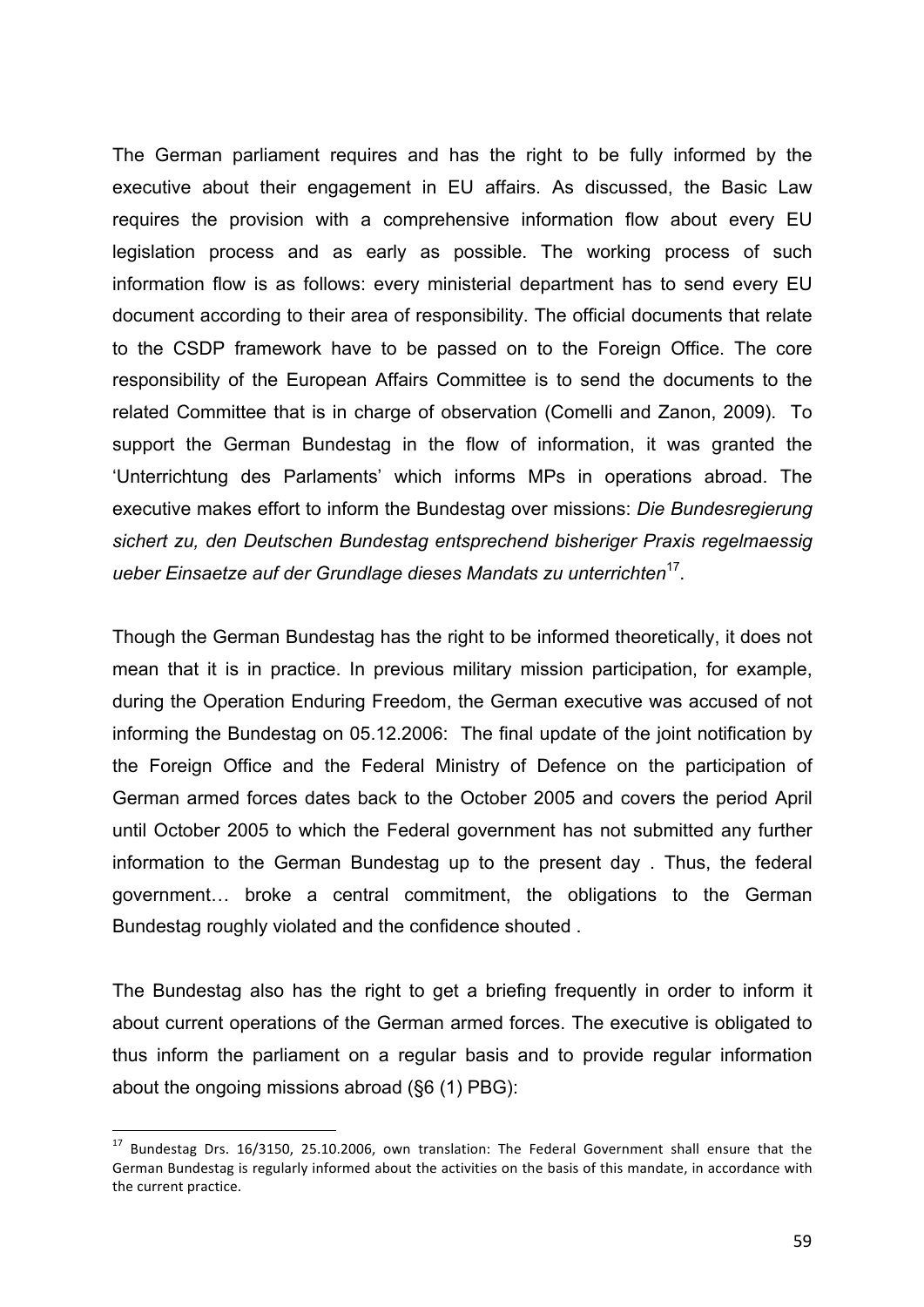The German parliament requires and has the right to be fully informed by the executive about their engagement in EU affairs. As discussed, the Basic Law requires the provision with a comprehensive information flow about every EU legislation process and as early as possible. The working process of such information flow is as follows: every ministerial department has to send every EU document according to their area of responsibility. The official documents that relate to the CSDP framework have to be passed on to the Foreign Office. The core responsibility of the European Affairs Committee is to send the documents to the related Committee that is in charge of observation (Comelli and Zanon, 2009). To support the German Bundestag in the flow of information, it was granted the 'Unterrichtung des Parlaments' which informs MPs in operations abroad. The executive makes effort to inform the Bundestag over missions: *Die Bundesregierung sichert zu, den Deutschen Bundestag entsprechend bisheriger Praxis regelmaessig ueber Einsaetze auf der Grundlage dieses Mandats zu unterrichten*[17].

Though the German Bundestag has the right to be informed theoretically, it does not mean that it is in practice. In previous military mission participation, for example, during the Operation Enduring Freedom, the German executive was accused of not informing the Bundestag on 05.12.2006: The final update of the joint notification by the Foreign Office and the Federal Ministry of Defence on the participation of German armed forces dates back to the October 2005 and covers the period April until October 2005 to which the Federal government has not submitted any further information to the German Bundestag up to the present day . Thus, the federal government… broke a central commitment, the obligations to the German Bundestag roughly violated and the confidence shouted .

The Bundestag also has the right to get a briefing frequently in order to inform it about current operations of the German armed forces. The executive is obligated to thus inform the parliament on a regular basis and to provide regular information about the ongoing missions abroad (§6 (1) PBG):

[17] Bundestag Drs. 16/3150, 25.10.2006, own translation: The Federal Government shall ensure that the German Bundestag is regularly informed about the activities on the basis of this mandate, in accordance with the current practice.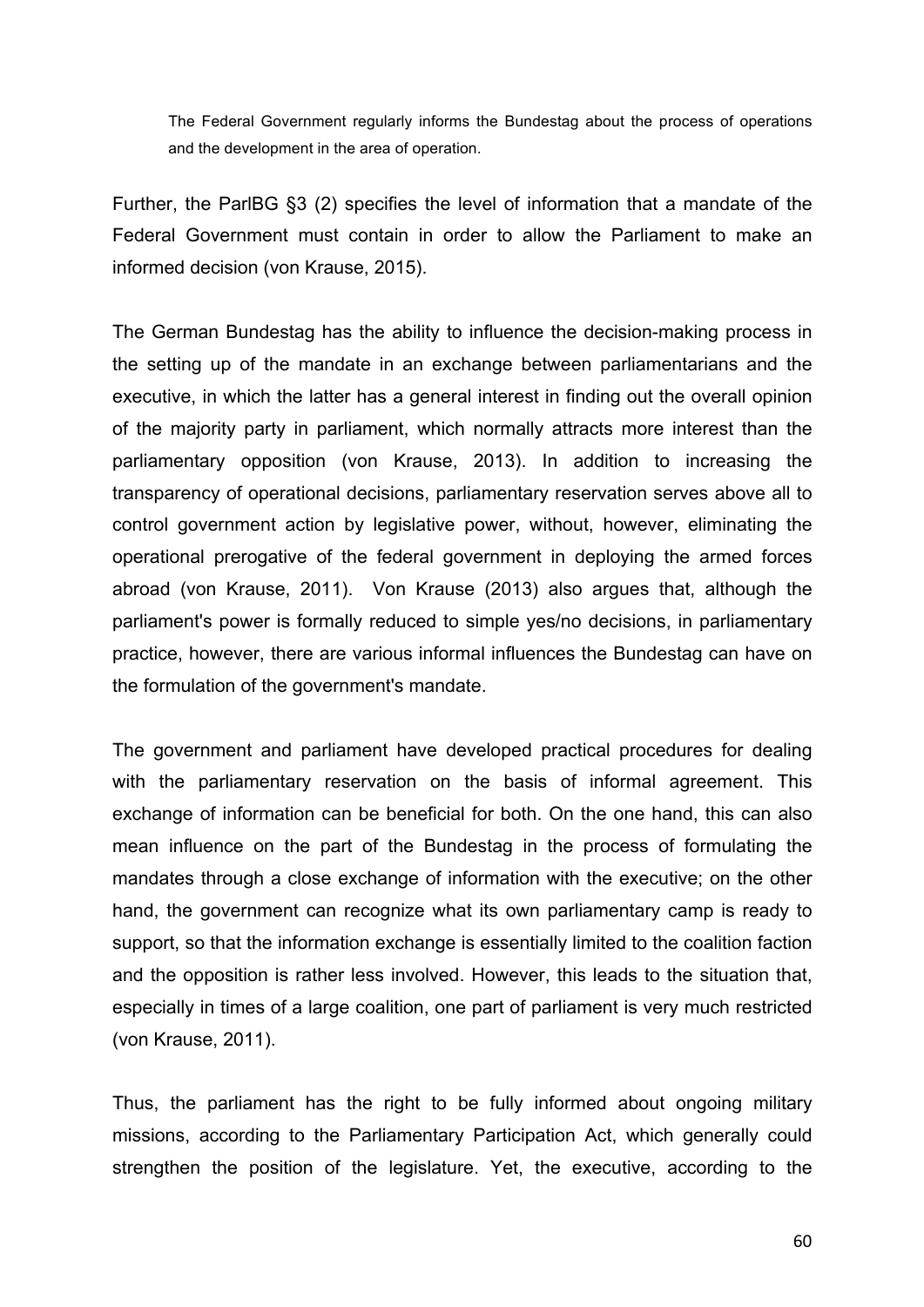> The Federal Government regularly informs the Bundestag about the process of operations and the development in the area of operation.

Further, the ParlBG §3 (2) specifies the level of information that a mandate of the Federal Government must contain in order to allow the Parliament to make an informed decision (von Krause, 2015).

The German Bundestag has the ability to influence the decision-making process in the setting up of the mandate in an exchange between parliamentarians and the executive, in which the latter has a general interest in finding out the overall opinion of the majority party in parliament, which normally attracts more interest than the parliamentary opposition (von Krause, 2013). In addition to increasing the transparency of operational decisions, parliamentary reservation serves above all to control government action by legislative power, without, however, eliminating the operational prerogative of the federal government in deploying the armed forces abroad (von Krause, 2011). Von Krause (2013) also argues that, although the parliament's power is formally reduced to simple yes/no decisions, in parliamentary practice, however, there are various informal influences the Bundestag can have on the formulation of the government's mandate.

The government and parliament have developed practical procedures for dealing with the parliamentary reservation on the basis of informal agreement. This exchange of information can be beneficial for both. On the one hand, this can also mean influence on the part of the Bundestag in the process of formulating the mandates through a close exchange of information with the executive; on the other hand, the government can recognize what its own parliamentary camp is ready to support, so that the information exchange is essentially limited to the coalition faction and the opposition is rather less involved. However, this leads to the situation that, especially in times of a large coalition, one part of parliament is very much restricted (von Krause, 2011).

Thus, the parliament has the right to be fully informed about ongoing military missions, according to the Parliamentary Participation Act, which generally could strengthen the position of the legislature. Yet, the executive, according to the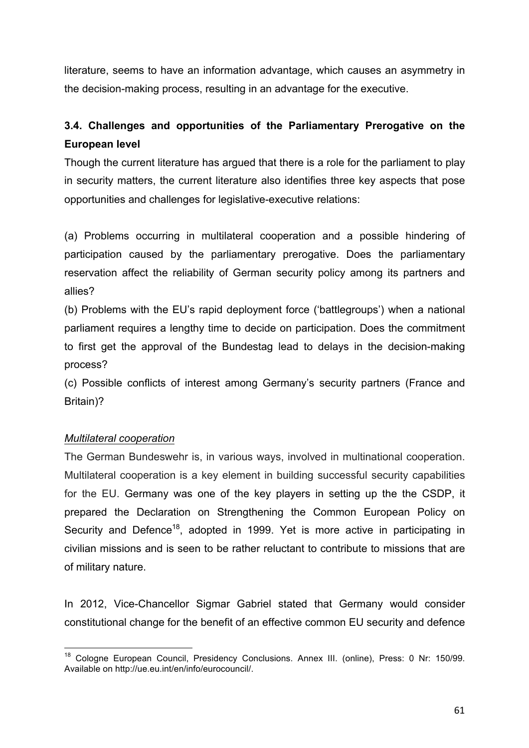literature, seems to have an information advantage, which causes an asymmetry in the decision-making process, resulting in an advantage for the executive.

### 3.4. Challenges and opportunities of the Parliamentary Prerogative on the European level

Though the current literature has argued that there is a role for the parliament to play in security matters, the current literature also identifies three key aspects that pose opportunities and challenges for legislative-executive relations:

(a) Problems occurring in multilateral cooperation and a possible hindering of participation caused by the parliamentary prerogative. Does the parliamentary reservation affect the reliability of German security policy among its partners and allies?

(b) Problems with the EU's rapid deployment force ('battlegroups') when a national parliament requires a lengthy time to decide on participation. Does the commitment to first get the approval of the Bundestag lead to delays in the decision-making process?

(c) Possible conflicts of interest among Germany's security partners (France and Britain)?

*Multilateral cooperation*

The German Bundeswehr is, in various ways, involved in multinational cooperation. Multilateral cooperation is a key element in building successful security capabilities for the EU. Germany was one of the key players in setting up the the CSDP, it prepared the Declaration on Strengthening the Common European Policy on Security and Defence[18], adopted in 1999. Yet is more active in participating in civilian missions and is seen to be rather reluctant to contribute to missions that are of military nature.

In 2012, Vice-Chancellor Sigmar Gabriel stated that Germany would consider constitutional change for the benefit of an effective common EU security and defence

---

[18] Cologne European Council, Presidency Conclusions. Annex III. (online), Press: 0 Nr: 150/99. Available on http://ue.eu.int/en/info/eurocouncil/.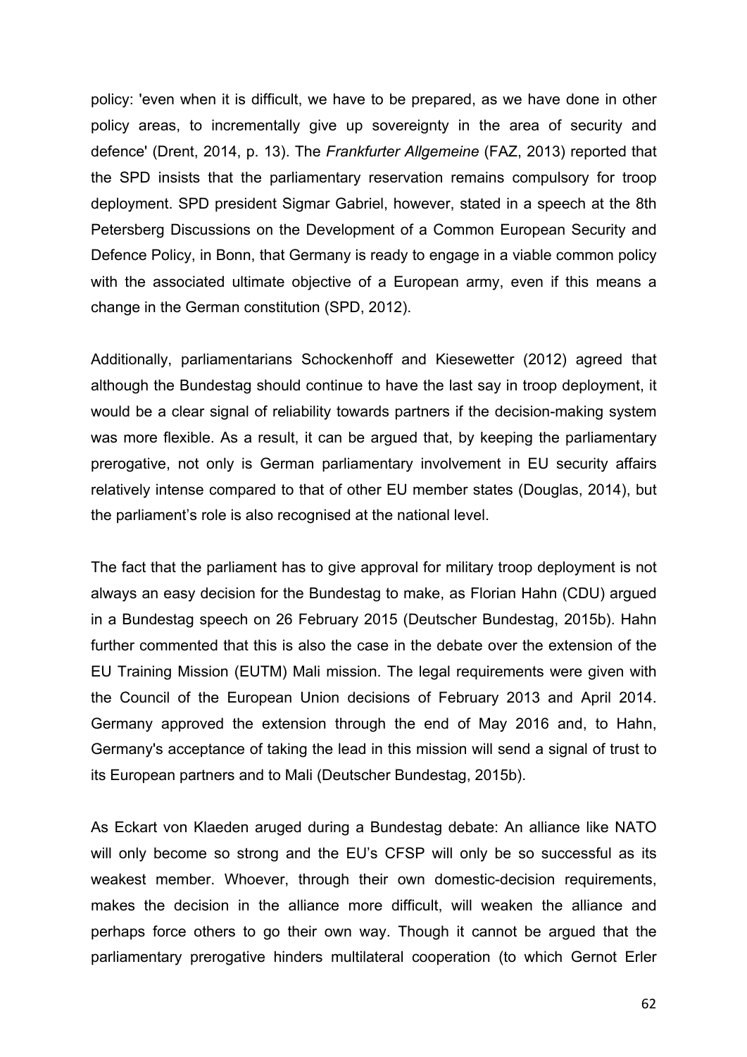policy: 'even when it is difficult, we have to be prepared, as we have done in other policy areas, to incrementally give up sovereignty in the area of security and defence' (Drent, 2014, p. 13). The *Frankfurter Allgemeine* (FAZ, 2013) reported that the SPD insists that the parliamentary reservation remains compulsory for troop deployment. SPD president Sigmar Gabriel, however, stated in a speech at the 8th Petersberg Discussions on the Development of a Common European Security and Defence Policy, in Bonn, that Germany is ready to engage in a viable common policy with the associated ultimate objective of a European army, even if this means a change in the German constitution (SPD, 2012).

Additionally, parliamentarians Schockenhoff and Kiesewetter (2012) agreed that although the Bundestag should continue to have the last say in troop deployment, it would be a clear signal of reliability towards partners if the decision-making system was more flexible. As a result, it can be argued that, by keeping the parliamentary prerogative, not only is German parliamentary involvement in EU security affairs relatively intense compared to that of other EU member states (Douglas, 2014), but the parliament's role is also recognised at the national level.

The fact that the parliament has to give approval for military troop deployment is not always an easy decision for the Bundestag to make, as Florian Hahn (CDU) argued in a Bundestag speech on 26 February 2015 (Deutscher Bundestag, 2015b). Hahn further commented that this is also the case in the debate over the extension of the EU Training Mission (EUTM) Mali mission. The legal requirements were given with the Council of the European Union decisions of February 2013 and April 2014. Germany approved the extension through the end of May 2016 and, to Hahn, Germany's acceptance of taking the lead in this mission will send a signal of trust to its European partners and to Mali (Deutscher Bundestag, 2015b).

As Eckart von Klaeden aruged during a Bundestag debate: An alliance like NATO will only become so strong and the EU's CFSP will only be so successful as its weakest member. Whoever, through their own domestic-decision requirements, makes the decision in the alliance more difficult, will weaken the alliance and perhaps force others to go their own way. Though it cannot be argued that the parliamentary prerogative hinders multilateral cooperation (to which Gernot Erler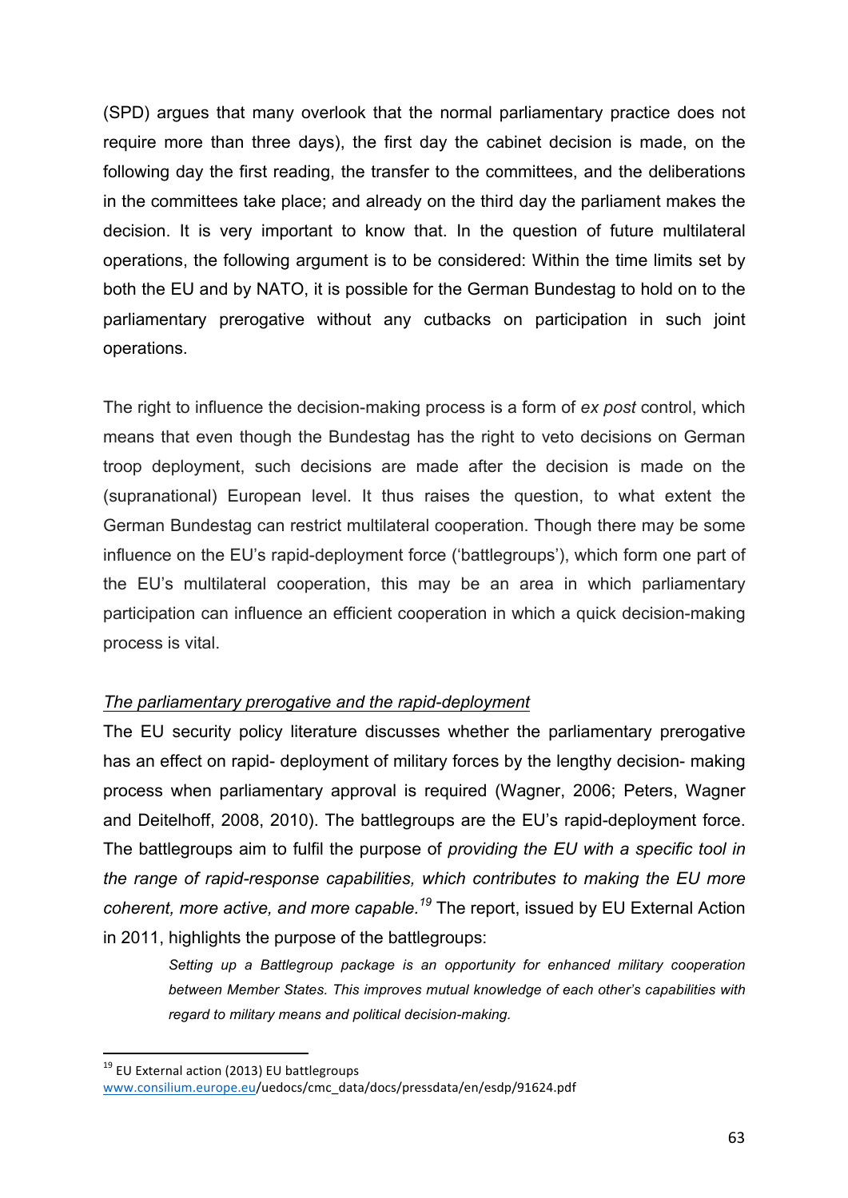(SPD) argues that many overlook that the normal parliamentary practice does not require more than three days), the first day the cabinet decision is made, on the following day the first reading, the transfer to the committees, and the deliberations in the committees take place; and already on the third day the parliament makes the decision. It is very important to know that. In the question of future multilateral operations, the following argument is to be considered: Within the time limits set by both the EU and by NATO, it is possible for the German Bundestag to hold on to the parliamentary prerogative without any cutbacks on participation in such joint operations.

The right to influence the decision-making process is a form of *ex post* control, which means that even though the Bundestag has the right to veto decisions on German troop deployment, such decisions are made after the decision is made on the (supranational) European level. It thus raises the question, to what extent the German Bundestag can restrict multilateral cooperation. Though there may be some influence on the EU's rapid-deployment force ('battlegroups'), which form one part of the EU's multilateral cooperation, this may be an area in which parliamentary participation can influence an efficient cooperation in which a quick decision-making process is vital.

*The parliamentary prerogative and the rapid-deployment*

The EU security policy literature discusses whether the parliamentary prerogative has an effect on rapid- deployment of military forces by the lengthy decision- making process when parliamentary approval is required (Wagner, 2006; Peters, Wagner and Deitelhoff, 2008, 2010). The battlegroups are the EU's rapid-deployment force. The battlegroups aim to fulfil the purpose of *providing the EU with a specific tool in the range of rapid-response capabilities, which contributes to making the EU more coherent, more active, and more capable.*[19] The report, issued by EU External Action in 2011, highlights the purpose of the battlegroups:

> *Setting up a Battlegroup package is an opportunity for enhanced military cooperation between Member States. This improves mutual knowledge of each other's capabilities with regard to military means and political decision-making.*

---

[19] EU External action (2013) EU battlegroups www.consilium.europa.eu/uedocs/cmc_data/docs/pressdata/en/esdp/91624.pdf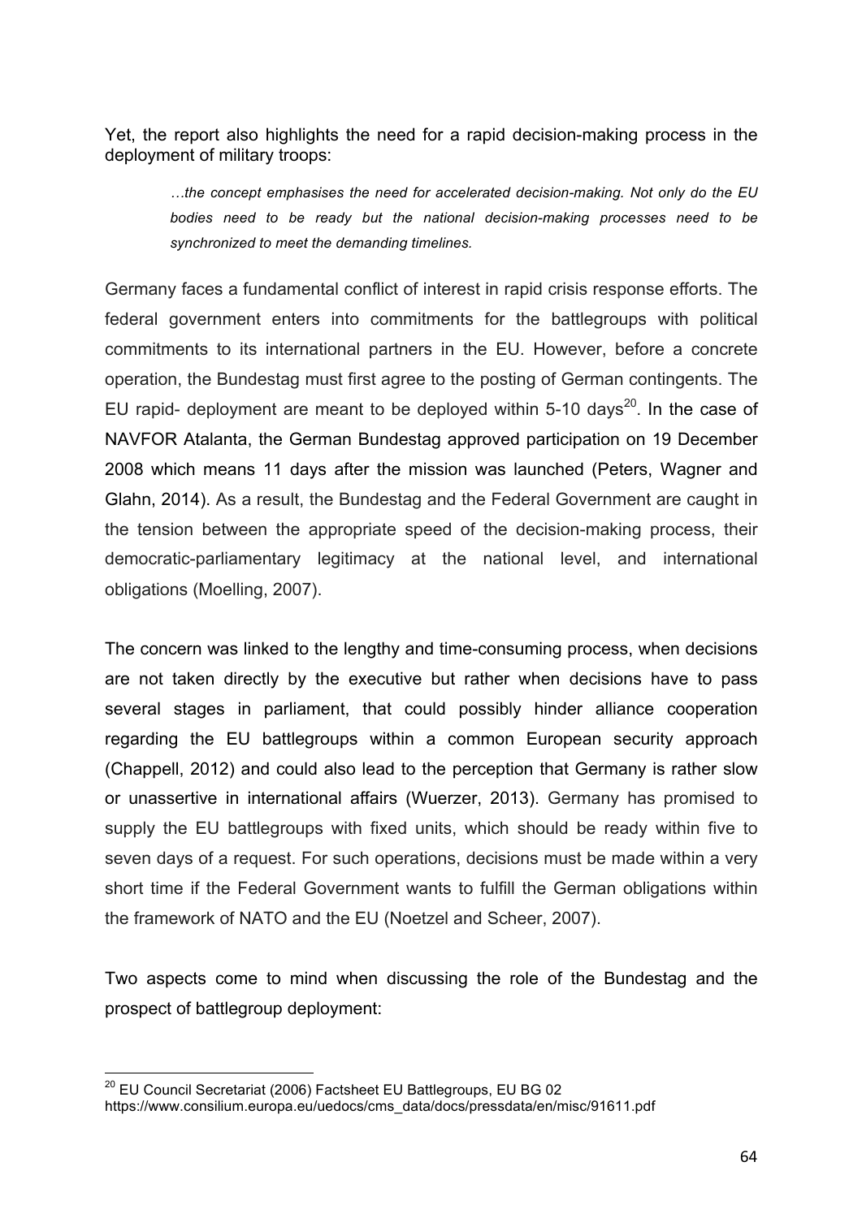Yet, the report also highlights the need for a rapid decision-making process in the deployment of military troops:

> *…the concept emphasises the need for accelerated decision-making. Not only do the EU bodies need to be ready but the national decision-making processes need to be synchronized to meet the demanding timelines.*

Germany faces a fundamental conflict of interest in rapid crisis response efforts. The federal government enters into commitments for the battlegroups with political commitments to its international partners in the EU. However, before a concrete operation, the Bundestag must first agree to the posting of German contingents. The EU rapid- deployment are meant to be deployed within 5-10 days[20]. In the case of NAVFOR Atalanta, the German Bundestag approved participation on 19 December 2008 which means 11 days after the mission was launched (Peters, Wagner and Glahn, 2014). As a result, the Bundestag and the Federal Government are caught in the tension between the appropriate speed of the decision-making process, their democratic-parliamentary legitimacy at the national level, and international obligations (Moelling, 2007).

The concern was linked to the lengthy and time-consuming process, when decisions are not taken directly by the executive but rather when decisions have to pass several stages in parliament, that could possibly hinder alliance cooperation regarding the EU battlegroups within a common European security approach (Chappell, 2012) and could also lead to the perception that Germany is rather slow or unassertive in international affairs (Wuerzer, 2013). Germany has promised to supply the EU battlegroups with fixed units, which should be ready within five to seven days of a request. For such operations, decisions must be made within a very short time if the Federal Government wants to fulfill the German obligations within the framework of NATO and the EU (Noetzel and Scheer, 2007).

Two aspects come to mind when discussing the role of the Bundestag and the prospect of battlegroup deployment:

---

[20] EU Council Secretariat (2006) Factsheet EU Battlegroups, EU BG 02 https://www.consilium.europa.eu/uedocs/cms_data/docs/pressdata/en/misc/91611.pdf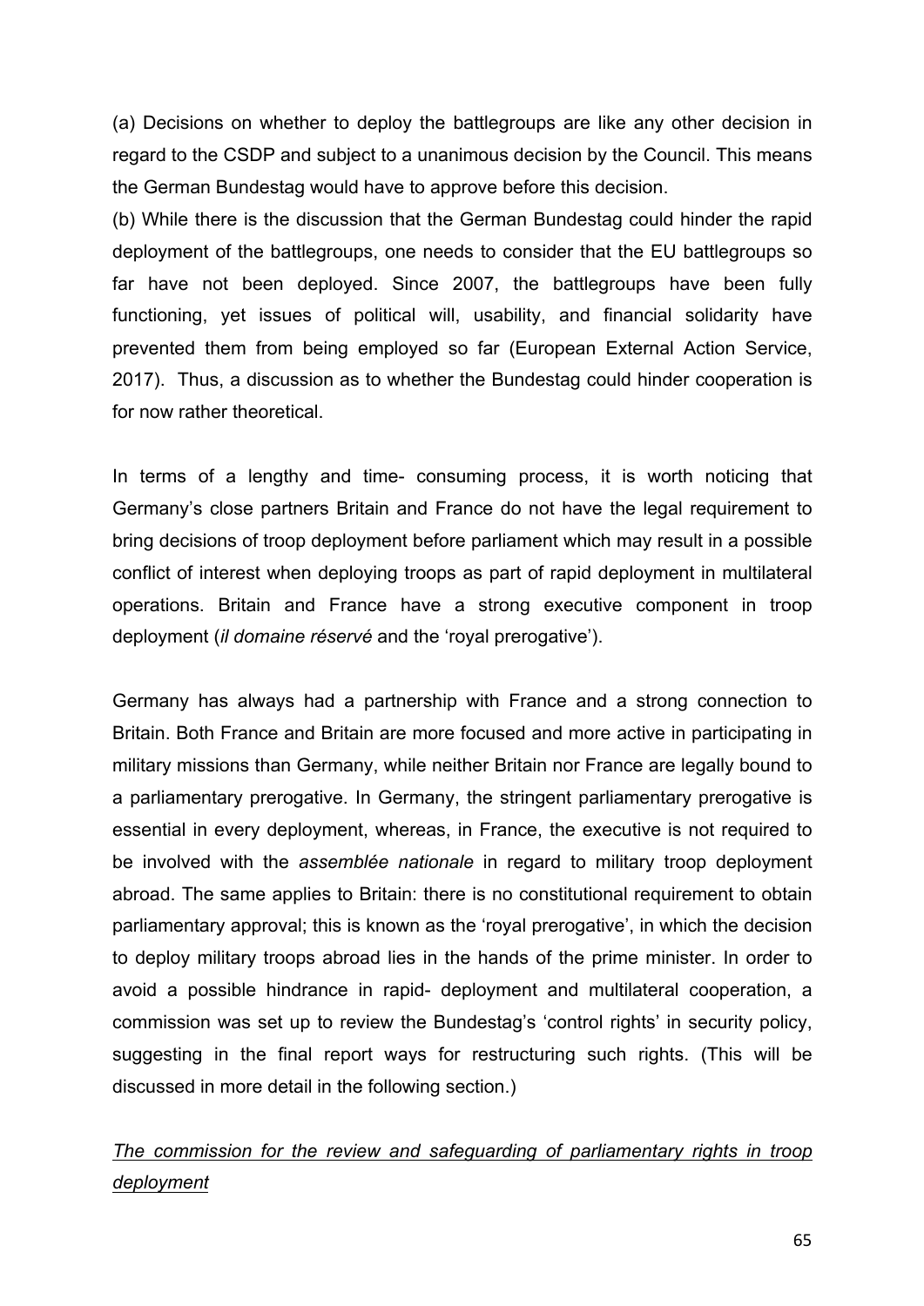(a) Decisions on whether to deploy the battlegroups are like any other decision in regard to the CSDP and subject to a unanimous decision by the Council. This means the German Bundestag would have to approve before this decision.
(b) While there is the discussion that the German Bundestag could hinder the rapid deployment of the battlegroups, one needs to consider that the EU battlegroups so far have not been deployed. Since 2007, the battlegroups have been fully functioning, yet issues of political will, usability, and financial solidarity have prevented them from being employed so far (European External Action Service, 2017). Thus, a discussion as to whether the Bundestag could hinder cooperation is for now rather theoretical.

In terms of a lengthy and time- consuming process, it is worth noticing that Germany's close partners Britain and France do not have the legal requirement to bring decisions of troop deployment before parliament which may result in a possible conflict of interest when deploying troops as part of rapid deployment in multilateral operations. Britain and France have a strong executive component in troop deployment (*il domaine réservé* and the 'royal prerogative').

Germany has always had a partnership with France and a strong connection to Britain. Both France and Britain are more focused and more active in participating in military missions than Germany, while neither Britain nor France are legally bound to a parliamentary prerogative. In Germany, the stringent parliamentary prerogative is essential in every deployment, whereas, in France, the executive is not required to be involved with the *assemblée nationale* in regard to military troop deployment abroad. The same applies to Britain: there is no constitutional requirement to obtain parliamentary approval; this is known as the 'royal prerogative', in which the decision to deploy military troops abroad lies in the hands of the prime minister. In order to avoid a possible hindrance in rapid- deployment and multilateral cooperation, a commission was set up to review the Bundestag's 'control rights' in security policy, suggesting in the final report ways for restructuring such rights. (This will be discussed in more detail in the following section.)

*The commission for the review and safeguarding of parliamentary rights in troop deployment*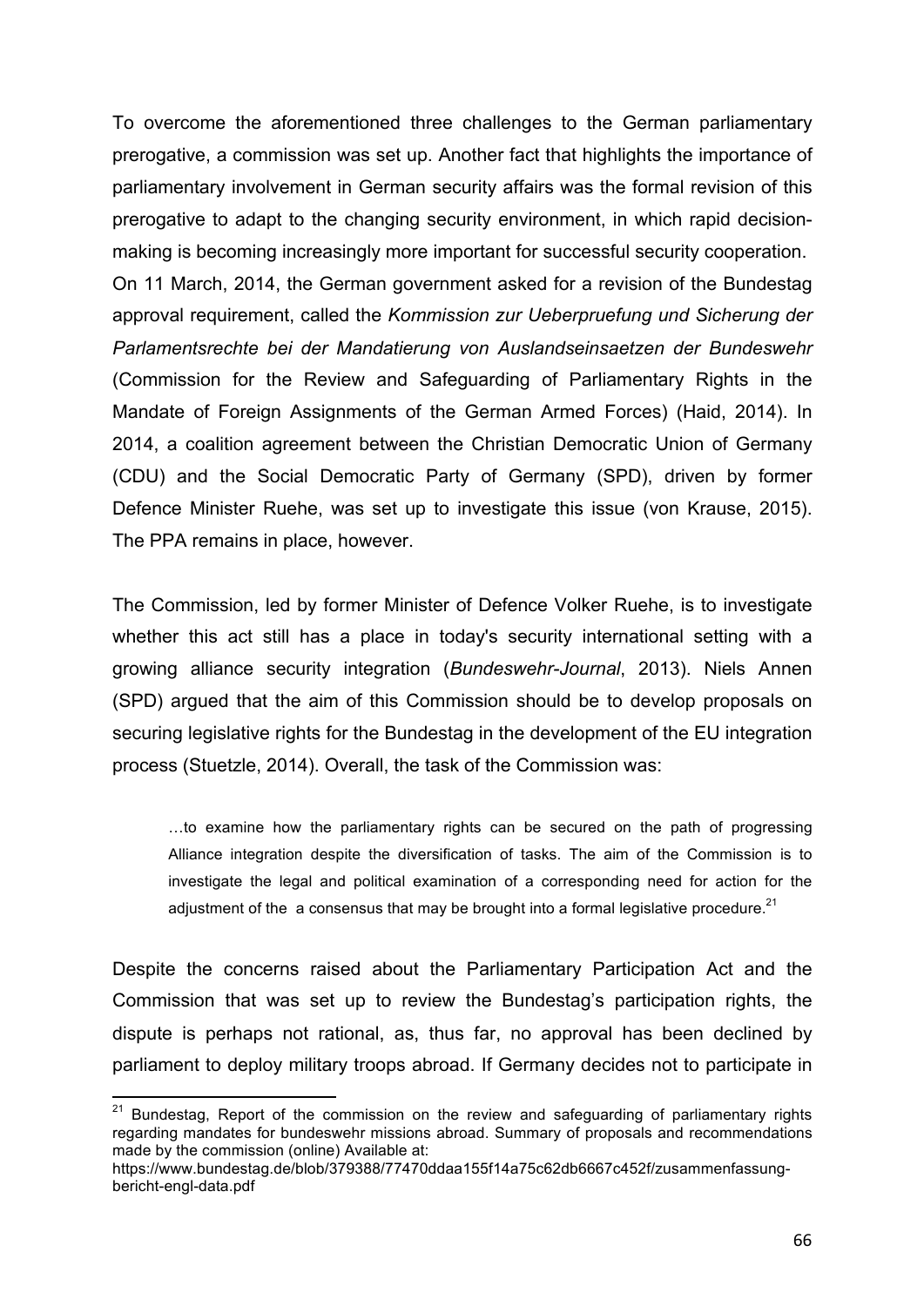To overcome the aforementioned three challenges to the German parliamentary prerogative, a commission was set up. Another fact that highlights the importance of parliamentary involvement in German security affairs was the formal revision of this prerogative to adapt to the changing security environment, in which rapid decision-making is becoming increasingly more important for successful security cooperation. On 11 March, 2014, the German government asked for a revision of the Bundestag approval requirement, called the *Kommission zur Ueberpruefung und Sicherung der Parlamentsrechte bei der Mandatierung von Auslandseinsaetzen der Bundeswehr* (Commission for the Review and Safeguarding of Parliamentary Rights in the Mandate of Foreign Assignments of the German Armed Forces) (Haid, 2014). In 2014, a coalition agreement between the Christian Democratic Union of Germany (CDU) and the Social Democratic Party of Germany (SPD), driven by former Defence Minister Ruehe, was set up to investigate this issue (von Krause, 2015). The PPA remains in place, however.

The Commission, led by former Minister of Defence Volker Ruehe, is to investigate whether this act still has a place in today's security international setting with a growing alliance security integration (*Bundeswehr-Journal*, 2013). Niels Annen (SPD) argued that the aim of this Commission should be to develop proposals on securing legislative rights for the Bundestag in the development of the EU integration process (Stuetzle, 2014). Overall, the task of the Commission was:

> …to examine how the parliamentary rights can be secured on the path of progressing Alliance integration despite the diversification of tasks. The aim of the Commission is to investigate the legal and political examination of a corresponding need for action for the adjustment of the a consensus that may be brought into a formal legislative procedure.[21]

Despite the concerns raised about the Parliamentary Participation Act and the Commission that was set up to review the Bundestag's participation rights, the dispute is perhaps not rational, as, thus far, no approval has been declined by parliament to deploy military troops abroad. If Germany decides not to participate in

[21] Bundestag, Report of the commission on the review and safeguarding of parliamentary rights regarding mandates for bundeswehr missions abroad. Summary of proposals and recommendations made by the commission (online) Available at: https://www.bundestag.de/blob/379388/77470ddaa155f14a75c62db6667c452f/zusammenfassung-bericht-engl-data.pdf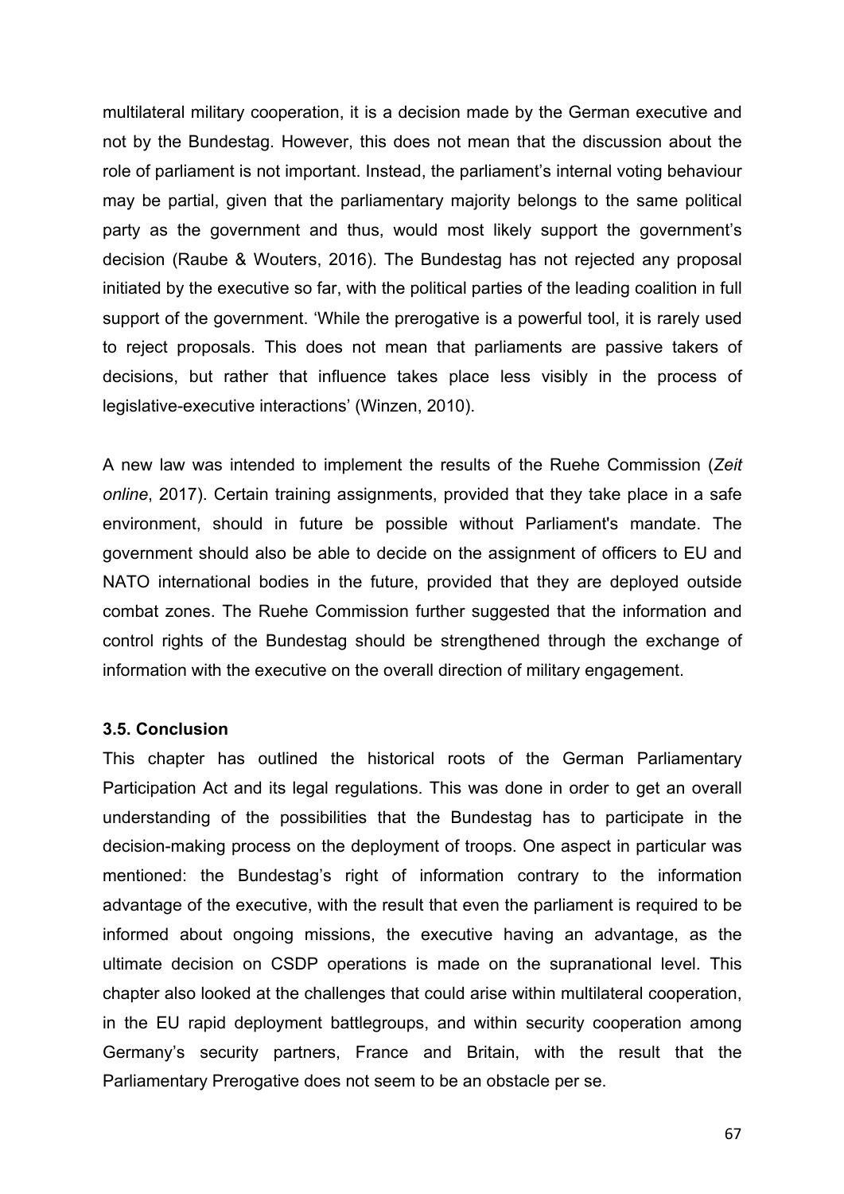multilateral military cooperation, it is a decision made by the German executive and not by the Bundestag. However, this does not mean that the discussion about the role of parliament is not important. Instead, the parliament's internal voting behaviour may be partial, given that the parliamentary majority belongs to the same political party as the government and thus, would most likely support the government's decision (Raube & Wouters, 2016). The Bundestag has not rejected any proposal initiated by the executive so far, with the political parties of the leading coalition in full support of the government. 'While the prerogative is a powerful tool, it is rarely used to reject proposals. This does not mean that parliaments are passive takers of decisions, but rather that influence takes place less visibly in the process of legislative-executive interactions' (Winzen, 2010).

A new law was intended to implement the results of the Ruehe Commission (*Zeit online*, 2017). Certain training assignments, provided that they take place in a safe environment, should in future be possible without Parliament's mandate. The government should also be able to decide on the assignment of officers to EU and NATO international bodies in the future, provided that they are deployed outside combat zones. The Ruehe Commission further suggested that the information and control rights of the Bundestag should be strengthened through the exchange of information with the executive on the overall direction of military engagement.

### 3.5. Conclusion

This chapter has outlined the historical roots of the German Parliamentary Participation Act and its legal regulations. This was done in order to get an overall understanding of the possibilities that the Bundestag has to participate in the decision-making process on the deployment of troops. One aspect in particular was mentioned: the Bundestag's right of information contrary to the information advantage of the executive, with the result that even the parliament is required to be informed about ongoing missions, the executive having an advantage, as the ultimate decision on CSDP operations is made on the supranational level. This chapter also looked at the challenges that could arise within multilateral cooperation, in the EU rapid deployment battlegroups, and within security cooperation among Germany's security partners, France and Britain, with the result that the Parliamentary Prerogative does not seem to be an obstacle per se.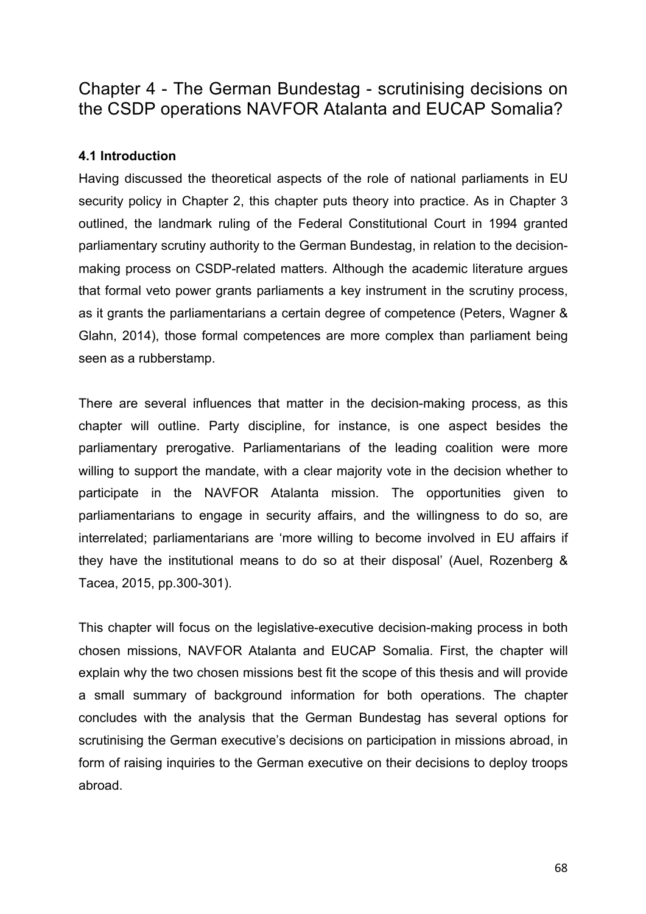# Chapter 4 - The German Bundestag - scrutinising decisions on the CSDP operations NAVFOR Atalanta and EUCAP Somalia?

### 4.1 Introduction

Having discussed the theoretical aspects of the role of national parliaments in EU security policy in Chapter 2, this chapter puts theory into practice. As in Chapter 3 outlined, the landmark ruling of the Federal Constitutional Court in 1994 granted parliamentary scrutiny authority to the German Bundestag, in relation to the decision-making process on CSDP-related matters. Although the academic literature argues that formal veto power grants parliaments a key instrument in the scrutiny process, as it grants the parliamentarians a certain degree of competence (Peters, Wagner & Glahn, 2014), those formal competences are more complex than parliament being seen as a rubberstamp.

There are several influences that matter in the decision-making process, as this chapter will outline. Party discipline, for instance, is one aspect besides the parliamentary prerogative. Parliamentarians of the leading coalition were more willing to support the mandate, with a clear majority vote in the decision whether to participate in the NAVFOR Atalanta mission. The opportunities given to parliamentarians to engage in security affairs, and the willingness to do so, are interrelated; parliamentarians are 'more willing to become involved in EU affairs if they have the institutional means to do so at their disposal' (Auel, Rozenberg & Tacea, 2015, pp.300-301).

This chapter will focus on the legislative-executive decision-making process in both chosen missions, NAVFOR Atalanta and EUCAP Somalia. First, the chapter will explain why the two chosen missions best fit the scope of this thesis and will provide a small summary of background information for both operations. The chapter concludes with the analysis that the German Bundestag has several options for scrutinising the German executive's decisions on participation in missions abroad, in form of raising inquiries to the German executive on their decisions to deploy troops abroad.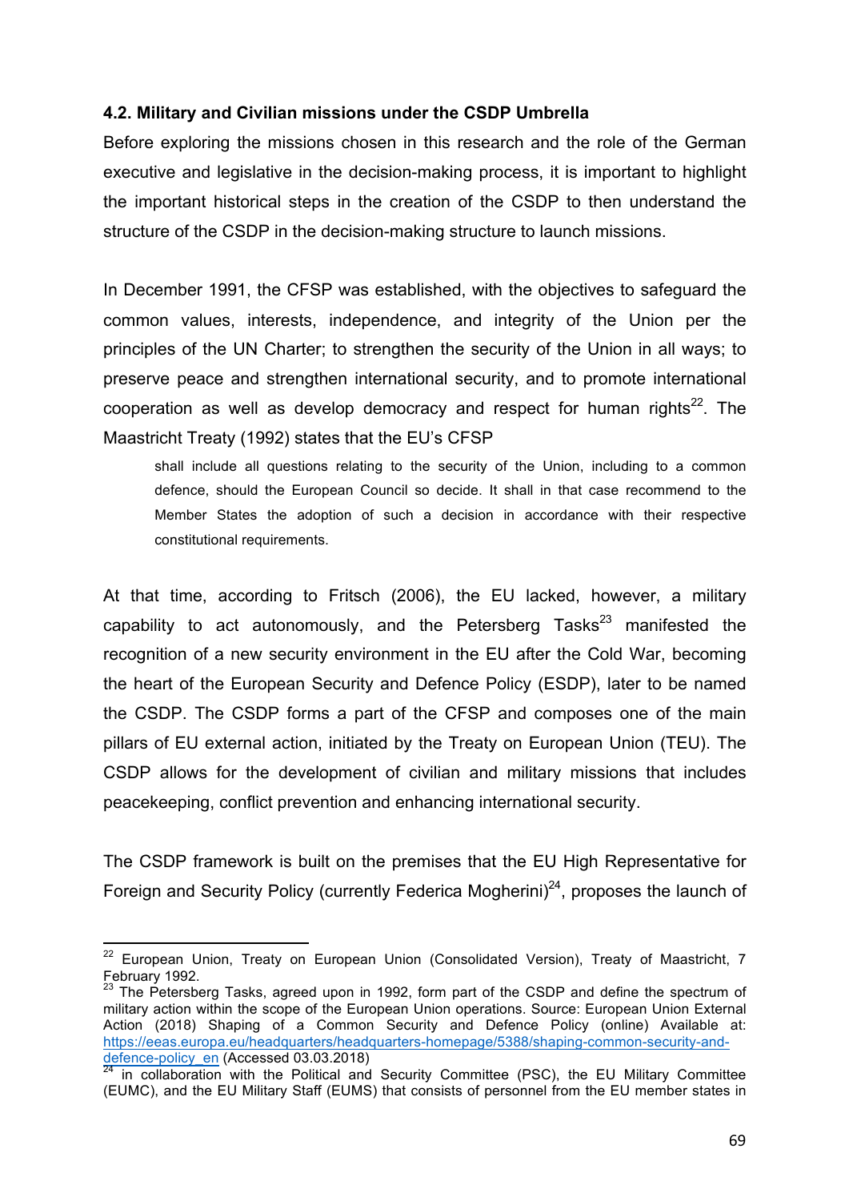### 4.2. Military and Civilian missions under the CSDP Umbrella

Before exploring the missions chosen in this research and the role of the German executive and legislative in the decision-making process, it is important to highlight the important historical steps in the creation of the CSDP to then understand the structure of the CSDP in the decision-making structure to launch missions.

In December 1991, the CFSP was established, with the objectives to safeguard the common values, interests, independence, and integrity of the Union per the principles of the UN Charter; to strengthen the security of the Union in all ways; to preserve peace and strengthen international security, and to promote international cooperation as well as develop democracy and respect for human rights[22]. The Maastricht Treaty (1992) states that the EU's CFSP

> shall include all questions relating to the security of the Union, including to a common defence, should the European Council so decide. It shall in that case recommend to the Member States the adoption of such a decision in accordance with their respective constitutional requirements.

At that time, according to Fritsch (2006), the EU lacked, however, a military capability to act autonomously, and the Petersberg Tasks[23] manifested the recognition of a new security environment in the EU after the Cold War, becoming the heart of the European Security and Defence Policy (ESDP), later to be named the CSDP. The CSDP forms a part of the CFSP and composes one of the main pillars of EU external action, initiated by the Treaty on European Union (TEU). The CSDP allows for the development of civilian and military missions that includes peacekeeping, conflict prevention and enhancing international security.

The CSDP framework is built on the premises that the EU High Representative for Foreign and Security Policy (currently Federica Mogherini)[24], proposes the launch of

---

[22] European Union, Treaty on European Union (Consolidated Version), Treaty of Maastricht, 7 February 1992.

[23] The Petersberg Tasks, agreed upon in 1992, form part of the CSDP and define the spectrum of military action within the scope of the European Union operations. Source: European Union External Action (2018) Shaping of a Common Security and Defence Policy (online) Available at: https://eeas.europa.eu/headquarters/headquarters-homepage/5388/shaping-common-security-and-defence-policy_en (Accessed 03.03.2018)

[24] in collaboration with the Political and Security Committee (PSC), the EU Military Committee (EUMC), and the EU Military Staff (EUMS) that consists of personnel from the EU member states in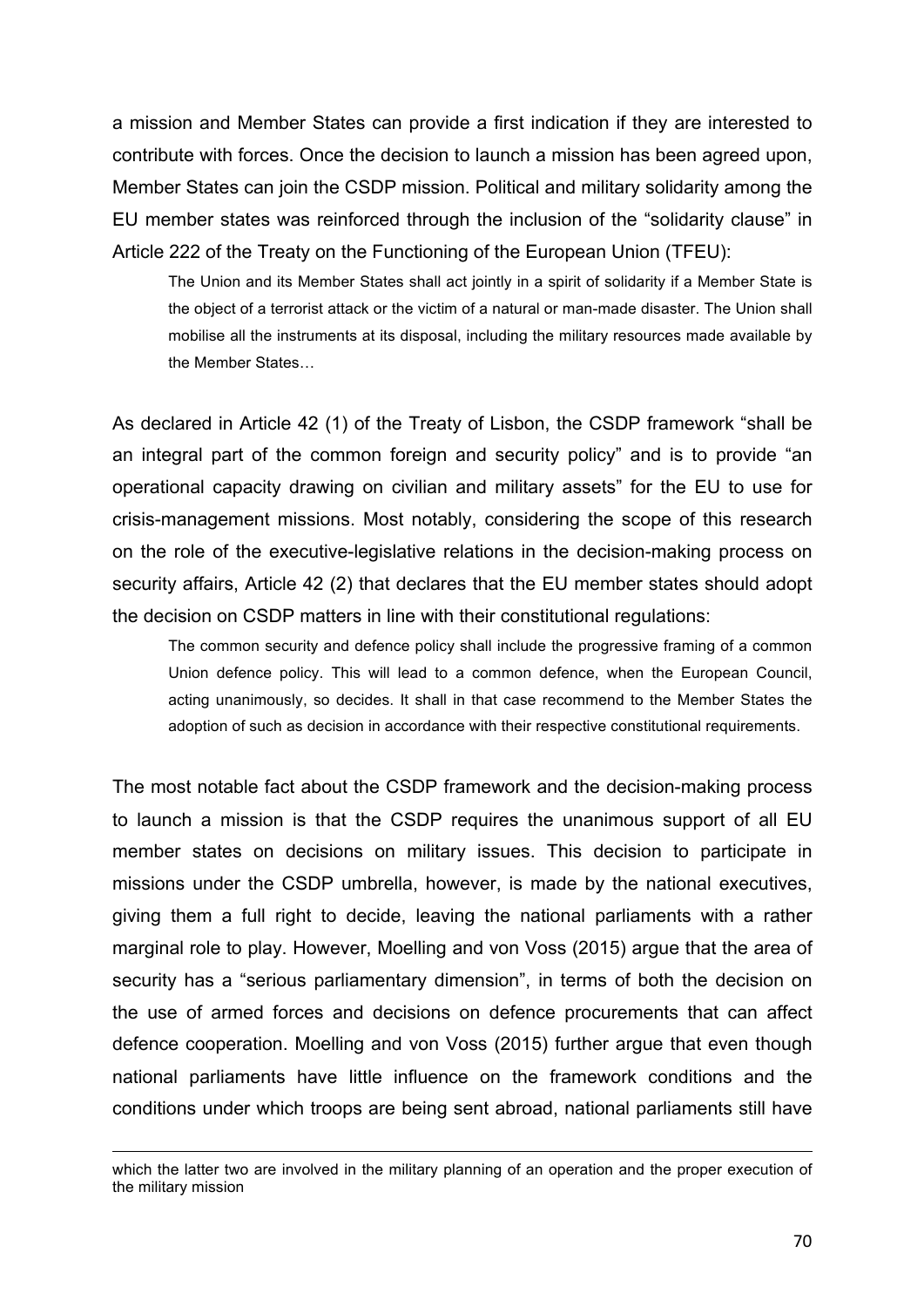a mission and Member States can provide a first indication if they are interested to contribute with forces. Once the decision to launch a mission has been agreed upon, Member States can join the CSDP mission. Political and military solidarity among the EU member states was reinforced through the inclusion of the "solidarity clause" in Article 222 of the Treaty on the Functioning of the European Union (TFEU):

> The Union and its Member States shall act jointly in a spirit of solidarity if a Member State is the object of a terrorist attack or the victim of a natural or man-made disaster. The Union shall mobilise all the instruments at its disposal, including the military resources made available by the Member States…

As declared in Article 42 (1) of the Treaty of Lisbon, the CSDP framework "shall be an integral part of the common foreign and security policy" and is to provide "an operational capacity drawing on civilian and military assets" for the EU to use for crisis-management missions. Most notably, considering the scope of this research on the role of the executive-legislative relations in the decision-making process on security affairs, Article 42 (2) that declares that the EU member states should adopt the decision on CSDP matters in line with their constitutional regulations:

> The common security and defence policy shall include the progressive framing of a common Union defence policy. This will lead to a common defence, when the European Council, acting unanimously, so decides. It shall in that case recommend to the Member States the adoption of such as decision in accordance with their respective constitutional requirements.

The most notable fact about the CSDP framework and the decision-making process to launch a mission is that the CSDP requires the unanimous support of all EU member states on decisions on military issues. This decision to participate in missions under the CSDP umbrella, however, is made by the national executives, giving them a full right to decide, leaving the national parliaments with a rather marginal role to play. However, Moelling and von Voss (2015) argue that the area of security has a "serious parliamentary dimension", in terms of both the decision on the use of armed forces and decisions on defence procurements that can affect defence cooperation. Moelling and von Voss (2015) further argue that even though national parliaments have little influence on the framework conditions and the conditions under which troops are being sent abroad, national parliaments still have

---

which the latter two are involved in the military planning of an operation and the proper execution of the military mission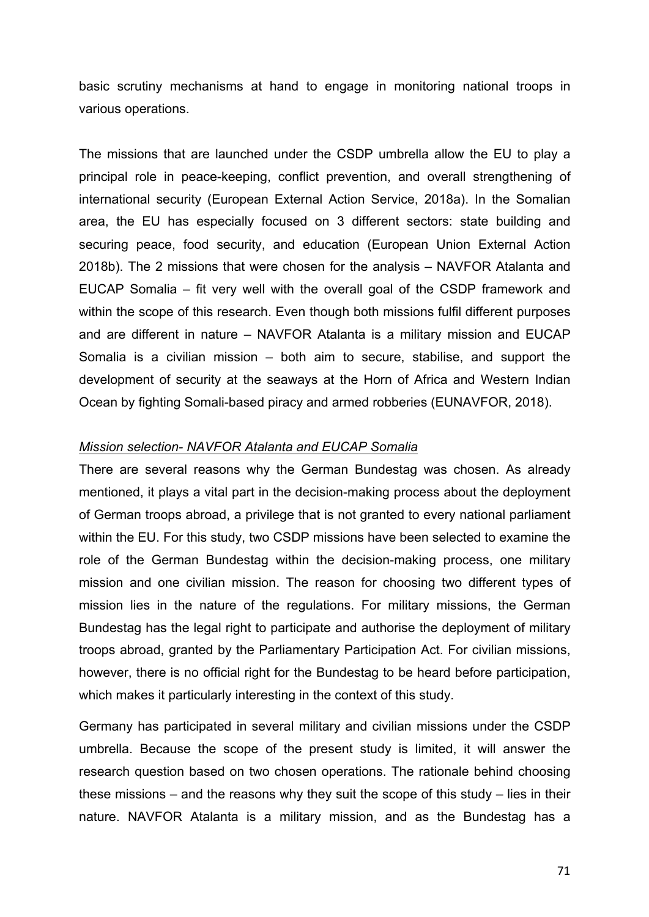basic scrutiny mechanisms at hand to engage in monitoring national troops in various operations.

The missions that are launched under the CSDP umbrella allow the EU to play a principal role in peace-keeping, conflict prevention, and overall strengthening of international security (European External Action Service, 2018a). In the Somalian area, the EU has especially focused on 3 different sectors: state building and securing peace, food security, and education (European Union External Action 2018b). The 2 missions that were chosen for the analysis – NAVFOR Atalanta and EUCAP Somalia – fit very well with the overall goal of the CSDP framework and within the scope of this research. Even though both missions fulfil different purposes and are different in nature – NAVFOR Atalanta is a military mission and EUCAP Somalia is a civilian mission – both aim to secure, stabilise, and support the development of security at the seaways at the Horn of Africa and Western Indian Ocean by fighting Somali-based piracy and armed robberies (EUNAVFOR, 2018).

*Mission selection- NAVFOR Atalanta and EUCAP Somalia*

There are several reasons why the German Bundestag was chosen. As already mentioned, it plays a vital part in the decision-making process about the deployment of German troops abroad, a privilege that is not granted to every national parliament within the EU. For this study, two CSDP missions have been selected to examine the role of the German Bundestag within the decision-making process, one military mission and one civilian mission. The reason for choosing two different types of mission lies in the nature of the regulations. For military missions, the German Bundestag has the legal right to participate and authorise the deployment of military troops abroad, granted by the Parliamentary Participation Act. For civilian missions, however, there is no official right for the Bundestag to be heard before participation, which makes it particularly interesting in the context of this study.

Germany has participated in several military and civilian missions under the CSDP umbrella. Because the scope of the present study is limited, it will answer the research question based on two chosen operations. The rationale behind choosing these missions – and the reasons why they suit the scope of this study – lies in their nature. NAVFOR Atalanta is a military mission, and as the Bundestag has a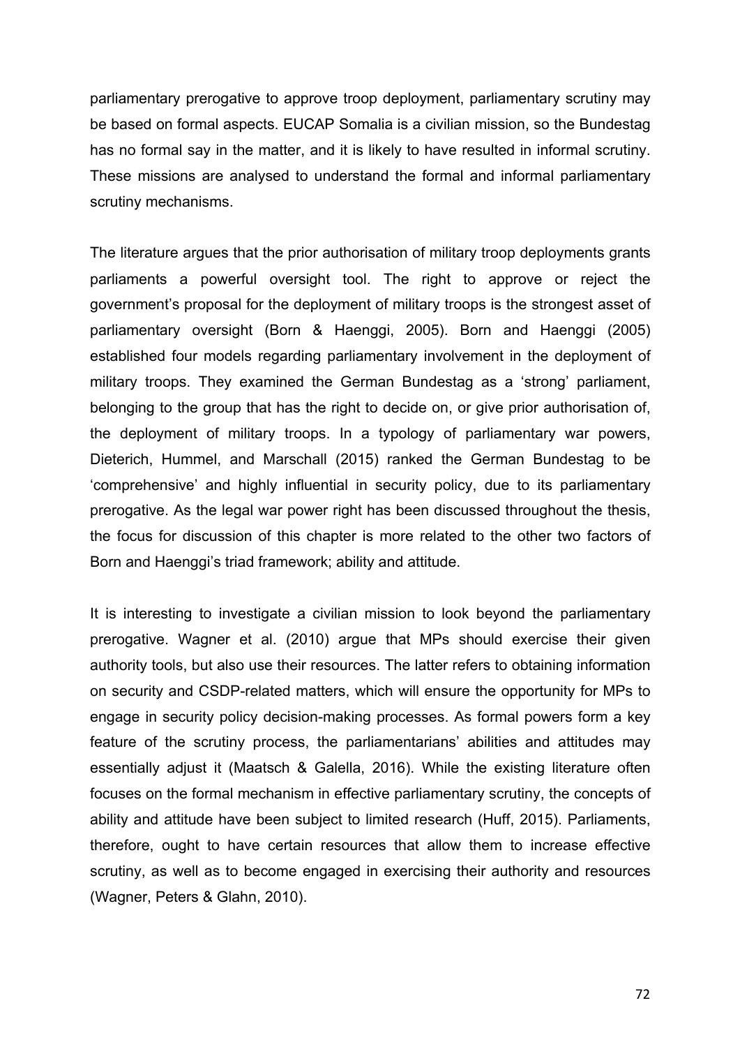parliamentary prerogative to approve troop deployment, parliamentary scrutiny may be based on formal aspects. EUCAP Somalia is a civilian mission, so the Bundestag has no formal say in the matter, and it is likely to have resulted in informal scrutiny. These missions are analysed to understand the formal and informal parliamentary scrutiny mechanisms.

The literature argues that the prior authorisation of military troop deployments grants parliaments a powerful oversight tool. The right to approve or reject the government's proposal for the deployment of military troops is the strongest asset of parliamentary oversight (Born & Haenggi, 2005). Born and Haenggi (2005) established four models regarding parliamentary involvement in the deployment of military troops. They examined the German Bundestag as a 'strong' parliament, belonging to the group that has the right to decide on, or give prior authorisation of, the deployment of military troops. In a typology of parliamentary war powers, Dieterich, Hummel, and Marschall (2015) ranked the German Bundestag to be 'comprehensive' and highly influential in security policy, due to its parliamentary prerogative. As the legal war power right has been discussed throughout the thesis, the focus for discussion of this chapter is more related to the other two factors of Born and Haenggi's triad framework; ability and attitude.

It is interesting to investigate a civilian mission to look beyond the parliamentary prerogative. Wagner et al. (2010) argue that MPs should exercise their given authority tools, but also use their resources. The latter refers to obtaining information on security and CSDP-related matters, which will ensure the opportunity for MPs to engage in security policy decision-making processes. As formal powers form a key feature of the scrutiny process, the parliamentarians' abilities and attitudes may essentially adjust it (Maatsch & Galella, 2016). While the existing literature often focuses on the formal mechanism in effective parliamentary scrutiny, the concepts of ability and attitude have been subject to limited research (Huff, 2015). Parliaments, therefore, ought to have certain resources that allow them to increase effective scrutiny, as well as to become engaged in exercising their authority and resources (Wagner, Peters & Glahn, 2010).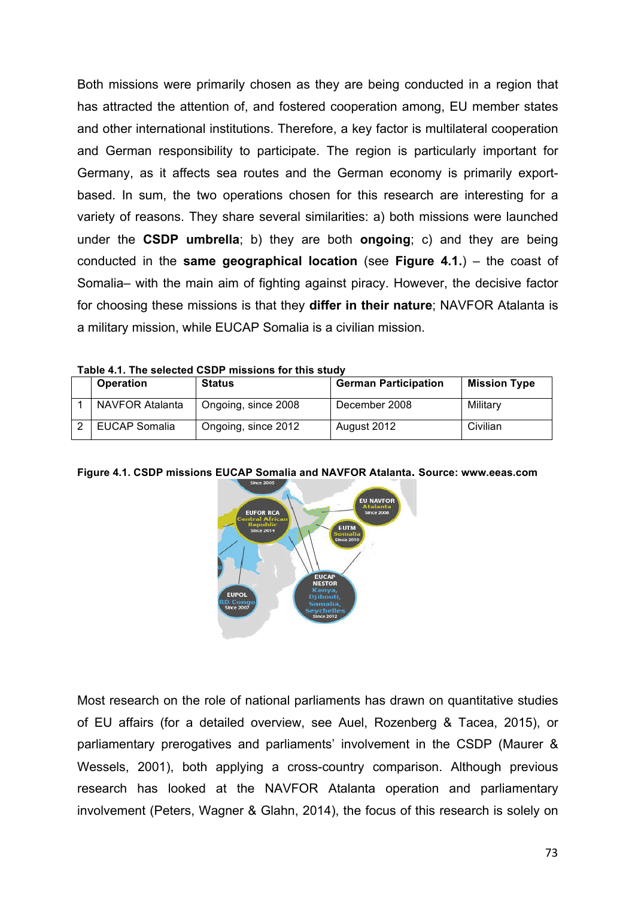Both missions were primarily chosen as they are being conducted in a region that has attracted the attention of, and fostered cooperation among, EU member states and other international institutions. Therefore, a key factor is multilateral cooperation and German responsibility to participate. The region is particularly important for Germany, as it affects sea routes and the German economy is primarily export-based. In sum, the two operations chosen for this research are interesting for a variety of reasons. They share several similarities: a) both missions were launched under the **CSDP umbrella**; b) they are both **ongoing**; c) and they are being conducted in the **same geographical location** (see **Figure 4.1.**) – the coast of Somalia– with the main aim of fighting against piracy. However, the decisive factor for choosing these missions is that they **differ in their nature**; NAVFOR Atalanta is a military mission, while EUCAP Somalia is a civilian mission.

**Table 4.1. The selected CSDP missions for this study**

| | Operation | Status | German Participation | Mission Type |
|---|---|---|---|---|
| 1 | NAVFOR Atalanta | Ongoing, since 2008 | December 2008 | Military |
| 2 | EUCAP Somalia | Ongoing, since 2012 | August 2012 | Civilian |

**Figure 4.1. CSDP missions EUCAP Somalia and NAVFOR Atalanta. Source: www.eeas.com**

Most research on the role of national parliaments has drawn on quantitative studies of EU affairs (for a detailed overview, see Auel, Rozenberg & Tacea, 2015), or parliamentary prerogatives and parliaments' involvement in the CSDP (Maurer & Wessels, 2001), both applying a cross-country comparison. Although previous research has looked at the NAVFOR Atalanta operation and parliamentary involvement (Peters, Wagner & Glahn, 2014), the focus of this research is solely on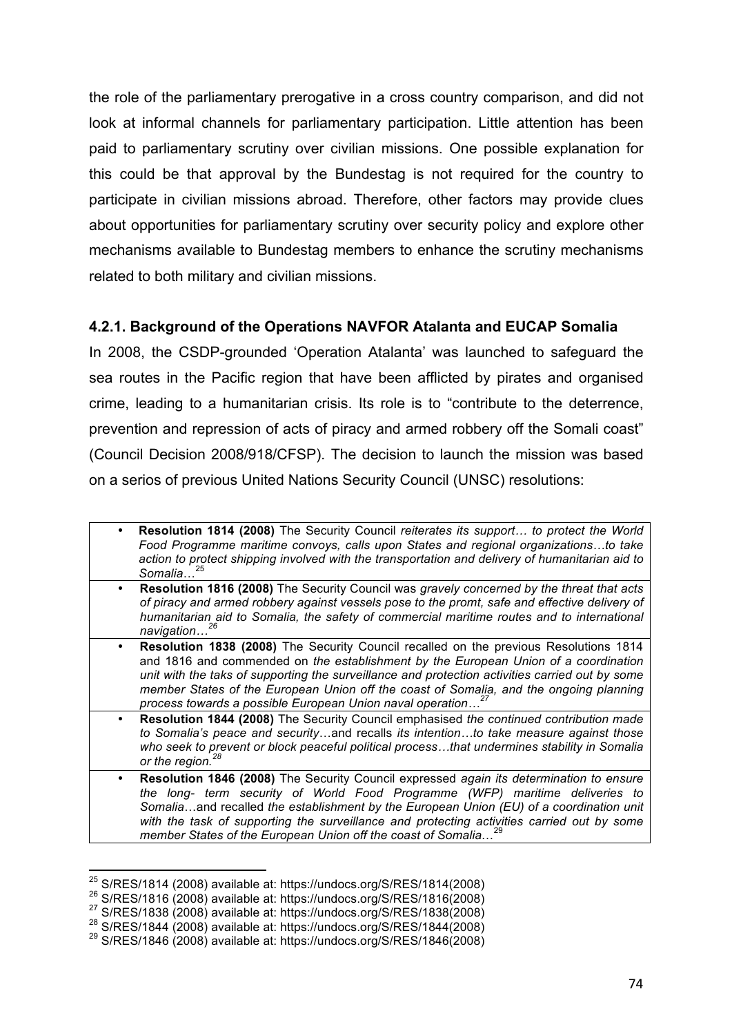the role of the parliamentary prerogative in a cross country comparison, and did not look at informal channels for parliamentary participation. Little attention has been paid to parliamentary scrutiny over civilian missions. One possible explanation for this could be that approval by the Bundestag is not required for the country to participate in civilian missions abroad. Therefore, other factors may provide clues about opportunities for parliamentary scrutiny over security policy and explore other mechanisms available to Bundestag members to enhance the scrutiny mechanisms related to both military and civilian missions.

### 4.2.1. Background of the Operations NAVFOR Atalanta and EUCAP Somalia

In 2008, the CSDP-grounded 'Operation Atalanta' was launched to safeguard the sea routes in the Pacific region that have been afflicted by pirates and organised crime, leading to a humanitarian crisis. Its role is to "contribute to the deterrence, prevention and repression of acts of piracy and armed robbery off the Somali coast" (Council Decision 2008/918/CFSP). The decision to launch the mission was based on a serios of previous United Nations Security Council (UNSC) resolutions:

| |
|---|
| • **Resolution 1814 (2008)** The Security Council *reiterates its support… to protect the World Food Programme maritime convoys, calls upon States and regional organizations…to take action to protect shipping involved with the transportation and delivery of humanitarian aid to Somalia…*[25] |
| • **Resolution 1816 (2008)** The Security Council was *gravely concerned by the threat that acts of piracy and armed robbery against vessels pose to the promt, safe and effective delivery of humanitarian aid to Somalia, the safety of commercial maritime routes and to international navigation…*[26] |
| • **Resolution 1838 (2008)** The Security Council recalled on the previous Resolutions 1814 and 1816 and commended on *the establishment by the European Union of a coordination unit with the taks of supporting the surveillance and protection activities carried out by some member States of the European Union off the coast of Somalia, and the ongoing planning process towards a possible European Union naval operation…*[27] |
| • **Resolution 1844 (2008)** The Security Council emphasised *the continued contribution made to Somalia's peace and security*…and recalls *its intention…to take measure against those who seek to prevent or block peaceful political process…that undermines stability in Somalia or the region.*[28] |
| • **Resolution 1846 (2008)** The Security Council expressed *again its determination to ensure the long- term security of World Food Programme (WFP) maritime deliveries to Somalia*…and recalled *the establishment by the European Union (EU) of a coordination unit with the task of supporting the surveillance and protecting activities carried out by some member States of the European Union off the coast of Somalia…*[29] |

[25] S/RES/1814 (2008) available at: https://undocs.org/S/RES/1814(2008)
[26] S/RES/1816 (2008) available at: https://undocs.org/S/RES/1816(2008)
[27] S/RES/1838 (2008) available at: https://undocs.org/S/RES/1838(2008)
[28] S/RES/1844 (2008) available at: https://undocs.org/S/RES/1844(2008)
[29] S/RES/1846 (2008) available at: https://undocs.org/S/RES/1846(2008)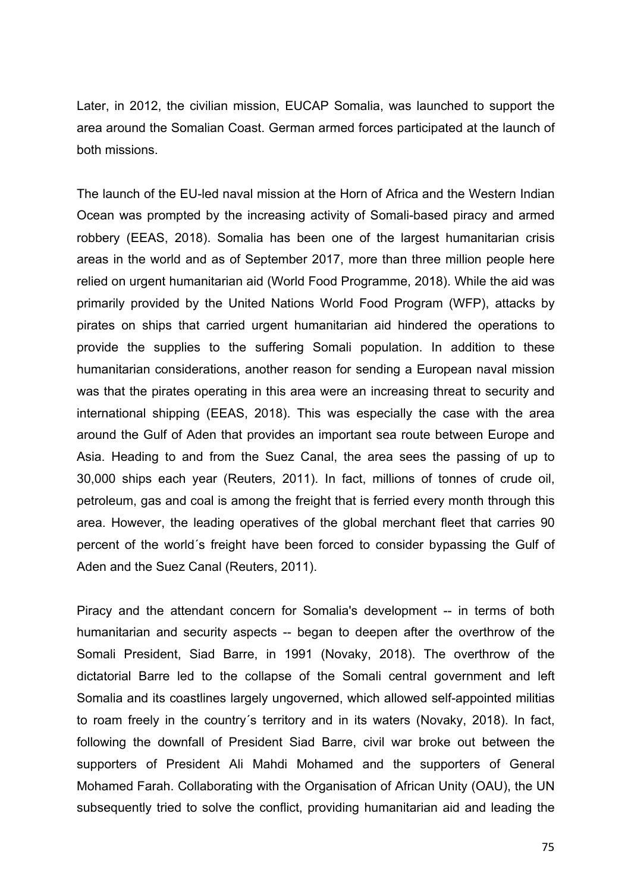Later, in 2012, the civilian mission, EUCAP Somalia, was launched to support the area around the Somalian Coast. German armed forces participated at the launch of both missions.

The launch of the EU-led naval mission at the Horn of Africa and the Western Indian Ocean was prompted by the increasing activity of Somali-based piracy and armed robbery (EEAS, 2018). Somalia has been one of the largest humanitarian crisis areas in the world and as of September 2017, more than three million people here relied on urgent humanitarian aid (World Food Programme, 2018). While the aid was primarily provided by the United Nations World Food Program (WFP), attacks by pirates on ships that carried urgent humanitarian aid hindered the operations to provide the supplies to the suffering Somali population. In addition to these humanitarian considerations, another reason for sending a European naval mission was that the pirates operating in this area were an increasing threat to security and international shipping (EEAS, 2018). This was especially the case with the area around the Gulf of Aden that provides an important sea route between Europe and Asia. Heading to and from the Suez Canal, the area sees the passing of up to 30,000 ships each year (Reuters, 2011). In fact, millions of tonnes of crude oil, petroleum, gas and coal is among the freight that is ferried every month through this area. However, the leading operatives of the global merchant fleet that carries 90 percent of the world´s freight have been forced to consider bypassing the Gulf of Aden and the Suez Canal (Reuters, 2011).

Piracy and the attendant concern for Somalia's development -- in terms of both humanitarian and security aspects -- began to deepen after the overthrow of the Somali President, Siad Barre, in 1991 (Novaky, 2018). The overthrow of the dictatorial Barre led to the collapse of the Somali central government and left Somalia and its coastlines largely ungoverned, which allowed self-appointed militias to roam freely in the country´s territory and in its waters (Novaky, 2018). In fact, following the downfall of President Siad Barre, civil war broke out between the supporters of President Ali Mahdi Mohamed and the supporters of General Mohamed Farah. Collaborating with the Organisation of African Unity (OAU), the UN subsequently tried to solve the conflict, providing humanitarian aid and leading the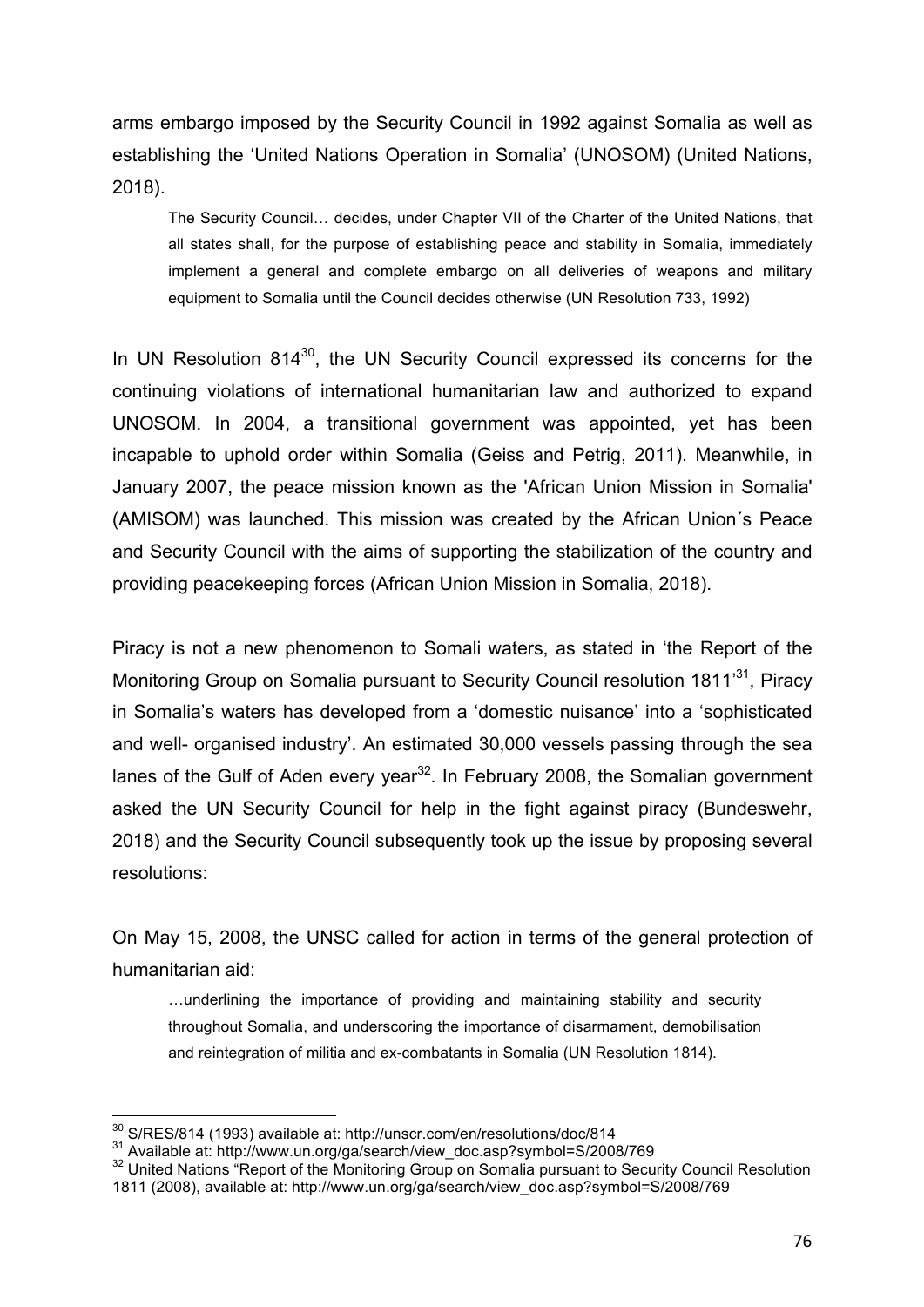arms embargo imposed by the Security Council in 1992 against Somalia as well as establishing the 'United Nations Operation in Somalia' (UNOSOM) (United Nations, 2018).

> The Security Council… decides, under Chapter VII of the Charter of the United Nations, that all states shall, for the purpose of establishing peace and stability in Somalia, immediately implement a general and complete embargo on all deliveries of weapons and military equipment to Somalia until the Council decides otherwise (UN Resolution 733, 1992)

In UN Resolution 814[30], the UN Security Council expressed its concerns for the continuing violations of international humanitarian law and authorized to expand UNOSOM. In 2004, a transitional government was appointed, yet has been incapable to uphold order within Somalia (Geiss and Petrig, 2011). Meanwhile, in January 2007, the peace mission known as the 'African Union Mission in Somalia' (AMISOM) was launched. This mission was created by the African Union´s Peace and Security Council with the aims of supporting the stabilization of the country and providing peacekeeping forces (African Union Mission in Somalia, 2018).

Piracy is not a new phenomenon to Somali waters, as stated in 'the Report of the Monitoring Group on Somalia pursuant to Security Council resolution 1811'[31], Piracy in Somalia's waters has developed from a 'domestic nuisance' into a 'sophisticated and well- organised industry'. An estimated 30,000 vessels passing through the sea lanes of the Gulf of Aden every year[32]. In February 2008, the Somalian government asked the UN Security Council for help in the fight against piracy (Bundeswehr, 2018) and the Security Council subsequently took up the issue by proposing several resolutions:

On May 15, 2008, the UNSC called for action in terms of the general protection of humanitarian aid:

> …underlining the importance of providing and maintaining stability and security throughout Somalia, and underscoring the importance of disarmament, demobilisation and reintegration of militia and ex-combatants in Somalia (UN Resolution 1814).

---

[30] S/RES/814 (1993) available at: http://unscr.com/en/resolutions/doc/814

[31] Available at: http://www.un.org/ga/search/view_doc.asp?symbol=S/2008/769

[32] United Nations "Report of the Monitoring Group on Somalia pursuant to Security Council Resolution 1811 (2008), available at: http://www.un.org/ga/search/view_doc.asp?symbol=S/2008/769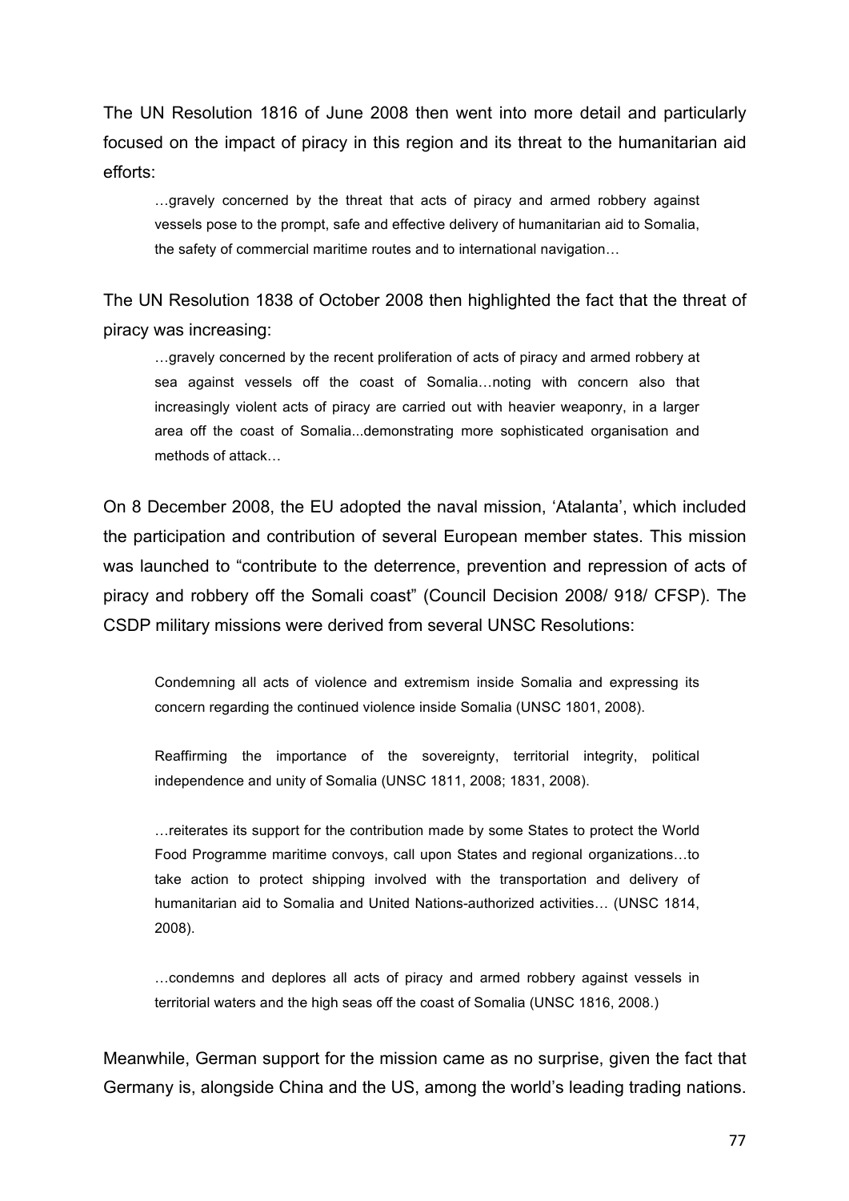The UN Resolution 1816 of June 2008 then went into more detail and particularly focused on the impact of piracy in this region and its threat to the humanitarian aid efforts:

> …gravely concerned by the threat that acts of piracy and armed robbery against vessels pose to the prompt, safe and effective delivery of humanitarian aid to Somalia, the safety of commercial maritime routes and to international navigation…

The UN Resolution 1838 of October 2008 then highlighted the fact that the threat of piracy was increasing:

> …gravely concerned by the recent proliferation of acts of piracy and armed robbery at sea against vessels off the coast of Somalia…noting with concern also that increasingly violent acts of piracy are carried out with heavier weaponry, in a larger area off the coast of Somalia...demonstrating more sophisticated organisation and methods of attack…

On 8 December 2008, the EU adopted the naval mission, 'Atalanta', which included the participation and contribution of several European member states. This mission was launched to "contribute to the deterrence, prevention and repression of acts of piracy and robbery off the Somali coast" (Council Decision 2008/ 918/ CFSP). The CSDP military missions were derived from several UNSC Resolutions:

> Condemning all acts of violence and extremism inside Somalia and expressing its concern regarding the continued violence inside Somalia (UNSC 1801, 2008).
>
> Reaffirming the importance of the sovereignty, territorial integrity, political independence and unity of Somalia (UNSC 1811, 2008; 1831, 2008).
>
> …reiterates its support for the contribution made by some States to protect the World Food Programme maritime convoys, call upon States and regional organizations…to take action to protect shipping involved with the transportation and delivery of humanitarian aid to Somalia and United Nations-authorized activities… (UNSC 1814, 2008).
>
> …condemns and deplores all acts of piracy and armed robbery against vessels in territorial waters and the high seas off the coast of Somalia (UNSC 1816, 2008.)

Meanwhile, German support for the mission came as no surprise, given the fact that Germany is, alongside China and the US, among the world's leading trading nations.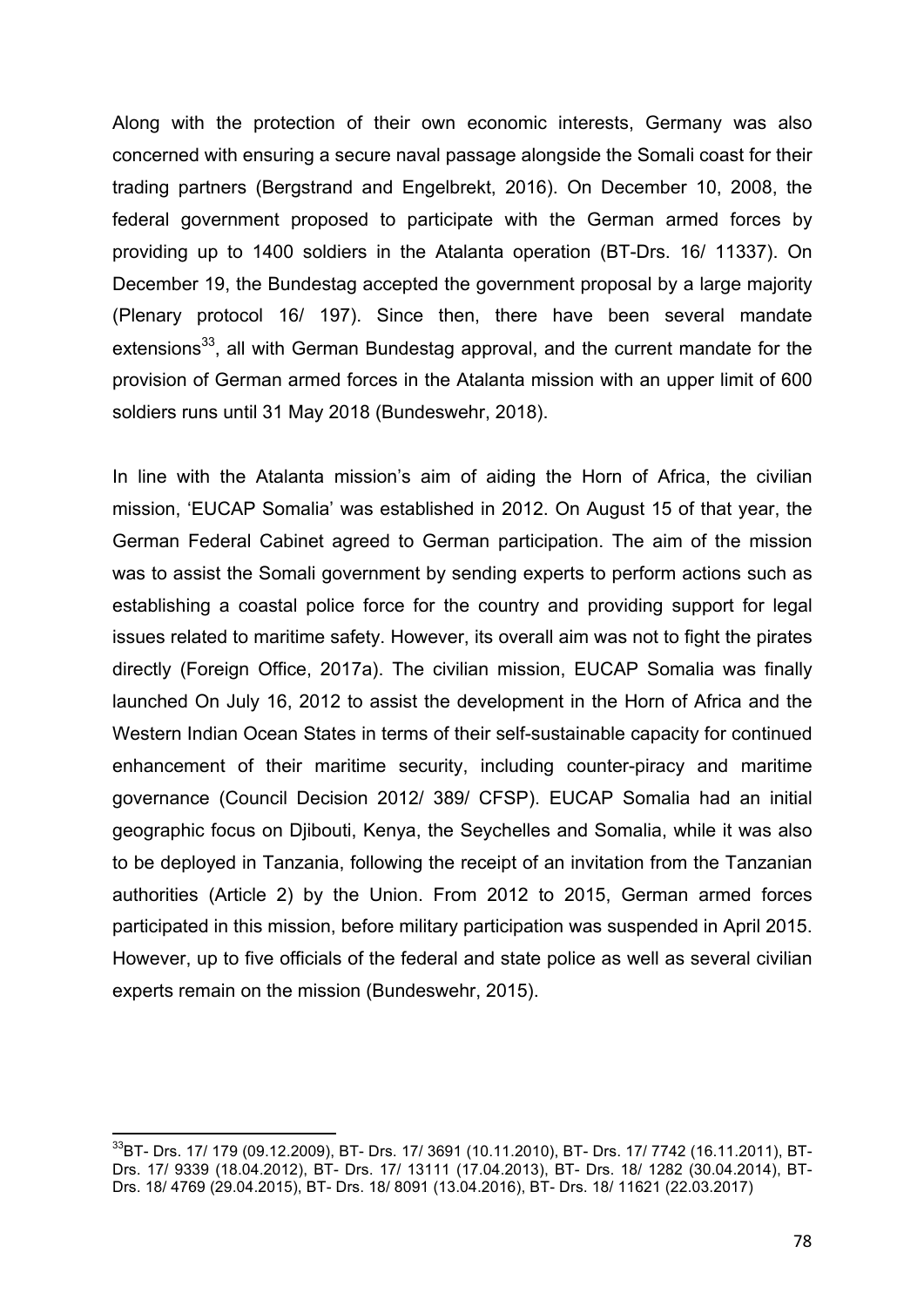Along with the protection of their own economic interests, Germany was also concerned with ensuring a secure naval passage alongside the Somali coast for their trading partners (Bergstrand and Engelbrekt, 2016). On December 10, 2008, the federal government proposed to participate with the German armed forces by providing up to 1400 soldiers in the Atalanta operation (BT-Drs. 16/ 11337). On December 19, the Bundestag accepted the government proposal by a large majority (Plenary protocol 16/ 197). Since then, there have been several mandate extensions[33], all with German Bundestag approval, and the current mandate for the provision of German armed forces in the Atalanta mission with an upper limit of 600 soldiers runs until 31 May 2018 (Bundeswehr, 2018).

In line with the Atalanta mission's aim of aiding the Horn of Africa, the civilian mission, 'EUCAP Somalia' was established in 2012. On August 15 of that year, the German Federal Cabinet agreed to German participation. The aim of the mission was to assist the Somali government by sending experts to perform actions such as establishing a coastal police force for the country and providing support for legal issues related to maritime safety. However, its overall aim was not to fight the pirates directly (Foreign Office, 2017a). The civilian mission, EUCAP Somalia was finally launched On July 16, 2012 to assist the development in the Horn of Africa and the Western Indian Ocean States in terms of their self-sustainable capacity for continued enhancement of their maritime security, including counter-piracy and maritime governance (Council Decision 2012/ 389/ CFSP). EUCAP Somalia had an initial geographic focus on Djibouti, Kenya, the Seychelles and Somalia, while it was also to be deployed in Tanzania, following the receipt of an invitation from the Tanzanian authorities (Article 2) by the Union. From 2012 to 2015, German armed forces participated in this mission, before military participation was suspended in April 2015. However, up to five officials of the federal and state police as well as several civilian experts remain on the mission (Bundeswehr, 2015).

---

[33] BT- Drs. 17/ 179 (09.12.2009), BT- Drs. 17/ 3691 (10.11.2010), BT- Drs. 17/ 7742 (16.11.2011), BT- Drs. 17/ 9339 (18.04.2012), BT- Drs. 17/ 13111 (17.04.2013), BT- Drs. 18/ 1282 (30.04.2014), BT- Drs. 18/ 4769 (29.04.2015), BT- Drs. 18/ 8091 (13.04.2016), BT- Drs. 18/ 11621 (22.03.2017)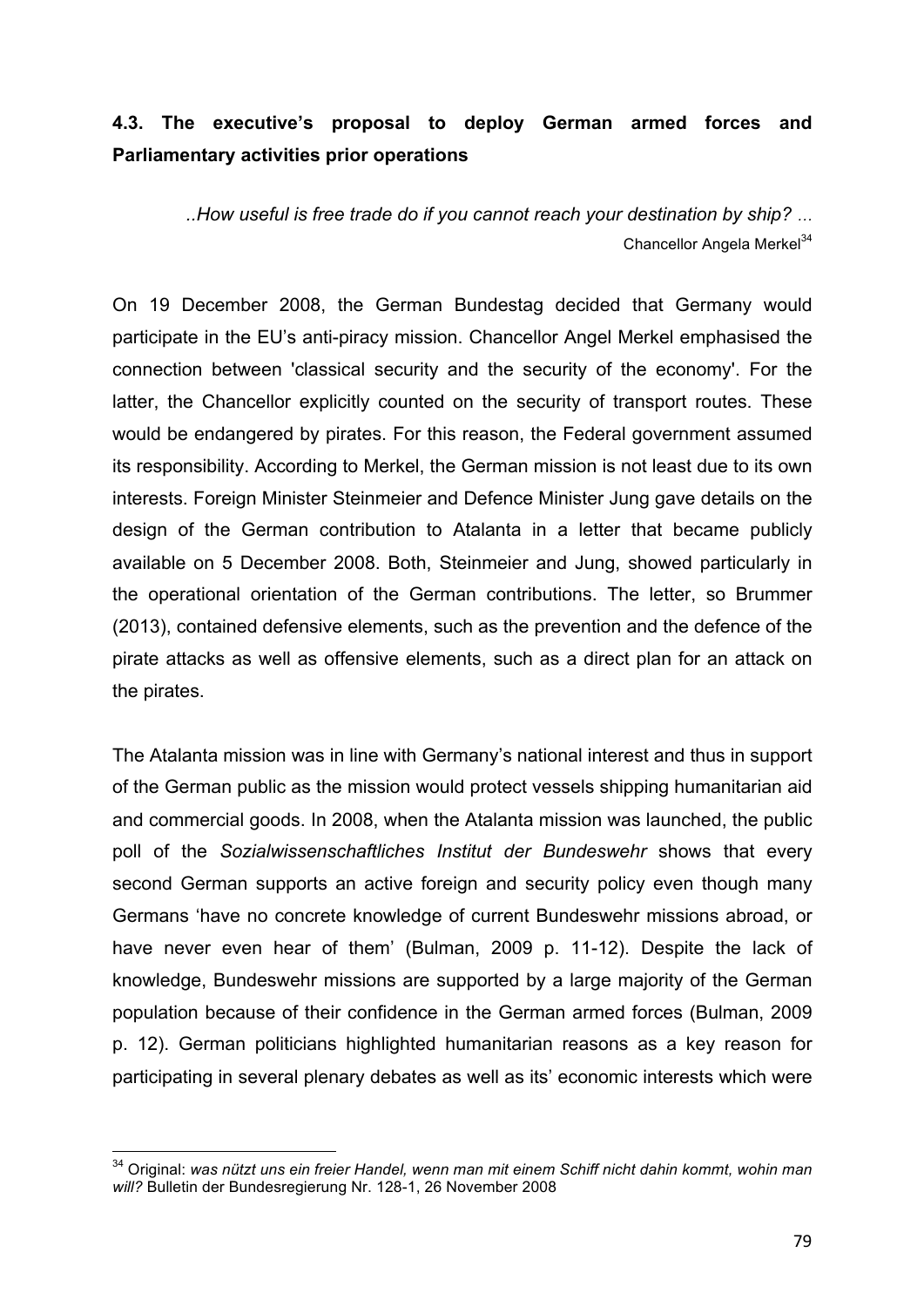### 4.3. The executive's proposal to deploy German armed forces and Parliamentary activities prior operations

> *..How useful is free trade do if you cannot reach your destination by ship? ...*
>
> Chancellor Angela Merkel[34]

On 19 December 2008, the German Bundestag decided that Germany would participate in the EU's anti-piracy mission. Chancellor Angel Merkel emphasised the connection between 'classical security and the security of the economy'. For the latter, the Chancellor explicitly counted on the security of transport routes. These would be endangered by pirates. For this reason, the Federal government assumed its responsibility. According to Merkel, the German mission is not least due to its own interests. Foreign Minister Steinmeier and Defence Minister Jung gave details on the design of the German contribution to Atalanta in a letter that became publicly available on 5 December 2008. Both, Steinmeier and Jung, showed particularly in the operational orientation of the German contributions. The letter, so Brummer (2013), contained defensive elements, such as the prevention and the defence of the pirate attacks as well as offensive elements, such as a direct plan for an attack on the pirates.

The Atalanta mission was in line with Germany's national interest and thus in support of the German public as the mission would protect vessels shipping humanitarian aid and commercial goods. In 2008, when the Atalanta mission was launched, the public poll of the *Sozialwissenschaftliches Institut der Bundeswehr* shows that every second German supports an active foreign and security policy even though many Germans 'have no concrete knowledge of current Bundeswehr missions abroad, or have never even hear of them' (Bulman, 2009 p. 11-12). Despite the lack of knowledge, Bundeswehr missions are supported by a large majority of the German population because of their confidence in the German armed forces (Bulman, 2009 p. 12). German politicians highlighted humanitarian reasons as a key reason for participating in several plenary debates as well as its' economic interests which were

---

[34] Original: *was nützt uns ein freier Handel, wenn man mit einem Schiff nicht dahin kommt, wohin man will?* Bulletin der Bundesregierung Nr. 128-1, 26 November 2008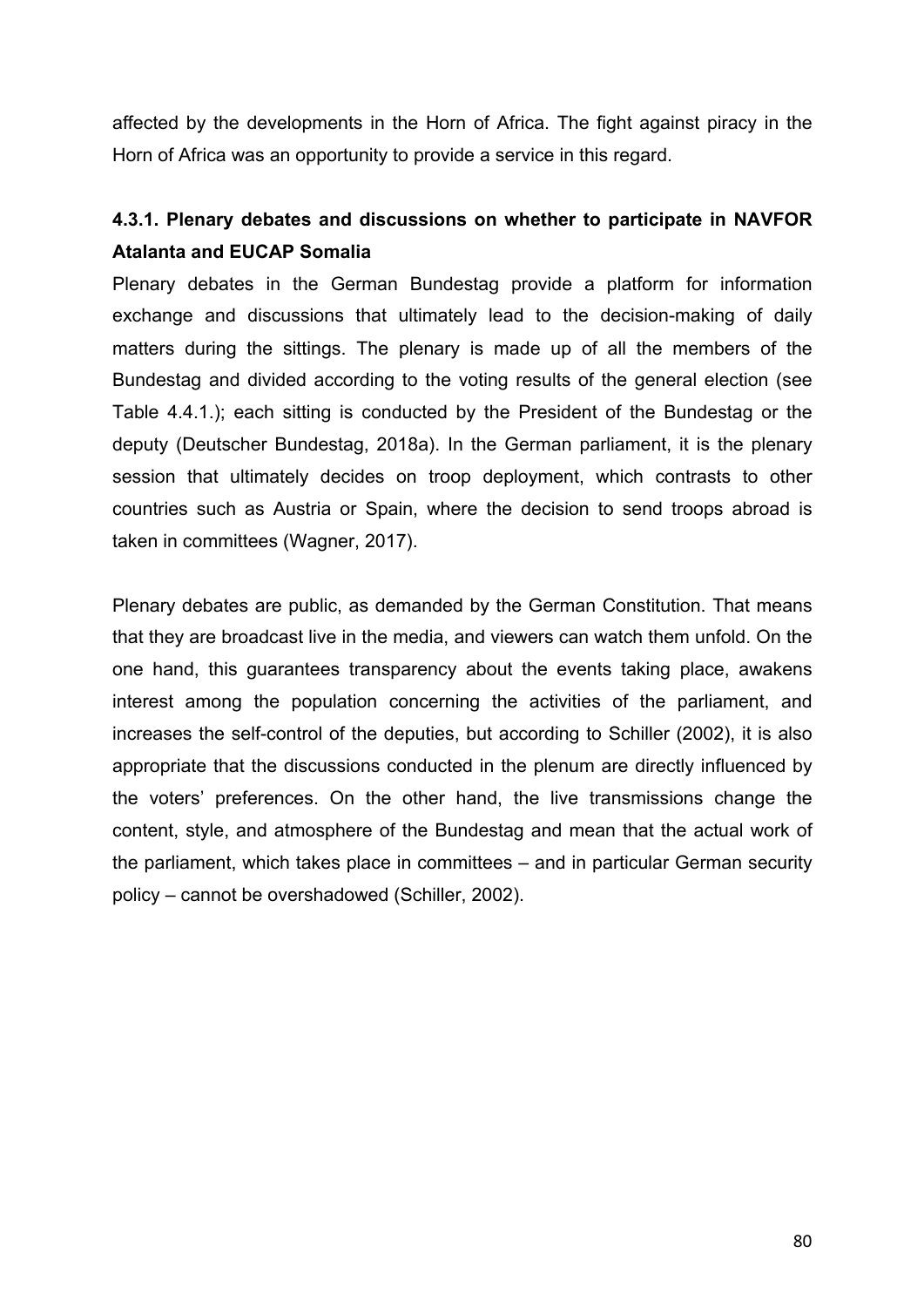affected by the developments in the Horn of Africa. The fight against piracy in the Horn of Africa was an opportunity to provide a service in this regard.

### 4.3.1. Plenary debates and discussions on whether to participate in NAVFOR Atalanta and EUCAP Somalia

Plenary debates in the German Bundestag provide a platform for information exchange and discussions that ultimately lead to the decision-making of daily matters during the sittings. The plenary is made up of all the members of the Bundestag and divided according to the voting results of the general election (see Table 4.4.1.); each sitting is conducted by the President of the Bundestag or the deputy (Deutscher Bundestag, 2018a). In the German parliament, it is the plenary session that ultimately decides on troop deployment, which contrasts to other countries such as Austria or Spain, where the decision to send troops abroad is taken in committees (Wagner, 2017).

Plenary debates are public, as demanded by the German Constitution. That means that they are broadcast live in the media, and viewers can watch them unfold. On the one hand, this guarantees transparency about the events taking place, awakens interest among the population concerning the activities of the parliament, and increases the self-control of the deputies, but according to Schiller (2002), it is also appropriate that the discussions conducted in the plenum are directly influenced by the voters' preferences. On the other hand, the live transmissions change the content, style, and atmosphere of the Bundestag and mean that the actual work of the parliament, which takes place in committees – and in particular German security policy – cannot be overshadowed (Schiller, 2002).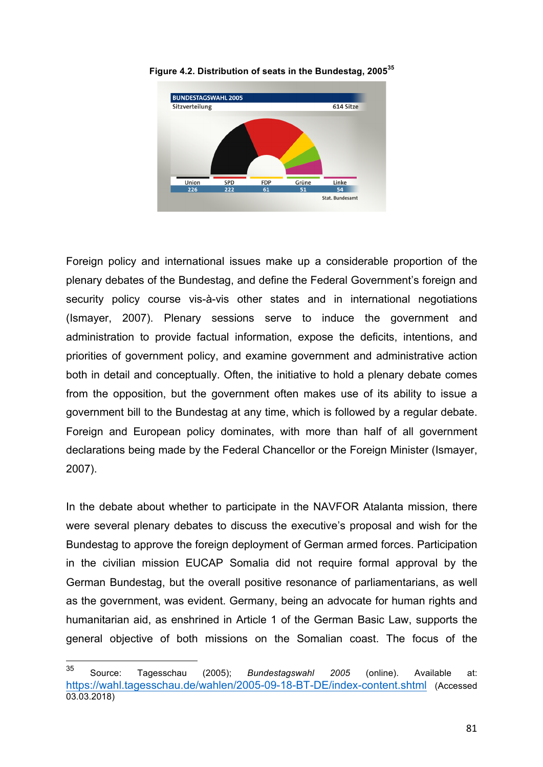**Figure 4.2. Distribution of seats in the Bundestag, 2005**[35]

Foreign policy and international issues make up a considerable proportion of the plenary debates of the Bundestag, and define the Federal Government's foreign and security policy course vis-à-vis other states and in international negotiations (Ismayer, 2007). Plenary sessions serve to induce the government and administration to provide factual information, expose the deficits, intentions, and priorities of government policy, and examine government and administrative action both in detail and conceptually. Often, the initiative to hold a plenary debate comes from the opposition, but the government often makes use of its ability to issue a government bill to the Bundestag at any time, which is followed by a regular debate. Foreign and European policy dominates, with more than half of all government declarations being made by the Federal Chancellor or the Foreign Minister (Ismayer, 2007).

In the debate about whether to participate in the NAVFOR Atalanta mission, there were several plenary debates to discuss the executive's proposal and wish for the Bundestag to approve the foreign deployment of German armed forces. Participation in the civilian mission EUCAP Somalia did not require formal approval by the German Bundestag, but the overall positive resonance of parliamentarians, as well as the government, was evident. Germany, being an advocate for human rights and humanitarian aid, as enshrined in Article 1 of the German Basic Law, supports the general objective of both missions on the Somalian coast. The focus of the

---

[35] Source: Tagesschau (2005); *Bundestagswahl 2005* (online). Available at: https://wahl.tagesschau.de/wahlen/2005-09-18-BT-DE/index-content.shtml (Accessed 03.03.2018)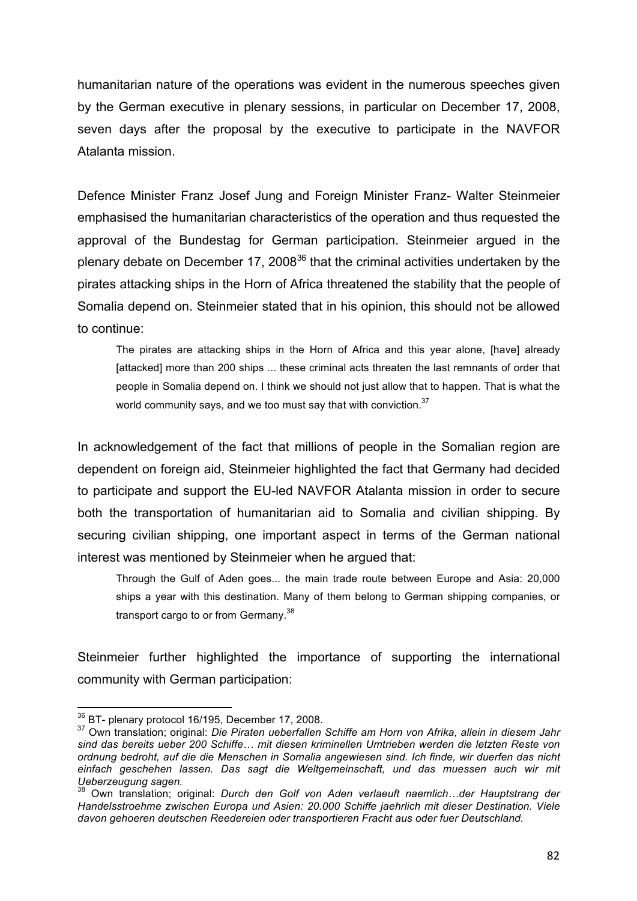humanitarian nature of the operations was evident in the numerous speeches given by the German executive in plenary sessions, in particular on December 17, 2008, seven days after the proposal by the executive to participate in the NAVFOR Atalanta mission.

Defence Minister Franz Josef Jung and Foreign Minister Franz- Walter Steinmeier emphasised the humanitarian characteristics of the operation and thus requested the approval of the Bundestag for German participation. Steinmeier argued in the plenary debate on December 17, 2008[36] that the criminal activities undertaken by the pirates attacking ships in the Horn of Africa threatened the stability that the people of Somalia depend on. Steinmeier stated that in his opinion, this should not be allowed to continue:

> The pirates are attacking ships in the Horn of Africa and this year alone, [have] already [attacked] more than 200 ships ... these criminal acts threaten the last remnants of order that people in Somalia depend on. I think we should not just allow that to happen. That is what the world community says, and we too must say that with conviction.[37]

In acknowledgement of the fact that millions of people in the Somalian region are dependent on foreign aid, Steinmeier highlighted the fact that Germany had decided to participate and support the EU-led NAVFOR Atalanta mission in order to secure both the transportation of humanitarian aid to Somalia and civilian shipping. By securing civilian shipping, one important aspect in terms of the German national interest was mentioned by Steinmeier when he argued that:

> Through the Gulf of Aden goes... the main trade route between Europe and Asia: 20,000 ships a year with this destination. Many of them belong to German shipping companies, or transport cargo to or from Germany.[38]

Steinmeier further highlighted the importance of supporting the international community with German participation:

---

[36] BT- plenary protocol 16/195, December 17, 2008.

[37] Own translation; original: *Die Piraten ueberfallen Schiffe am Horn von Afrika, allein in diesem Jahr sind das bereits ueber 200 Schiffe… mit diesen kriminellen Umtrieben werden die letzten Reste von ordnung bedroht, auf die die Menschen in Somalia angewiesen sind. Ich finde, wir duerfen das nicht einfach geschehen lassen. Das sagt die Weltgemeinschaft, und das muessen auch wir mit Ueberzeugung sagen.*

[38] Own translation; original: *Durch den Golf von Aden verlaeuft naemlich…der Hauptstrang der Handelsstroehme zwischen Europa und Asien: 20.000 Schiffe jaehrlich mit dieser Destination. Viele davon gehoeren deutschen Reedereien oder transportieren Fracht aus oder fuer Deutschland.*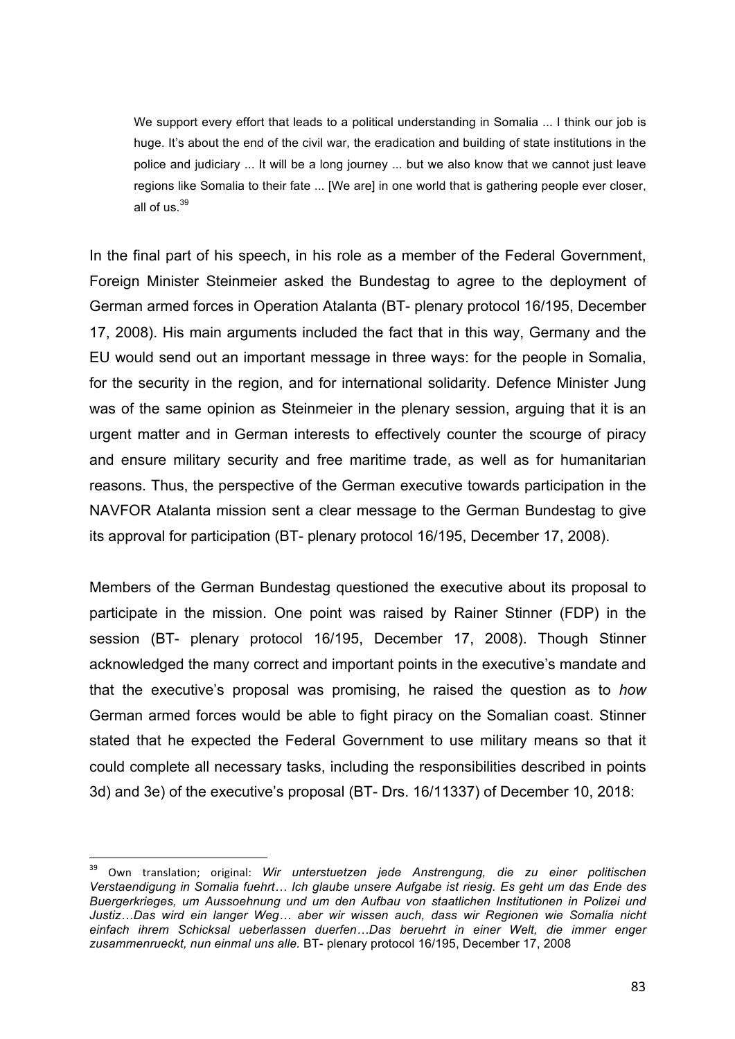> We support every effort that leads to a political understanding in Somalia ... I think our job is huge. It's about the end of the civil war, the eradication and building of state institutions in the police and judiciary ... It will be a long journey ... but we also know that we cannot just leave regions like Somalia to their fate ... [We are] in one world that is gathering people ever closer, all of us.[39]

In the final part of his speech, in his role as a member of the Federal Government, Foreign Minister Steinmeier asked the Bundestag to agree to the deployment of German armed forces in Operation Atalanta (BT- plenary protocol 16/195, December 17, 2008). His main arguments included the fact that in this way, Germany and the EU would send out an important message in three ways: for the people in Somalia, for the security in the region, and for international solidarity. Defence Minister Jung was of the same opinion as Steinmeier in the plenary session, arguing that it is an urgent matter and in German interests to effectively counter the scourge of piracy and ensure military security and free maritime trade, as well as for humanitarian reasons. Thus, the perspective of the German executive towards participation in the NAVFOR Atalanta mission sent a clear message to the German Bundestag to give its approval for participation (BT- plenary protocol 16/195, December 17, 2008).

Members of the German Bundestag questioned the executive about its proposal to participate in the mission. One point was raised by Rainer Stinner (FDP) in the session (BT- plenary protocol 16/195, December 17, 2008). Though Stinner acknowledged the many correct and important points in the executive's mandate and that the executive's proposal was promising, he raised the question as to *how* German armed forces would be able to fight piracy on the Somalian coast. Stinner stated that he expected the Federal Government to use military means so that it could complete all necessary tasks, including the responsibilities described in points 3d) and 3e) of the executive's proposal (BT- Drs. 16/11337) of December 10, 2018:

---

[39] Own translation; original: *Wir unterstuetzen jede Anstrengung, die zu einer politischen Verstaendigung in Somalia fuehrt… Ich glaube unsere Aufgabe ist riesig. Es geht um das Ende des Buergerkrieges, um Aussoehnung und um den Aufbau von staatlichen Institutionen in Polizei und Justiz…Das wird ein langer Weg… aber wir wissen auch, dass wir Regionen wie Somalia nicht einfach ihrem Schicksal ueberlassen duerfen…Das beruehrt in einer Welt, die immer enger zusammenrueckt, nun einmal uns alle.* BT- plenary protocol 16/195, December 17, 2008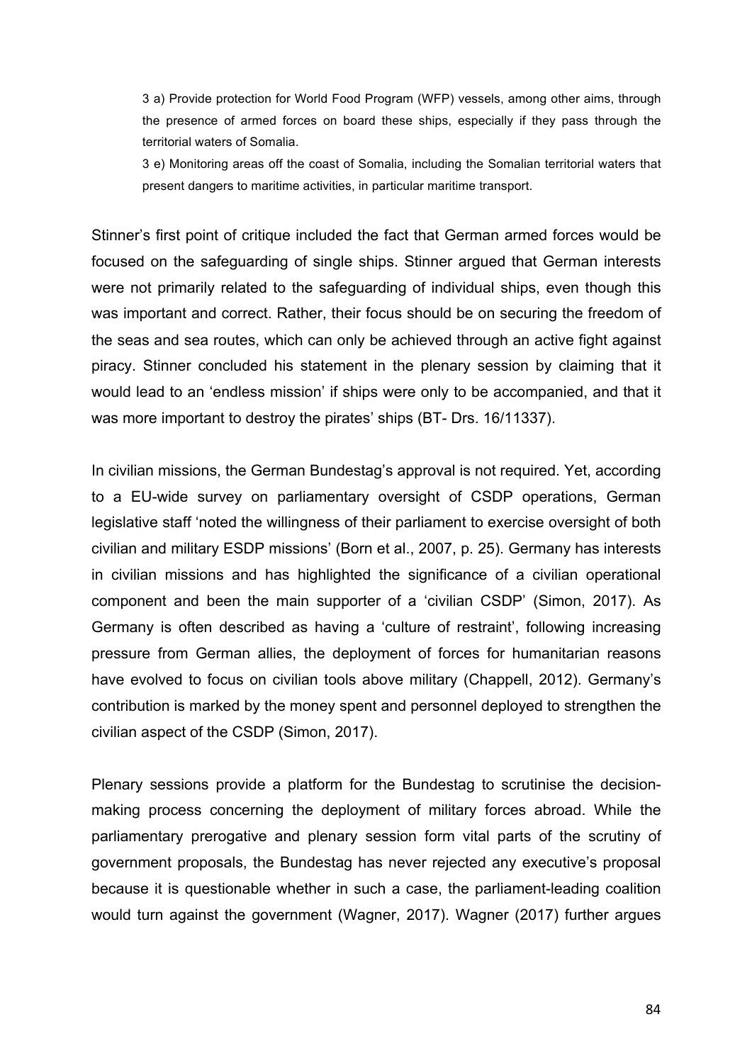> 3 a) Provide protection for World Food Program (WFP) vessels, among other aims, through the presence of armed forces on board these ships, especially if they pass through the territorial waters of Somalia.
>
> 3 e) Monitoring areas off the coast of Somalia, including the Somalian territorial waters that present dangers to maritime activities, in particular maritime transport.

Stinner's first point of critique included the fact that German armed forces would be focused on the safeguarding of single ships. Stinner argued that German interests were not primarily related to the safeguarding of individual ships, even though this was important and correct. Rather, their focus should be on securing the freedom of the seas and sea routes, which can only be achieved through an active fight against piracy. Stinner concluded his statement in the plenary session by claiming that it would lead to an 'endless mission' if ships were only to be accompanied, and that it was more important to destroy the pirates' ships (BT- Drs. 16/11337).

In civilian missions, the German Bundestag's approval is not required. Yet, according to a EU-wide survey on parliamentary oversight of CSDP operations, German legislative staff 'noted the willingness of their parliament to exercise oversight of both civilian and military ESDP missions' (Born et al., 2007, p. 25). Germany has interests in civilian missions and has highlighted the significance of a civilian operational component and been the main supporter of a 'civilian CSDP' (Simon, 2017). As Germany is often described as having a 'culture of restraint', following increasing pressure from German allies, the deployment of forces for humanitarian reasons have evolved to focus on civilian tools above military (Chappell, 2012). Germany's contribution is marked by the money spent and personnel deployed to strengthen the civilian aspect of the CSDP (Simon, 2017).

Plenary sessions provide a platform for the Bundestag to scrutinise the decision-making process concerning the deployment of military forces abroad. While the parliamentary prerogative and plenary session form vital parts of the scrutiny of government proposals, the Bundestag has never rejected any executive's proposal because it is questionable whether in such a case, the parliament-leading coalition would turn against the government (Wagner, 2017). Wagner (2017) further argues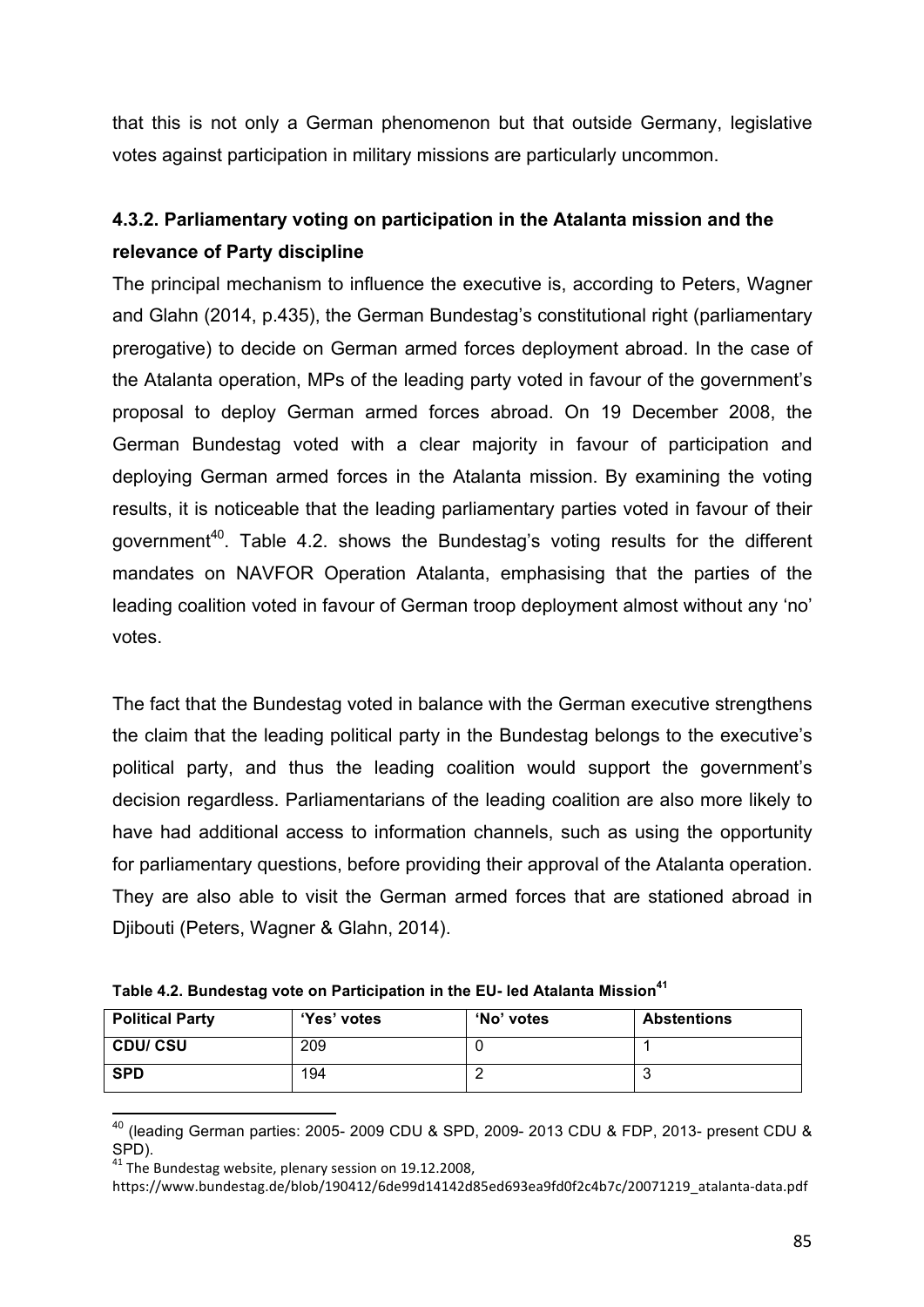that this is not only a German phenomenon but that outside Germany, legislative votes against participation in military missions are particularly uncommon.

### 4.3.2. Parliamentary voting on participation in the Atalanta mission and the relevance of Party discipline

The principal mechanism to influence the executive is, according to Peters, Wagner and Glahn (2014, p.435), the German Bundestag's constitutional right (parliamentary prerogative) to decide on German armed forces deployment abroad. In the case of the Atalanta operation, MPs of the leading party voted in favour of the government's proposal to deploy German armed forces abroad. On 19 December 2008, the German Bundestag voted with a clear majority in favour of participation and deploying German armed forces in the Atalanta mission. By examining the voting results, it is noticeable that the leading parliamentary parties voted in favour of their government[40]. Table 4.2. shows the Bundestag's voting results for the different mandates on NAVFOR Operation Atalanta, emphasising that the parties of the leading coalition voted in favour of German troop deployment almost without any 'no' votes.

The fact that the Bundestag voted in balance with the German executive strengthens the claim that the leading political party in the Bundestag belongs to the executive's political party, and thus the leading coalition would support the government's decision regardless. Parliamentarians of the leading coalition are also more likely to have had additional access to information channels, such as using the opportunity for parliamentary questions, before providing their approval of the Atalanta operation. They are also able to visit the German armed forces that are stationed abroad in Djibouti (Peters, Wagner & Glahn, 2014).

**Table 4.2. Bundestag vote on Participation in the EU- led Atalanta Mission[41]**

| Political Party | 'Yes' votes | 'No' votes | Abstentions |
|---|---|---|---|
| **CDU/ CSU** | 209 | 0 | 1 |
| **SPD** | 194 | 2 | 3 |

[40] (leading German parties: 2005- 2009 CDU & SPD, 2009- 2013 CDU & FDP, 2013- present CDU & SPD).

[41] The Bundestag website, plenary session on 19.12.2008, https://www.bundestag.de/blob/190412/6de99d14142d85ed693ea9fd0f2c4b7c/20071219_atalanta-data.pdf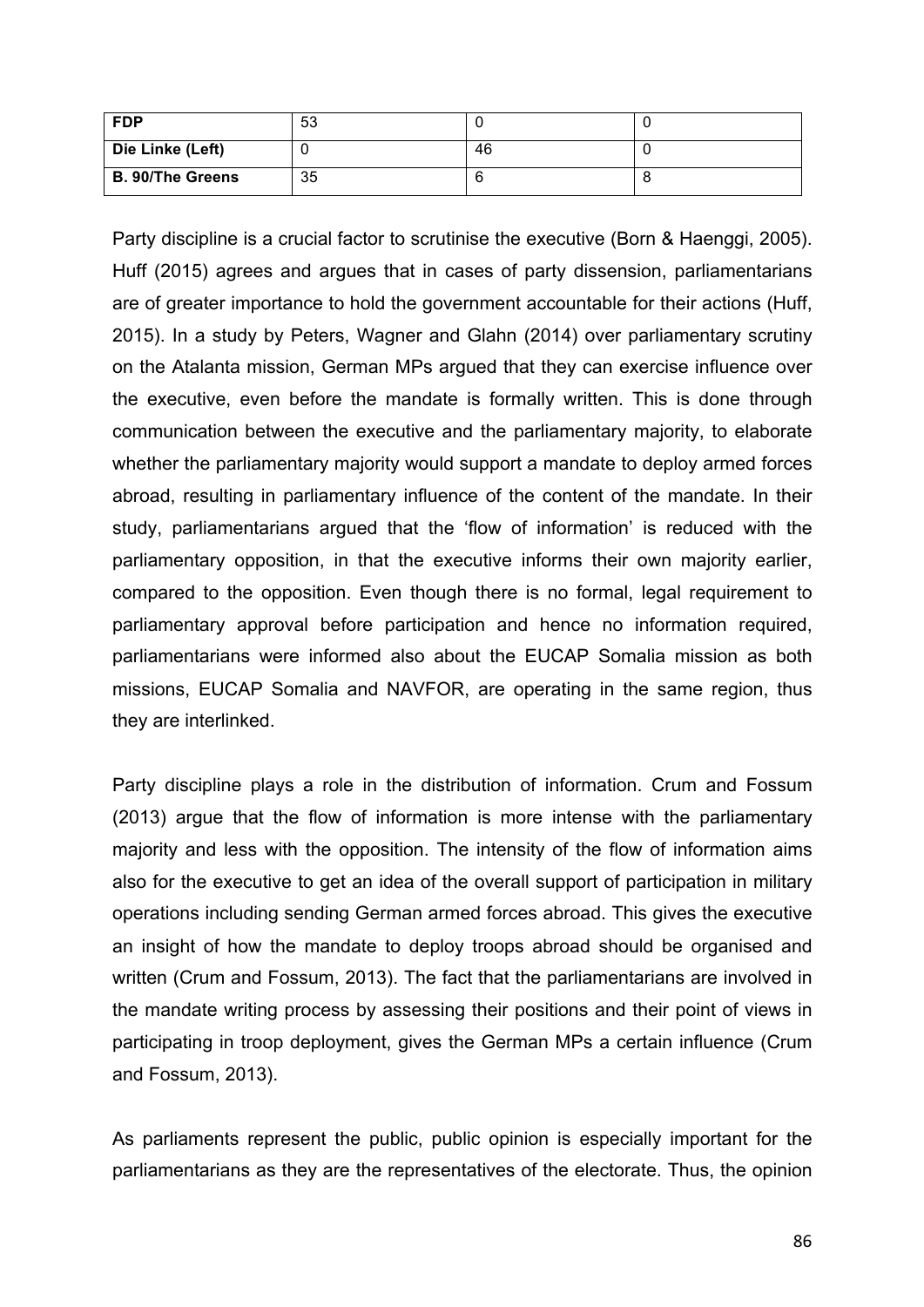| **FDP** | 53 | 0 | 0 |
|---|---|---|---|
| **Die Linke (Left)** | 0 | 46 | 0 |
| **B. 90/The Greens** | 35 | 6 | 8 |

Party discipline is a crucial factor to scrutinise the executive (Born & Haenggi, 2005). Huff (2015) agrees and argues that in cases of party dissension, parliamentarians are of greater importance to hold the government accountable for their actions (Huff, 2015). In a study by Peters, Wagner and Glahn (2014) over parliamentary scrutiny on the Atalanta mission, German MPs argued that they can exercise influence over the executive, even before the mandate is formally written. This is done through communication between the executive and the parliamentary majority, to elaborate whether the parliamentary majority would support a mandate to deploy armed forces abroad, resulting in parliamentary influence of the content of the mandate. In their study, parliamentarians argued that the 'flow of information' is reduced with the parliamentary opposition, in that the executive informs their own majority earlier, compared to the opposition. Even though there is no formal, legal requirement to parliamentary approval before participation and hence no information required, parliamentarians were informed also about the EUCAP Somalia mission as both missions, EUCAP Somalia and NAVFOR, are operating in the same region, thus they are interlinked.

Party discipline plays a role in the distribution of information. Crum and Fossum (2013) argue that the flow of information is more intense with the parliamentary majority and less with the opposition. The intensity of the flow of information aims also for the executive to get an idea of the overall support of participation in military operations including sending German armed forces abroad. This gives the executive an insight of how the mandate to deploy troops abroad should be organised and written (Crum and Fossum, 2013). The fact that the parliamentarians are involved in the mandate writing process by assessing their positions and their point of views in participating in troop deployment, gives the German MPs a certain influence (Crum and Fossum, 2013).

As parliaments represent the public, public opinion is especially important for the parliamentarians as they are the representatives of the electorate. Thus, the opinion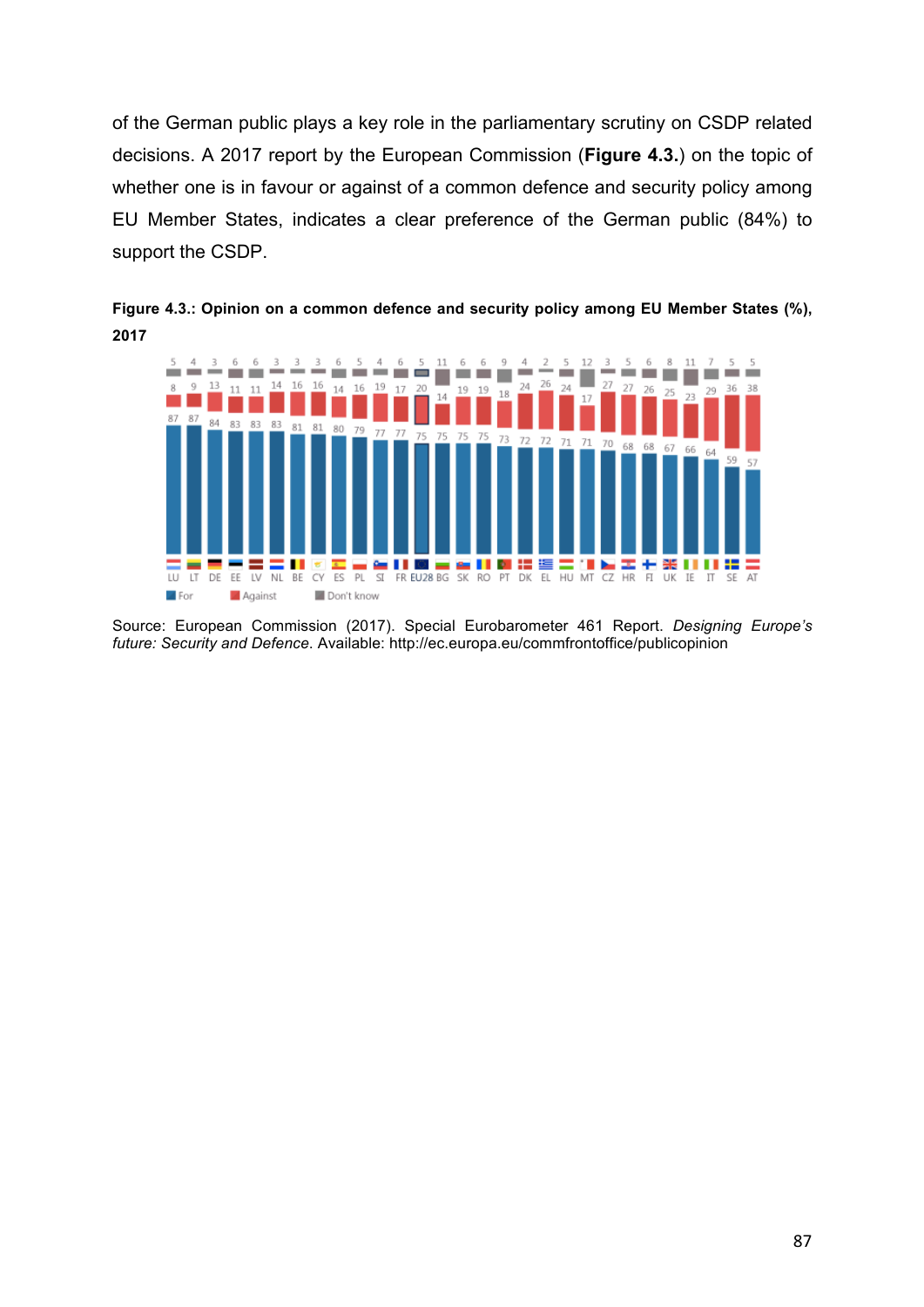of the German public plays a key role in the parliamentary scrutiny on CSDP related decisions. A 2017 report by the European Commission (**Figure 4.3.**) on the topic of whether one is in favour or against of a common defence and security policy among EU Member States, indicates a clear preference of the German public (84%) to support the CSDP.

**Figure 4.3.: Opinion on a common defence and security policy among EU Member States (%), 2017**

| | LU | LT | DE | EE | LV | NL | BE | CY | ES | PL | SI | FR | EU28 | BG | SK | RO | PT | DK | EL | HU | MT | CZ | HR | FI | UK | IE | IT | SE | AT |
|---|---|---|---|---|---|---|---|---|---|---|---|---|---|---|---|---|---|---|---|---|---|---|---|---|---|---|---|---|---|
| Don't know | 5 | 4 | 3 | 6 | 6 | 3 | 3 | 3 | 6 | 5 | 4 | 6 | 5 | 11 | 6 | 6 | 9 | 4 | 2 | 5 | 12 | 3 | 5 | 6 | 8 | 11 | 7 | 5 | 5 |
| Against | 8 | 9 | 13 | 11 | 11 | 14 | 16 | 16 | 14 | 16 | 19 | 17 | 20 | 14 | 19 | 19 | 18 | 24 | 26 | 24 | 17 | 27 | 27 | 26 | 25 | 23 | 29 | 36 | 38 |
| For | 87 | 87 | 84 | 83 | 83 | 83 | 81 | 81 | 80 | 79 | 77 | 77 | 75 | 75 | 75 | 75 | 73 | 72 | 72 | 71 | 71 | 70 | 68 | 68 | 67 | 66 | 64 | 59 | 57 |

Source: European Commission (2017). Special Eurobarometer 461 Report. *Designing Europe's future: Security and Defence*. Available: http://ec.europa.eu/commfrontoffice/publicopinion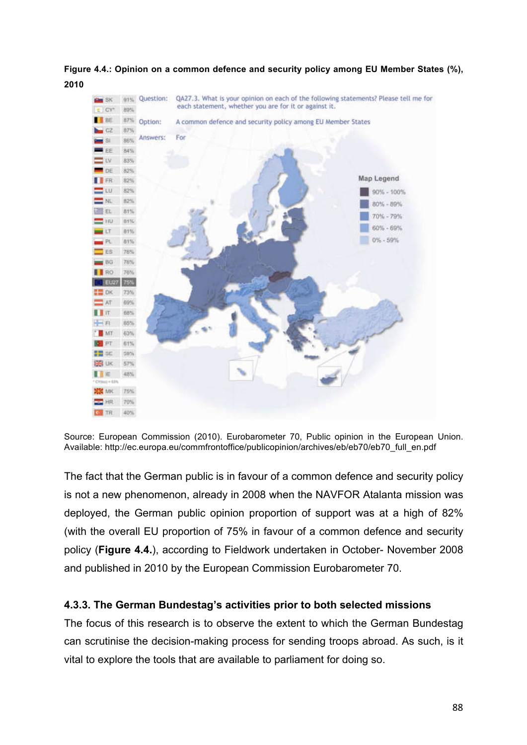**Figure 4.4.: Opinion on a common defence and security policy among EU Member States (%), 2010**

Source: European Commission (2010). Eurobarometer 70, Public opinion in the European Union. Available: http://ec.europa.eu/commfrontoffice/publicopinion/archives/eb/eb70/eb70_full_en.pdf

The fact that the German public is in favour of a common defence and security policy is not a new phenomenon, already in 2008 when the NAVFOR Atalanta mission was deployed, the German public opinion proportion of support was at a high of 82% (with the overall EU proportion of 75% in favour of a common defence and security policy (**Figure 4.4.**), according to Fieldwork undertaken in October- November 2008 and published in 2010 by the European Commission Eurobarometer 70.

### 4.3.3. The German Bundestag's activities prior to both selected missions

The focus of this research is to observe the extent to which the German Bundestag can scrutinise the decision-making process for sending troops abroad. As such, is it vital to explore the tools that are available to parliament for doing so.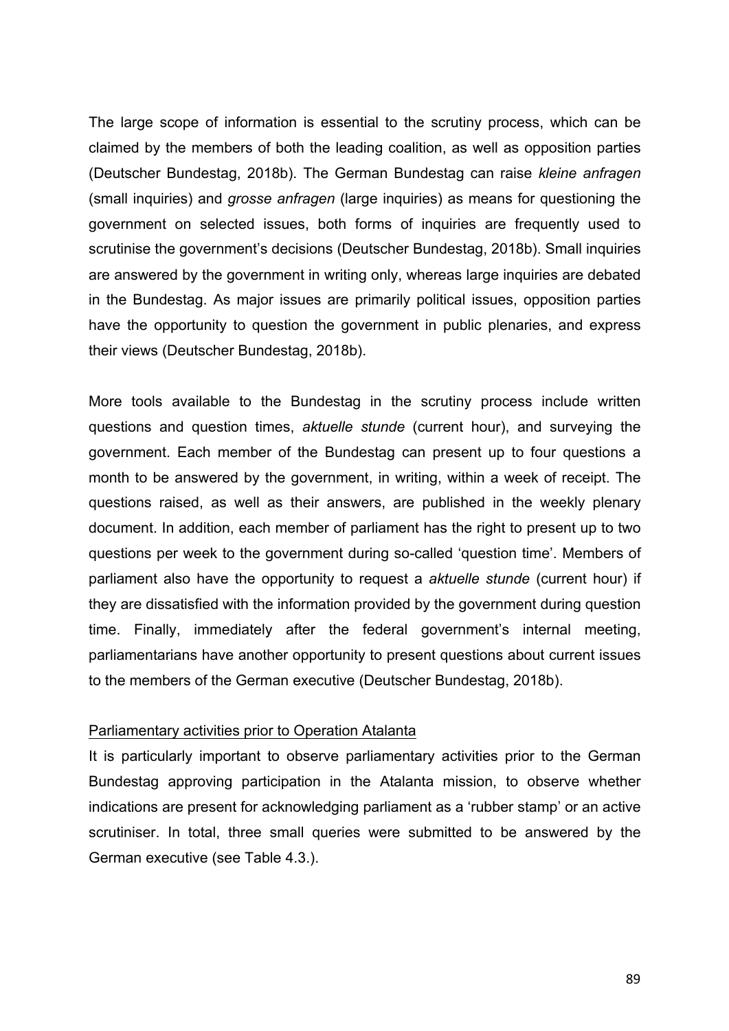The large scope of information is essential to the scrutiny process, which can be claimed by the members of both the leading coalition, as well as opposition parties (Deutscher Bundestag, 2018b). The German Bundestag can raise *kleine anfragen* (small inquiries) and *grosse anfragen* (large inquiries) as means for questioning the government on selected issues, both forms of inquiries are frequently used to scrutinise the government's decisions (Deutscher Bundestag, 2018b). Small inquiries are answered by the government in writing only, whereas large inquiries are debated in the Bundestag. As major issues are primarily political issues, opposition parties have the opportunity to question the government in public plenaries, and express their views (Deutscher Bundestag, 2018b).

More tools available to the Bundestag in the scrutiny process include written questions and question times, *aktuelle stunde* (current hour), and surveying the government. Each member of the Bundestag can present up to four questions a month to be answered by the government, in writing, within a week of receipt. The questions raised, as well as their answers, are published in the weekly plenary document. In addition, each member of parliament has the right to present up to two questions per week to the government during so-called 'question time'. Members of parliament also have the opportunity to request a *aktuelle stunde* (current hour) if they are dissatisfied with the information provided by the government during question time. Finally, immediately after the federal government's internal meeting, parliamentarians have another opportunity to present questions about current issues to the members of the German executive (Deutscher Bundestag, 2018b).

<u>Parliamentary activities prior to Operation Atalanta</u>

It is particularly important to observe parliamentary activities prior to the German Bundestag approving participation in the Atalanta mission, to observe whether indications are present for acknowledging parliament as a 'rubber stamp' or an active scrutiniser. In total, three small queries were submitted to be answered by the German executive (see Table 4.3.).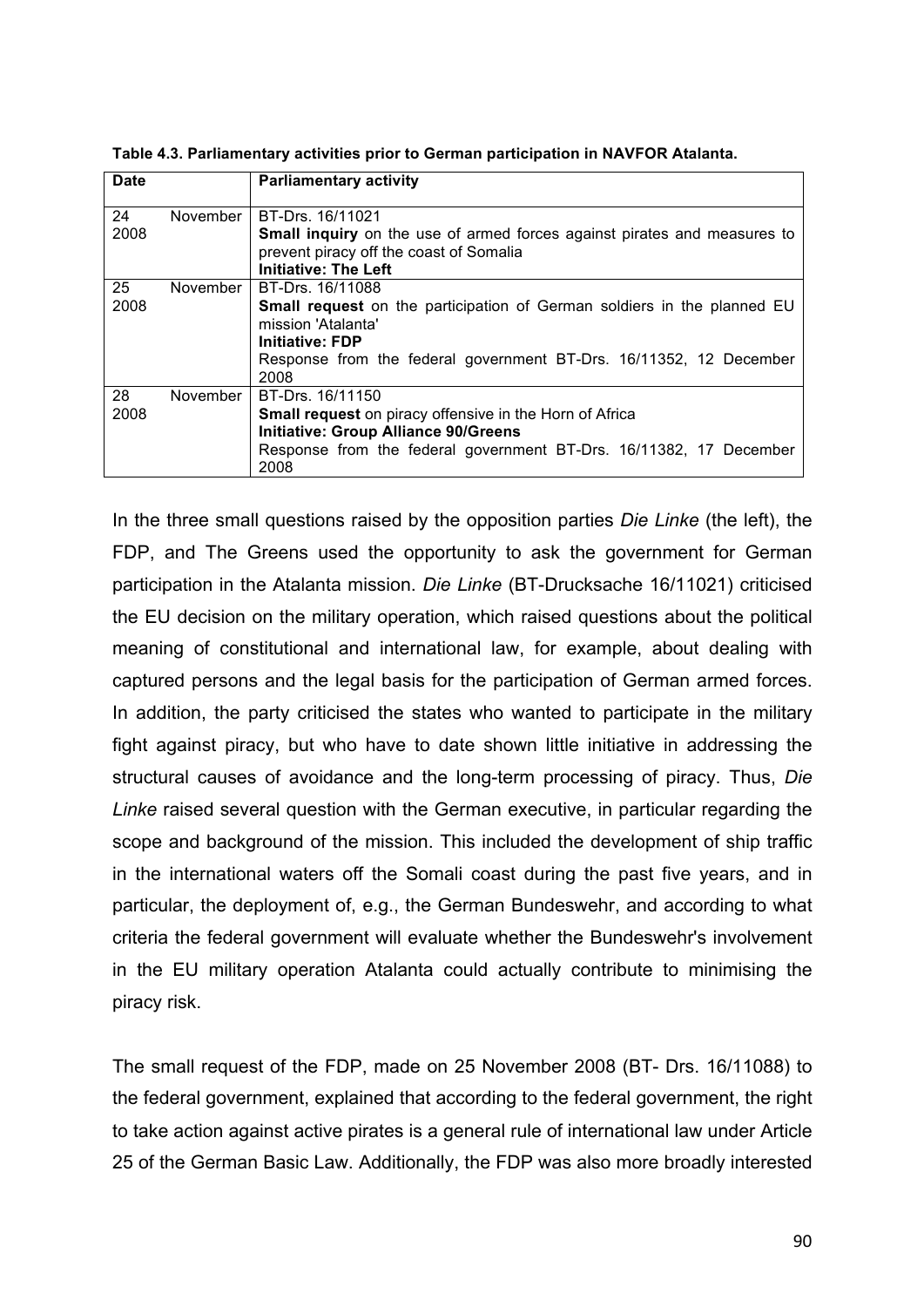**Table 4.3. Parliamentary activities prior to German participation in NAVFOR Atalanta.**

| Date | Parliamentary activity |
|---|---|
| 24 November 2008 | BT-Drs. 16/11021<br>**Small inquiry** on the use of armed forces against pirates and measures to prevent piracy off the coast of Somalia<br>**Initiative: The Left** |
| 25 November 2008 | BT-Drs. 16/11088<br>**Small request** on the participation of German soldiers in the planned EU mission 'Atalanta'<br>**Initiative: FDP**<br>Response from the federal government BT-Drs. 16/11352, 12 December 2008 |
| 28 November 2008 | BT-Drs. 16/11150<br>**Small request** on piracy offensive in the Horn of Africa<br>**Initiative: Group Alliance 90/Greens**<br>Response from the federal government BT-Drs. 16/11382, 17 December 2008 |

In the three small questions raised by the opposition parties *Die Linke* (the left), the FDP, and The Greens used the opportunity to ask the government for German participation in the Atalanta mission. *Die Linke* (BT-Drucksache 16/11021) criticised the EU decision on the military operation, which raised questions about the political meaning of constitutional and international law, for example, about dealing with captured persons and the legal basis for the participation of German armed forces. In addition, the party criticised the states who wanted to participate in the military fight against piracy, but who have to date shown little initiative in addressing the structural causes of avoidance and the long-term processing of piracy. Thus, *Die Linke* raised several question with the German executive, in particular regarding the scope and background of the mission. This included the development of ship traffic in the international waters off the Somali coast during the past five years, and in particular, the deployment of, e.g., the German Bundeswehr, and according to what criteria the federal government will evaluate whether the Bundeswehr's involvement in the EU military operation Atalanta could actually contribute to minimising the piracy risk.

The small request of the FDP, made on 25 November 2008 (BT- Drs. 16/11088) to the federal government, explained that according to the federal government, the right to take action against active pirates is a general rule of international law under Article 25 of the German Basic Law. Additionally, the FDP was also more broadly interested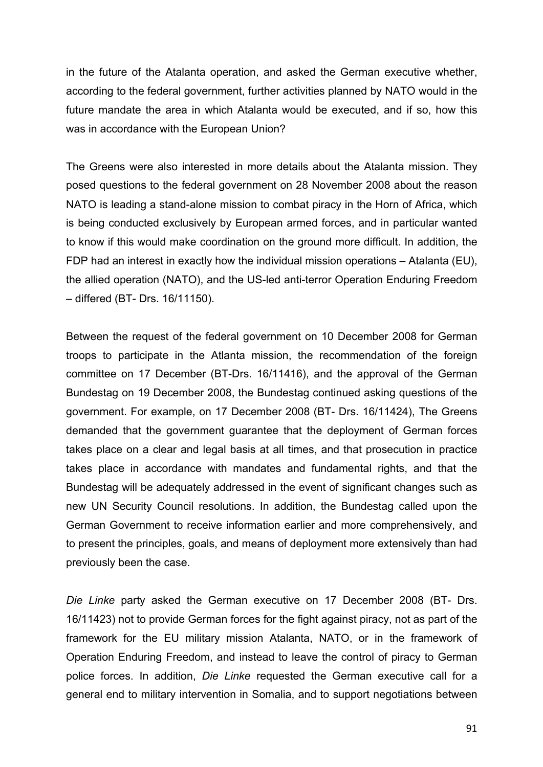in the future of the Atalanta operation, and asked the German executive whether, according to the federal government, further activities planned by NATO would in the future mandate the area in which Atalanta would be executed, and if so, how this was in accordance with the European Union?

The Greens were also interested in more details about the Atalanta mission. They posed questions to the federal government on 28 November 2008 about the reason NATO is leading a stand-alone mission to combat piracy in the Horn of Africa, which is being conducted exclusively by European armed forces, and in particular wanted to know if this would make coordination on the ground more difficult. In addition, the FDP had an interest in exactly how the individual mission operations – Atalanta (EU), the allied operation (NATO), and the US-led anti-terror Operation Enduring Freedom – differed (BT- Drs. 16/11150).

Between the request of the federal government on 10 December 2008 for German troops to participate in the Atlanta mission, the recommendation of the foreign committee on 17 December (BT-Drs. 16/11416), and the approval of the German Bundestag on 19 December 2008, the Bundestag continued asking questions of the government. For example, on 17 December 2008 (BT- Drs. 16/11424), The Greens demanded that the government guarantee that the deployment of German forces takes place on a clear and legal basis at all times, and that prosecution in practice takes place in accordance with mandates and fundamental rights, and that the Bundestag will be adequately addressed in the event of significant changes such as new UN Security Council resolutions. In addition, the Bundestag called upon the German Government to receive information earlier and more comprehensively, and to present the principles, goals, and means of deployment more extensively than had previously been the case.

*Die Linke* party asked the German executive on 17 December 2008 (BT- Drs. 16/11423) not to provide German forces for the fight against piracy, not as part of the framework for the EU military mission Atalanta, NATO, or in the framework of Operation Enduring Freedom, and instead to leave the control of piracy to German police forces. In addition, *Die Linke* requested the German executive call for a general end to military intervention in Somalia, and to support negotiations between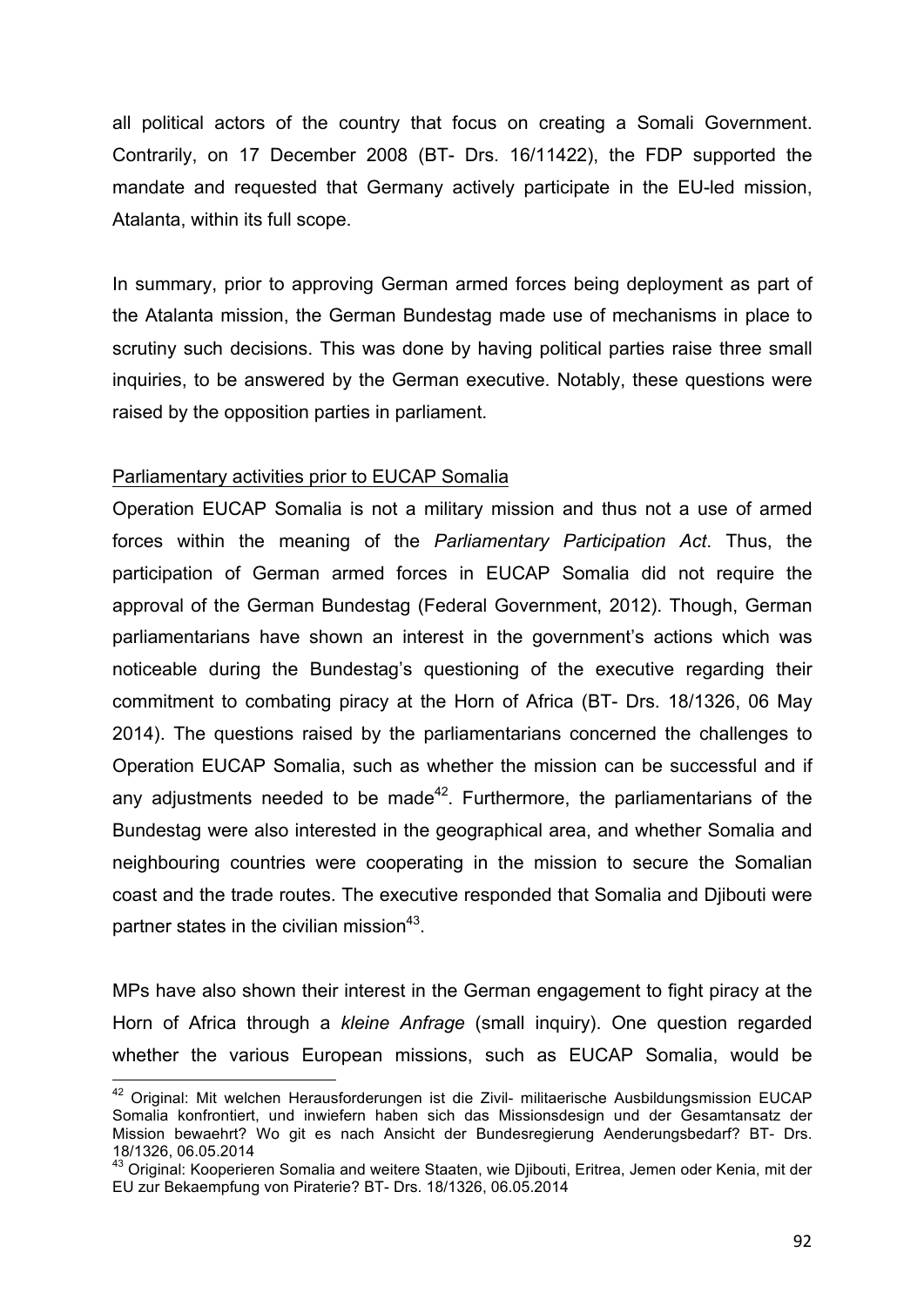all political actors of the country that focus on creating a Somali Government. Contrarily, on 17 December 2008 (BT- Drs. 16/11422), the FDP supported the mandate and requested that Germany actively participate in the EU-led mission, Atalanta, within its full scope.

In summary, prior to approving German armed forces being deployment as part of the Atalanta mission, the German Bundestag made use of mechanisms in place to scrutiny such decisions. This was done by having political parties raise three small inquiries, to be answered by the German executive. Notably, these questions were raised by the opposition parties in parliament.

Parliamentary activities prior to EUCAP Somalia

Operation EUCAP Somalia is not a military mission and thus not a use of armed forces within the meaning of the *Parliamentary Participation Act*. Thus, the participation of German armed forces in EUCAP Somalia did not require the approval of the German Bundestag (Federal Government, 2012). Though, German parliamentarians have shown an interest in the government's actions which was noticeable during the Bundestag's questioning of the executive regarding their commitment to combating piracy at the Horn of Africa (BT- Drs. 18/1326, 06 May 2014). The questions raised by the parliamentarians concerned the challenges to Operation EUCAP Somalia, such as whether the mission can be successful and if any adjustments needed to be made[42]. Furthermore, the parliamentarians of the Bundestag were also interested in the geographical area, and whether Somalia and neighbouring countries were cooperating in the mission to secure the Somalian coast and the trade routes. The executive responded that Somalia and Djibouti were partner states in the civilian mission[43].

MPs have also shown their interest in the German engagement to fight piracy at the Horn of Africa through a *kleine Anfrage* (small inquiry). One question regarded whether the various European missions, such as EUCAP Somalia, would be

[42] Original: Mit welchen Herausforderungen ist die Zivil- militaerische Ausbildungsmission EUCAP Somalia konfrontiert, und inwiefern haben sich das Missionsdesign und der Gesamtansatz der Mission bewaehrt? Wo git es nach Ansicht der Bundesregierung Aenderungsbedarf? BT- Drs. 18/1326, 06.05.2014

[43] Original: Kooperieren Somalia and weitere Staaten, wie Djibouti, Eritrea, Jemen oder Kenia, mit der EU zur Bekaempfung von Piraterie? BT- Drs. 18/1326, 06.05.2014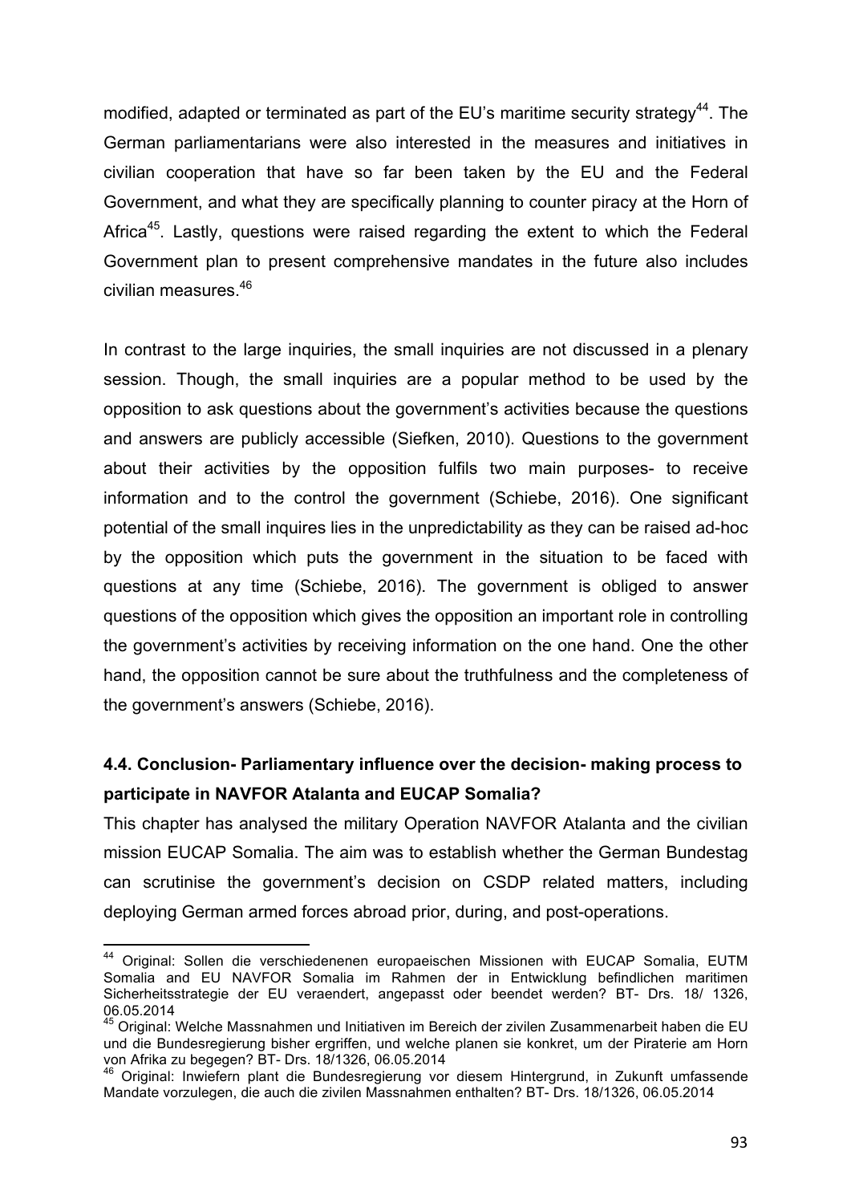modified, adapted or terminated as part of the EU's maritime security strategy[44]. The German parliamentarians were also interested in the measures and initiatives in civilian cooperation that have so far been taken by the EU and the Federal Government, and what they are specifically planning to counter piracy at the Horn of Africa[45]. Lastly, questions were raised regarding the extent to which the Federal Government plan to present comprehensive mandates in the future also includes civilian measures.[46]

In contrast to the large inquiries, the small inquiries are not discussed in a plenary session. Though, the small inquiries are a popular method to be used by the opposition to ask questions about the government's activities because the questions and answers are publicly accessible (Siefken, 2010). Questions to the government about their activities by the opposition fulfils two main purposes- to receive information and to the control the government (Schiebe, 2016). One significant potential of the small inquires lies in the unpredictability as they can be raised ad-hoc by the opposition which puts the government in the situation to be faced with questions at any time (Schiebe, 2016). The government is obliged to answer questions of the opposition which gives the opposition an important role in controlling the government's activities by receiving information on the one hand. One the other hand, the opposition cannot be sure about the truthfulness and the completeness of the government's answers (Schiebe, 2016).

### 4.4. Conclusion- Parliamentary influence over the decision- making process to participate in NAVFOR Atalanta and EUCAP Somalia?

This chapter has analysed the military Operation NAVFOR Atalanta and the civilian mission EUCAP Somalia. The aim was to establish whether the German Bundestag can scrutinise the government's decision on CSDP related matters, including deploying German armed forces abroad prior, during, and post-operations.

---

[44] Original: Sollen die verschiedenenen europaeischen Missionen with EUCAP Somalia, EUTM Somalia and EU NAVFOR Somalia im Rahmen der in Entwicklung befindlichen maritimen Sicherheitsstrategie der EU veraendert, angepasst oder beendet werden? BT- Drs. 18/ 1326, 06.05.2014

[45] Original: Welche Massnahmen und Initiativen im Bereich der zivilen Zusammenarbeit haben die EU und die Bundesregierung bisher ergriffen, und welche planen sie konkret, um der Piraterie am Horn von Afrika zu begegen? BT- Drs. 18/1326, 06.05.2014

[46] Original: Inwiefern plant die Bundesregierung vor diesem Hintergrund, in Zukunft umfassende Mandate vorzulegen, die auch die zivilen Massnahmen enthalten? BT- Drs. 18/1326, 06.05.2014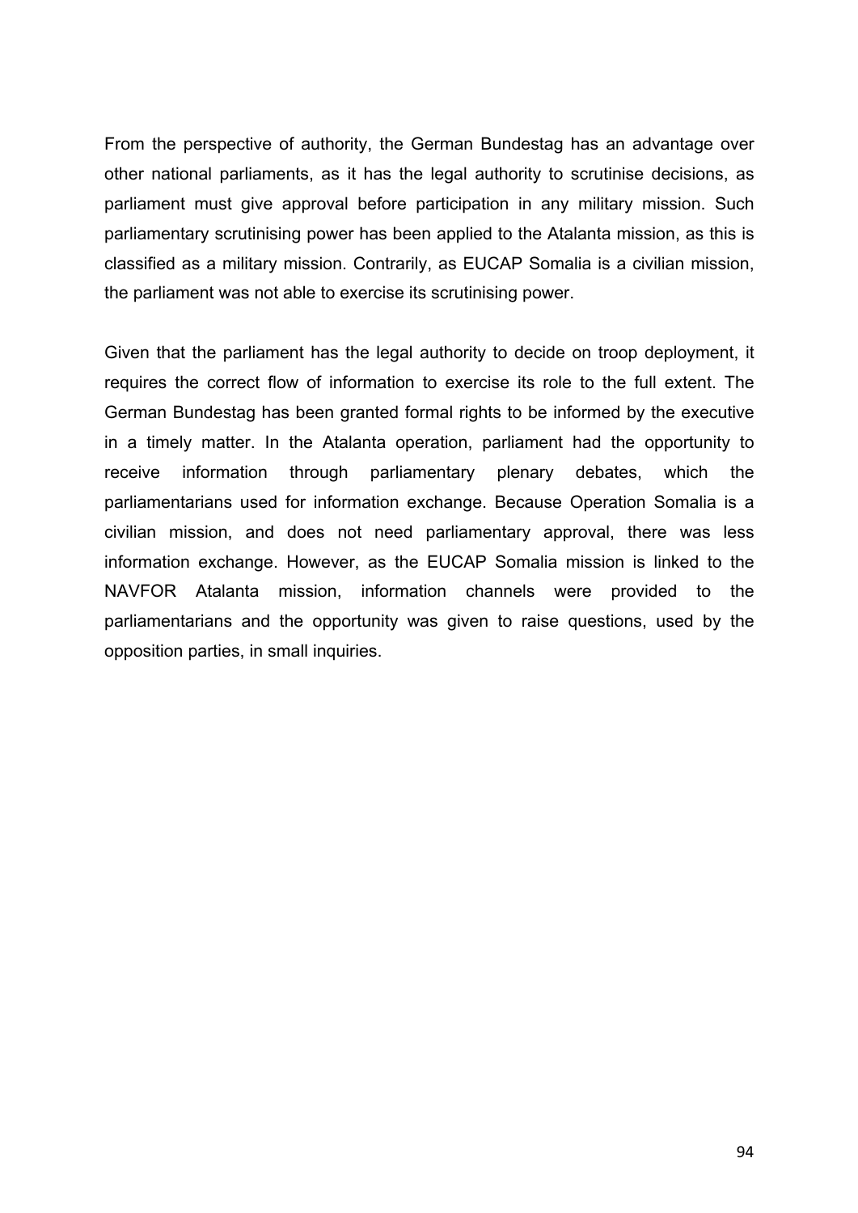From the perspective of authority, the German Bundestag has an advantage over other national parliaments, as it has the legal authority to scrutinise decisions, as parliament must give approval before participation in any military mission. Such parliamentary scrutinising power has been applied to the Atalanta mission, as this is classified as a military mission. Contrarily, as EUCAP Somalia is a civilian mission, the parliament was not able to exercise its scrutinising power.

Given that the parliament has the legal authority to decide on troop deployment, it requires the correct flow of information to exercise its role to the full extent. The German Bundestag has been granted formal rights to be informed by the executive in a timely matter. In the Atalanta operation, parliament had the opportunity to receive information through parliamentary plenary debates, which the parliamentarians used for information exchange. Because Operation Somalia is a civilian mission, and does not need parliamentary approval, there was less information exchange. However, as the EUCAP Somalia mission is linked to the NAVFOR Atalanta mission, information channels were provided to the parliamentarians and the opportunity was given to raise questions, used by the opposition parties, in small inquiries.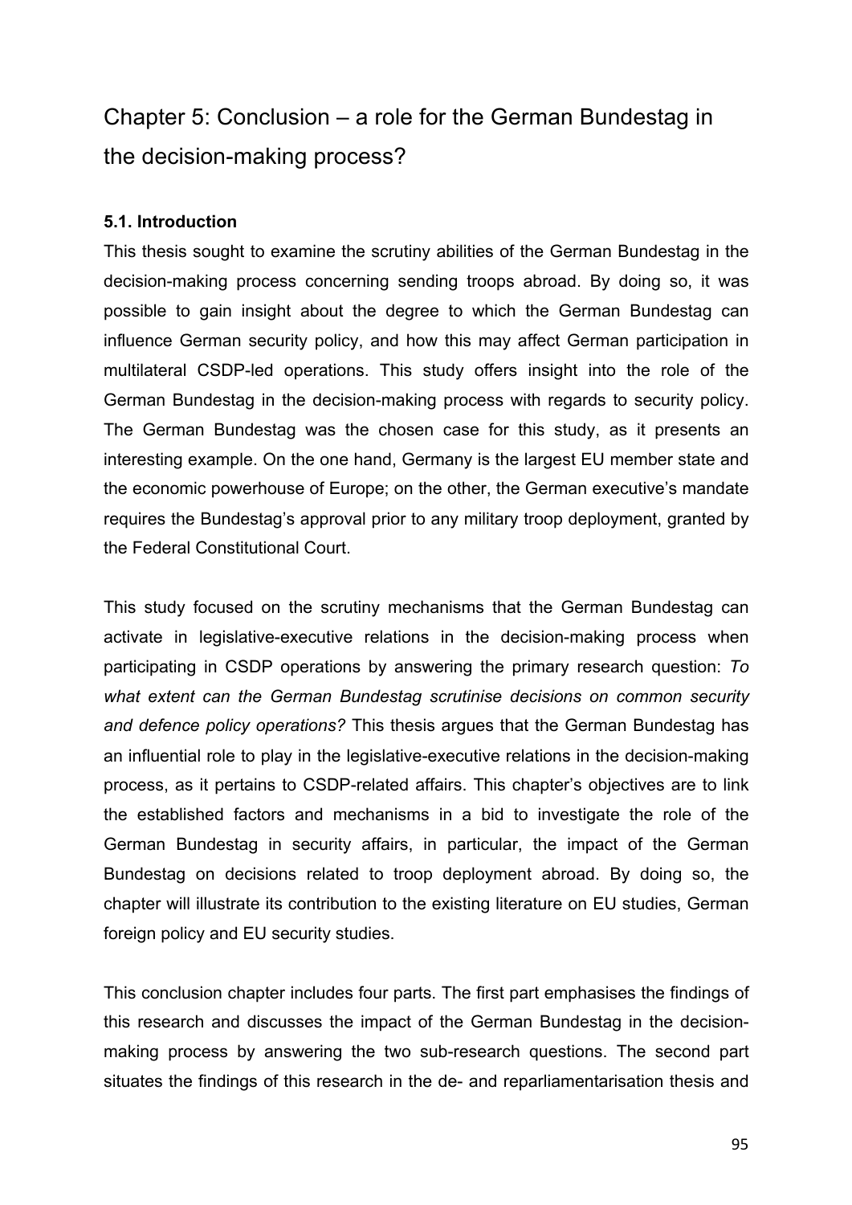# Chapter 5: Conclusion – a role for the German Bundestag in the decision-making process?

### 5.1. Introduction

This thesis sought to examine the scrutiny abilities of the German Bundestag in the decision-making process concerning sending troops abroad. By doing so, it was possible to gain insight about the degree to which the German Bundestag can influence German security policy, and how this may affect German participation in multilateral CSDP-led operations. This study offers insight into the role of the German Bundestag in the decision-making process with regards to security policy. The German Bundestag was the chosen case for this study, as it presents an interesting example. On the one hand, Germany is the largest EU member state and the economic powerhouse of Europe; on the other, the German executive's mandate requires the Bundestag's approval prior to any military troop deployment, granted by the Federal Constitutional Court.

This study focused on the scrutiny mechanisms that the German Bundestag can activate in legislative-executive relations in the decision-making process when participating in CSDP operations by answering the primary research question: *To what extent can the German Bundestag scrutinise decisions on common security and defence policy operations?* This thesis argues that the German Bundestag has an influential role to play in the legislative-executive relations in the decision-making process, as it pertains to CSDP-related affairs. This chapter's objectives are to link the established factors and mechanisms in a bid to investigate the role of the German Bundestag in security affairs, in particular, the impact of the German Bundestag on decisions related to troop deployment abroad. By doing so, the chapter will illustrate its contribution to the existing literature on EU studies, German foreign policy and EU security studies.

This conclusion chapter includes four parts. The first part emphasises the findings of this research and discusses the impact of the German Bundestag in the decision-making process by answering the two sub-research questions. The second part situates the findings of this research in the de- and reparliamentarisation thesis and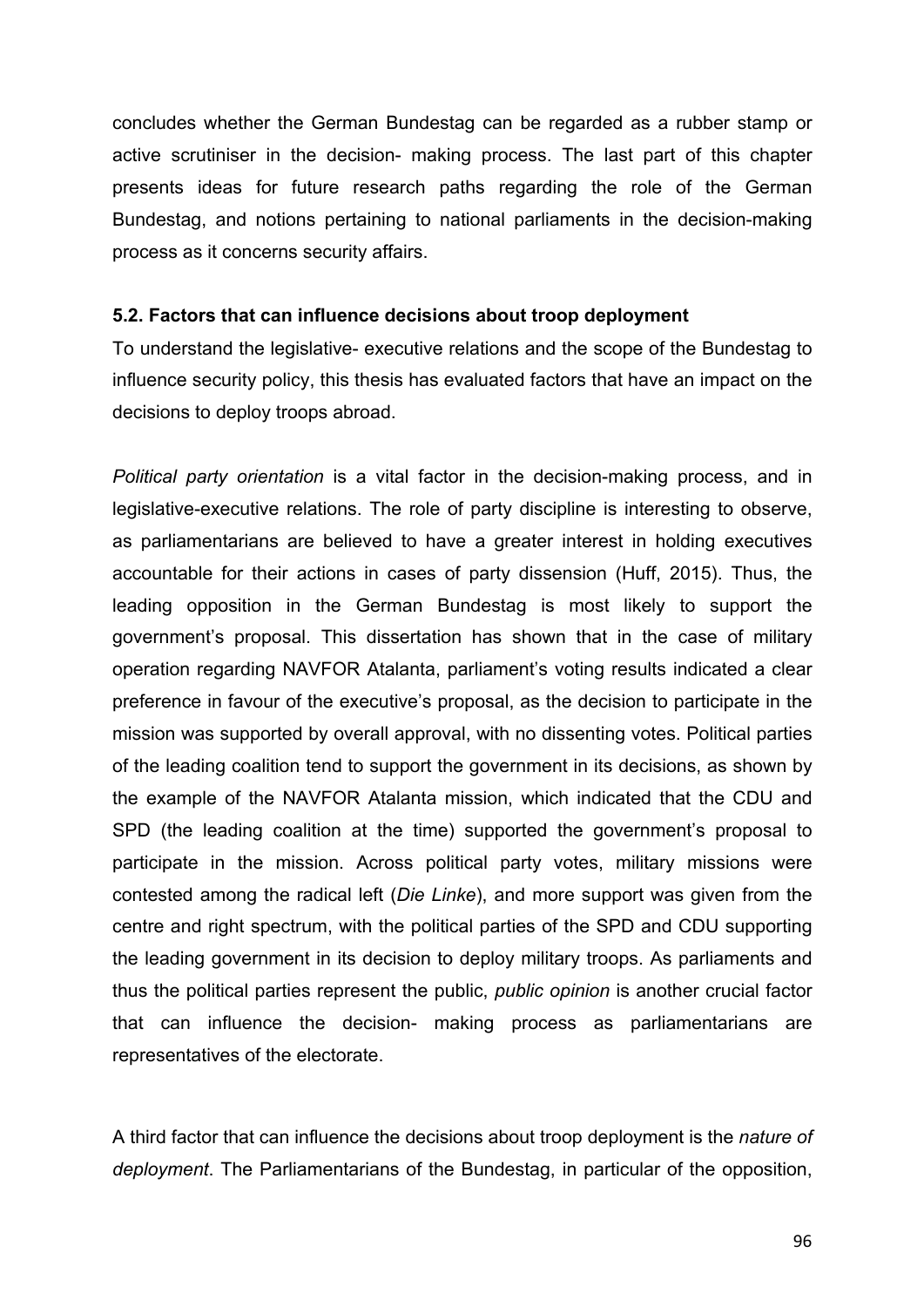concludes whether the German Bundestag can be regarded as a rubber stamp or active scrutiniser in the decision- making process. The last part of this chapter presents ideas for future research paths regarding the role of the German Bundestag, and notions pertaining to national parliaments in the decision-making process as it concerns security affairs.

### 5.2. Factors that can influence decisions about troop deployment

To understand the legislative- executive relations and the scope of the Bundestag to influence security policy, this thesis has evaluated factors that have an impact on the decisions to deploy troops abroad.

*Political party orientation* is a vital factor in the decision-making process, and in legislative-executive relations. The role of party discipline is interesting to observe, as parliamentarians are believed to have a greater interest in holding executives accountable for their actions in cases of party dissension (Huff, 2015). Thus, the leading opposition in the German Bundestag is most likely to support the government's proposal. This dissertation has shown that in the case of military operation regarding NAVFOR Atalanta, parliament's voting results indicated a clear preference in favour of the executive's proposal, as the decision to participate in the mission was supported by overall approval, with no dissenting votes. Political parties of the leading coalition tend to support the government in its decisions, as shown by the example of the NAVFOR Atalanta mission, which indicated that the CDU and SPD (the leading coalition at the time) supported the government's proposal to participate in the mission. Across political party votes, military missions were contested among the radical left (*Die Linke*), and more support was given from the centre and right spectrum, with the political parties of the SPD and CDU supporting the leading government in its decision to deploy military troops. As parliaments and thus the political parties represent the public, *public opinion* is another crucial factor that can influence the decision- making process as parliamentarians are representatives of the electorate.

A third factor that can influence the decisions about troop deployment is the *nature of deployment*. The Parliamentarians of the Bundestag, in particular of the opposition,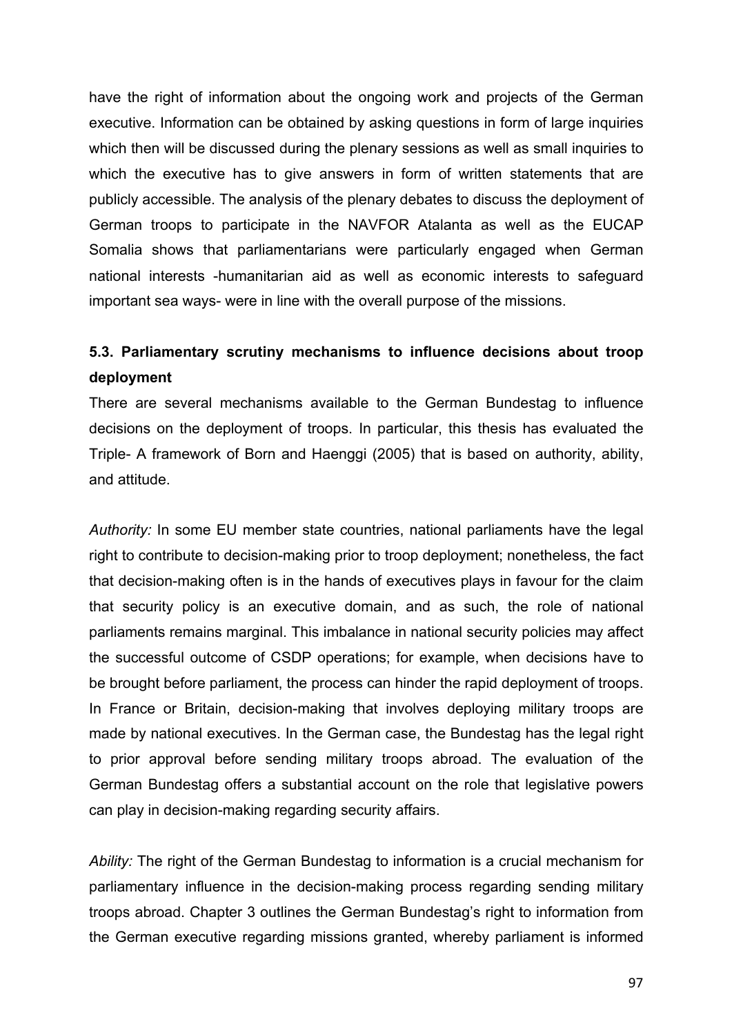have the right of information about the ongoing work and projects of the German executive. Information can be obtained by asking questions in form of large inquiries which then will be discussed during the plenary sessions as well as small inquiries to which the executive has to give answers in form of written statements that are publicly accessible. The analysis of the plenary debates to discuss the deployment of German troops to participate in the NAVFOR Atalanta as well as the EUCAP Somalia shows that parliamentarians were particularly engaged when German national interests -humanitarian aid as well as economic interests to safeguard important sea ways- were in line with the overall purpose of the missions.

### 5.3. Parliamentary scrutiny mechanisms to influence decisions about troop deployment

There are several mechanisms available to the German Bundestag to influence decisions on the deployment of troops. In particular, this thesis has evaluated the Triple- A framework of Born and Haenggi (2005) that is based on authority, ability, and attitude.

*Authority:* In some EU member state countries, national parliaments have the legal right to contribute to decision-making prior to troop deployment; nonetheless, the fact that decision-making often is in the hands of executives plays in favour for the claim that security policy is an executive domain, and as such, the role of national parliaments remains marginal. This imbalance in national security policies may affect the successful outcome of CSDP operations; for example, when decisions have to be brought before parliament, the process can hinder the rapid deployment of troops. In France or Britain, decision-making that involves deploying military troops are made by national executives. In the German case, the Bundestag has the legal right to prior approval before sending military troops abroad. The evaluation of the German Bundestag offers a substantial account on the role that legislative powers can play in decision-making regarding security affairs.

*Ability:* The right of the German Bundestag to information is a crucial mechanism for parliamentary influence in the decision-making process regarding sending military troops abroad. Chapter 3 outlines the German Bundestag's right to information from the German executive regarding missions granted, whereby parliament is informed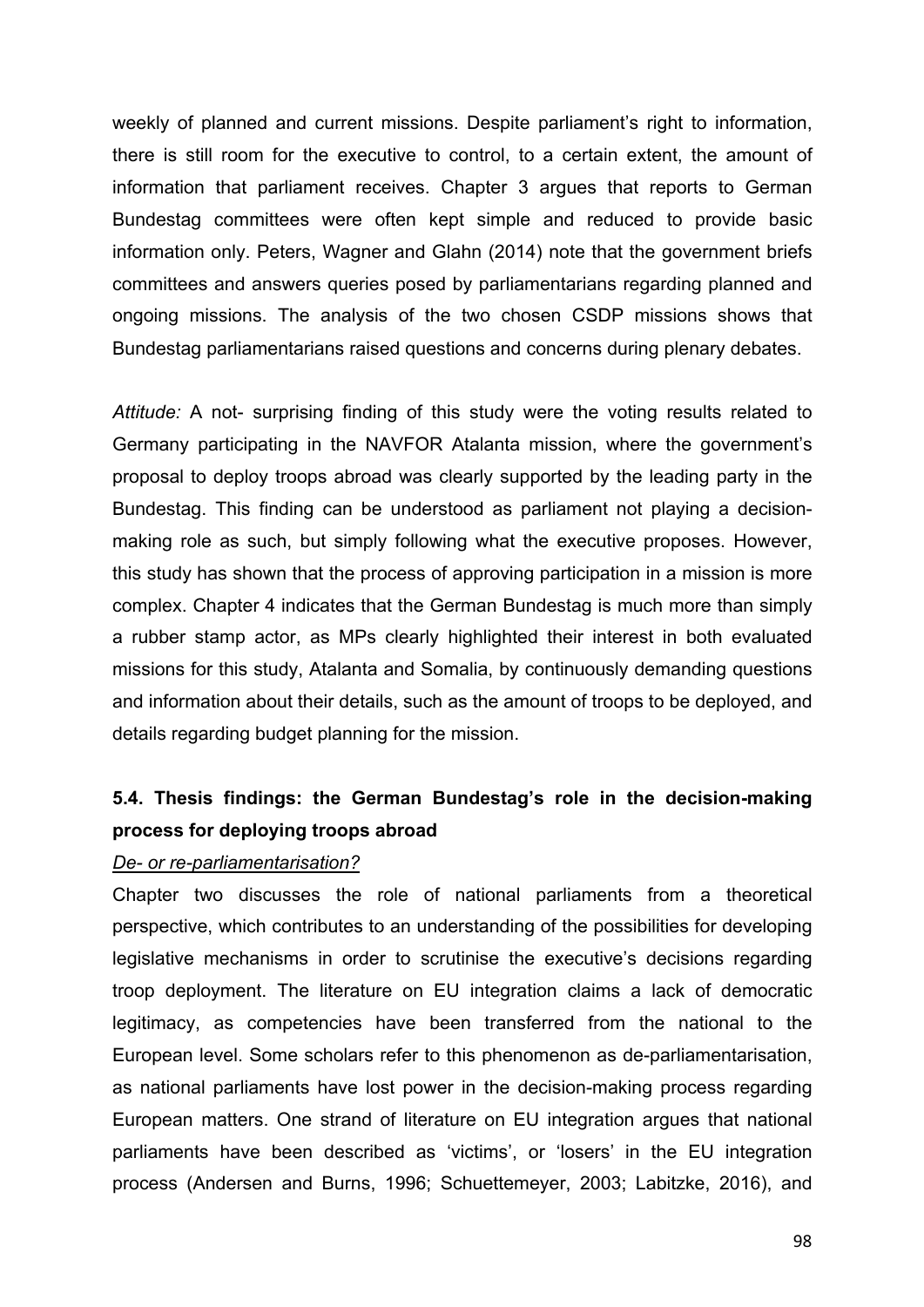weekly of planned and current missions. Despite parliament's right to information, there is still room for the executive to control, to a certain extent, the amount of information that parliament receives. Chapter 3 argues that reports to German Bundestag committees were often kept simple and reduced to provide basic information only. Peters, Wagner and Glahn (2014) note that the government briefs committees and answers queries posed by parliamentarians regarding planned and ongoing missions. The analysis of the two chosen CSDP missions shows that Bundestag parliamentarians raised questions and concerns during plenary debates.

*Attitude:* A not- surprising finding of this study were the voting results related to Germany participating in the NAVFOR Atalanta mission, where the government's proposal to deploy troops abroad was clearly supported by the leading party in the Bundestag. This finding can be understood as parliament not playing a decision-making role as such, but simply following what the executive proposes. However, this study has shown that the process of approving participation in a mission is more complex. Chapter 4 indicates that the German Bundestag is much more than simply a rubber stamp actor, as MPs clearly highlighted their interest in both evaluated missions for this study, Atalanta and Somalia, by continuously demanding questions and information about their details, such as the amount of troops to be deployed, and details regarding budget planning for the mission.

## 5.4. Thesis findings: the German Bundestag's role in the decision-making process for deploying troops abroad

*De- or re-parliamentarisation?*

Chapter two discusses the role of national parliaments from a theoretical perspective, which contributes to an understanding of the possibilities for developing legislative mechanisms in order to scrutinise the executive's decisions regarding troop deployment. The literature on EU integration claims a lack of democratic legitimacy, as competencies have been transferred from the national to the European level. Some scholars refer to this phenomenon as de-parliamentarisation, as national parliaments have lost power in the decision-making process regarding European matters. One strand of literature on EU integration argues that national parliaments have been described as 'victims', or 'losers' in the EU integration process (Andersen and Burns, 1996; Schuettemeyer, 2003; Labitzke, 2016), and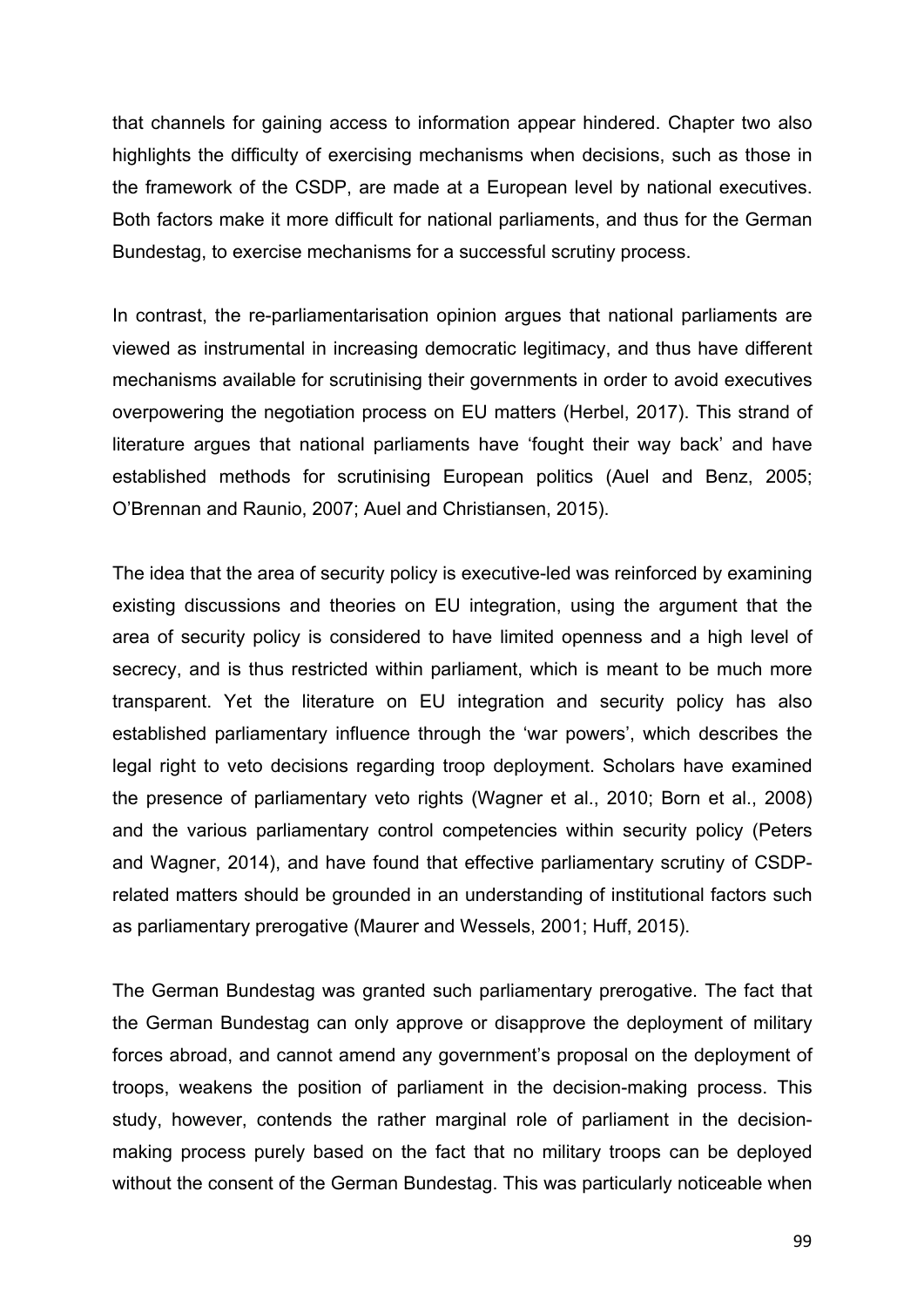that channels for gaining access to information appear hindered. Chapter two also highlights the difficulty of exercising mechanisms when decisions, such as those in the framework of the CSDP, are made at a European level by national executives. Both factors make it more difficult for national parliaments, and thus for the German Bundestag, to exercise mechanisms for a successful scrutiny process.

In contrast, the re-parliamentarisation opinion argues that national parliaments are viewed as instrumental in increasing democratic legitimacy, and thus have different mechanisms available for scrutinising their governments in order to avoid executives overpowering the negotiation process on EU matters (Herbel, 2017). This strand of literature argues that national parliaments have 'fought their way back' and have established methods for scrutinising European politics (Auel and Benz, 2005; O'Brennan and Raunio, 2007; Auel and Christiansen, 2015).

The idea that the area of security policy is executive-led was reinforced by examining existing discussions and theories on EU integration, using the argument that the area of security policy is considered to have limited openness and a high level of secrecy, and is thus restricted within parliament, which is meant to be much more transparent. Yet the literature on EU integration and security policy has also established parliamentary influence through the 'war powers', which describes the legal right to veto decisions regarding troop deployment. Scholars have examined the presence of parliamentary veto rights (Wagner et al., 2010; Born et al., 2008) and the various parliamentary control competencies within security policy (Peters and Wagner, 2014), and have found that effective parliamentary scrutiny of CSDP-related matters should be grounded in an understanding of institutional factors such as parliamentary prerogative (Maurer and Wessels, 2001; Huff, 2015).

The German Bundestag was granted such parliamentary prerogative. The fact that the German Bundestag can only approve or disapprove the deployment of military forces abroad, and cannot amend any government's proposal on the deployment of troops, weakens the position of parliament in the decision-making process. This study, however, contends the rather marginal role of parliament in the decision-making process purely based on the fact that no military troops can be deployed without the consent of the German Bundestag. This was particularly noticeable when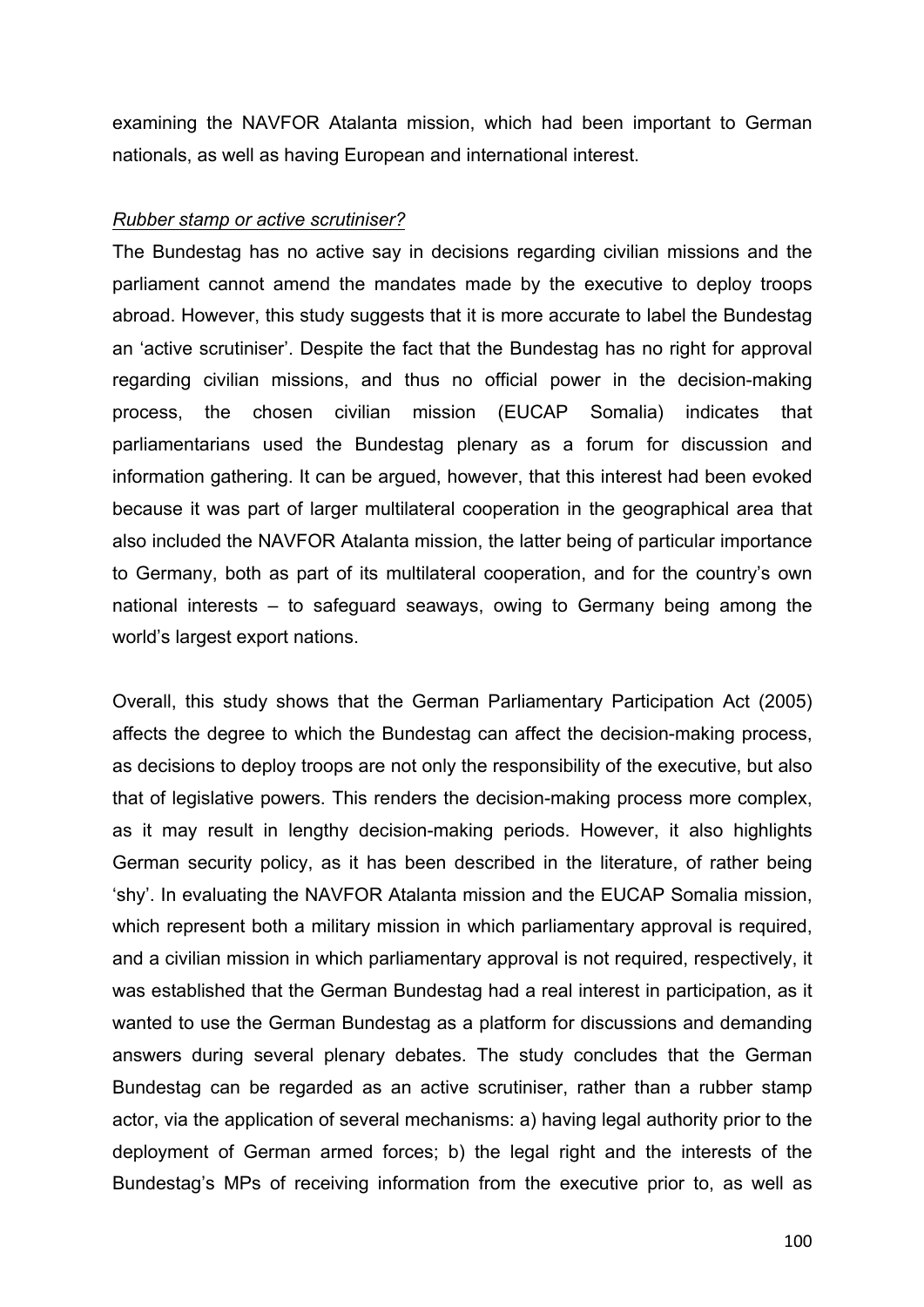examining the NAVFOR Atalanta mission, which had been important to German nationals, as well as having European and international interest.

*Rubber stamp or active scrutiniser?*

The Bundestag has no active say in decisions regarding civilian missions and the parliament cannot amend the mandates made by the executive to deploy troops abroad. However, this study suggests that it is more accurate to label the Bundestag an 'active scrutiniser'. Despite the fact that the Bundestag has no right for approval regarding civilian missions, and thus no official power in the decision-making process, the chosen civilian mission (EUCAP Somalia) indicates that parliamentarians used the Bundestag plenary as a forum for discussion and information gathering. It can be argued, however, that this interest had been evoked because it was part of larger multilateral cooperation in the geographical area that also included the NAVFOR Atalanta mission, the latter being of particular importance to Germany, both as part of its multilateral cooperation, and for the country's own national interests – to safeguard seaways, owing to Germany being among the world's largest export nations.

Overall, this study shows that the German Parliamentary Participation Act (2005) affects the degree to which the Bundestag can affect the decision-making process, as decisions to deploy troops are not only the responsibility of the executive, but also that of legislative powers. This renders the decision-making process more complex, as it may result in lengthy decision-making periods. However, it also highlights German security policy, as it has been described in the literature, of rather being 'shy'. In evaluating the NAVFOR Atalanta mission and the EUCAP Somalia mission, which represent both a military mission in which parliamentary approval is required, and a civilian mission in which parliamentary approval is not required, respectively, it was established that the German Bundestag had a real interest in participation, as it wanted to use the German Bundestag as a platform for discussions and demanding answers during several plenary debates. The study concludes that the German Bundestag can be regarded as an active scrutiniser, rather than a rubber stamp actor, via the application of several mechanisms: a) having legal authority prior to the deployment of German armed forces; b) the legal right and the interests of the Bundestag's MPs of receiving information from the executive prior to, as well as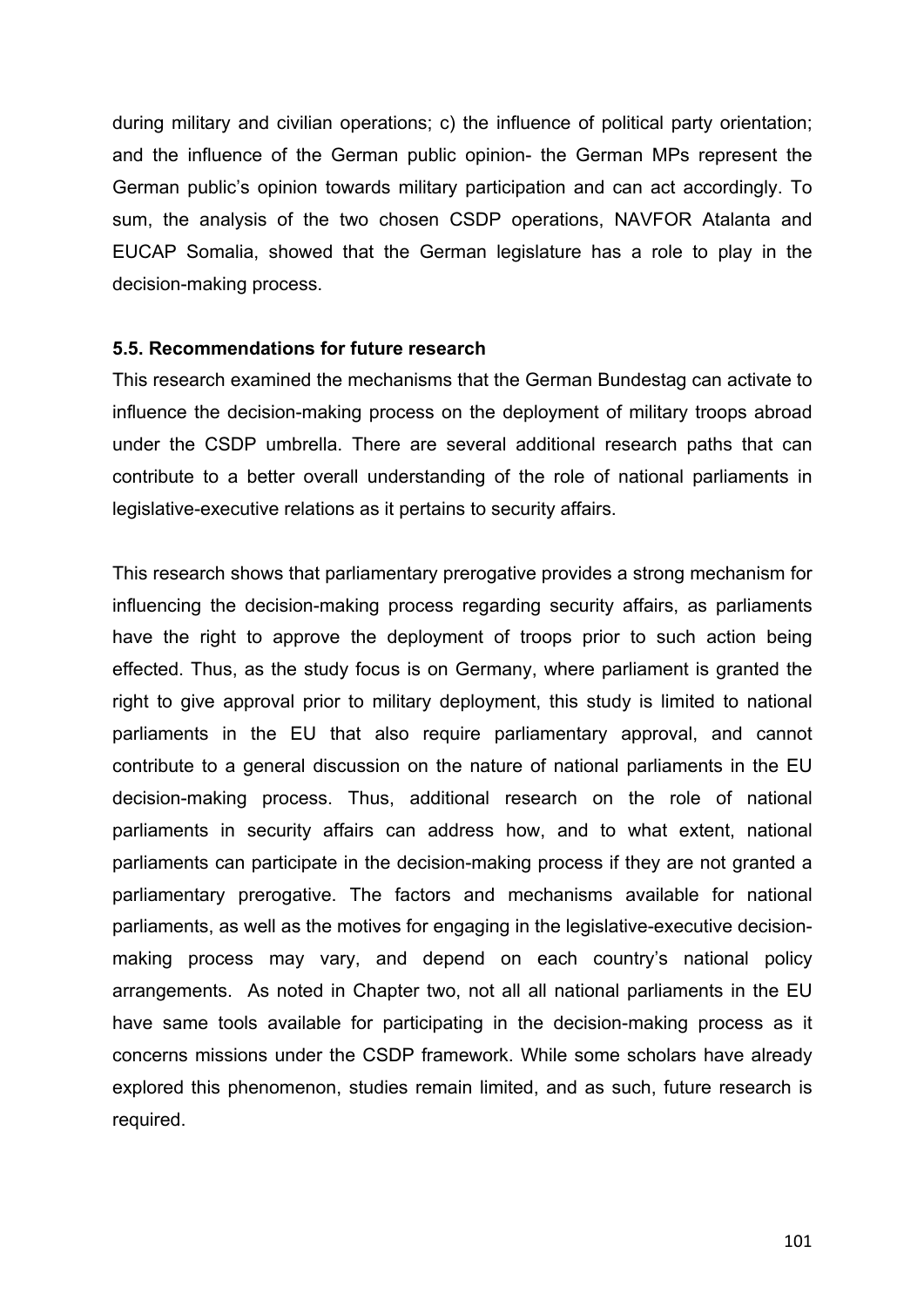during military and civilian operations; c) the influence of political party orientation; and the influence of the German public opinion- the German MPs represent the German public's opinion towards military participation and can act accordingly. To sum, the analysis of the two chosen CSDP operations, NAVFOR Atalanta and EUCAP Somalia, showed that the German legislature has a role to play in the decision-making process.

### 5.5. Recommendations for future research

This research examined the mechanisms that the German Bundestag can activate to influence the decision-making process on the deployment of military troops abroad under the CSDP umbrella. There are several additional research paths that can contribute to a better overall understanding of the role of national parliaments in legislative-executive relations as it pertains to security affairs.

This research shows that parliamentary prerogative provides a strong mechanism for influencing the decision-making process regarding security affairs, as parliaments have the right to approve the deployment of troops prior to such action being effected. Thus, as the study focus is on Germany, where parliament is granted the right to give approval prior to military deployment, this study is limited to national parliaments in the EU that also require parliamentary approval, and cannot contribute to a general discussion on the nature of national parliaments in the EU decision-making process. Thus, additional research on the role of national parliaments in security affairs can address how, and to what extent, national parliaments can participate in the decision-making process if they are not granted a parliamentary prerogative. The factors and mechanisms available for national parliaments, as well as the motives for engaging in the legislative-executive decision-making process may vary, and depend on each country's national policy arrangements. As noted in Chapter two, not all all national parliaments in the EU have same tools available for participating in the decision-making process as it concerns missions under the CSDP framework. While some scholars have already explored this phenomenon, studies remain limited, and as such, future research is required.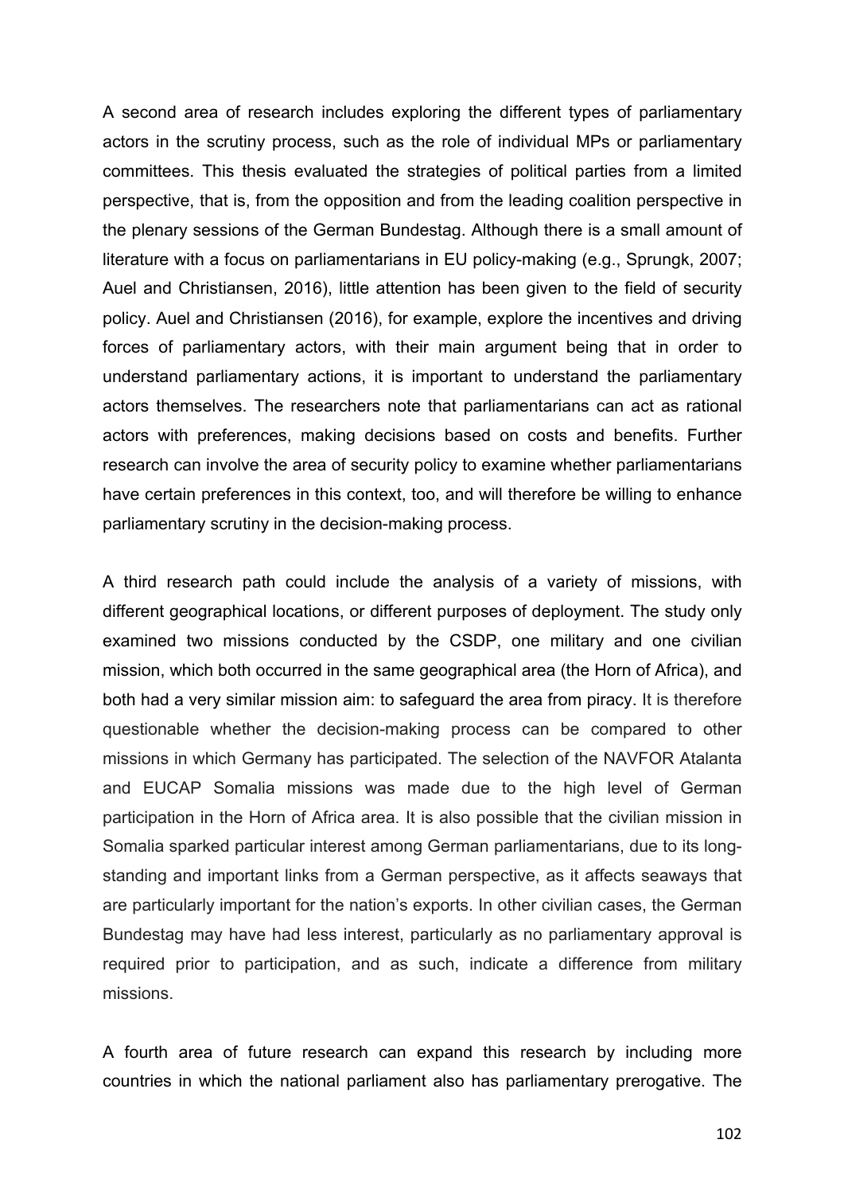A second area of research includes exploring the different types of parliamentary actors in the scrutiny process, such as the role of individual MPs or parliamentary committees. This thesis evaluated the strategies of political parties from a limited perspective, that is, from the opposition and from the leading coalition perspective in the plenary sessions of the German Bundestag. Although there is a small amount of literature with a focus on parliamentarians in EU policy-making (e.g., Sprungk, 2007; Auel and Christiansen, 2016), little attention has been given to the field of security policy. Auel and Christiansen (2016), for example, explore the incentives and driving forces of parliamentary actors, with their main argument being that in order to understand parliamentary actions, it is important to understand the parliamentary actors themselves. The researchers note that parliamentarians can act as rational actors with preferences, making decisions based on costs and benefits. Further research can involve the area of security policy to examine whether parliamentarians have certain preferences in this context, too, and will therefore be willing to enhance parliamentary scrutiny in the decision-making process.

A third research path could include the analysis of a variety of missions, with different geographical locations, or different purposes of deployment. The study only examined two missions conducted by the CSDP, one military and one civilian mission, which both occurred in the same geographical area (the Horn of Africa), and both had a very similar mission aim: to safeguard the area from piracy. It is therefore questionable whether the decision-making process can be compared to other missions in which Germany has participated. The selection of the NAVFOR Atalanta and EUCAP Somalia missions was made due to the high level of German participation in the Horn of Africa area. It is also possible that the civilian mission in Somalia sparked particular interest among German parliamentarians, due to its long-standing and important links from a German perspective, as it affects seaways that are particularly important for the nation's exports. In other civilian cases, the German Bundestag may have had less interest, particularly as no parliamentary approval is required prior to participation, and as such, indicate a difference from military missions.

A fourth area of future research can expand this research by including more countries in which the national parliament also has parliamentary prerogative. The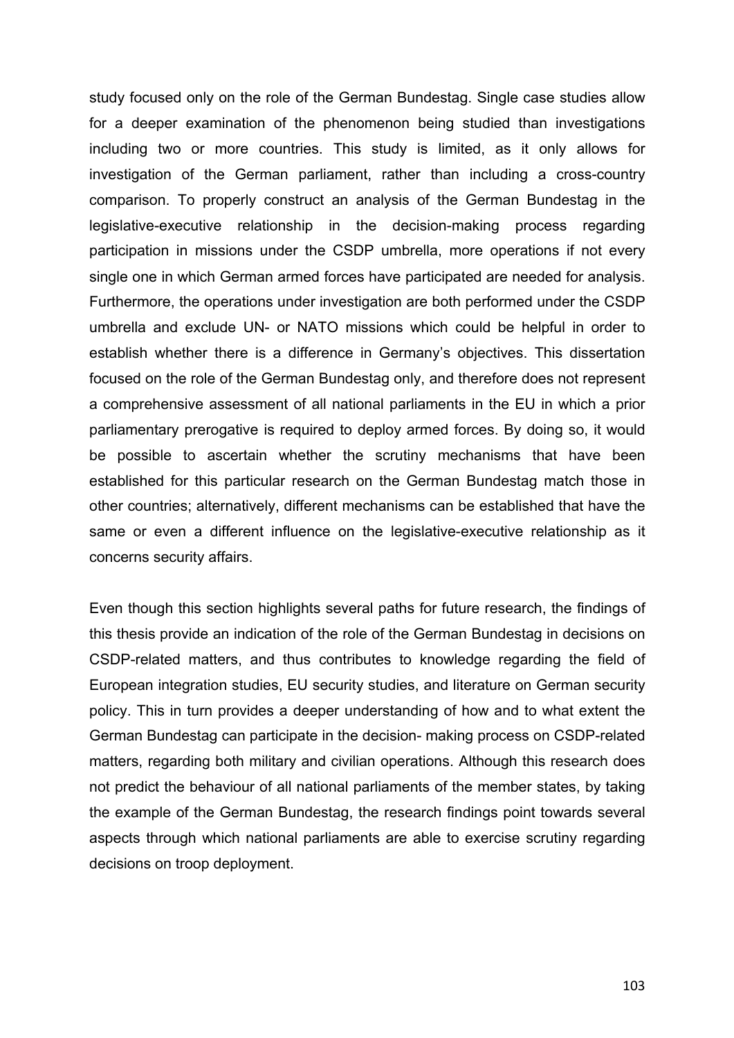study focused only on the role of the German Bundestag. Single case studies allow for a deeper examination of the phenomenon being studied than investigations including two or more countries. This study is limited, as it only allows for investigation of the German parliament, rather than including a cross-country comparison. To properly construct an analysis of the German Bundestag in the legislative-executive relationship in the decision-making process regarding participation in missions under the CSDP umbrella, more operations if not every single one in which German armed forces have participated are needed for analysis. Furthermore, the operations under investigation are both performed under the CSDP umbrella and exclude UN- or NATO missions which could be helpful in order to establish whether there is a difference in Germany's objectives. This dissertation focused on the role of the German Bundestag only, and therefore does not represent a comprehensive assessment of all national parliaments in the EU in which a prior parliamentary prerogative is required to deploy armed forces. By doing so, it would be possible to ascertain whether the scrutiny mechanisms that have been established for this particular research on the German Bundestag match those in other countries; alternatively, different mechanisms can be established that have the same or even a different influence on the legislative-executive relationship as it concerns security affairs.

Even though this section highlights several paths for future research, the findings of this thesis provide an indication of the role of the German Bundestag in decisions on CSDP-related matters, and thus contributes to knowledge regarding the field of European integration studies, EU security studies, and literature on German security policy. This in turn provides a deeper understanding of how and to what extent the German Bundestag can participate in the decision- making process on CSDP-related matters, regarding both military and civilian operations. Although this research does not predict the behaviour of all national parliaments of the member states, by taking the example of the German Bundestag, the research findings point towards several aspects through which national parliaments are able to exercise scrutiny regarding decisions on troop deployment.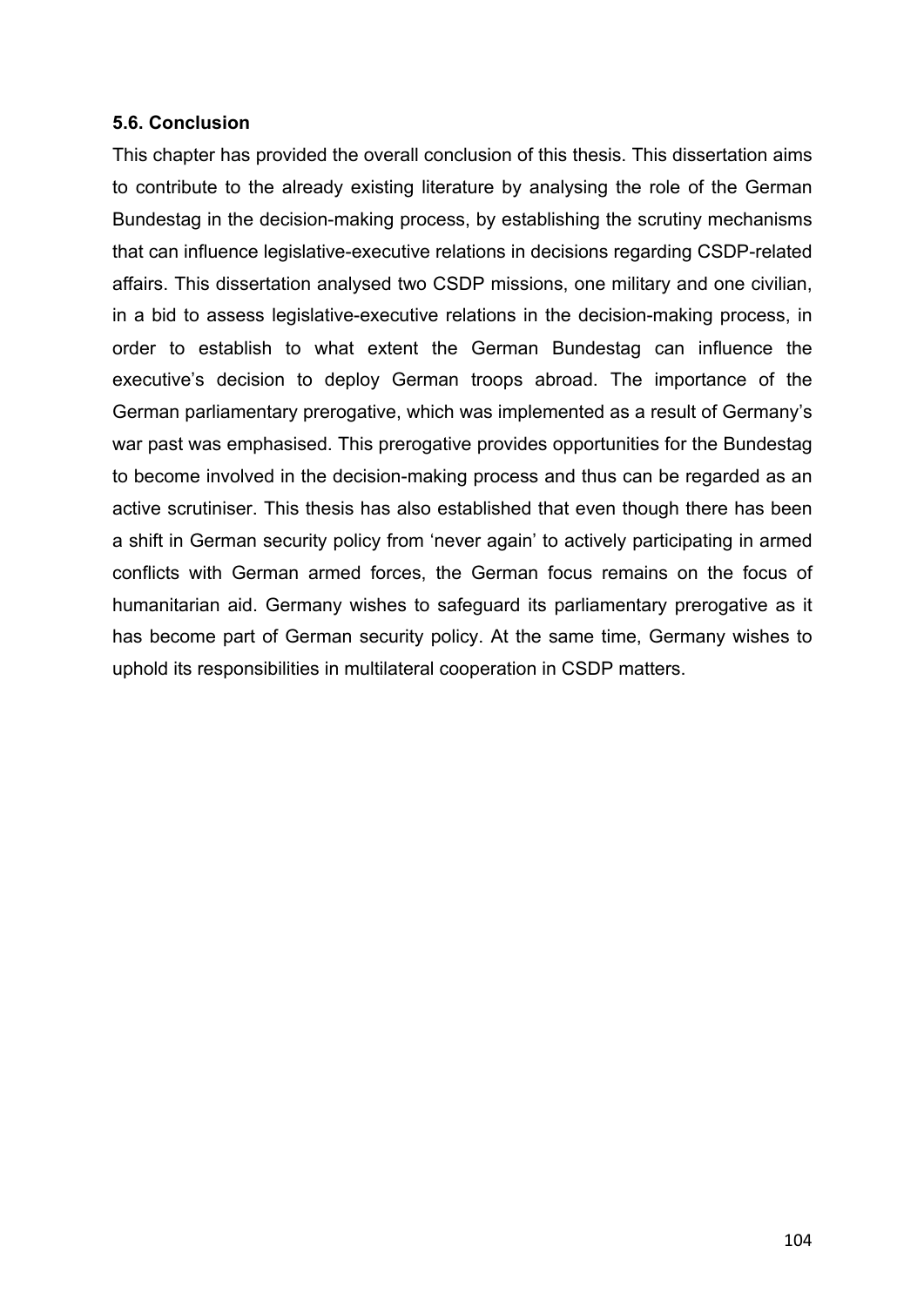### 5.6. Conclusion

This chapter has provided the overall conclusion of this thesis. This dissertation aims to contribute to the already existing literature by analysing the role of the German Bundestag in the decision-making process, by establishing the scrutiny mechanisms that can influence legislative-executive relations in decisions regarding CSDP-related affairs. This dissertation analysed two CSDP missions, one military and one civilian, in a bid to assess legislative-executive relations in the decision-making process, in order to establish to what extent the German Bundestag can influence the executive's decision to deploy German troops abroad. The importance of the German parliamentary prerogative, which was implemented as a result of Germany's war past was emphasised. This prerogative provides opportunities for the Bundestag to become involved in the decision-making process and thus can be regarded as an active scrutiniser. This thesis has also established that even though there has been a shift in German security policy from 'never again' to actively participating in armed conflicts with German armed forces, the German focus remains on the focus of humanitarian aid. Germany wishes to safeguard its parliamentary prerogative as it has become part of German security policy. At the same time, Germany wishes to uphold its responsibilities in multilateral cooperation in CSDP matters.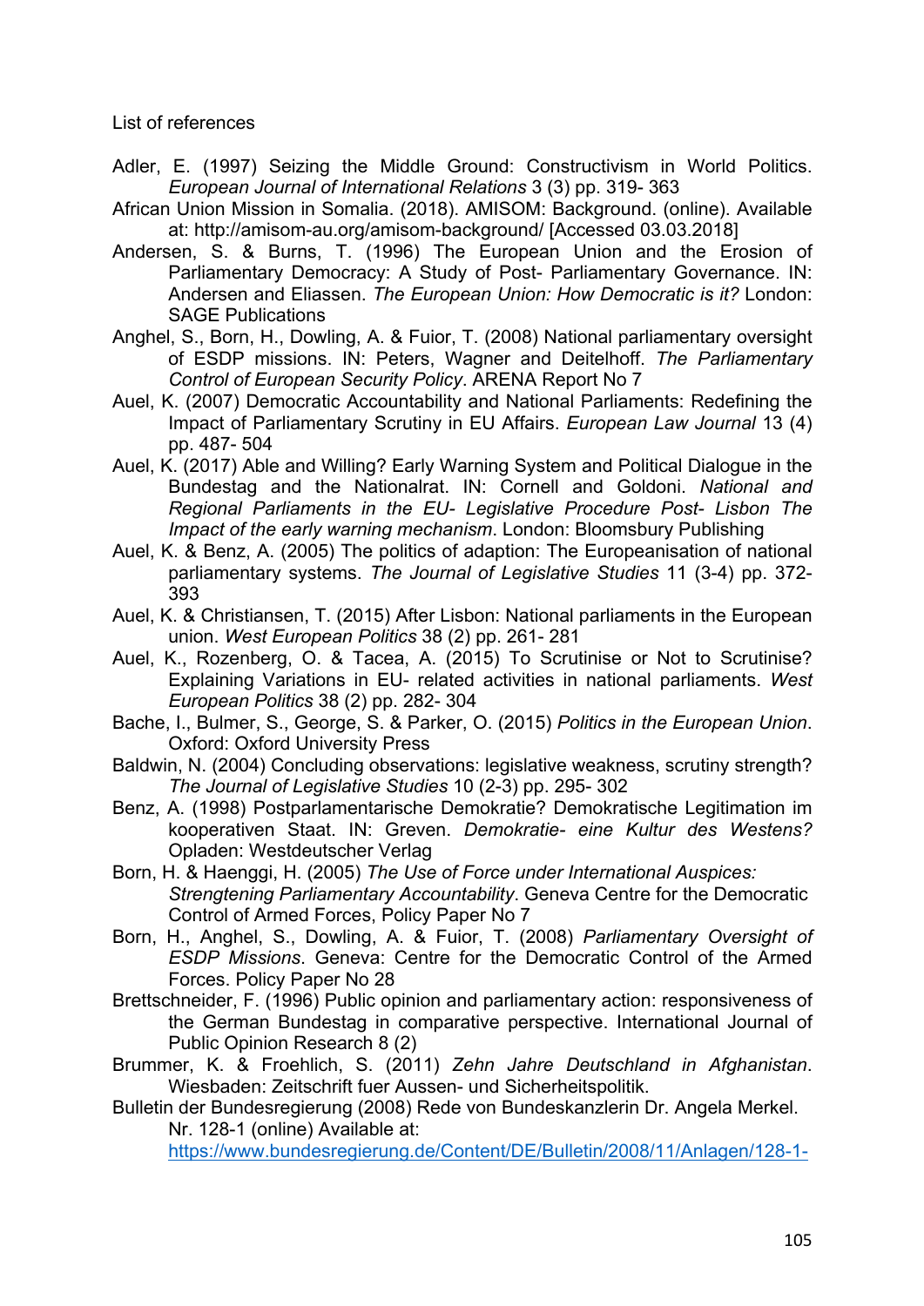List of references

Adler, E. (1997) Seizing the Middle Ground: Constructivism in World Politics. *European Journal of International Relations* 3 (3) pp. 319- 363

African Union Mission in Somalia. (2018). AMISOM: Background. (online). Available at: http://amisom-au.org/amisom-background/ [Accessed 03.03.2018]

Andersen, S. & Burns, T. (1996) The European Union and the Erosion of Parliamentary Democracy: A Study of Post- Parliamentary Governance. IN: Andersen and Eliassen. *The European Union: How Democratic is it?* London: SAGE Publications

Anghel, S., Born, H., Dowling, A. & Fuior, T. (2008) National parliamentary oversight of ESDP missions. IN: Peters, Wagner and Deitelhoff. *The Parliamentary Control of European Security Policy*. ARENA Report No 7

Auel, K. (2007) Democratic Accountability and National Parliaments: Redefining the Impact of Parliamentary Scrutiny in EU Affairs. *European Law Journal* 13 (4) pp. 487- 504

Auel, K. (2017) Able and Willing? Early Warning System and Political Dialogue in the Bundestag and the Nationalrat. IN: Cornell and Goldoni. *National and Regional Parliaments in the EU- Legislative Procedure Post- Lisbon The Impact of the early warning mechanism*. London: Bloomsbury Publishing

Auel, K. & Benz, A. (2005) The politics of adaption: The Europeanisation of national parliamentary systems. *The Journal of Legislative Studies* 11 (3-4) pp. 372-393

Auel, K. & Christiansen, T. (2015) After Lisbon: National parliaments in the European union. *West European Politics* 38 (2) pp. 261- 281

Auel, K., Rozenberg, O. & Tacea, A. (2015) To Scrutinise or Not to Scrutinise? Explaining Variations in EU- related activities in national parliaments. *West European Politics* 38 (2) pp. 282- 304

Bache, I., Bulmer, S., George, S. & Parker, O. (2015) *Politics in the European Union*. Oxford: Oxford University Press

Baldwin, N. (2004) Concluding observations: legislative weakness, scrutiny strength? *The Journal of Legislative Studies* 10 (2-3) pp. 295- 302

Benz, A. (1998) Postparlamentarische Demokratie? Demokratische Legitimation im kooperativen Staat. IN: Greven. *Demokratie- eine Kultur des Westens?* Opladen: Westdeutscher Verlag

Born, H. & Haenggi, H. (2005) *The Use of Force under International Auspices: Strengtening Parliamentary Accountability*. Geneva Centre for the Democratic Control of Armed Forces, Policy Paper No 7

Born, H., Anghel, S., Dowling, A. & Fuior, T. (2008) *Parliamentary Oversight of ESDP Missions*. Geneva: Centre for the Democratic Control of the Armed Forces. Policy Paper No 28

Brettschneider, F. (1996) Public opinion and parliamentary action: responsiveness of the German Bundestag in comparative perspective. International Journal of Public Opinion Research 8 (2)

Brummer, K. & Froehlich, S. (2011) *Zehn Jahre Deutschland in Afghanistan*. Wiesbaden: Zeitschrift fuer Aussen- und Sicherheitspolitik.

Bulletin der Bundesregierung (2008) Rede von Bundeskanzlerin Dr. Angela Merkel. Nr. 128-1 (online) Available at: https://www.bundesregierung.de/Content/DE/Bulletin/2008/11/Anlagen/128-1-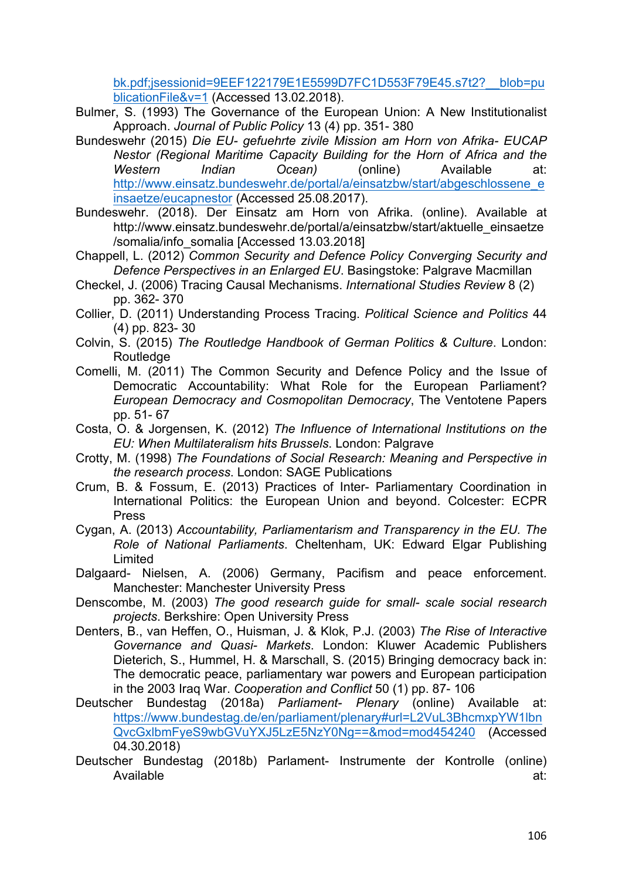bk.pdf;jsessionid=9EEF122179E1E5599D7FC1D553F79E45.s7t2?__blob=publicationFile&v=1 (Accessed 13.02.2018).

Bulmer, S. (1993) The Governance of the European Union: A New Institutionalist Approach. *Journal of Public Policy* 13 (4) pp. 351- 380

Bundeswehr (2015) *Die EU- gefuehrte zivile Mission am Horn von Afrika- EUCAP Nestor (Regional Maritime Capacity Building for the Horn of Africa and the Western Indian Ocean)* (online) Available at: http://www.einsatz.bundeswehr.de/portal/a/einsatzbw/start/abgeschlossene_einsaetze/eucapnestor (Accessed 25.08.2017).

Bundeswehr. (2018). Der Einsatz am Horn von Afrika. (online). Available at http://www.einsatz.bundeswehr.de/portal/a/einsatzbw/start/aktuelle_einsaetze/somalia/info_somalia [Accessed 13.03.2018]

Chappell, L. (2012) *Common Security and Defence Policy Converging Security and Defence Perspectives in an Enlarged EU*. Basingstoke: Palgrave Macmillan

Checkel, J. (2006) Tracing Causal Mechanisms. *International Studies Review* 8 (2) pp. 362- 370

Collier, D. (2011) Understanding Process Tracing. *Political Science and Politics* 44 (4) pp. 823- 30

Colvin, S. (2015) *The Routledge Handbook of German Politics & Culture*. London: Routledge

Comelli, M. (2011) The Common Security and Defence Policy and the Issue of Democratic Accountability: What Role for the European Parliament? *European Democracy and Cosmopolitan Democracy*, The Ventotene Papers pp. 51- 67

Costa, O. & Jorgensen, K. (2012) *The Influence of International Institutions on the EU: When Multilateralism hits Brussels*. London: Palgrave

Crotty, M. (1998) *The Foundations of Social Research: Meaning and Perspective in the research process*. London: SAGE Publications

Crum, B. & Fossum, E. (2013) Practices of Inter- Parliamentary Coordination in International Politics: the European Union and beyond. Colcester: ECPR Press

Cygan, A. (2013) *Accountability, Parliamentarism and Transparency in the EU. The Role of National Parliaments*. Cheltenham, UK: Edward Elgar Publishing Limited

Dalgaard- Nielsen, A. (2006) Germany, Pacifism and peace enforcement. Manchester: Manchester University Press

Denscombe, M. (2003) *The good research guide for small- scale social research projects*. Berkshire: Open University Press

Denters, B., van Heffen, O., Huisman, J. & Klok, P.J. (2003) *The Rise of Interactive Governance and Quasi- Markets*. London: Kluwer Academic Publishers

Dieterich, S., Hummel, H. & Marschall, S. (2015) Bringing democracy back in: The democratic peace, parliamentary war powers and European participation in the 2003 Iraq War. *Cooperation and Conflict* 50 (1) pp. 87- 106

Deutscher Bundestag (2018a) *Parliament- Plenary* (online) Available at: https://www.bundestag.de/en/parliament/plenary#url=L2VuL3BhcmxpYW1lbnQvcGxlbmFyeS9wbGVuYXJ5LzE5NzY0Ng==&mod=mod454240 (Accessed 04.30.2018)

Deutscher Bundestag (2018b) Parlament- Instrumente der Kontrolle (online) Available at: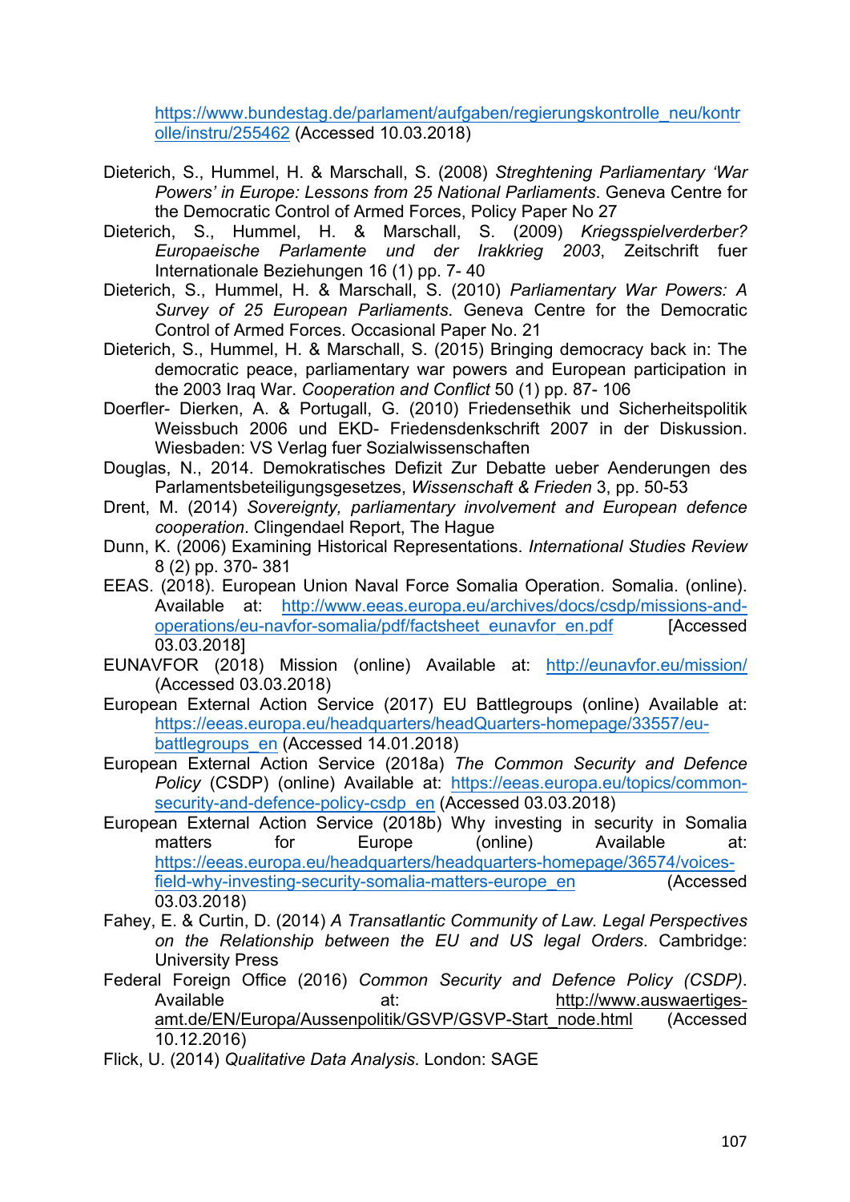https://www.bundestag.de/parlament/aufgaben/regierungskontrolle_neu/kontrolle/instru/255462 (Accessed 10.03.2018)

Dieterich, S., Hummel, H. & Marschall, S. (2008) *Streghtening Parliamentary 'War Powers' in Europe: Lessons from 25 National Parliaments*. Geneva Centre for the Democratic Control of Armed Forces, Policy Paper No 27

Dieterich, S., Hummel, H. & Marschall, S. (2009) *Kriegsspielverderber? Europaeische Parlamente und der Irakkrieg 2003*, Zeitschrift fuer Internationale Beziehungen 16 (1) pp. 7- 40

Dieterich, S., Hummel, H. & Marschall, S. (2010) *Parliamentary War Powers: A Survey of 25 European Parliaments*. Geneva Centre for the Democratic Control of Armed Forces. Occasional Paper No. 21

Dieterich, S., Hummel, H. & Marschall, S. (2015) Bringing democracy back in: The democratic peace, parliamentary war powers and European participation in the 2003 Iraq War. *Cooperation and Conflict* 50 (1) pp. 87- 106

Doerfler- Dierken, A. & Portugall, G. (2010) Friedensethik und Sicherheitspolitik Weissbuch 2006 und EKD- Friedensdenkschrift 2007 in der Diskussion. Wiesbaden: VS Verlag fuer Sozialwissenschaften

Douglas, N., 2014. Demokratisches Defizit Zur Debatte ueber Aenderungen des Parlamentsbeteiligungsgesetzes, *Wissenschaft & Frieden* 3, pp. 50-53

Drent, M. (2014) *Sovereignty, parliamentary involvement and European defence cooperation*. Clingendael Report, The Hague

Dunn, K. (2006) Examining Historical Representations. *International Studies Review* 8 (2) pp. 370- 381

EEAS. (2018). European Union Naval Force Somalia Operation. Somalia. (online). Available at: http://www.eeas.europa.eu/archives/docs/csdp/missions-and-operations/eu-navfor-somalia/pdf/factsheet_eunavfor_en.pdf [Accessed 03.03.2018]

EUNAVFOR (2018) Mission (online) Available at: http://eunavfor.eu/mission/ (Accessed 03.03.2018)

European External Action Service (2017) EU Battlegroups (online) Available at: https://eeas.europa.eu/headquarters/headQuarters-homepage/33557/eu-battlegroups_en (Accessed 14.01.2018)

European External Action Service (2018a) *The Common Security and Defence Policy* (CSDP) (online) Available at: https://eeas.europa.eu/topics/common-security-and-defence-policy-csdp_en (Accessed 03.03.2018)

European External Action Service (2018b) Why investing in security in Somalia matters for Europe (online) Available at: https://eeas.europa.eu/headquarters/headquarters-homepage/36574/voices-field-why-investing-security-somalia-matters-europe_en (Accessed 03.03.2018)

Fahey, E. & Curtin, D. (2014) *A Transatlantic Community of Law. Legal Perspectives on the Relationship between the EU and US legal Orders*. Cambridge: University Press

Federal Foreign Office (2016) *Common Security and Defence Policy (CSDP)*. Available at: http://www.auswaertiges-amt.de/EN/Europa/Aussenpolitik/GSVP/GSVP-Start_node.html (Accessed 10.12.2016)

Flick, U. (2014) *Qualitative Data Analysis*. London: SAGE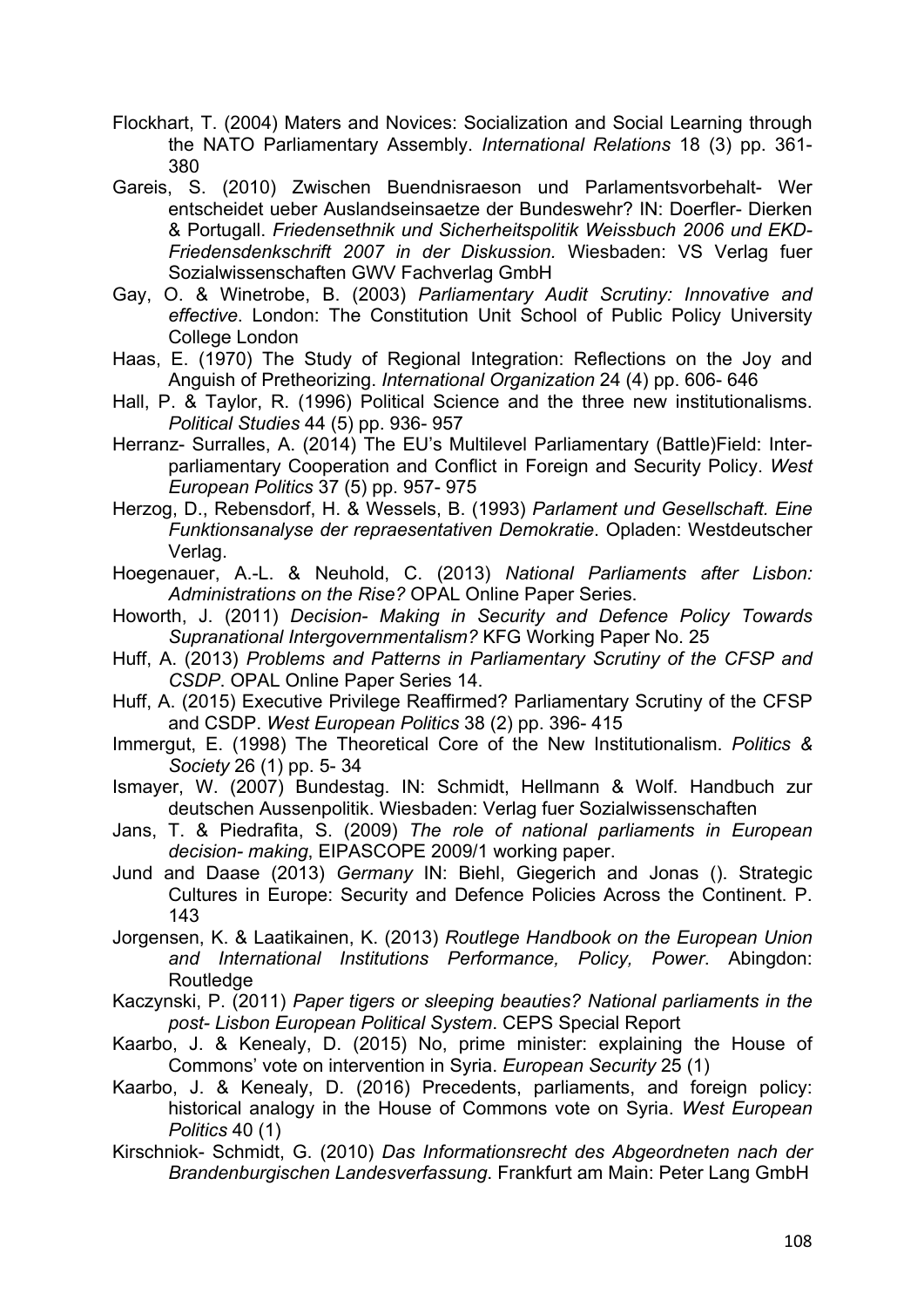Flockhart, T. (2004) Maters and Novices: Socialization and Social Learning through the NATO Parliamentary Assembly. *International Relations* 18 (3) pp. 361- 380

Gareis, S. (2010) Zwischen Buendnisraeson und Parlamentsvorbehalt- Wer entscheidet ueber Auslandseinsaetze der Bundeswehr? IN: Doerfler- Dierken & Portugall. *Friedensethnik und Sicherheitspolitik Weissbuch 2006 und EKD-Friedensdenkschrift 2007 in der Diskussion.* Wiesbaden: VS Verlag fuer Sozialwissenschaften GWV Fachverlag GmbH

Gay, O. & Winetrobe, B. (2003) *Parliamentary Audit Scrutiny: Innovative and effective*. London: The Constitution Unit School of Public Policy University College London

Haas, E. (1970) The Study of Regional Integration: Reflections on the Joy and Anguish of Pretheorizing. *International Organization* 24 (4) pp. 606- 646

Hall, P. & Taylor, R. (1996) Political Science and the three new institutionalisms. *Political Studies* 44 (5) pp. 936- 957

Herranz- Surralles, A. (2014) The EU's Multilevel Parliamentary (Battle)Field: Inter-parliamentary Cooperation and Conflict in Foreign and Security Policy. *West European Politics* 37 (5) pp. 957- 975

Herzog, D., Rebensdorf, H. & Wessels, B. (1993) *Parlament und Gesellschaft. Eine Funktionsanalyse der repraesentativen Demokratie*. Opladen: Westdeutscher Verlag.

Hoegenauer, A.-L. & Neuhold, C. (2013) *National Parliaments after Lisbon: Administrations on the Rise?* OPAL Online Paper Series.

Howorth, J. (2011) *Decision- Making in Security and Defence Policy Towards Supranational Intergovernmentalism?* KFG Working Paper No. 25

Huff, A. (2013) *Problems and Patterns in Parliamentary Scrutiny of the CFSP and CSDP*. OPAL Online Paper Series 14.

Huff, A. (2015) Executive Privilege Reaffirmed? Parliamentary Scrutiny of the CFSP and CSDP. *West European Politics* 38 (2) pp. 396- 415

Immergut, E. (1998) The Theoretical Core of the New Institutionalism. *Politics & Society* 26 (1) pp. 5- 34

Ismayer, W. (2007) Bundestag. IN: Schmidt, Hellmann & Wolf. Handbuch zur deutschen Aussenpolitik. Wiesbaden: Verlag fuer Sozialwissenschaften

Jans, T. & Piedrafita, S. (2009) *The role of national parliaments in European decision- making*, EIPASCOPE 2009/1 working paper.

Jund and Daase (2013) *Germany* IN: Biehl, Giegerich and Jonas (). Strategic Cultures in Europe: Security and Defence Policies Across the Continent. P. 143

Jorgensen, K. & Laatikainen, K. (2013) *Routlege Handbook on the European Union and International Institutions Performance, Policy, Power*. Abingdon: Routledge

Kaczynski, P. (2011) *Paper tigers or sleeping beauties? National parliaments in the post- Lisbon European Political System*. CEPS Special Report

Kaarbo, J. & Kenealy, D. (2015) No, prime minister: explaining the House of Commons' vote on intervention in Syria. *European Security* 25 (1)

Kaarbo, J. & Kenealy, D. (2016) Precedents, parliaments, and foreign policy: historical analogy in the House of Commons vote on Syria. *West European Politics* 40 (1)

Kirschniok- Schmidt, G. (2010) *Das Informationsrecht des Abgeordneten nach der Brandenburgischen Landesverfassung*. Frankfurt am Main: Peter Lang GmbH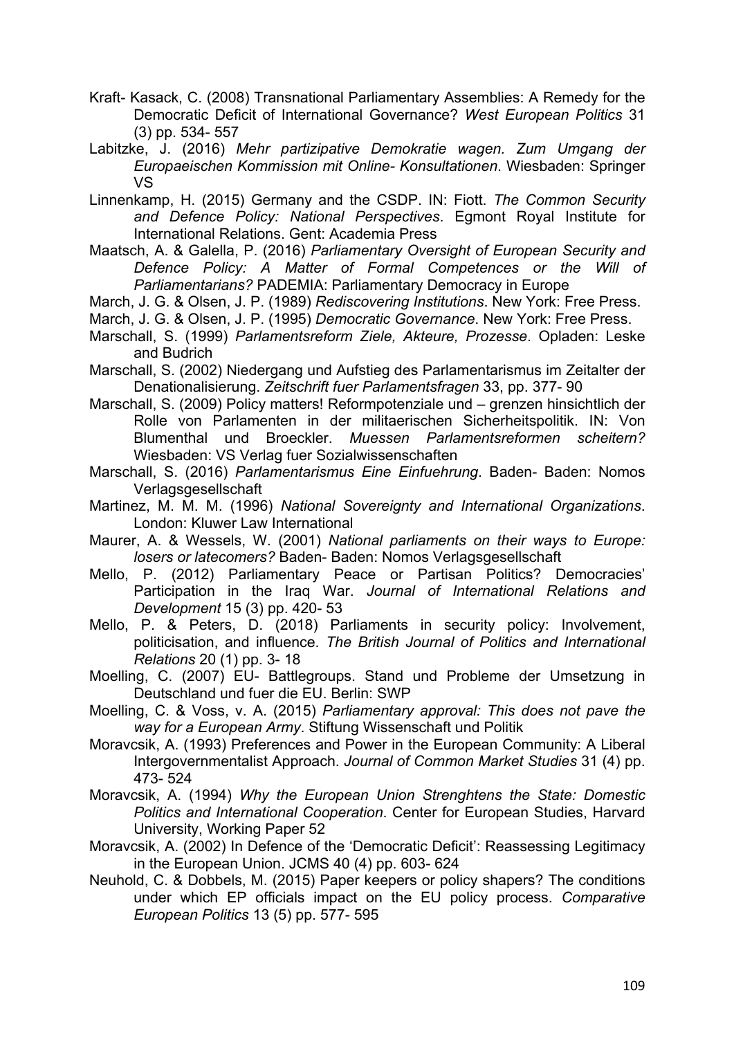Kraft- Kasack, C. (2008) Transnational Parliamentary Assemblies: A Remedy for the Democratic Deficit of International Governance? *West European Politics* 31 (3) pp. 534- 557

Labitzke, J. (2016) *Mehr partizipative Demokratie wagen. Zum Umgang der Europaeischen Kommission mit Online- Konsultationen*. Wiesbaden: Springer VS

Linnenkamp, H. (2015) Germany and the CSDP. IN: Fiott. *The Common Security and Defence Policy: National Perspectives*. Egmont Royal Institute for International Relations. Gent: Academia Press

Maatsch, A. & Galella, P. (2016) *Parliamentary Oversight of European Security and Defence Policy: A Matter of Formal Competences or the Will of Parliamentarians?* PADEMIA: Parliamentary Democracy in Europe

March, J. G. & Olsen, J. P. (1989) *Rediscovering Institutions*. New York: Free Press.

March, J. G. & Olsen, J. P. (1995) *Democratic Governance*. New York: Free Press.

Marschall, S. (1999) *Parlamentsreform Ziele, Akteure, Prozesse*. Opladen: Leske and Budrich

Marschall, S. (2002) Niedergang und Aufstieg des Parlamentarismus im Zeitalter der Denationalisierung. *Zeitschrift fuer Parlamentsfragen* 33, pp. 377- 90

Marschall, S. (2009) Policy matters! Reformpotenziale und – grenzen hinsichtlich der Rolle von Parlamenten in der militaerischen Sicherheitspolitik. IN: Von Blumenthal und Broeckler. *Muessen Parlamentsreformen scheitern?* Wiesbaden: VS Verlag fuer Sozialwissenschaften

Marschall, S. (2016) *Parlamentarismus Eine Einfuehrung*. Baden- Baden: Nomos Verlagsgesellschaft

Martinez, M. M. M. (1996) *National Sovereignty and International Organizations*. London: Kluwer Law International

Maurer, A. & Wessels, W. (2001) *National parliaments on their ways to Europe: losers or latecomers?* Baden- Baden: Nomos Verlagsgesellschaft

Mello, P. (2012) Parliamentary Peace or Partisan Politics? Democracies' Participation in the Iraq War. *Journal of International Relations and Development* 15 (3) pp. 420- 53

Mello, P. & Peters, D. (2018) Parliaments in security policy: Involvement, politicisation, and influence. *The British Journal of Politics and International Relations* 20 (1) pp. 3- 18

Moelling, C. (2007) EU- Battlegroups. Stand und Probleme der Umsetzung in Deutschland und fuer die EU. Berlin: SWP

Moelling, C. & Voss, v. A. (2015) *Parliamentary approval: This does not pave the way for a European Army*. Stiftung Wissenschaft und Politik

Moravcsik, A. (1993) Preferences and Power in the European Community: A Liberal Intergovernmentalist Approach. *Journal of Common Market Studies* 31 (4) pp. 473- 524

Moravcsik, A. (1994) *Why the European Union Strenghtens the State: Domestic Politics and International Cooperation*. Center for European Studies, Harvard University, Working Paper 52

Moravcsik, A. (2002) In Defence of the 'Democratic Deficit': Reassessing Legitimacy in the European Union. JCMS 40 (4) pp. 603- 624

Neuhold, C. & Dobbels, M. (2015) Paper keepers or policy shapers? The conditions under which EP officials impact on the EU policy process. *Comparative European Politics* 13 (5) pp. 577- 595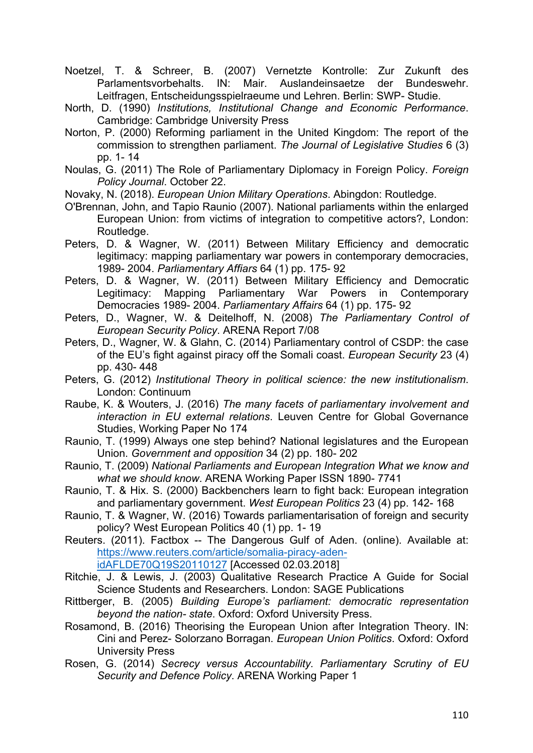Noetzel, T. & Schreer, B. (2007) Vernetzte Kontrolle: Zur Zukunft des Parlamentsvorbehalts. IN: Mair. Auslandeinsaetze der Bundeswehr. Leitfragen, Entscheidungsspielraeume und Lehren. Berlin: SWP- Studie.

North, D. (1990) *Institutions, Institutional Change and Economic Performance*. Cambridge: Cambridge University Press

Norton, P. (2000) Reforming parliament in the United Kingdom: The report of the commission to strengthen parliament. *The Journal of Legislative Studies* 6 (3) pp. 1- 14

Noulas, G. (2011) The Role of Parliamentary Diplomacy in Foreign Policy. *Foreign Policy Journal*. October 22.

Novaky, N. (2018). *European Union Military Operations*. Abingdon: Routledge.

O'Brennan, John, and Tapio Raunio (2007). National parliaments within the enlarged European Union: from victims of integration to competitive actors?, London: Routledge.

Peters, D. & Wagner, W. (2011) Between Military Efficiency and democratic legitimacy: mapping parliamentary war powers in contemporary democracies, 1989- 2004. *Parliamentary Affairs* 64 (1) pp. 175- 92

Peters, D. & Wagner, W. (2011) Between Military Efficiency and Democratic Legitimacy: Mapping Parliamentary War Powers in Contemporary Democracies 1989- 2004. *Parliamentary Affairs* 64 (1) pp. 175- 92

Peters, D., Wagner, W. & Deitelhoff, N. (2008) *The Parliamentary Control of European Security Policy*. ARENA Report 7/08

Peters, D., Wagner, W. & Glahn, C. (2014) Parliamentary control of CSDP: the case of the EU's fight against piracy off the Somali coast. *European Security* 23 (4) pp. 430- 448

Peters, G. (2012) *Institutional Theory in political science: the new institutionalism*. London: Continuum

Raube, K. & Wouters, J. (2016) *The many facets of parliamentary involvement and interaction in EU external relations*. Leuven Centre for Global Governance Studies, Working Paper No 174

Raunio, T. (1999) Always one step behind? National legislatures and the European Union. *Government and opposition* 34 (2) pp. 180- 202

Raunio, T. (2009) *National Parliaments and European Integration What we know and what we should know*. ARENA Working Paper ISSN 1890- 7741

Raunio, T. & Hix. S. (2000) Backbenchers learn to fight back: European integration and parliamentary government. *West European Politics* 23 (4) pp. 142- 168

Raunio, T. & Wagner, W. (2016) Towards parliamentarisation of foreign and security policy? West European Politics 40 (1) pp. 1- 19

Reuters. (2011). Factbox -- The Dangerous Gulf of Aden. (online). Available at: https://www.reuters.com/article/somalia-piracy-aden-idAFLDE70Q19S20110127 [Accessed 02.03.2018]

Ritchie, J. & Lewis, J. (2003) Qualitative Research Practice A Guide for Social Science Students and Researchers. London: SAGE Publications

Rittberger, B. (2005) *Building Europe's parliament: democratic representation beyond the nation- state*. Oxford: Oxford University Press.

Rosamond, B. (2016) Theorising the European Union after Integration Theory. IN: Cini and Perez- Solorzano Borragan. *European Union Politics*. Oxford: Oxford University Press

Rosen, G. (2014) *Secrecy versus Accountability. Parliamentary Scrutiny of EU Security and Defence Policy*. ARENA Working Paper 1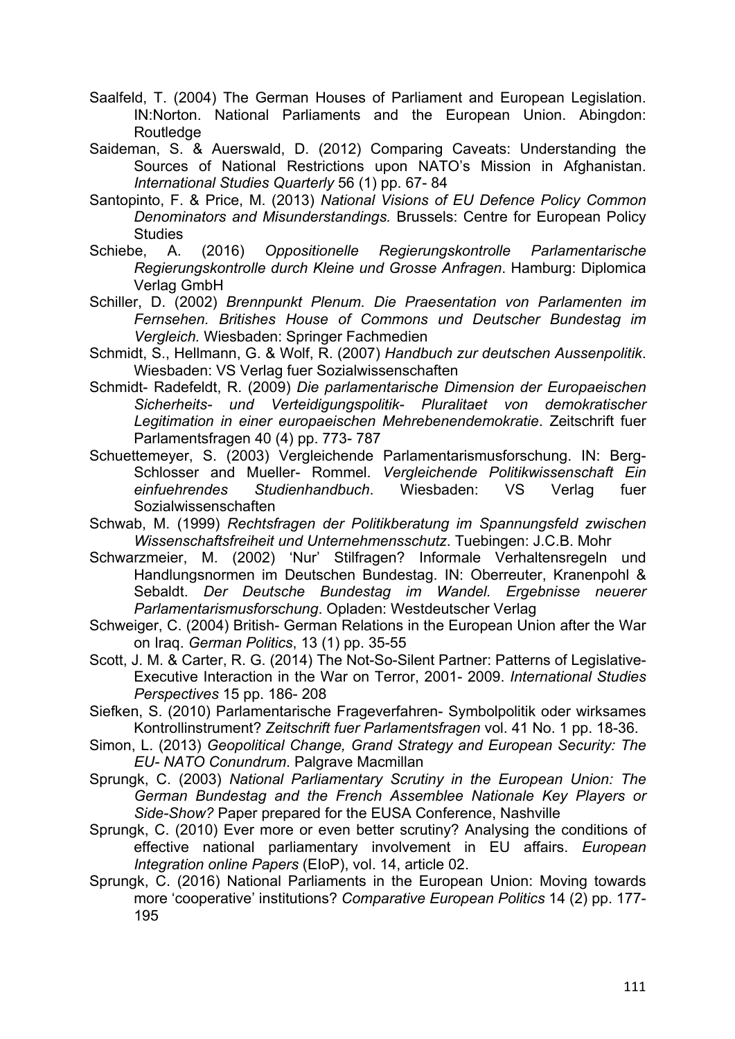Saalfeld, T. (2004) The German Houses of Parliament and European Legislation. IN:Norton. National Parliaments and the European Union. Abingdon: Routledge

Saideman, S. & Auerswald, D. (2012) Comparing Caveats: Understanding the Sources of National Restrictions upon NATO's Mission in Afghanistan. *International Studies Quarterly* 56 (1) pp. 67- 84

Santopinto, F. & Price, M. (2013) *National Visions of EU Defence Policy Common Denominators and Misunderstandings.* Brussels: Centre for European Policy Studies

Schiebe, A. (2016) *Oppositionelle Regierungskontrolle Parlamentarische Regierungskontrolle durch Kleine und Grosse Anfragen*. Hamburg: Diplomica Verlag GmbH

Schiller, D. (2002) *Brennpunkt Plenum. Die Praesentation von Parlamenten im Fernsehen. Britishes House of Commons und Deutscher Bundestag im Vergleich.* Wiesbaden: Springer Fachmedien

Schmidt, S., Hellmann, G. & Wolf, R. (2007) *Handbuch zur deutschen Aussenpolitik*. Wiesbaden: VS Verlag fuer Sozialwissenschaften

Schmidt- Radefeldt, R. (2009) *Die parlamentarische Dimension der Europaeischen Sicherheits- und Verteidigungspolitik- Pluralitaet von demokratischer Legitimation in einer europaeischen Mehrebenendemokratie*. Zeitschrift fuer Parlamentsfragen 40 (4) pp. 773- 787

Schuettemeyer, S. (2003) Vergleichende Parlamentarismusforschung. IN: Berg-Schlosser and Mueller- Rommel. *Vergleichende Politikwissenschaft Ein einfuehrendes Studienhandbuch*. Wiesbaden: VS Verlag fuer Sozialwissenschaften

Schwab, M. (1999) *Rechtsfragen der Politikberatung im Spannungsfeld zwischen Wissenschaftsfreiheit und Unternehmensschutz*. Tuebingen: J.C.B. Mohr

Schwarzmeier, M. (2002) 'Nur' Stilfragen? Informale Verhaltensregeln und Handlungsnormen im Deutschen Bundestag. IN: Oberreuter, Kranenpohl & Sebaldt. *Der Deutsche Bundestag im Wandel. Ergebnisse neuerer Parlamentarismusforschung*. Opladen: Westdeutscher Verlag

Schweiger, C. (2004) British- German Relations in the European Union after the War on Iraq. *German Politics*, 13 (1) pp. 35-55

Scott, J. M. & Carter, R. G. (2014) The Not-So-Silent Partner: Patterns of Legislative-Executive Interaction in the War on Terror, 2001- 2009. *International Studies Perspectives* 15 pp. 186- 208

Siefken, S. (2010) Parlamentarische Frageverfahren- Symbolpolitik oder wirksames Kontrollinstrument? *Zeitschrift fuer Parlamentsfragen* vol. 41 No. 1 pp. 18-36.

Simon, L. (2013) *Geopolitical Change, Grand Strategy and European Security: The EU- NATO Conundrum*. Palgrave Macmillan

Sprungk, C. (2003) *National Parliamentary Scrutiny in the European Union: The German Bundestag and the French Assemblee Nationale Key Players or Side-Show?* Paper prepared for the EUSA Conference, Nashville

Sprungk, C. (2010) Ever more or even better scrutiny? Analysing the conditions of effective national parliamentary involvement in EU affairs. *European Integration online Papers* (EIoP), vol. 14, article 02.

Sprungk, C. (2016) National Parliaments in the European Union: Moving towards more 'cooperative' institutions? *Comparative European Politics* 14 (2) pp. 177-195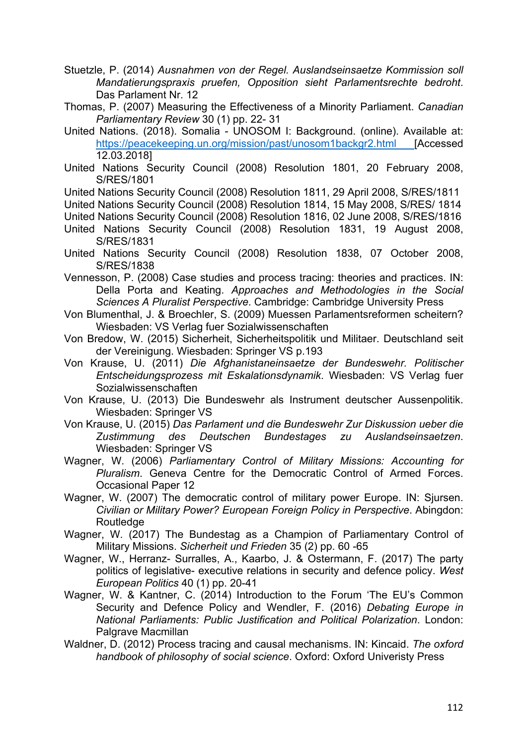Stuetzle, P. (2014) *Ausnahmen von der Regel. Auslandseinsaetze Kommission soll Mandatierungspraxis pruefen, Opposition sieht Parlamentsrechte bedroht*. Das Parlament Nr. 12

Thomas, P. (2007) Measuring the Effectiveness of a Minority Parliament. *Canadian Parliamentary Review* 30 (1) pp. 22- 31

United Nations. (2018). Somalia - UNOSOM I: Background. (online). Available at: https://peacekeeping.un.org/mission/past/unosom1backgr2.html [Accessed 12.03.2018]

United Nations Security Council (2008) Resolution 1801, 20 February 2008, S/RES/1801

United Nations Security Council (2008) Resolution 1811, 29 April 2008, S/RES/1811

United Nations Security Council (2008) Resolution 1814, 15 May 2008, S/RES/ 1814

United Nations Security Council (2008) Resolution 1816, 02 June 2008, S/RES/1816

United Nations Security Council (2008) Resolution 1831, 19 August 2008, S/RES/1831

United Nations Security Council (2008) Resolution 1838, 07 October 2008, S/RES/1838

Vennesson, P. (2008) Case studies and process tracing: theories and practices. IN: Della Porta and Keating. *Approaches and Methodologies in the Social Sciences A Pluralist Perspective*. Cambridge: Cambridge University Press

Von Blumenthal, J. & Broechler, S. (2009) Muessen Parlamentsreformen scheitern? Wiesbaden: VS Verlag fuer Sozialwissenschaften

Von Bredow, W. (2015) Sicherheit, Sicherheitspolitik und Militaer. Deutschland seit der Vereinigung. Wiesbaden: Springer VS p.193

Von Krause, U. (2011) *Die Afghanistaneinsaetze der Bundeswehr. Politischer Entscheidungsprozess mit Eskalationsdynamik*. Wiesbaden: VS Verlag fuer Sozialwissenschaften

Von Krause, U. (2013) Die Bundeswehr als Instrument deutscher Aussenpolitik. Wiesbaden: Springer VS

Von Krause, U. (2015) *Das Parlament und die Bundeswehr Zur Diskussion ueber die Zustimmung des Deutschen Bundestages zu Auslandseinsaetzen*. Wiesbaden: Springer VS

Wagner, W. (2006) *Parliamentary Control of Military Missions: Accounting for Pluralism*. Geneva Centre for the Democratic Control of Armed Forces. Occasional Paper 12

Wagner, W. (2007) The democratic control of military power Europe. IN: Sjursen. *Civilian or Military Power? European Foreign Policy in Perspective*. Abingdon: Routledge

Wagner, W. (2017) The Bundestag as a Champion of Parliamentary Control of Military Missions. *Sicherheit und Frieden* 35 (2) pp. 60 -65

Wagner, W., Herranz- Surralles, A., Kaarbo, J. & Ostermann, F. (2017) The party politics of legislative- executive relations in security and defence policy. *West European Politics* 40 (1) pp. 20-41

Wagner, W. & Kantner, C. (2014) Introduction to the Forum 'The EU's Common Security and Defence Policy and Wendler, F. (2016) *Debating Europe in National Parliaments: Public Justification and Political Polarization*. London: Palgrave Macmillan

Waldner, D. (2012) Process tracing and causal mechanisms. IN: Kincaid. *The oxford handbook of philosophy of social science*. Oxford: Oxford Univeristy Press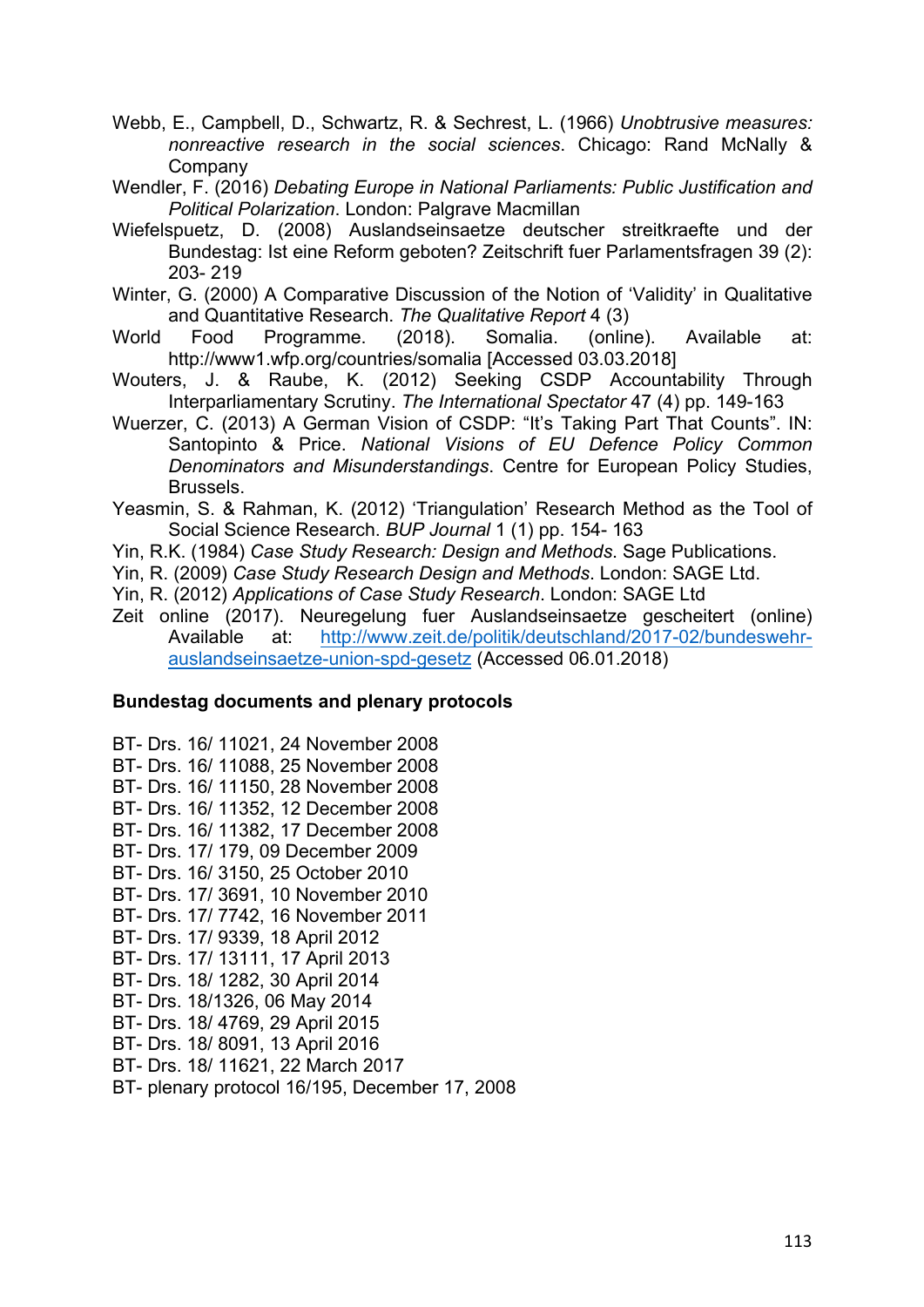Webb, E., Campbell, D., Schwartz, R. & Sechrest, L. (1966) *Unobtrusive measures: nonreactive research in the social sciences*. Chicago: Rand McNally & Company

Wendler, F. (2016) *Debating Europe in National Parliaments: Public Justification and Political Polarization*. London: Palgrave Macmillan

Wiefelspuetz, D. (2008) Auslandseinsaetze deutscher streitkraefte und der Bundestag: Ist eine Reform geboten? Zeitschrift fuer Parlamentsfragen 39 (2): 203- 219

Winter, G. (2000) A Comparative Discussion of the Notion of 'Validity' in Qualitative and Quantitative Research. *The Qualitative Report* 4 (3)

World Food Programme. (2018). Somalia. (online). Available at: http://www1.wfp.org/countries/somalia [Accessed 03.03.2018]

Wouters, J. & Raube, K. (2012) Seeking CSDP Accountability Through Interparliamentary Scrutiny. *The International Spectator* 47 (4) pp. 149-163

Wuerzer, C. (2013) A German Vision of CSDP: "It's Taking Part That Counts". IN: Santopinto & Price. *National Visions of EU Defence Policy Common Denominators and Misunderstandings*. Centre for European Policy Studies, Brussels.

Yeasmin, S. & Rahman, K. (2012) 'Triangulation' Research Method as the Tool of Social Science Research. *BUP Journal* 1 (1) pp. 154- 163

Yin, R.K. (1984) *Case Study Research: Design and Methods*. Sage Publications.

Yin, R. (2009) *Case Study Research Design and Methods*. London: SAGE Ltd.

Yin, R. (2012) *Applications of Case Study Research*. London: SAGE Ltd

Zeit online (2017). Neuregelung fuer Auslandseinsaetze gescheitert (online) Available at: http://www.zeit.de/politik/deutschland/2017-02/bundeswehr-auslandseinsaetze-union-spd-gesetz (Accessed 06.01.2018)

**Bundestag documents and plenary protocols**

BT- Drs. 16/ 11021, 24 November 2008
BT- Drs. 16/ 11088, 25 November 2008
BT- Drs. 16/ 11150, 28 November 2008
BT- Drs. 16/ 11352, 12 December 2008
BT- Drs. 16/ 11382, 17 December 2008
BT- Drs. 17/ 179, 09 December 2009
BT- Drs. 16/ 3150, 25 October 2010
BT- Drs. 17/ 3691, 10 November 2010
BT- Drs. 17/ 7742, 16 November 2011
BT- Drs. 17/ 9339, 18 April 2012
BT- Drs. 17/ 13111, 17 April 2013
BT- Drs. 18/ 1282, 30 April 2014
BT- Drs. 18/1326, 06 May 2014
BT- Drs. 18/ 4769, 29 April 2015
BT- Drs. 18/ 8091, 13 April 2016
BT- Drs. 18/ 11621, 22 March 2017
BT- plenary protocol 16/195, December 17, 2008